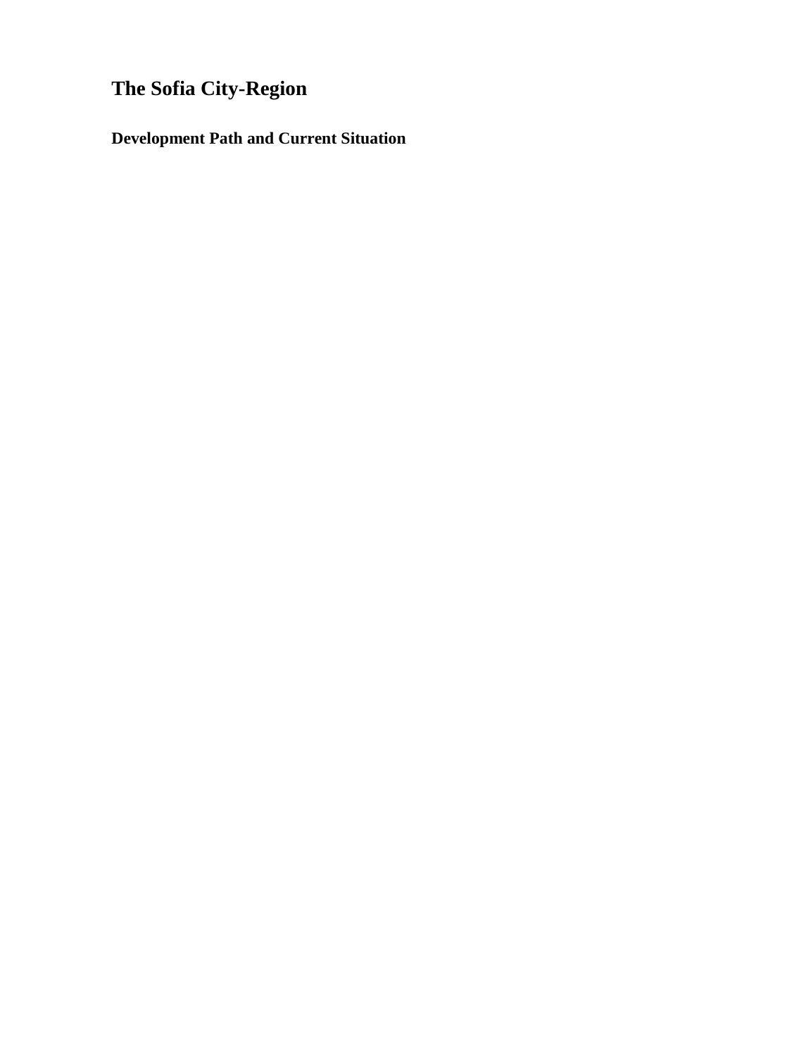# The Sofia City-Region

## Development Path and Current Situation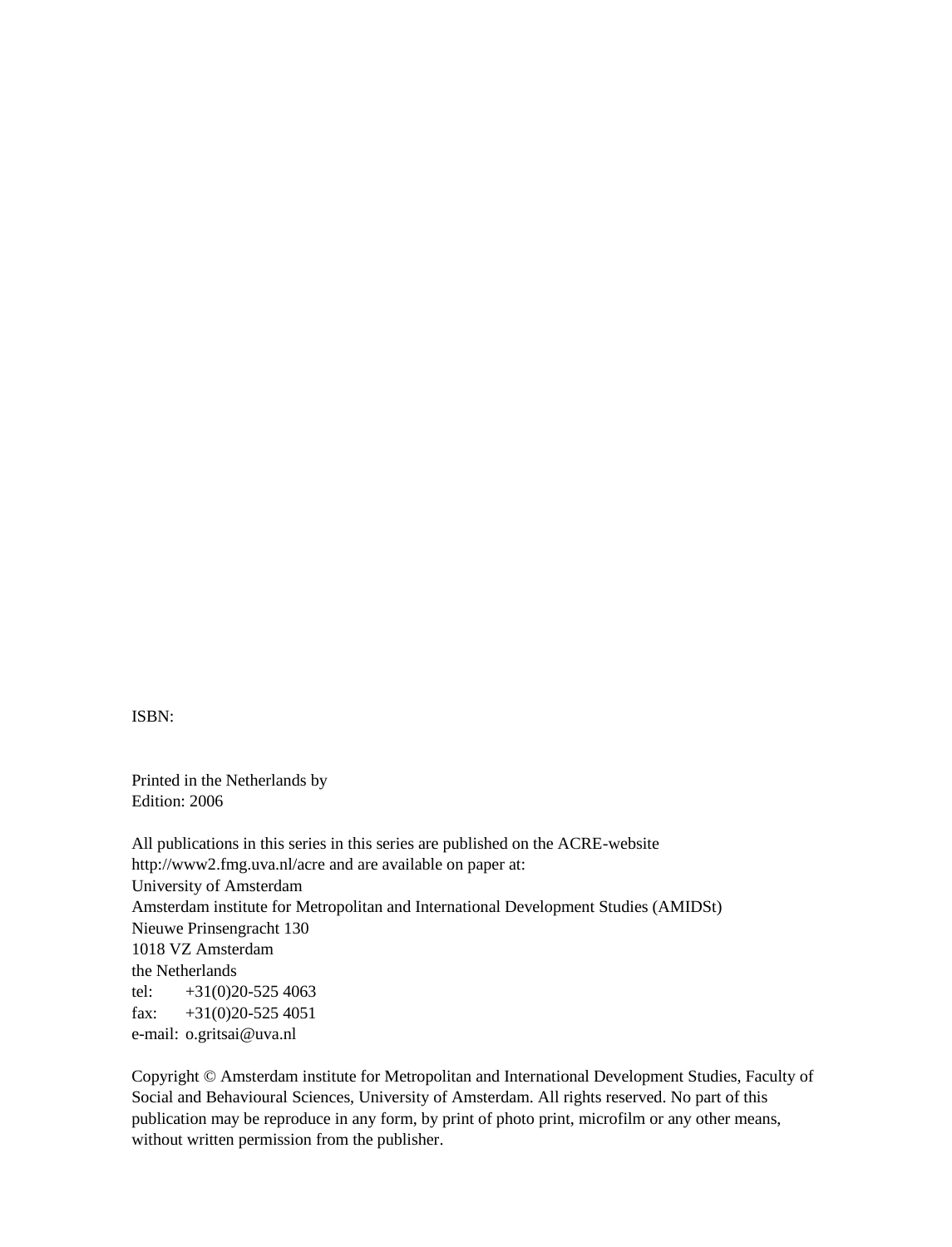ISBN:

Printed in the Netherlands by
Edition: 2006

All publications in this series in this series are published on the ACRE-website
http://www2.fmg.uva.nl/acre and are available on paper at:
University of Amsterdam
Amsterdam institute for Metropolitan and International Development Studies (AMIDSt)
Nieuwe Prinsengracht 130
1018 VZ Amsterdam
the Netherlands
tel: +31(0)20-525 4063
fax: +31(0)20-525 4051
e-mail: o.gritsai@uva.nl

Copyright © Amsterdam institute for Metropolitan and International Development Studies, Faculty of Social and Behavioural Sciences, University of Amsterdam. All rights reserved. No part of this publication may be reproduce in any form, by print of photo print, microfilm or any other means, without written permission from the publisher.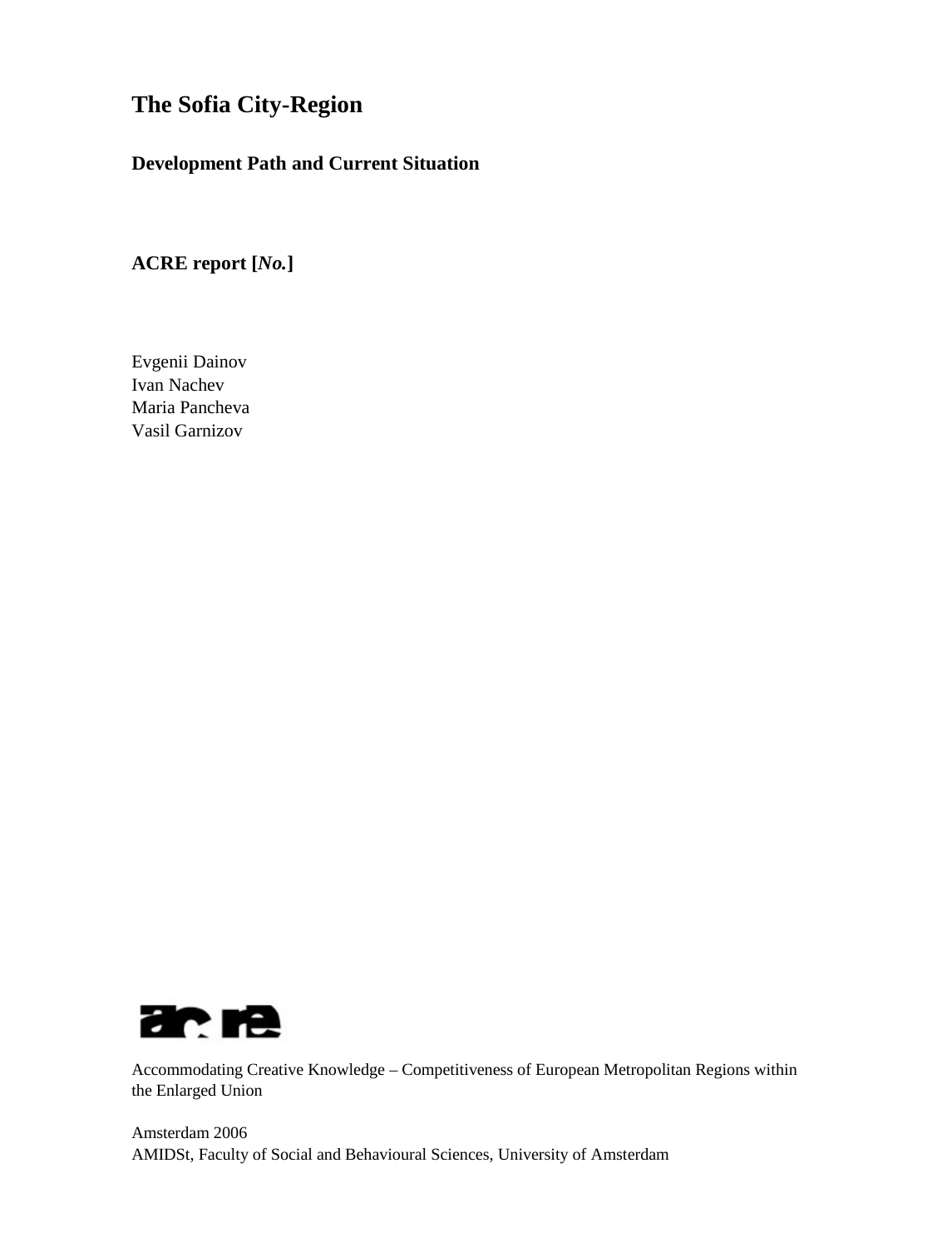# The Sofia City-Region

## Development Path and Current Situation

**ACRE report [*No.*]**

Evgenii Dainov
Ivan Nachev
Maria Pancheva
Vasil Garnizov

Accommodating Creative Knowledge – Competitiveness of European Metropolitan Regions within the Enlarged Union

Amsterdam 2006
AMIDSt, Faculty of Social and Behavioural Sciences, University of Amsterdam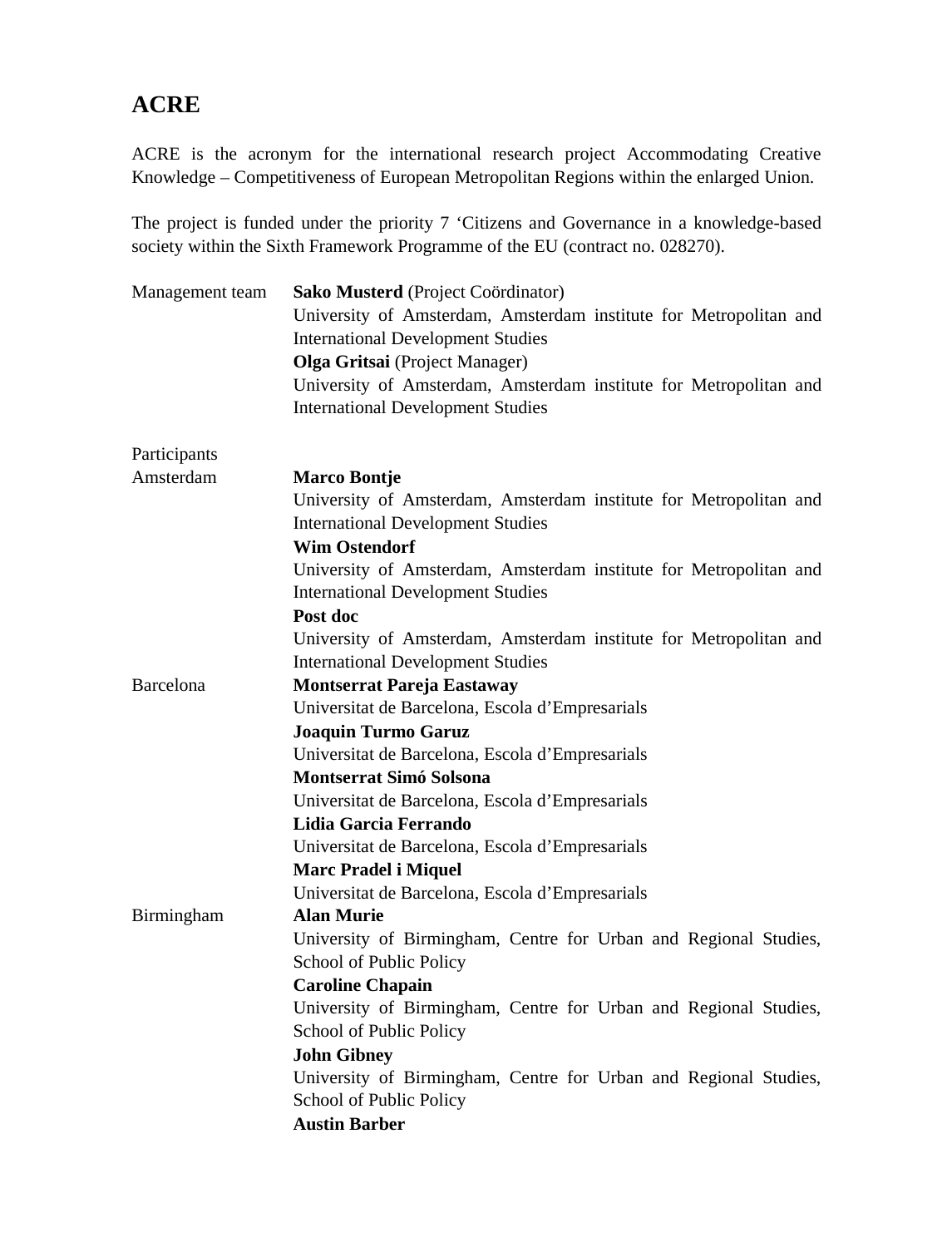# ACRE

ACRE is the acronym for the international research project Accommodating Creative Knowledge – Competitiveness of European Metropolitan Regions within the enlarged Union.

The project is funded under the priority 7 'Citizens and Governance in a knowledge-based society within the Sixth Framework Programme of the EU (contract no. 028270).

Management team

**Sako Musterd** (Project Coördinator)
University of Amsterdam, Amsterdam institute for Metropolitan and International Development Studies

**Olga Gritsai** (Project Manager)
University of Amsterdam, Amsterdam institute for Metropolitan and International Development Studies

Participants

Amsterdam

**Marco Bontje**
University of Amsterdam, Amsterdam institute for Metropolitan and International Development Studies

**Wim Ostendorf**
University of Amsterdam, Amsterdam institute for Metropolitan and International Development Studies

**Post doc**
University of Amsterdam, Amsterdam institute for Metropolitan and International Development Studies

Barcelona

**Montserrat Pareja Eastaway**
Universitat de Barcelona, Escola d'Empresarials

**Joaquin Turmo Garuz**
Universitat de Barcelona, Escola d'Empresarials

**Montserrat Simó Solsona**
Universitat de Barcelona, Escola d'Empresarials

**Lidia Garcia Ferrando**
Universitat de Barcelona, Escola d'Empresarials

**Marc Pradel i Miquel**
Universitat de Barcelona, Escola d'Empresarials

Birmingham

**Alan Murie**
University of Birmingham, Centre for Urban and Regional Studies, School of Public Policy

**Caroline Chapain**
University of Birmingham, Centre for Urban and Regional Studies, School of Public Policy

**John Gibney**
University of Birmingham, Centre for Urban and Regional Studies, School of Public Policy

**Austin Barber**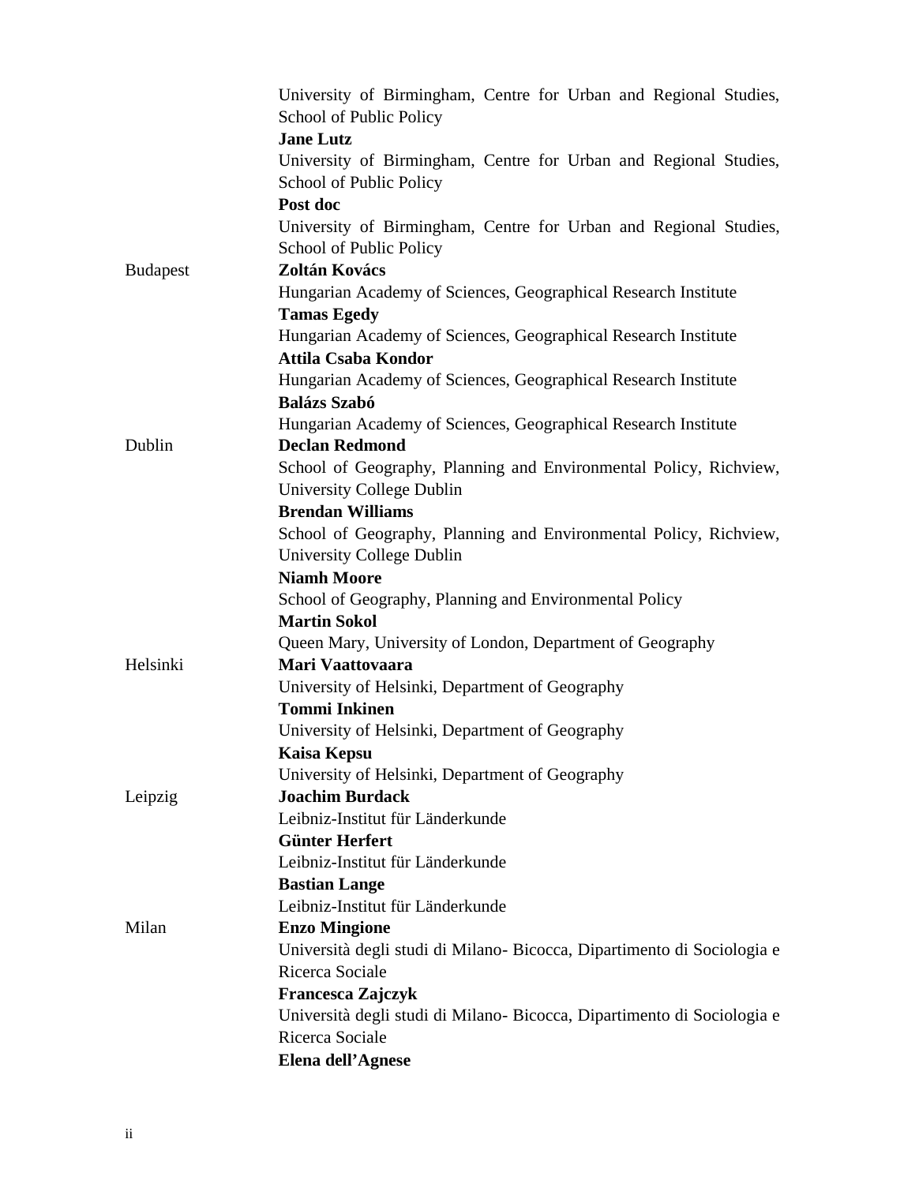| | |
|---|---|
| | University of Birmingham, Centre for Urban and Regional Studies, School of Public Policy |
| | **Jane Lutz** |
| | University of Birmingham, Centre for Urban and Regional Studies, School of Public Policy |
| | **Post doc** |
| | University of Birmingham, Centre for Urban and Regional Studies, School of Public Policy |
| Budapest | **Zoltán Kovács** |
| | Hungarian Academy of Sciences, Geographical Research Institute |
| | **Tamas Egedy** |
| | Hungarian Academy of Sciences, Geographical Research Institute |
| | **Attila Csaba Kondor** |
| | Hungarian Academy of Sciences, Geographical Research Institute |
| | **Balázs Szabó** |
| | Hungarian Academy of Sciences, Geographical Research Institute |
| Dublin | **Declan Redmond** |
| | School of Geography, Planning and Environmental Policy, Richview, University College Dublin |
| | **Brendan Williams** |
| | School of Geography, Planning and Environmental Policy, Richview, University College Dublin |
| | **Niamh Moore** |
| | School of Geography, Planning and Environmental Policy |
| | **Martin Sokol** |
| | Queen Mary, University of London, Department of Geography |
| Helsinki | **Mari Vaattovaara** |
| | University of Helsinki, Department of Geography |
| | **Tommi Inkinen** |
| | University of Helsinki, Department of Geography |
| | **Kaisa Kepsu** |
| | University of Helsinki, Department of Geography |
| Leipzig | **Joachim Burdack** |
| | Leibniz-Institut für Länderkunde |
| | **Günter Herfert** |
| | Leibniz-Institut für Länderkunde |
| | **Bastian Lange** |
| | Leibniz-Institut für Länderkunde |
| Milan | **Enzo Mingione** |
| | Università degli studi di Milano- Bicocca, Dipartimento di Sociologia e Ricerca Sociale |
| | **Francesca Zajczyk** |
| | Università degli studi di Milano- Bicocca, Dipartimento di Sociologia e Ricerca Sociale |
| | **Elena dell'Agnese** |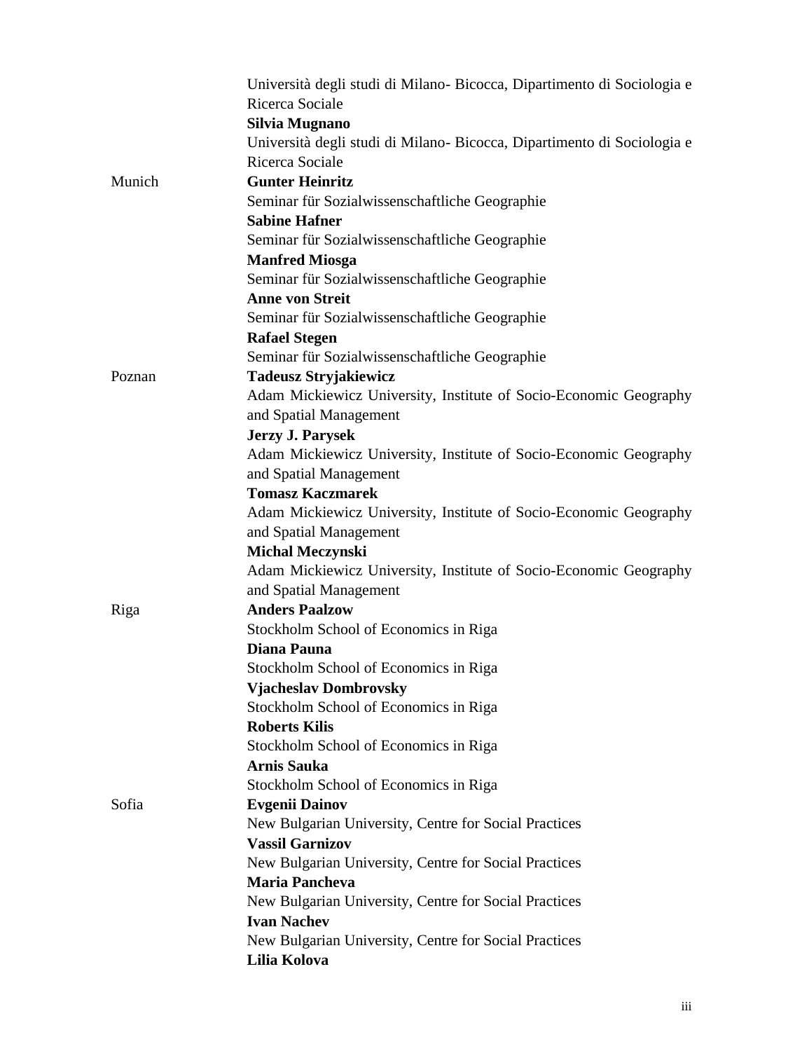| | |
|---|---|
| | Università degli studi di Milano- Bicocca, Dipartimento di Sociologia e Ricerca Sociale |
| | **Silvia Mugnano** |
| | Università degli studi di Milano- Bicocca, Dipartimento di Sociologia e Ricerca Sociale |
| Munich | **Gunter Heinritz** |
| | Seminar für Sozialwissenschaftliche Geographie |
| | **Sabine Hafner** |
| | Seminar für Sozialwissenschaftliche Geographie |
| | **Manfred Miosga** |
| | Seminar für Sozialwissenschaftliche Geographie |
| | **Anne von Streit** |
| | Seminar für Sozialwissenschaftliche Geographie |
| | **Rafael Stegen** |
| | Seminar für Sozialwissenschaftliche Geographie |
| Poznan | **Tadeusz Stryjakiewicz** |
| | Adam Mickiewicz University, Institute of Socio-Economic Geography and Spatial Management |
| | **Jerzy J. Parysek** |
| | Adam Mickiewicz University, Institute of Socio-Economic Geography and Spatial Management |
| | **Tomasz Kaczmarek** |
| | Adam Mickiewicz University, Institute of Socio-Economic Geography and Spatial Management |
| | **Michal Meczynski** |
| | Adam Mickiewicz University, Institute of Socio-Economic Geography and Spatial Management |
| Riga | **Anders Paalzow** |
| | Stockholm School of Economics in Riga |
| | **Diana Pauna** |
| | Stockholm School of Economics in Riga |
| | **Vjacheslav Dombrovsky** |
| | Stockholm School of Economics in Riga |
| | **Roberts Kilis** |
| | Stockholm School of Economics in Riga |
| | **Arnis Sauka** |
| | Stockholm School of Economics in Riga |
| Sofia | **Evgenii Dainov** |
| | New Bulgarian University, Centre for Social Practices |
| | **Vassil Garnizov** |
| | New Bulgarian University, Centre for Social Practices |
| | **Maria Pancheva** |
| | New Bulgarian University, Centre for Social Practices |
| | **Ivan Nachev** |
| | New Bulgarian University, Centre for Social Practices |
| | **Lilia Kolova** |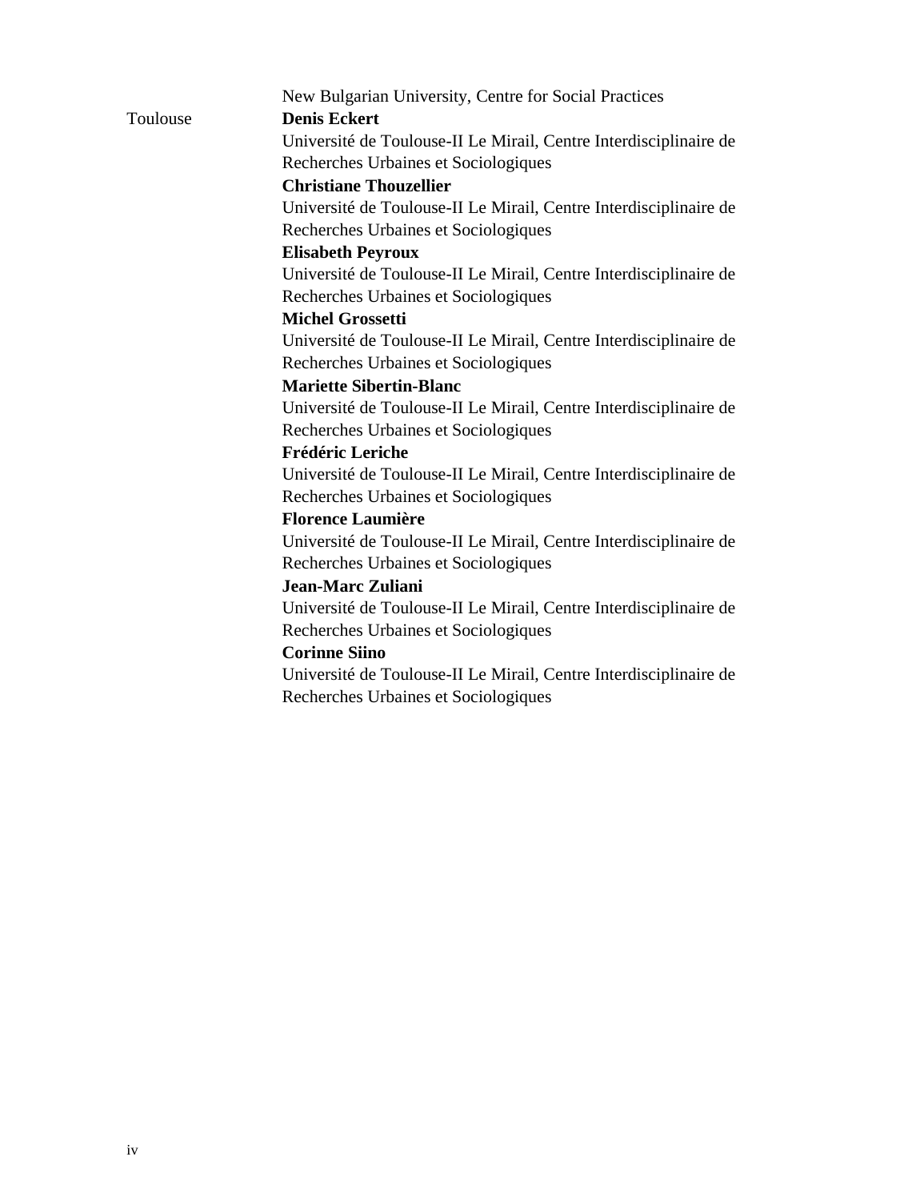| | |
|---|---|
| | New Bulgarian University, Centre for Social Practices |
| Toulouse | **Denis Eckert** |
| | Université de Toulouse-II Le Mirail, Centre Interdisciplinaire de Recherches Urbaines et Sociologiques |
| | **Christiane Thouzellier** |
| | Université de Toulouse-II Le Mirail, Centre Interdisciplinaire de Recherches Urbaines et Sociologiques |
| | **Elisabeth Peyroux** |
| | Université de Toulouse-II Le Mirail, Centre Interdisciplinaire de Recherches Urbaines et Sociologiques |
| | **Michel Grossetti** |
| | Université de Toulouse-II Le Mirail, Centre Interdisciplinaire de Recherches Urbaines et Sociologiques |
| | **Mariette Sibertin-Blanc** |
| | Université de Toulouse-II Le Mirail, Centre Interdisciplinaire de Recherches Urbaines et Sociologiques |
| | **Frédéric Leriche** |
| | Université de Toulouse-II Le Mirail, Centre Interdisciplinaire de Recherches Urbaines et Sociologiques |
| | **Florence Laumière** |
| | Université de Toulouse-II Le Mirail, Centre Interdisciplinaire de Recherches Urbaines et Sociologiques |
| | **Jean-Marc Zuliani** |
| | Université de Toulouse-II Le Mirail, Centre Interdisciplinaire de Recherches Urbaines et Sociologiques |
| | **Corinne Siino** |
| | Université de Toulouse-II Le Mirail, Centre Interdisciplinaire de Recherches Urbaines et Sociologiques |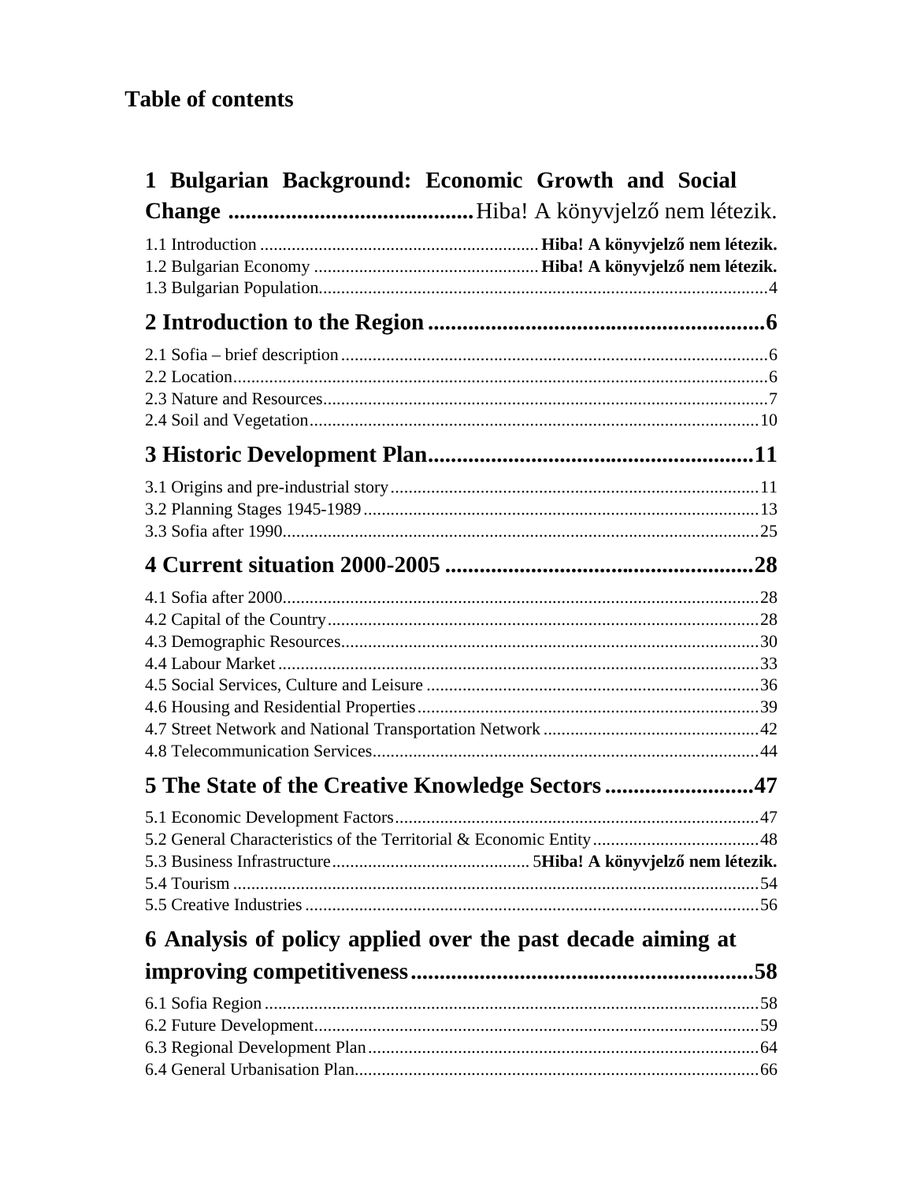# Table of contents

**1 Bulgarian Background: Economic Growth and Social Change** ........................................ Hiba! A könyvjelző nem létezik.

1.1 Introduction ........................................ **Hiba! A könyvjelző nem létezik.**
1.2 Bulgarian Economy ........................................ **Hiba! A könyvjelző nem létezik.**
1.3 Bulgarian Population........................................ 4

**2 Introduction to the Region ........................................ 6**

2.1 Sofia – brief description ........................................ 6
2.2 Location........................................ 6
2.3 Nature and Resources........................................ 7
2.4 Soil and Vegetation........................................ 10

**3 Historic Development Plan........................................ 11**

3.1 Origins and pre-industrial story........................................ 11
3.2 Planning Stages 1945-1989........................................ 13
3.3 Sofia after 1990........................................ 25

**4 Current situation 2000-2005 ........................................ 28**

4.1 Sofia after 2000........................................ 28
4.2 Capital of the Country........................................ 28
4.3 Demographic Resources........................................ 30
4.4 Labour Market ........................................ 33
4.5 Social Services, Culture and Leisure ........................................ 36
4.6 Housing and Residential Properties........................................ 39
4.7 Street Network and National Transportation Network ........................................ 42
4.8 Telecommunication Services........................................ 44

**5 The State of the Creative Knowledge Sectors ........................................ 47**

5.1 Economic Development Factors........................................ 47
5.2 General Characteristics of the Territorial & Economic Entity........................................ 48
5.3 Business Infrastructure........................................ 5**Hiba! A könyvjelző nem létezik.**
5.4 Tourism ........................................ 54
5.5 Creative Industries ........................................ 56

**6 Analysis of policy applied over the past decade aiming at improving competitiveness........................................ 58**

6.1 Sofia Region ........................................ 58
6.2 Future Development........................................ 59
6.3 Regional Development Plan........................................ 64
6.4 General Urbanisation Plan........................................ 66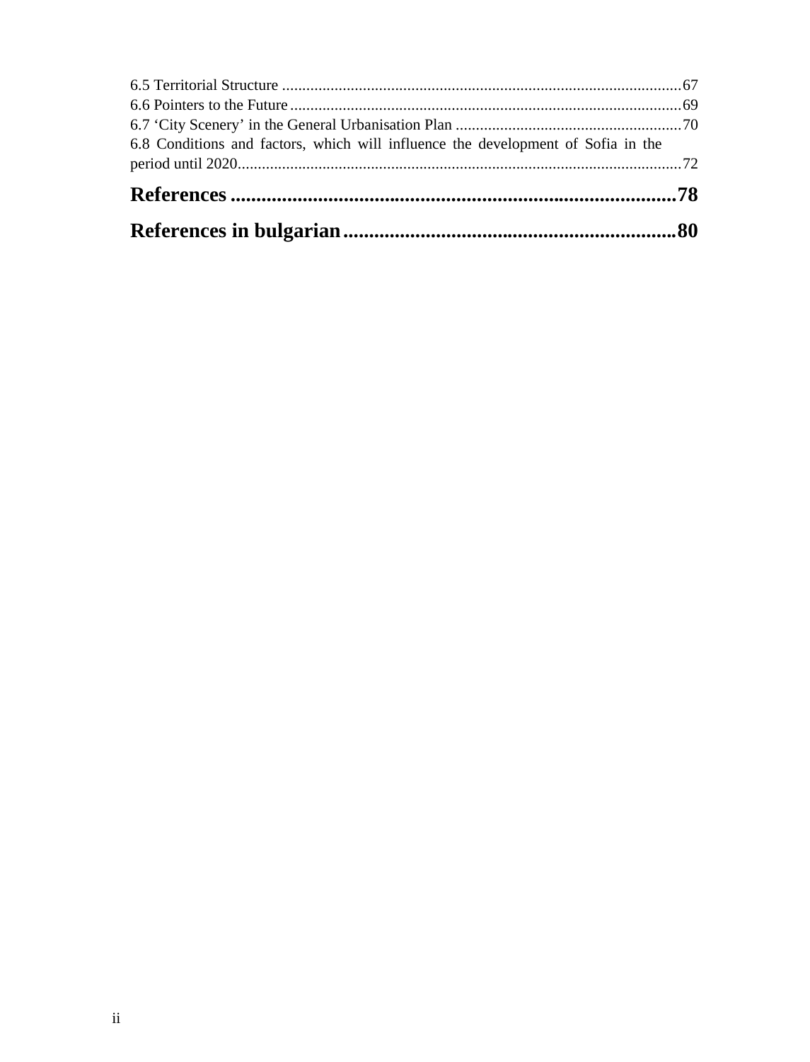6.5 Territorial Structure ....................................................................................................67
6.6 Pointers to the Future ....................................................................................................69
6.7 'City Scenery' in the General Urbanisation Plan ..........................................................70
6.8 Conditions and factors, which will influence the development of Sofia in the period until 2020..............................................................................................................72

**References ........................................................................................78**

**References in bulgarian ..................................................................80**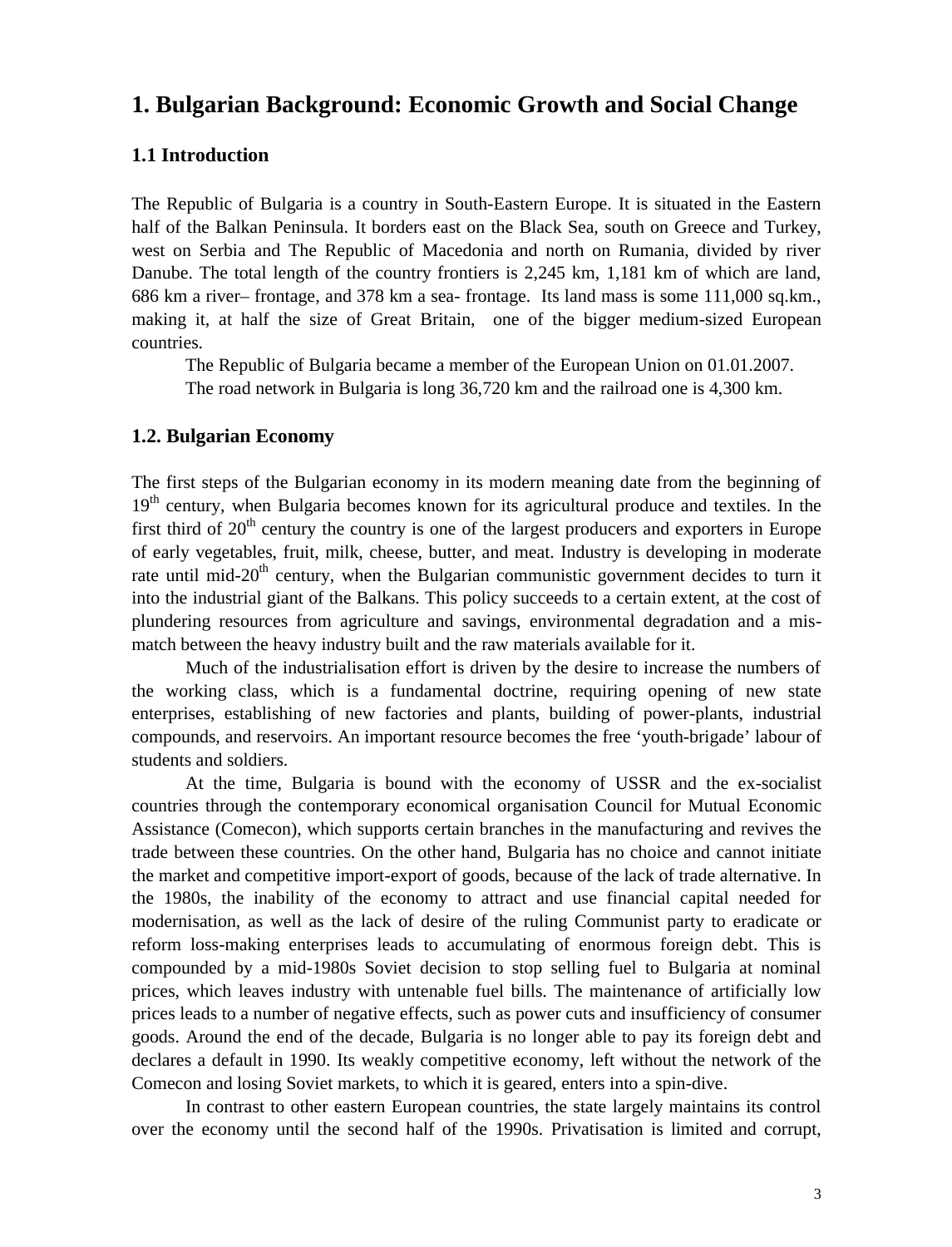# 1. Bulgarian Background: Economic Growth and Social Change

## 1.1 Introduction

The Republic of Bulgaria is a country in South-Eastern Europe. It is situated in the Eastern half of the Balkan Peninsula. It borders east on the Black Sea, south on Greece and Turkey, west on Serbia and The Republic of Macedonia and north on Rumania, divided by river Danube. The total length of the country frontiers is 2,245 km, 1,181 km of which are land, 686 km a river– frontage, and 378 km a sea- frontage. Its land mass is some 111,000 sq.km., making it, at half the size of Great Britain, one of the bigger medium-sized European countries.

The Republic of Bulgaria became a member of the European Union on 01.01.2007.

The road network in Bulgaria is long 36,720 km and the railroad one is 4,300 km.

## 1.2. Bulgarian Economy

The first steps of the Bulgarian economy in its modern meaning date from the beginning of 19th century, when Bulgaria becomes known for its agricultural produce and textiles. In the first third of 20th century the country is one of the largest producers and exporters in Europe of early vegetables, fruit, milk, cheese, butter, and meat. Industry is developing in moderate rate until mid-20th century, when the Bulgarian communistic government decides to turn it into the industrial giant of the Balkans. This policy succeeds to a certain extent, at the cost of plundering resources from agriculture and savings, environmental degradation and a mis-match between the heavy industry built and the raw materials available for it.

Much of the industrialisation effort is driven by the desire to increase the numbers of the working class, which is a fundamental doctrine, requiring opening of new state enterprises, establishing of new factories and plants, building of power-plants, industrial compounds, and reservoirs. An important resource becomes the free 'youth-brigade' labour of students and soldiers.

At the time, Bulgaria is bound with the economy of USSR and the ex-socialist countries through the contemporary economical organisation Council for Mutual Economic Assistance (Comecon), which supports certain branches in the manufacturing and revives the trade between these countries. On the other hand, Bulgaria has no choice and cannot initiate the market and competitive import-export of goods, because of the lack of trade alternative. In the 1980s, the inability of the economy to attract and use financial capital needed for modernisation, as well as the lack of desire of the ruling Communist party to eradicate or reform loss-making enterprises leads to accumulating of enormous foreign debt. This is compounded by a mid-1980s Soviet decision to stop selling fuel to Bulgaria at nominal prices, which leaves industry with untenable fuel bills. The maintenance of artificially low prices leads to a number of negative effects, such as power cuts and insufficiency of consumer goods. Around the end of the decade, Bulgaria is no longer able to pay its foreign debt and declares a default in 1990. Its weakly competitive economy, left without the network of the Comecon and losing Soviet markets, to which it is geared, enters into a spin-dive.

In contrast to other eastern European countries, the state largely maintains its control over the economy until the second half of the 1990s. Privatisation is limited and corrupt,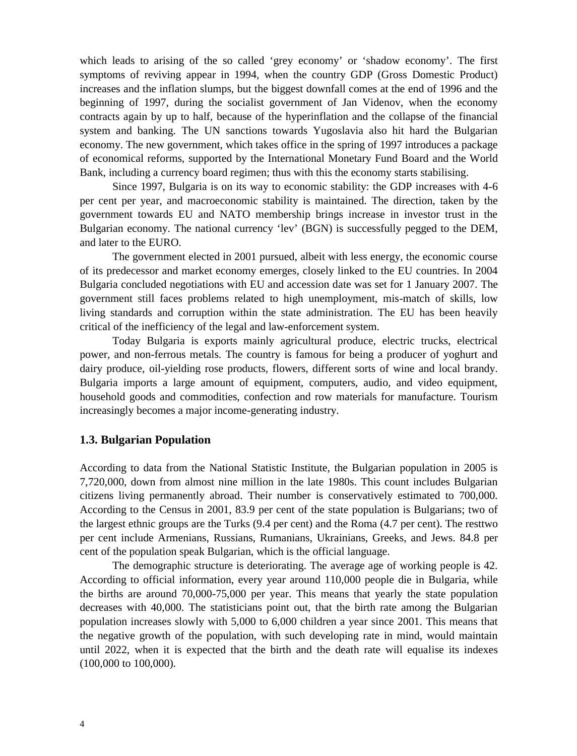which leads to arising of the so called ‘grey economy’ or ‘shadow economy’. The first symptoms of reviving appear in 1994, when the country GDP (Gross Domestic Product) increases and the inflation slumps, but the biggest downfall comes at the end of 1996 and the beginning of 1997, during the socialist government of Jan Videnov, when the economy contracts again by up to half, because of the hyperinflation and the collapse of the financial system and banking. The UN sanctions towards Yugoslavia also hit hard the Bulgarian economy. The new government, which takes office in the spring of 1997 introduces a package of economical reforms, supported by the International Monetary Fund Board and the World Bank, including a currency board regimen; thus with this the economy starts stabilising.

Since 1997, Bulgaria is on its way to economic stability: the GDP increases with 4-6 per cent per year, and macroeconomic stability is maintained. The direction, taken by the government towards EU and NATO membership brings increase in investor trust in the Bulgarian economy. The national currency ‘lev’ (BGN) is successfully pegged to the DEM, and later to the EURO.

The government elected in 2001 pursued, albeit with less energy, the economic course of its predecessor and market economy emerges, closely linked to the EU countries. In 2004 Bulgaria concluded negotiations with EU and accession date was set for 1 January 2007. The government still faces problems related to high unemployment, mis-match of skills, low living standards and corruption within the state administration. The EU has been heavily critical of the inefficiency of the legal and law-enforcement system.

Today Bulgaria is exports mainly agricultural produce, electric trucks, electrical power, and non-ferrous metals. The country is famous for being a producer of yoghurt and dairy produce, oil-yielding rose products, flowers, different sorts of wine and local brandy. Bulgaria imports a large amount of equipment, computers, audio, and video equipment, household goods and commodities, confection and row materials for manufacture. Tourism increasingly becomes a major income-generating industry.

### 1.3. Bulgarian Population

According to data from the National Statistic Institute, the Bulgarian population in 2005 is 7,720,000, down from almost nine million in the late 1980s. This count includes Bulgarian citizens living permanently abroad. Their number is conservatively estimated to 700,000. According to the Census in 2001, 83.9 per cent of the state population is Bulgarians; two of the largest ethnic groups are the Turks (9.4 per cent) and the Roma (4.7 per cent). The resttwo per cent include Armenians, Russians, Rumanians, Ukrainians, Greeks, and Jews. 84.8 per cent of the population speak Bulgarian, which is the official language.

The demographic structure is deteriorating. The average age of working people is 42. According to official information, every year around 110,000 people die in Bulgaria, while the births are around 70,000-75,000 per year. This means that yearly the state population decreases with 40,000. The statisticians point out, that the birth rate among the Bulgarian population increases slowly with 5,000 to 6,000 children a year since 2001. This means that the negative growth of the population, with such developing rate in mind, would maintain until 2022, when it is expected that the birth and the death rate will equalise its indexes (100,000 to 100,000).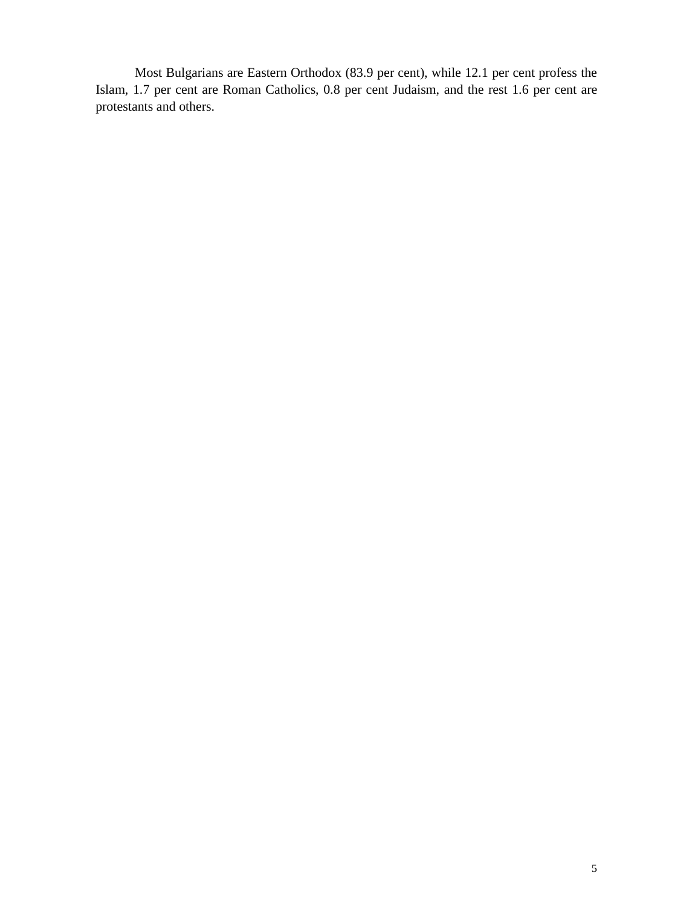Most Bulgarians are Eastern Orthodox (83.9 per cent), while 12.1 per cent profess the Islam, 1.7 per cent are Roman Catholics, 0.8 per cent Judaism, and the rest 1.6 per cent are protestants and others.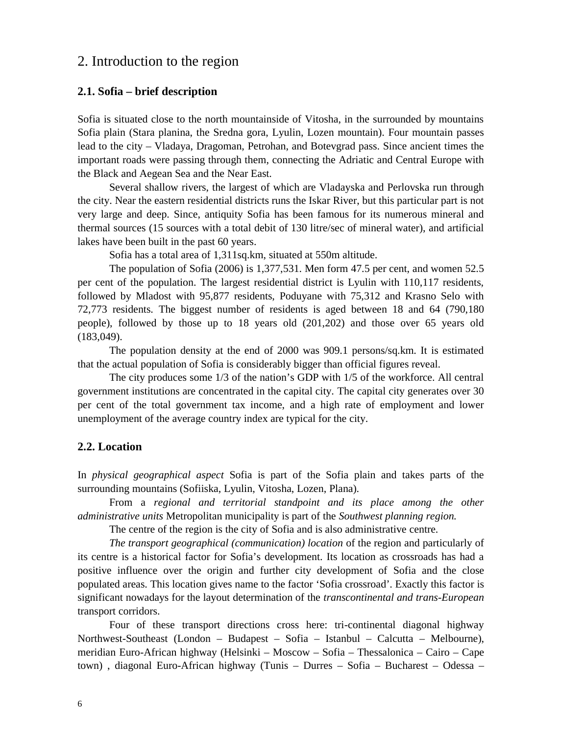# 2. Introduction to the region

## 2.1. Sofia – brief description

Sofia is situated close to the north mountainside of Vitosha, in the surrounded by mountains Sofia plain (Stara planina, the Sredna gora, Lyulin, Lozen mountain). Four mountain passes lead to the city – Vladaya, Dragoman, Petrohan, and Botevgrad pass. Since ancient times the important roads were passing through them, connecting the Adriatic and Central Europe with the Black and Aegean Sea and the Near East.

Several shallow rivers, the largest of which are Vladayska and Perlovska run through the city. Near the eastern residential districts runs the Iskar River, but this particular part is not very large and deep. Since, antiquity Sofia has been famous for its numerous mineral and thermal sources (15 sources with a total debit of 130 litre/sec of mineral water), and artificial lakes have been built in the past 60 years.

Sofia has a total area of 1,311sq.km, situated at 550m altitude.

The population of Sofia (2006) is 1,377,531. Men form 47.5 per cent, and women 52.5 per cent of the population. The largest residential district is Lyulin with 110,117 residents, followed by Mladost with 95,877 residents, Poduyane with 75,312 and Krasno Selo with 72,773 residents. The biggest number of residents is aged between 18 and 64 (790,180 people), followed by those up to 18 years old (201,202) and those over 65 years old (183,049).

The population density at the end of 2000 was 909.1 persons/sq.km. It is estimated that the actual population of Sofia is considerably bigger than official figures reveal.

The city produces some 1/3 of the nation's GDP with 1/5 of the workforce. All central government institutions are concentrated in the capital city. The capital city generates over 30 per cent of the total government tax income, and a high rate of employment and lower unemployment of the average country index are typical for the city.

## 2.2. Location

In *physical geographical aspect* Sofia is part of the Sofia plain and takes parts of the surrounding mountains (Sofiiska, Lyulin, Vitosha, Lozen, Plana).

From a *regional and territorial standpoint and its place among the other administrative units* Metropolitan municipality is part of the *Southwest planning region.*

The centre of the region is the city of Sofia and is also administrative centre.

*The transport geographical (communication) location* of the region and particularly of its centre is a historical factor for Sofia's development. Its location as crossroads has had a positive influence over the origin and further city development of Sofia and the close populated areas. This location gives name to the factor 'Sofia crossroad'. Exactly this factor is significant nowadays for the layout determination of the *transcontinental and trans-European* transport corridors.

Four of these transport directions cross here: tri-continental diagonal highway Northwest-Southeast (London – Budapest – Sofia – Istanbul – Calcutta – Melbourne), meridian Euro-African highway (Helsinki – Moscow – Sofia – Thessalonica – Cairo – Cape town) , diagonal Euro-African highway (Tunis – Durres – Sofia – Bucharest – Odessa –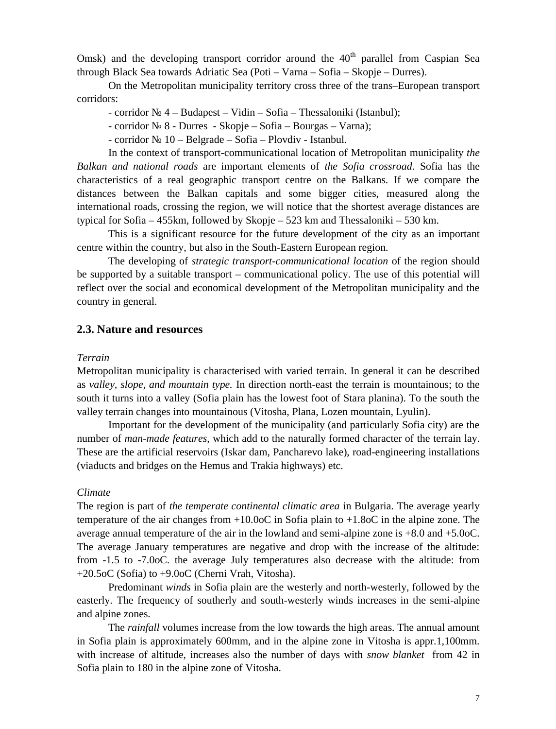Omsk) and the developing transport corridor around the 40th parallel from Caspian Sea through Black Sea towards Adriatic Sea (Poti – Varna – Sofia – Skopje – Durres).

On the Metropolitan municipality territory cross three of the trans–European transport corridors:

- corridor № 4 – Budapest – Vidin – Sofia – Thessaloniki (Istanbul);
- corridor № 8 - Durres - Skopje – Sofia – Bourgas – Varna);
- corridor № 10 – Belgrade – Sofia – Plovdiv - Istanbul.

In the context of transport-communicational location of Metropolitan municipality *the Balkan and national roads* are important elements of *the Sofia crossroad*. Sofia has the characteristics of a real geographic transport centre on the Balkans. If we compare the distances between the Balkan capitals and some bigger cities, measured along the international roads, crossing the region, we will notice that the shortest average distances are typical for Sofia – 455km, followed by Skopje – 523 km and Thessaloniki – 530 km.

This is a significant resource for the future development of the city as an important centre within the country, but also in the South-Eastern European region.

The developing of *strategic transport-communicational location* of the region should be supported by a suitable transport – communicational policy. The use of this potential will reflect over the social and economical development of the Metropolitan municipality and the country in general.

## 2.3. Nature and resources

*Terrain*

Metropolitan municipality is characterised with varied terrain. In general it can be described as *valley, slope, and mountain type.* In direction north-east the terrain is mountainous; to the south it turns into a valley (Sofia plain has the lowest foot of Stara planina). To the south the valley terrain changes into mountainous (Vitosha, Plana, Lozen mountain, Lyulin).

Important for the development of the municipality (and particularly Sofia city) are the number of *man-made features*, which add to the naturally formed character of the terrain lay. These are the artificial reservoirs (Iskar dam, Pancharevo lake), road-engineering installations (viaducts and bridges on the Hemus and Trakia highways) etc.

*Climate*

The region is part of *the temperate continental climatic area* in Bulgaria. The average yearly temperature of the air changes from +10.0oC in Sofia plain to +1.8oC in the alpine zone. The average annual temperature of the air in the lowland and semi-alpine zone is +8.0 and +5.0oC. The average January temperatures are negative and drop with the increase of the altitude: from -1.5 to -7.0oC. the average July temperatures also decrease with the altitude: from +20.5oC (Sofia) to +9.0oC (Cherni Vrah, Vitosha).

Predominant *winds* in Sofia plain are the westerly and north-westerly, followed by the easterly. The frequency of southerly and south-westerly winds increases in the semi-alpine and alpine zones.

The *rainfall* volumes increase from the low towards the high areas. The annual amount in Sofia plain is approximately 600mm, and in the alpine zone in Vitosha is appr.1,100mm. with increase of altitude, increases also the number of days with *snow blanket* from 42 in Sofia plain to 180 in the alpine zone of Vitosha.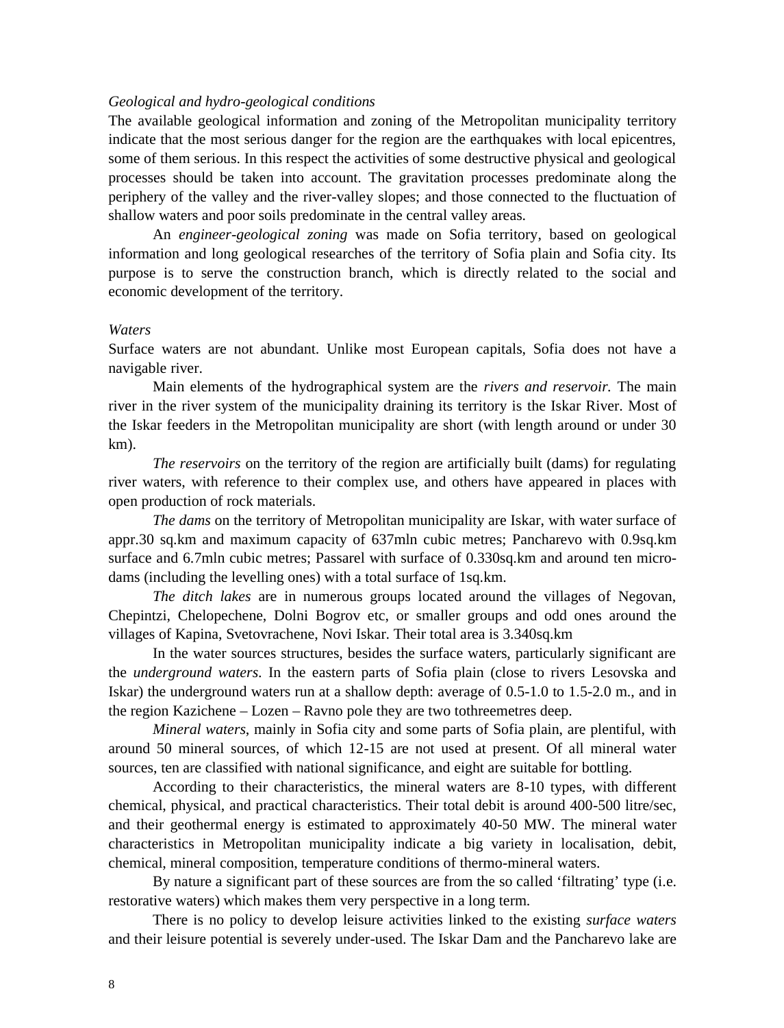*Geological and hydro-geological conditions*

The available geological information and zoning of the Metropolitan municipality territory indicate that the most serious danger for the region are the earthquakes with local epicentres, some of them serious. In this respect the activities of some destructive physical and geological processes should be taken into account. The gravitation processes predominate along the periphery of the valley and the river-valley slopes; and those connected to the fluctuation of shallow waters and poor soils predominate in the central valley areas.

An *engineer-geological zoning* was made on Sofia territory, based on geological information and long geological researches of the territory of Sofia plain and Sofia city. Its purpose is to serve the construction branch, which is directly related to the social and economic development of the territory.

*Waters*

Surface waters are not abundant. Unlike most European capitals, Sofia does not have a navigable river.

Main elements of the hydrographical system are the *rivers and reservoir.* The main river in the river system of the municipality draining its territory is the Iskar River. Most of the Iskar feeders in the Metropolitan municipality are short (with length around or under 30 km).

*The reservoirs* on the territory of the region are artificially built (dams) for regulating river waters, with reference to their complex use, and others have appeared in places with open production of rock materials.

*The dams* on the territory of Metropolitan municipality are Iskar, with water surface of appr.30 sq.km and maximum capacity of 637mln cubic metres; Pancharevo with 0.9sq.km surface and 6.7mln cubic metres; Passarel with surface of 0.330sq.km and around ten micro-dams (including the levelling ones) with a total surface of 1sq.km.

*The ditch lakes* are in numerous groups located around the villages of Negovan, Chepintzi, Chelopechene, Dolni Bogrov etc, or smaller groups and odd ones around the villages of Kapina, Svetovrachene, Novi Iskar. Their total area is 3.340sq.km

In the water sources structures, besides the surface waters, particularly significant are the *underground waters*. In the eastern parts of Sofia plain (close to rivers Lesovska and Iskar) the underground waters run at a shallow depth: average of 0.5-1.0 to 1.5-2.0 m., and in the region Kazichene – Lozen – Ravno pole they are two tothreemetres deep.

*Mineral waters*, mainly in Sofia city and some parts of Sofia plain, are plentiful, with around 50 mineral sources, of which 12-15 are not used at present. Of all mineral water sources, ten are classified with national significance, and eight are suitable for bottling.

According to their characteristics, the mineral waters are 8-10 types, with different chemical, physical, and practical characteristics. Their total debit is around 400-500 litre/sec, and their geothermal energy is estimated to approximately 40-50 MW. The mineral water characteristics in Metropolitan municipality indicate a big variety in localisation, debit, chemical, mineral composition, temperature conditions of thermo-mineral waters.

By nature a significant part of these sources are from the so called ‘filtrating’ type (i.e. restorative waters) which makes them very perspective in a long term.

There is no policy to develop leisure activities linked to the existing *surface waters* and their leisure potential is severely under-used. The Iskar Dam and the Pancharevo lake are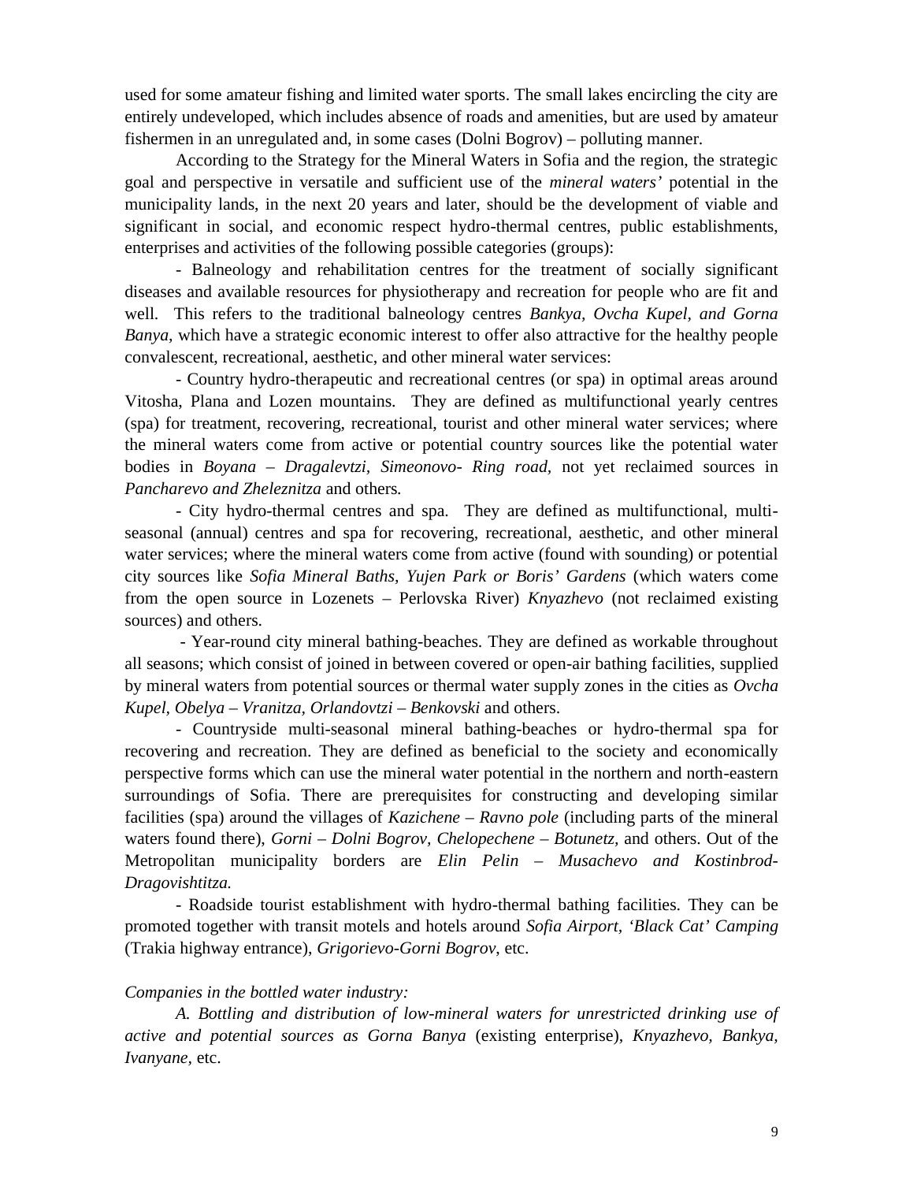used for some amateur fishing and limited water sports. The small lakes encircling the city are entirely undeveloped, which includes absence of roads and amenities, but are used by amateur fishermen in an unregulated and, in some cases (Dolni Bogrov) – polluting manner.

According to the Strategy for the Mineral Waters in Sofia and the region, the strategic goal and perspective in versatile and sufficient use of the *mineral waters'* potential in the municipality lands, in the next 20 years and later, should be the development of viable and significant in social, and economic respect hydro-thermal centres, public establishments, enterprises and activities of the following possible categories (groups):

- Balneology and rehabilitation centres for the treatment of socially significant diseases and available resources for physiotherapy and recreation for people who are fit and well. This refers to the traditional balneology centres *Bankya, Ovcha Kupel, and Gorna Banya,* which have a strategic economic interest to offer also attractive for the healthy people convalescent, recreational, aesthetic, and other mineral water services:

- Country hydro-therapeutic and recreational centres (or spa) in optimal areas around Vitosha, Plana and Lozen mountains. They are defined as multifunctional yearly centres (spa) for treatment, recovering, recreational, tourist and other mineral water services; where the mineral waters come from active or potential country sources like the potential water bodies in *Boyana – Dragalevtzi, Simeonovo- Ring road,* not yet reclaimed sources in *Pancharevo and Zheleznitza* and others.

- City hydro-thermal centres and spa. They are defined as multifunctional, multi-seasonal (annual) centres and spa for recovering, recreational, aesthetic, and other mineral water services; where the mineral waters come from active (found with sounding) or potential city sources like *Sofia Mineral Baths, Yujen Park or Boris' Gardens* (which waters come from the open source in Lozenets – Perlovska River) *Knyazhevo* (not reclaimed existing sources) and others.

- Year-round city mineral bathing-beaches. They are defined as workable throughout all seasons; which consist of joined in between covered or open-air bathing facilities, supplied by mineral waters from potential sources or thermal water supply zones in the cities as *Ovcha Kupel, Obelya – Vranitza, Orlandovtzi – Benkovski* and others.

- Countryside multi-seasonal mineral bathing-beaches or hydro-thermal spa for recovering and recreation. They are defined as beneficial to the society and economically perspective forms which can use the mineral water potential in the northern and north-eastern surroundings of Sofia. There are prerequisites for constructing and developing similar facilities (spa) around the villages of *Kazichene – Ravno pole* (including parts of the mineral waters found there), *Gorni – Dolni Bogrov, Chelopechene – Botunetz,* and others. Out of the Metropolitan municipality borders are *Elin Pelin – Musachevo and Kostinbrod-Dragovishtitza.*

- Roadside tourist establishment with hydro-thermal bathing facilities. They can be promoted together with transit motels and hotels around *Sofia Airport, 'Black Cat' Camping* (Trakia highway entrance), *Grigorievo-Gorni Bogrov,* etc.

*Companies in the bottled water industry:*

*A. Bottling and distribution of low-mineral waters for unrestricted drinking use of active and potential sources as Gorna Banya* (existing enterprise), *Knyazhevo, Bankya, Ivanyane,* etc.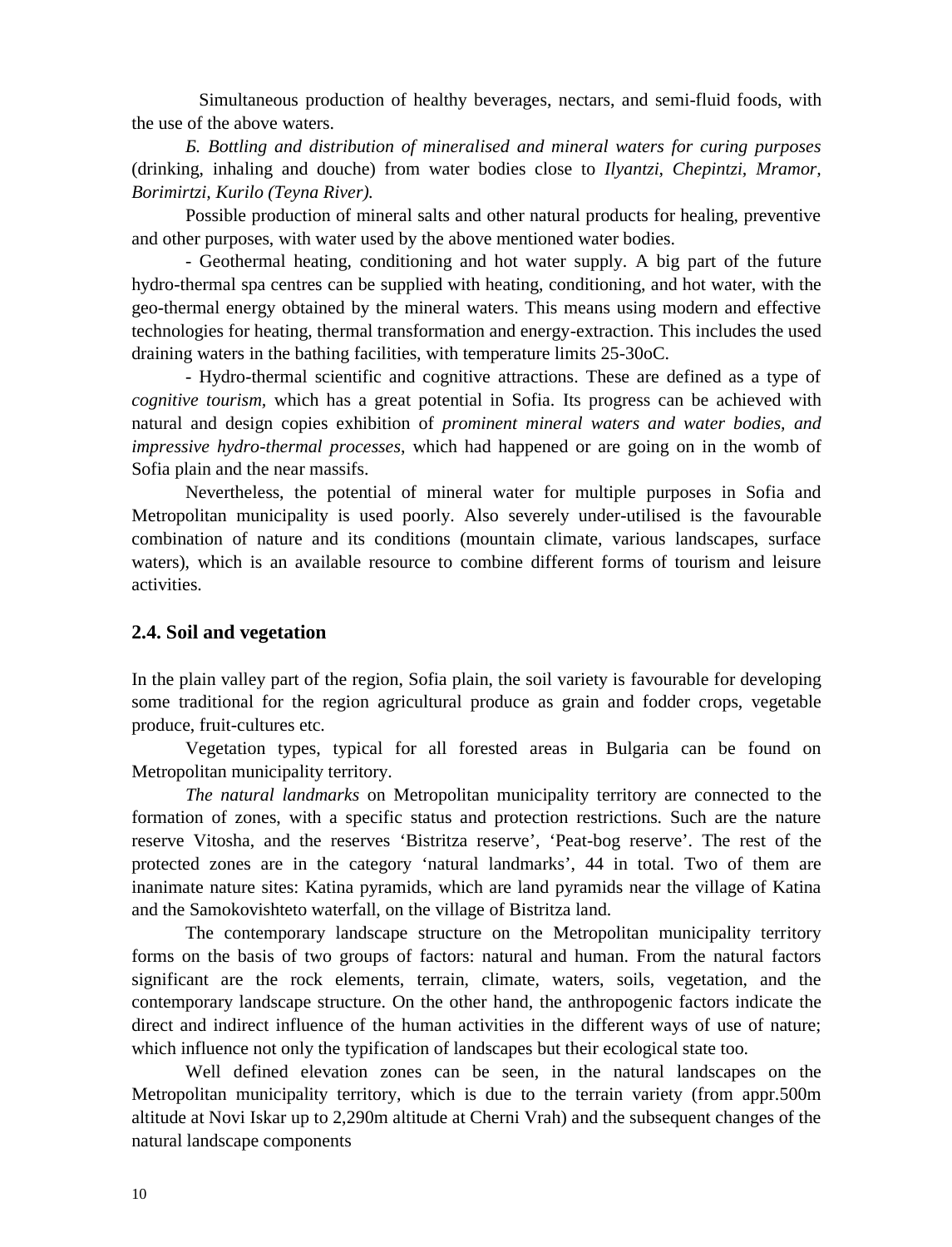Simultaneous production of healthy beverages, nectars, and semi-fluid foods, with the use of the above waters.

*Б. Bottling and distribution of mineralised and mineral waters for curing purposes* (drinking, inhaling and douche) from water bodies close to *Ilyantzi, Chepintzi, Mramor, Borimirtzi, Kurilo (Teyna River).*

Possible production of mineral salts and other natural products for healing, preventive and other purposes, with water used by the above mentioned water bodies.

- Geothermal heating, conditioning and hot water supply. A big part of the future hydro-thermal spa centres can be supplied with heating, conditioning, and hot water, with the geo-thermal energy obtained by the mineral waters. This means using modern and effective technologies for heating, thermal transformation and energy-extraction. This includes the used draining waters in the bathing facilities, with temperature limits 25-30oC.

- Hydro-thermal scientific and cognitive attractions. These are defined as a type of *cognitive tourism*, which has a great potential in Sofia. Its progress can be achieved with natural and design copies exhibition of *prominent mineral waters and water bodies, and impressive hydro-thermal processes*, which had happened or are going on in the womb of Sofia plain and the near massifs.

Nevertheless, the potential of mineral water for multiple purposes in Sofia and Metropolitan municipality is used poorly. Also severely under-utilised is the favourable combination of nature and its conditions (mountain climate, various landscapes, surface waters), which is an available resource to combine different forms of tourism and leisure activities.

## 2.4. Soil and vegetation

In the plain valley part of the region, Sofia plain, the soil variety is favourable for developing some traditional for the region agricultural produce as grain and fodder crops, vegetable produce, fruit-cultures etc.

Vegetation types, typical for all forested areas in Bulgaria can be found on Metropolitan municipality territory.

*The natural landmarks* on Metropolitan municipality territory are connected to the formation of zones, with a specific status and protection restrictions. Such are the nature reserve Vitosha, and the reserves 'Bistritza reserve', 'Peat-bog reserve'. The rest of the protected zones are in the category 'natural landmarks', 44 in total. Two of them are inanimate nature sites: Katina pyramids, which are land pyramids near the village of Katina and the Samokovishteto waterfall, on the village of Bistritza land.

The contemporary landscape structure on the Metropolitan municipality territory forms on the basis of two groups of factors: natural and human. From the natural factors significant are the rock elements, terrain, climate, waters, soils, vegetation, and the contemporary landscape structure. On the other hand, the anthropogenic factors indicate the direct and indirect influence of the human activities in the different ways of use of nature; which influence not only the typification of landscapes but their ecological state too.

Well defined elevation zones can be seen, in the natural landscapes on the Metropolitan municipality territory, which is due to the terrain variety (from appr.500m altitude at Novi Iskar up to 2,290m altitude at Cherni Vrah) and the subsequent changes of the natural landscape components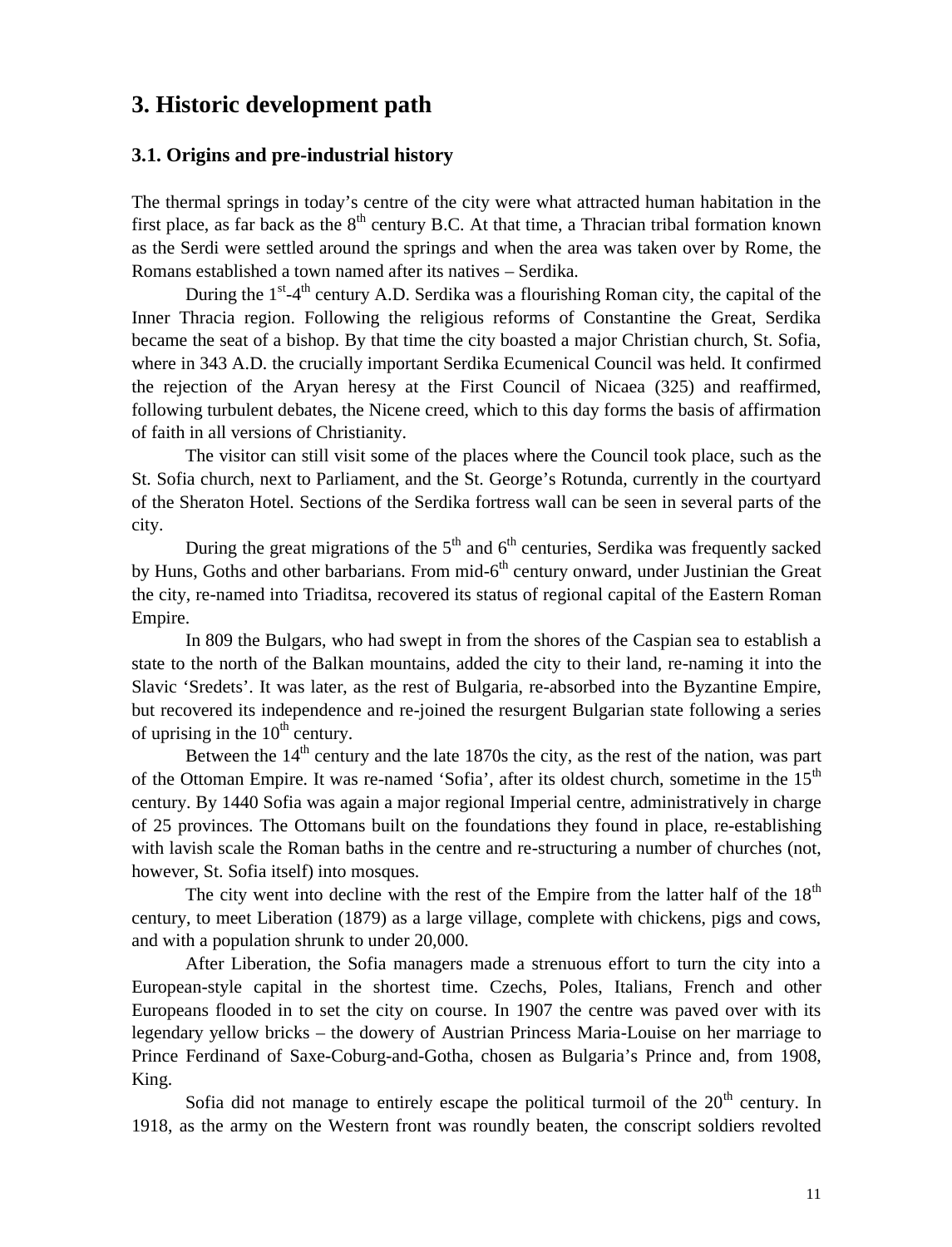# 3. Historic development path

## 3.1. Origins and pre-industrial history

The thermal springs in today's centre of the city were what attracted human habitation in the first place, as far back as the 8th century B.C. At that time, a Thracian tribal formation known as the Serdi were settled around the springs and when the area was taken over by Rome, the Romans established a town named after its natives – Serdika.

During the 1st-4th century A.D. Serdika was a flourishing Roman city, the capital of the Inner Thracia region. Following the religious reforms of Constantine the Great, Serdika became the seat of a bishop. By that time the city boasted a major Christian church, St. Sofia, where in 343 A.D. the crucially important Serdika Ecumenical Council was held. It confirmed the rejection of the Aryan heresy at the First Council of Nicaea (325) and reaffirmed, following turbulent debates, the Nicene creed, which to this day forms the basis of affirmation of faith in all versions of Christianity.

The visitor can still visit some of the places where the Council took place, such as the St. Sofia church, next to Parliament, and the St. George's Rotunda, currently in the courtyard of the Sheraton Hotel. Sections of the Serdika fortress wall can be seen in several parts of the city.

During the great migrations of the 5th and 6th centuries, Serdika was frequently sacked by Huns, Goths and other barbarians. From mid-6th century onward, under Justinian the Great the city, re-named into Triaditsa, recovered its status of regional capital of the Eastern Roman Empire.

In 809 the Bulgars, who had swept in from the shores of the Caspian sea to establish a state to the north of the Balkan mountains, added the city to their land, re-naming it into the Slavic 'Sredets'. It was later, as the rest of Bulgaria, re-absorbed into the Byzantine Empire, but recovered its independence and re-joined the resurgent Bulgarian state following a series of uprising in the 10th century.

Between the 14th century and the late 1870s the city, as the rest of the nation, was part of the Ottoman Empire. It was re-named 'Sofia', after its oldest church, sometime in the 15th century. By 1440 Sofia was again a major regional Imperial centre, administratively in charge of 25 provinces. The Ottomans built on the foundations they found in place, re-establishing with lavish scale the Roman baths in the centre and re-structuring a number of churches (not, however, St. Sofia itself) into mosques.

The city went into decline with the rest of the Empire from the latter half of the 18th century, to meet Liberation (1879) as a large village, complete with chickens, pigs and cows, and with a population shrunk to under 20,000.

After Liberation, the Sofia managers made a strenuous effort to turn the city into a European-style capital in the shortest time. Czechs, Poles, Italians, French and other Europeans flooded in to set the city on course. In 1907 the centre was paved over with its legendary yellow bricks – the dowery of Austrian Princess Maria-Louise on her marriage to Prince Ferdinand of Saxe-Coburg-and-Gotha, chosen as Bulgaria's Prince and, from 1908, King.

Sofia did not manage to entirely escape the political turmoil of the 20th century. In 1918, as the army on the Western front was roundly beaten, the conscript soldiers revolted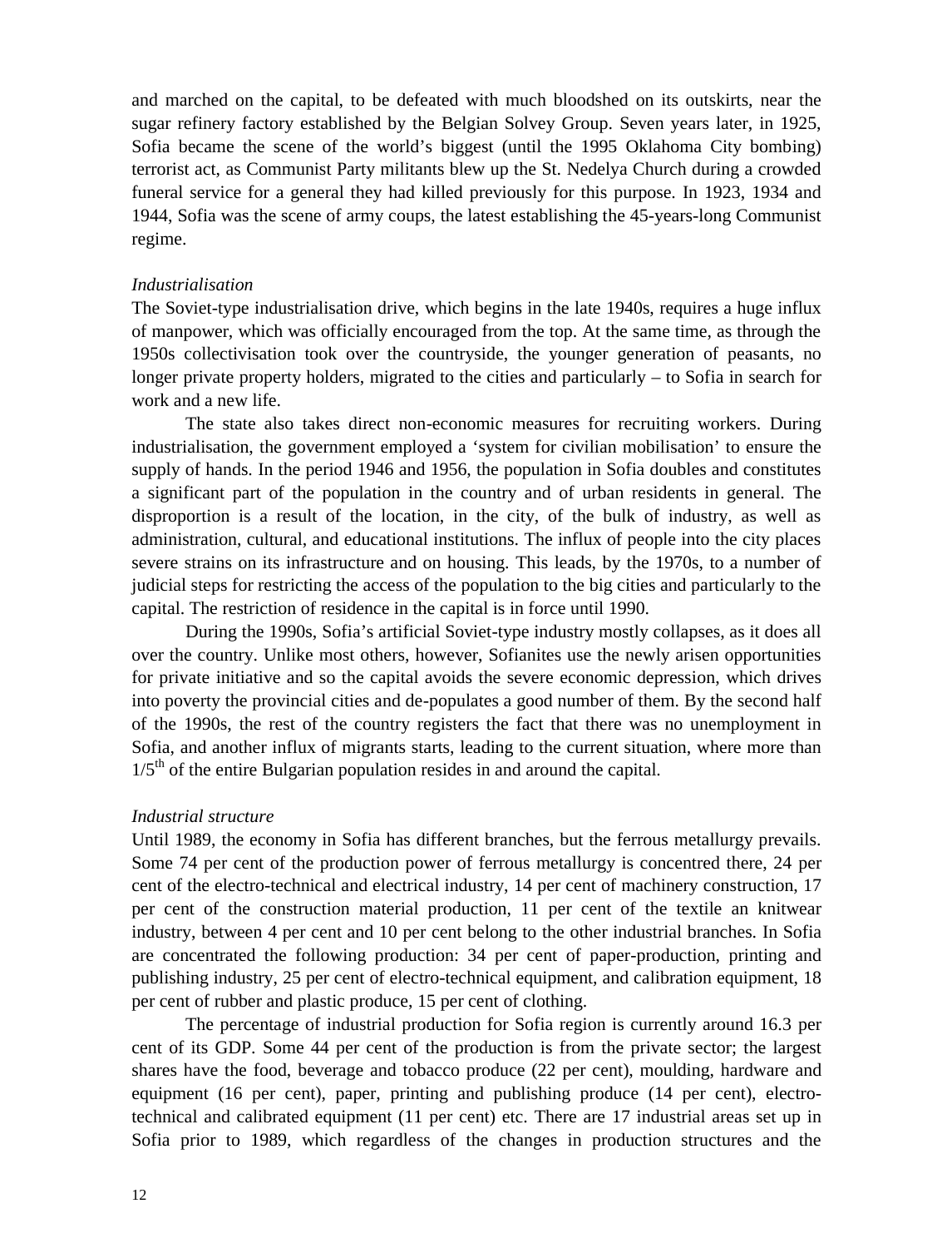and marched on the capital, to be defeated with much bloodshed on its outskirts, near the sugar refinery factory established by the Belgian Solvey Group. Seven years later, in 1925, Sofia became the scene of the world's biggest (until the 1995 Oklahoma City bombing) terrorist act, as Communist Party militants blew up the St. Nedelya Church during a crowded funeral service for a general they had killed previously for this purpose. In 1923, 1934 and 1944, Sofia was the scene of army coups, the latest establishing the 45-years-long Communist regime.

*Industrialisation*

The Soviet-type industrialisation drive, which begins in the late 1940s, requires a huge influx of manpower, which was officially encouraged from the top. At the same time, as through the 1950s collectivisation took over the countryside, the younger generation of peasants, no longer private property holders, migrated to the cities and particularly – to Sofia in search for work and a new life.

The state also takes direct non-economic measures for recruiting workers. During industrialisation, the government employed a 'system for civilian mobilisation' to ensure the supply of hands. In the period 1946 and 1956, the population in Sofia doubles and constitutes a significant part of the population in the country and of urban residents in general. The disproportion is a result of the location, in the city, of the bulk of industry, as well as administration, cultural, and educational institutions. The influx of people into the city places severe strains on its infrastructure and on housing. This leads, by the 1970s, to a number of judicial steps for restricting the access of the population to the big cities and particularly to the capital. The restriction of residence in the capital is in force until 1990.

During the 1990s, Sofia's artificial Soviet-type industry mostly collapses, as it does all over the country. Unlike most others, however, Sofianites use the newly arisen opportunities for private initiative and so the capital avoids the severe economic depression, which drives into poverty the provincial cities and de-populates a good number of them. By the second half of the 1990s, the rest of the country registers the fact that there was no unemployment in Sofia, and another influx of migrants starts, leading to the current situation, where more than 1/5th of the entire Bulgarian population resides in and around the capital.

*Industrial structure*

Until 1989, the economy in Sofia has different branches, but the ferrous metallurgy prevails. Some 74 per cent of the production power of ferrous metallurgy is concentred there, 24 per cent of the electro-technical and electrical industry, 14 per cent of machinery construction, 17 per cent of the construction material production, 11 per cent of the textile an knitwear industry, between 4 per cent and 10 per cent belong to the other industrial branches. In Sofia are concentrated the following production: 34 per cent of paper-production, printing and publishing industry, 25 per cent of electro-technical equipment, and calibration equipment, 18 per cent of rubber and plastic produce, 15 per cent of clothing.

The percentage of industrial production for Sofia region is currently around 16.3 per cent of its GDP. Some 44 per cent of the production is from the private sector; the largest shares have the food, beverage and tobacco produce (22 per cent), moulding, hardware and equipment (16 per cent), paper, printing and publishing produce (14 per cent), electro-technical and calibrated equipment (11 per cent) etc. There are 17 industrial areas set up in Sofia prior to 1989, which regardless of the changes in production structures and the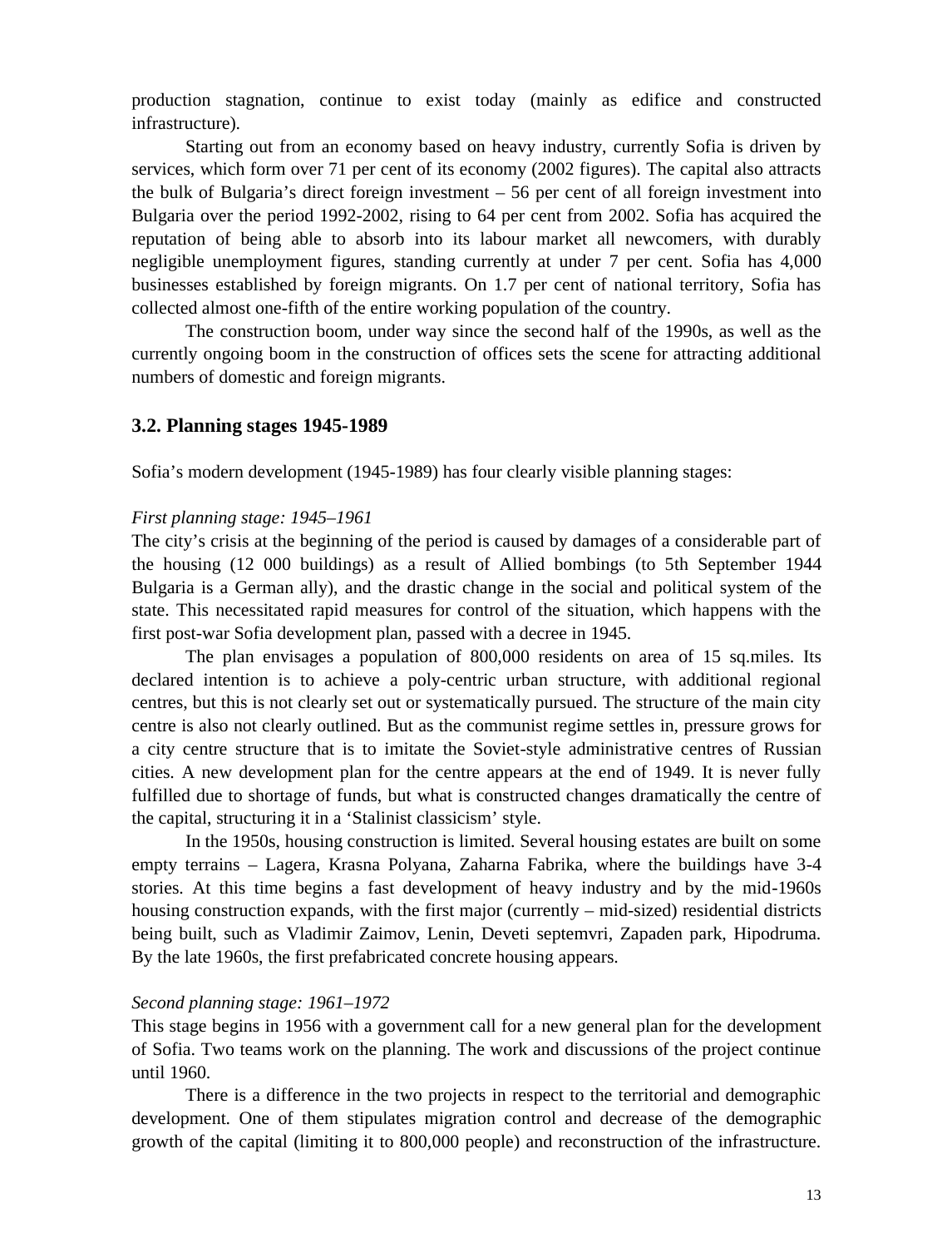production stagnation, continue to exist today (mainly as edifice and constructed infrastructure).

Starting out from an economy based on heavy industry, currently Sofia is driven by services, which form over 71 per cent of its economy (2002 figures). The capital also attracts the bulk of Bulgaria's direct foreign investment – 56 per cent of all foreign investment into Bulgaria over the period 1992-2002, rising to 64 per cent from 2002. Sofia has acquired the reputation of being able to absorb into its labour market all newcomers, with durably negligible unemployment figures, standing currently at under 7 per cent. Sofia has 4,000 businesses established by foreign migrants. On 1.7 per cent of national territory, Sofia has collected almost one-fifth of the entire working population of the country.

The construction boom, under way since the second half of the 1990s, as well as the currently ongoing boom in the construction of offices sets the scene for attracting additional numbers of domestic and foreign migrants.

### 3.2. Planning stages 1945-1989

Sofia's modern development (1945-1989) has four clearly visible planning stages:

*First planning stage: 1945–1961*

The city's crisis at the beginning of the period is caused by damages of a considerable part of the housing (12 000 buildings) as a result of Allied bombings (to 5th September 1944 Bulgaria is a German ally), and the drastic change in the social and political system of the state. This necessitated rapid measures for control of the situation, which happens with the first post-war Sofia development plan, passed with a decree in 1945.

The plan envisages a population of 800,000 residents on area of 15 sq.miles. Its declared intention is to achieve a poly-centric urban structure, with additional regional centres, but this is not clearly set out or systematically pursued. The structure of the main city centre is also not clearly outlined. But as the communist regime settles in, pressure grows for a city centre structure that is to imitate the Soviet-style administrative centres of Russian cities. A new development plan for the centre appears at the end of 1949. It is never fully fulfilled due to shortage of funds, but what is constructed changes dramatically the centre of the capital, structuring it in a 'Stalinist classicism' style.

In the 1950s, housing construction is limited. Several housing estates are built on some empty terrains – Lagera, Krasna Polyana, Zaharna Fabrika, where the buildings have 3-4 stories. At this time begins a fast development of heavy industry and by the mid-1960s housing construction expands, with the first major (currently – mid-sized) residential districts being built, such as Vladimir Zaimov, Lenin, Deveti septemvri, Zapaden park, Hipodruma. By the late 1960s, the first prefabricated concrete housing appears.

*Second planning stage: 1961–1972*

This stage begins in 1956 with a government call for a new general plan for the development of Sofia. Two teams work on the planning. The work and discussions of the project continue until 1960.

There is a difference in the two projects in respect to the territorial and demographic development. One of them stipulates migration control and decrease of the demographic growth of the capital (limiting it to 800,000 people) and reconstruction of the infrastructure.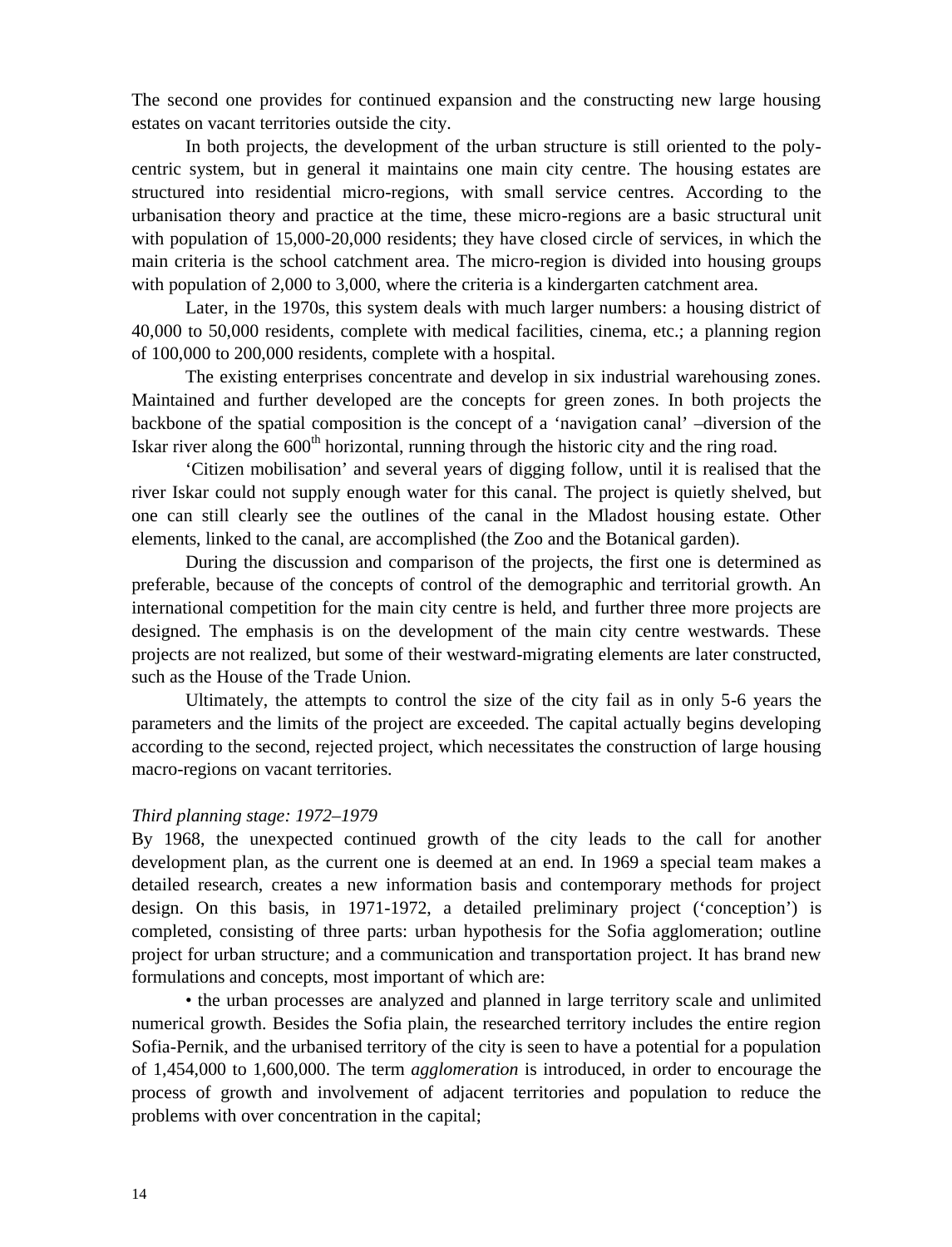The second one provides for continued expansion and the constructing new large housing estates on vacant territories outside the city.

In both projects, the development of the urban structure is still oriented to the poly-centric system, but in general it maintains one main city centre. The housing estates are structured into residential micro-regions, with small service centres. According to the urbanisation theory and practice at the time, these micro-regions are a basic structural unit with population of 15,000-20,000 residents; they have closed circle of services, in which the main criteria is the school catchment area. The micro-region is divided into housing groups with population of 2,000 to 3,000, where the criteria is a kindergarten catchment area.

Later, in the 1970s, this system deals with much larger numbers: a housing district of 40,000 to 50,000 residents, complete with medical facilities, cinema, etc.; a planning region of 100,000 to 200,000 residents, complete with a hospital.

The existing enterprises concentrate and develop in six industrial warehousing zones. Maintained and further developed are the concepts for green zones. In both projects the backbone of the spatial composition is the concept of a 'navigation canal' –diversion of the Iskar river along the 600$^{th}$ horizontal, running through the historic city and the ring road.

'Citizen mobilisation' and several years of digging follow, until it is realised that the river Iskar could not supply enough water for this canal. The project is quietly shelved, but one can still clearly see the outlines of the canal in the Mladost housing estate. Other elements, linked to the canal, are accomplished (the Zoo and the Botanical garden).

During the discussion and comparison of the projects, the first one is determined as preferable, because of the concepts of control of the demographic and territorial growth. An international competition for the main city centre is held, and further three more projects are designed. The emphasis is on the development of the main city centre westwards. These projects are not realized, but some of their westward-migrating elements are later constructed, such as the House of the Trade Union.

Ultimately, the attempts to control the size of the city fail as in only 5-6 years the parameters and the limits of the project are exceeded. The capital actually begins developing according to the second, rejected project, which necessitates the construction of large housing macro-regions on vacant territories.

*Third planning stage: 1972–1979*

By 1968, the unexpected continued growth of the city leads to the call for another development plan, as the current one is deemed at an end. In 1969 a special team makes a detailed research, creates a new information basis and contemporary methods for project design. On this basis, in 1971-1972, a detailed preliminary project ('conception') is completed, consisting of three parts: urban hypothesis for the Sofia agglomeration; outline project for urban structure; and a communication and transportation project. It has brand new formulations and concepts, most important of which are:

• the urban processes are analyzed and planned in large territory scale and unlimited numerical growth. Besides the Sofia plain, the researched territory includes the entire region Sofia-Pernik, and the urbanised territory of the city is seen to have a potential for a population of 1,454,000 to 1,600,000. The term *agglomeration* is introduced, in order to encourage the process of growth and involvement of adjacent territories and population to reduce the problems with over concentration in the capital;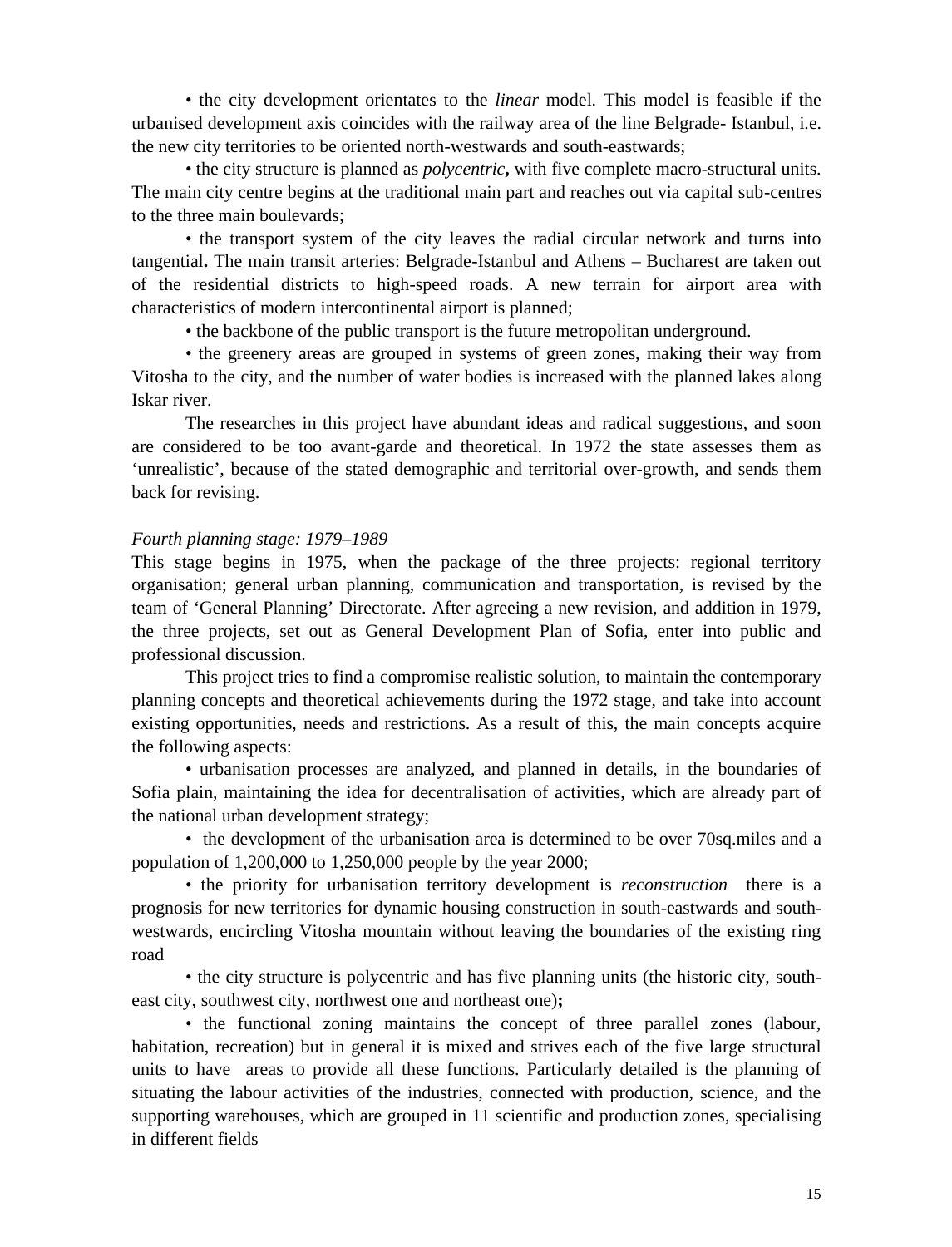• the city development orientates to the *linear* model. This model is feasible if the urbanised development axis coincides with the railway area of the line Belgrade- Istanbul, i.e. the new city territories to be oriented north-westwards and south-eastwards;

• the city structure is planned as *polycentric***,** with five complete macro-structural units. The main city centre begins at the traditional main part and reaches out via capital sub-centres to the three main boulevards;

• the transport system of the city leaves the radial circular network and turns into tangential**.** The main transit arteries: Belgrade-Istanbul and Athens – Bucharest are taken out of the residential districts to high-speed roads. A new terrain for airport area with characteristics of modern intercontinental airport is planned;

• the backbone of the public transport is the future metropolitan underground.

• the greenery areas are grouped in systems of green zones, making their way from Vitosha to the city, and the number of water bodies is increased with the planned lakes along Iskar river.

The researches in this project have abundant ideas and radical suggestions, and soon are considered to be too avant-garde and theoretical. In 1972 the state assesses them as ‘unrealistic’, because of the stated demographic and territorial over-growth, and sends them back for revising.

*Fourth planning stage: 1979–1989*

This stage begins in 1975, when the package of the three projects: regional territory organisation; general urban planning, communication and transportation, is revised by the team of ‘General Planning’ Directorate. After agreeing a new revision, and addition in 1979, the three projects, set out as General Development Plan of Sofia, enter into public and professional discussion.

This project tries to find a compromise realistic solution, to maintain the contemporary planning concepts and theoretical achievements during the 1972 stage, and take into account existing opportunities, needs and restrictions. As a result of this, the main concepts acquire the following aspects:

• urbanisation processes are analyzed, and planned in details, in the boundaries of Sofia plain, maintaining the idea for decentralisation of activities, which are already part of the national urban development strategy;

• the development of the urbanisation area is determined to be over 70sq.miles and a population of 1,200,000 to 1,250,000 people by the year 2000;

• the priority for urbanisation territory development is *reconstruction* there is a prognosis for new territories for dynamic housing construction in south-eastwards and south-westwards, encircling Vitosha mountain without leaving the boundaries of the existing ring road

• the city structure is polycentric and has five planning units (the historic city, south-east city, southwest city, northwest one and northeast one)**;**

• the functional zoning maintains the concept of three parallel zones (labour, habitation, recreation) but in general it is mixed and strives each of the five large structural units to have areas to provide all these functions. Particularly detailed is the planning of situating the labour activities of the industries, connected with production, science, and the supporting warehouses, which are grouped in 11 scientific and production zones, specialising in different fields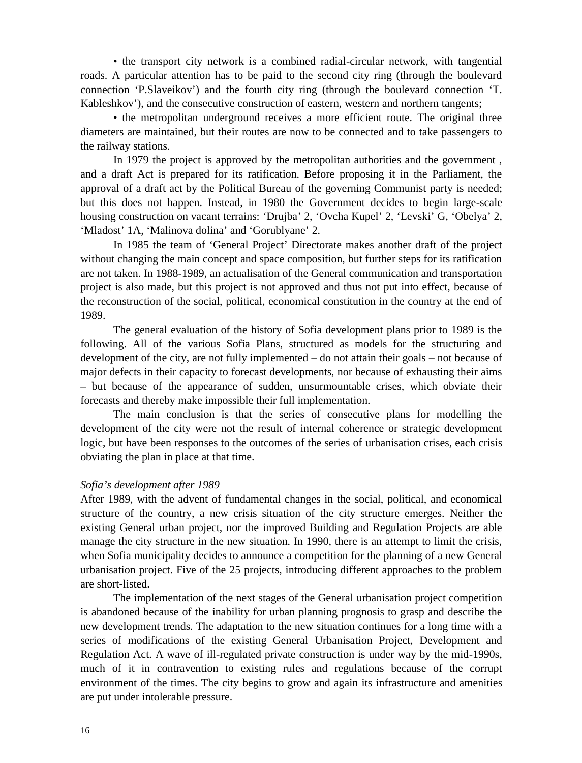• the transport city network is a combined radial-circular network, with tangential roads. A particular attention has to be paid to the second city ring (through the boulevard connection 'P.Slaveikov') and the fourth city ring (through the boulevard connection 'T. Kableshkov'), and the consecutive construction of eastern, western and northern tangents;

• the metropolitan underground receives a more efficient route. The original three diameters are maintained, but their routes are now to be connected and to take passengers to the railway stations.

In 1979 the project is approved by the metropolitan authorities and the government , and a draft Act is prepared for its ratification. Before proposing it in the Parliament, the approval of a draft act by the Political Bureau of the governing Communist party is needed; but this does not happen. Instead, in 1980 the Government decides to begin large-scale housing construction on vacant terrains: 'Drujba' 2, 'Ovcha Kupel' 2, 'Levski' G, 'Obelya' 2, 'Mladost' 1A, 'Malinova dolina' and 'Gorublyane' 2.

In 1985 the team of 'General Project' Directorate makes another draft of the project without changing the main concept and space composition, but further steps for its ratification are not taken. In 1988-1989, an actualisation of the General communication and transportation project is also made, but this project is not approved and thus not put into effect, because of the reconstruction of the social, political, economical constitution in the country at the end of 1989.

The general evaluation of the history of Sofia development plans prior to 1989 is the following. All of the various Sofia Plans, structured as models for the structuring and development of the city, are not fully implemented – do not attain their goals – not because of major defects in their capacity to forecast developments, nor because of exhausting their aims – but because of the appearance of sudden, unsurmountable crises, which obviate their forecasts and thereby make impossible their full implementation.

The main conclusion is that the series of consecutive plans for modelling the development of the city were not the result of internal coherence or strategic development logic, but have been responses to the outcomes of the series of urbanisation crises, each crisis obviating the plan in place at that time.

*Sofia's development after 1989*

After 1989, with the advent of fundamental changes in the social, political, and economical structure of the country, a new crisis situation of the city structure emerges. Neither the existing General urban project, nor the improved Building and Regulation Projects are able manage the city structure in the new situation. In 1990, there is an attempt to limit the crisis, when Sofia municipality decides to announce a competition for the planning of a new General urbanisation project. Five of the 25 projects, introducing different approaches to the problem are short-listed.

The implementation of the next stages of the General urbanisation project competition is abandoned because of the inability for urban planning prognosis to grasp and describe the new development trends. The adaptation to the new situation continues for a long time with a series of modifications of the existing General Urbanisation Project, Development and Regulation Act. A wave of ill-regulated private construction is under way by the mid-1990s, much of it in contravention to existing rules and regulations because of the corrupt environment of the times. The city begins to grow and again its infrastructure and amenities are put under intolerable pressure.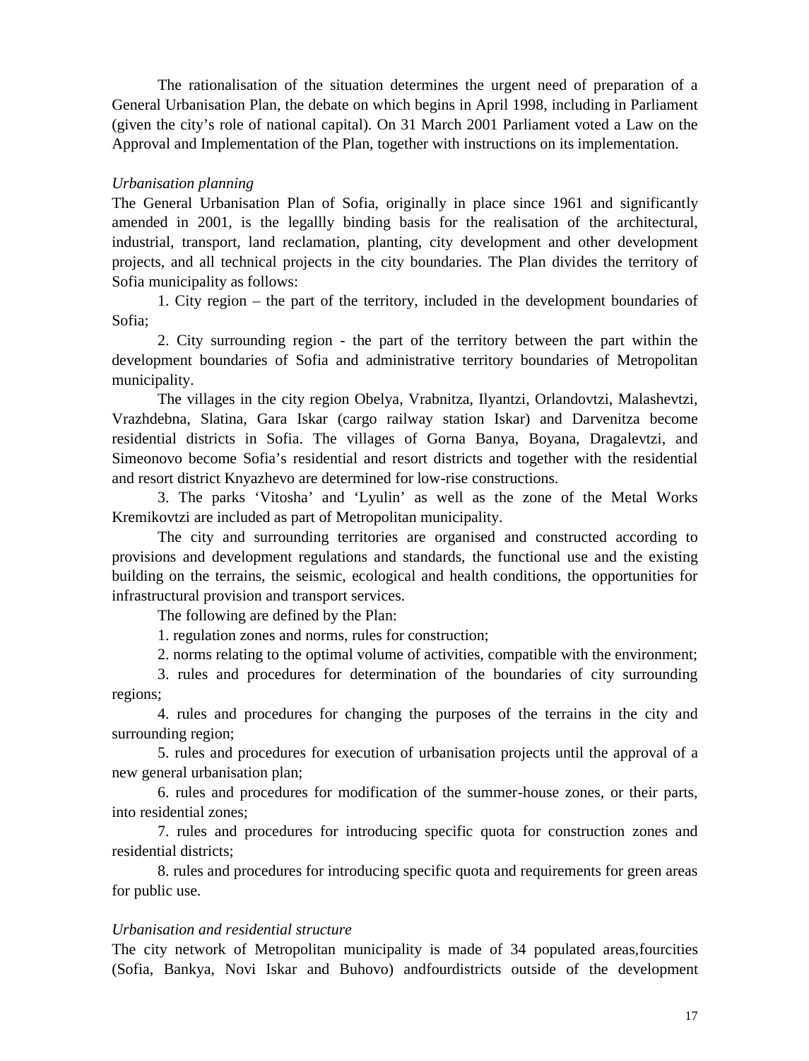The rationalisation of the situation determines the urgent need of preparation of a General Urbanisation Plan, the debate on which begins in April 1998, including in Parliament (given the city's role of national capital). On 31 March 2001 Parliament voted a Law on the Approval and Implementation of the Plan, together with instructions on its implementation.

*Urbanisation planning*

The General Urbanisation Plan of Sofia, originally in place since 1961 and significantly amended in 2001, is the legallly binding basis for the realisation of the architectural, industrial, transport, land reclamation, planting, city development and other development projects, and all technical projects in the city boundaries. The Plan divides the territory of Sofia municipality as follows:

1. City region – the part of the territory, included in the development boundaries of Sofia;

2. City surrounding region - the part of the territory between the part within the development boundaries of Sofia and administrative territory boundaries of Metropolitan municipality.

The villages in the city region Obelya, Vrabnitza, Ilyantzi, Orlandovtzi, Malashevtzi, Vrazhdebna, Slatina, Gara Iskar (cargo railway station Iskar) and Darvenitza become residential districts in Sofia. The villages of Gorna Banya, Boyana, Dragalevtzi, and Simeonovo become Sofia's residential and resort districts and together with the residential and resort district Knyazhevo are determined for low-rise constructions.

3. The parks 'Vitosha' and 'Lyulin' as well as the zone of the Metal Works Kremikovtzi are included as part of Metropolitan municipality.

The city and surrounding territories are organised and constructed according to provisions and development regulations and standards, the functional use and the existing building on the terrains, the seismic, ecological and health conditions, the opportunities for infrastructural provision and transport services.

The following are defined by the Plan:

1. regulation zones and norms, rules for construction;

2. norms relating to the optimal volume of activities, compatible with the environment;

3. rules and procedures for determination of the boundaries of city surrounding regions;

4. rules and procedures for changing the purposes of the terrains in the city and surrounding region;

5. rules and procedures for execution of urbanisation projects until the approval of a new general urbanisation plan;

6. rules and procedures for modification of the summer-house zones, or their parts, into residential zones;

7. rules and procedures for introducing specific quota for construction zones and residential districts;

8. rules and procedures for introducing specific quota and requirements for green areas for public use.

*Urbanisation and residential structure*

The city network of Metropolitan municipality is made of 34 populated areas,fourcities (Sofia, Bankya, Novi Iskar and Buhovo) andfourdistricts outside of the development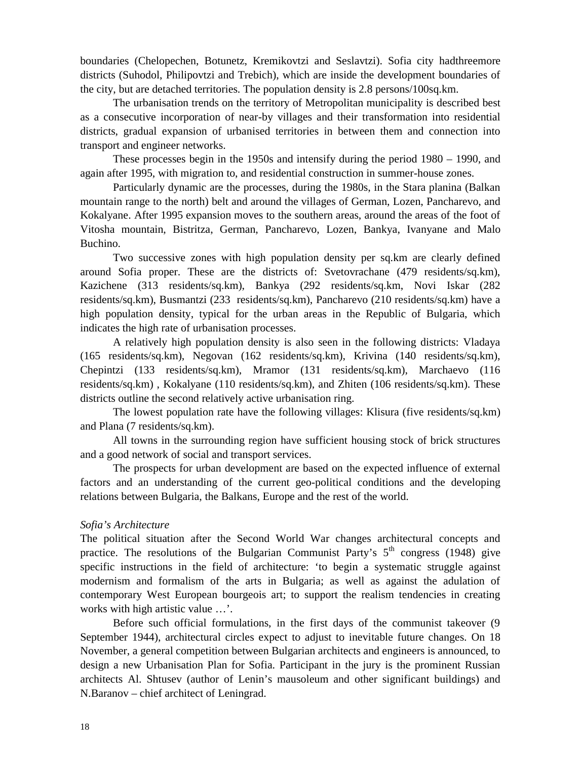boundaries (Chelopechen, Botunetz, Kremikovtzi and Seslavtzi). Sofia city hadthreemore districts (Suhodol, Philipovtzi and Trebich), which are inside the development boundaries of the city, but are detached territories. The population density is 2.8 persons/100sq.km.

The urbanisation trends on the territory of Metropolitan municipality is described best as a consecutive incorporation of near-by villages and their transformation into residential districts, gradual expansion of urbanised territories in between them and connection into transport and engineer networks.

These processes begin in the 1950s and intensify during the period 1980 – 1990, and again after 1995, with migration to, and residential construction in summer-house zones.

Particularly dynamic are the processes, during the 1980s, in the Stara planina (Balkan mountain range to the north) belt and around the villages of German, Lozen, Pancharevo, and Kokalyane. After 1995 expansion moves to the southern areas, around the areas of the foot of Vitosha mountain, Bistritza, German, Pancharevo, Lozen, Bankya, Ivanyane and Malo Buchino.

Two successive zones with high population density per sq.km are clearly defined around Sofia proper. These are the districts of: Svetovrachane (479 residents/sq.km), Kazichene (313 residents/sq.km), Bankya (292 residents/sq.km, Novi Iskar (282 residents/sq.km), Busmantzi (233 residents/sq.km), Pancharevo (210 residents/sq.km) have a high population density, typical for the urban areas in the Republic of Bulgaria, which indicates the high rate of urbanisation processes.

A relatively high population density is also seen in the following districts: Vladaya (165 residents/sq.km), Negovan (162 residents/sq.km), Krivina (140 residents/sq.km), Chepintzi (133 residents/sq.km), Mramor (131 residents/sq.km), Marchaevo (116 residents/sq.km) , Kokalyane (110 residents/sq.km), and Zhiten (106 residents/sq.km). These districts outline the second relatively active urbanisation ring.

The lowest population rate have the following villages: Klisura (five residents/sq.km) and Plana (7 residents/sq.km).

All towns in the surrounding region have sufficient housing stock of brick structures and a good network of social and transport services.

The prospects for urban development are based on the expected influence of external factors and an understanding of the current geo-political conditions and the developing relations between Bulgaria, the Balkans, Europe and the rest of the world.

*Sofia's Architecture*

The political situation after the Second World War changes architectural concepts and practice. The resolutions of the Bulgarian Communist Party's 5th congress (1948) give specific instructions in the field of architecture: 'to begin a systematic struggle against modernism and formalism of the arts in Bulgaria; as well as against the adulation of contemporary West European bourgeois art; to support the realism tendencies in creating works with high artistic value …'.

Before such official formulations, in the first days of the communist takeover (9 September 1944), architectural circles expect to adjust to inevitable future changes. On 18 November, a general competition between Bulgarian architects and engineers is announced, to design a new Urbanisation Plan for Sofia. Participant in the jury is the prominent Russian architects Al. Shtusev (author of Lenin's mausoleum and other significant buildings) and N.Baranov – chief architect of Leningrad.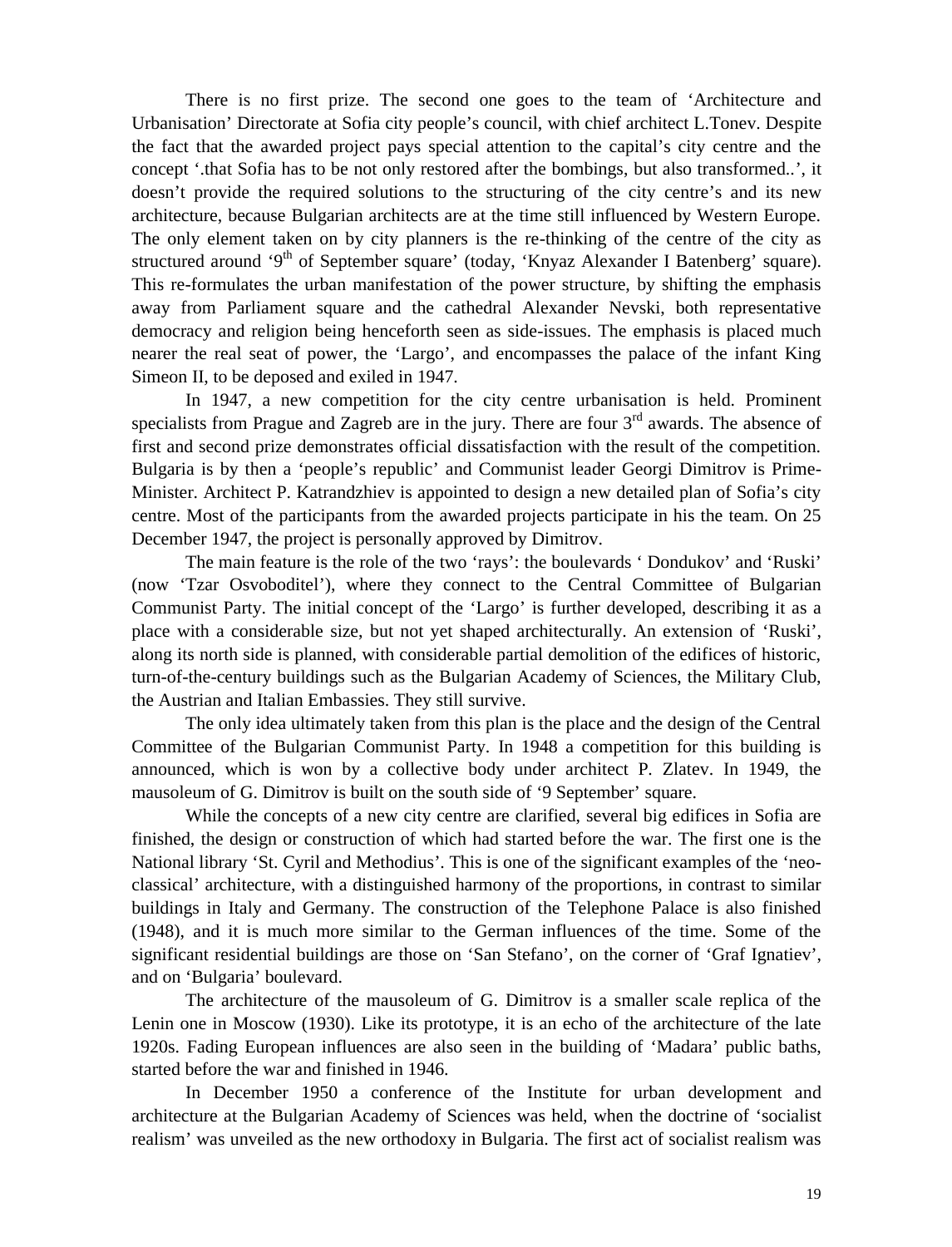There is no first prize. The second one goes to the team of 'Architecture and Urbanisation' Directorate at Sofia city people's council, with chief architect L.Tonev. Despite the fact that the awarded project pays special attention to the capital's city centre and the concept '.that Sofia has to be not only restored after the bombings, but also transformed..', it doesn't provide the required solutions to the structuring of the city centre's and its new architecture, because Bulgarian architects are at the time still influenced by Western Europe. The only element taken on by city planners is the re-thinking of the centre of the city as structured around '9th of September square' (today, 'Knyaz Alexander I Batenberg' square). This re-formulates the urban manifestation of the power structure, by shifting the emphasis away from Parliament square and the cathedral Alexander Nevski, both representative democracy and religion being henceforth seen as side-issues. The emphasis is placed much nearer the real seat of power, the 'Largo', and encompasses the palace of the infant King Simeon II, to be deposed and exiled in 1947.

In 1947, a new competition for the city centre urbanisation is held. Prominent specialists from Prague and Zagreb are in the jury. There are four 3rd awards. The absence of first and second prize demonstrates official dissatisfaction with the result of the competition. Bulgaria is by then a 'people's republic' and Communist leader Georgi Dimitrov is Prime-Minister. Architect P. Katrandzhiev is appointed to design a new detailed plan of Sofia's city centre. Most of the participants from the awarded projects participate in his the team. On 25 December 1947, the project is personally approved by Dimitrov.

The main feature is the role of the two 'rays': the boulevards ' Dondukov' and 'Ruski' (now 'Tzar Osvoboditel'), where they connect to the Central Committee of Bulgarian Communist Party. The initial concept of the 'Largo' is further developed, describing it as a place with a considerable size, but not yet shaped architecturally. An extension of 'Ruski', along its north side is planned, with considerable partial demolition of the edifices of historic, turn-of-the-century buildings such as the Bulgarian Academy of Sciences, the Military Club, the Austrian and Italian Embassies. They still survive.

The only idea ultimately taken from this plan is the place and the design of the Central Committee of the Bulgarian Communist Party. In 1948 a competition for this building is announced, which is won by a collective body under architect P. Zlatev. In 1949, the mausoleum of G. Dimitrov is built on the south side of '9 September' square.

While the concepts of a new city centre are clarified, several big edifices in Sofia are finished, the design or construction of which had started before the war. The first one is the National library 'St. Cyril and Methodius'. This is one of the significant examples of the 'neo-classical' architecture, with a distinguished harmony of the proportions, in contrast to similar buildings in Italy and Germany. The construction of the Telephone Palace is also finished (1948), and it is much more similar to the German influences of the time. Some of the significant residential buildings are those on 'San Stefano', on the corner of 'Graf Ignatiev', and on 'Bulgaria' boulevard.

The architecture of the mausoleum of G. Dimitrov is a smaller scale replica of the Lenin one in Moscow (1930). Like its prototype, it is an echo of the architecture of the late 1920s. Fading European influences are also seen in the building of 'Madara' public baths, started before the war and finished in 1946.

In December 1950 a conference of the Institute for urban development and architecture at the Bulgarian Academy of Sciences was held, when the doctrine of 'socialist realism' was unveiled as the new orthodoxy in Bulgaria. The first act of socialist realism was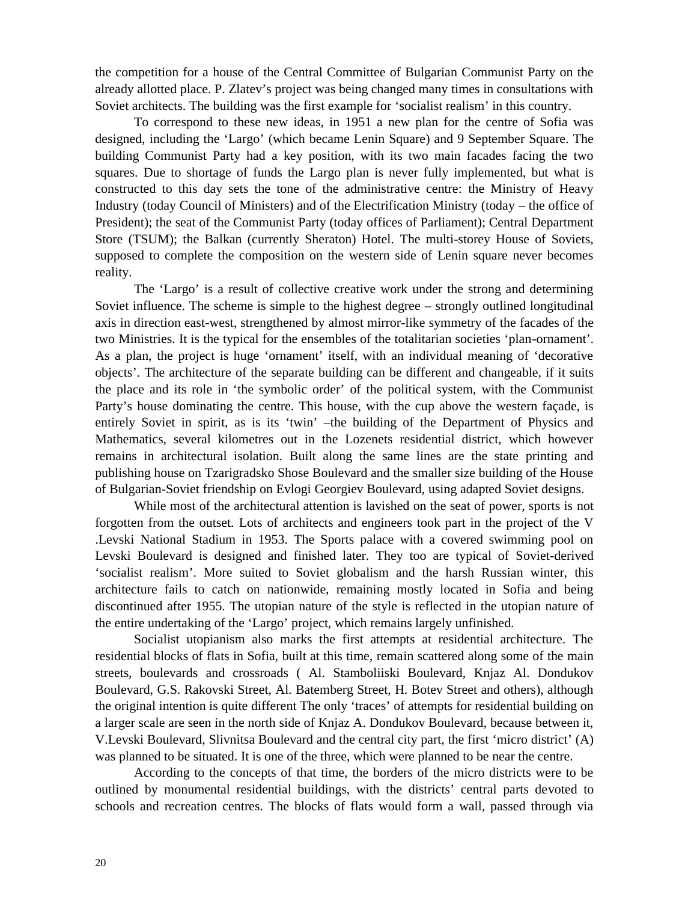the competition for a house of the Central Committee of Bulgarian Communist Party on the already allotted place. P. Zlatev's project was being changed many times in consultations with Soviet architects. The building was the first example for 'socialist realism' in this country.

To correspond to these new ideas, in 1951 a new plan for the centre of Sofia was designed, including the 'Largo' (which became Lenin Square) and 9 September Square. The building Communist Party had a key position, with its two main facades facing the two squares. Due to shortage of funds the Largo plan is never fully implemented, but what is constructed to this day sets the tone of the administrative centre: the Ministry of Heavy Industry (today Council of Ministers) and of the Electrification Ministry (today – the office of President); the seat of the Communist Party (today offices of Parliament); Central Department Store (TSUM); the Balkan (currently Sheraton) Hotel. The multi-storey House of Soviets, supposed to complete the composition on the western side of Lenin square never becomes reality.

The 'Largo' is a result of collective creative work under the strong and determining Soviet influence. The scheme is simple to the highest degree – strongly outlined longitudinal axis in direction east-west, strengthened by almost mirror-like symmetry of the facades of the two Ministries. It is the typical for the ensembles of the totalitarian societies 'plan-ornament'. As a plan, the project is huge 'ornament' itself, with an individual meaning of 'decorative objects'. The architecture of the separate building can be different and changeable, if it suits the place and its role in 'the symbolic order' of the political system, with the Communist Party's house dominating the centre. This house, with the cup above the western façade, is entirely Soviet in spirit, as is its 'twin' –the building of the Department of Physics and Mathematics, several kilometres out in the Lozenets residential district, which however remains in architectural isolation. Built along the same lines are the state printing and publishing house on Tzarigradsko Shose Boulevard and the smaller size building of the House of Bulgarian-Soviet friendship on Evlogi Georgiev Boulevard, using adapted Soviet designs.

While most of the architectural attention is lavished on the seat of power, sports is not forgotten from the outset. Lots of architects and engineers took part in the project of the V .Levski National Stadium in 1953. The Sports palace with a covered swimming pool on Levski Boulevard is designed and finished later. They too are typical of Soviet-derived 'socialist realism'. More suited to Soviet globalism and the harsh Russian winter, this architecture fails to catch on nationwide, remaining mostly located in Sofia and being discontinued after 1955. The utopian nature of the style is reflected in the utopian nature of the entire undertaking of the 'Largo' project, which remains largely unfinished.

Socialist utopianism also marks the first attempts at residential architecture. The residential blocks of flats in Sofia, built at this time, remain scattered along some of the main streets, boulevards and crossroads ( Al. Stamboliiski Boulevard, Knjaz Al. Dondukov Boulevard, G.S. Rakovski Street, Al. Batemberg Street, H. Botev Street and others), although the original intention is quite different The only 'traces' of attempts for residential building on a larger scale are seen in the north side of Knjaz A. Dondukov Boulevard, because between it, V.Levski Boulevard, Slivnitsa Boulevard and the central city part, the first 'micro district' (A) was planned to be situated. It is one of the three, which were planned to be near the centre.

According to the concepts of that time, the borders of the micro districts were to be outlined by monumental residential buildings, with the districts' central parts devoted to schools and recreation centres. The blocks of flats would form a wall, passed through via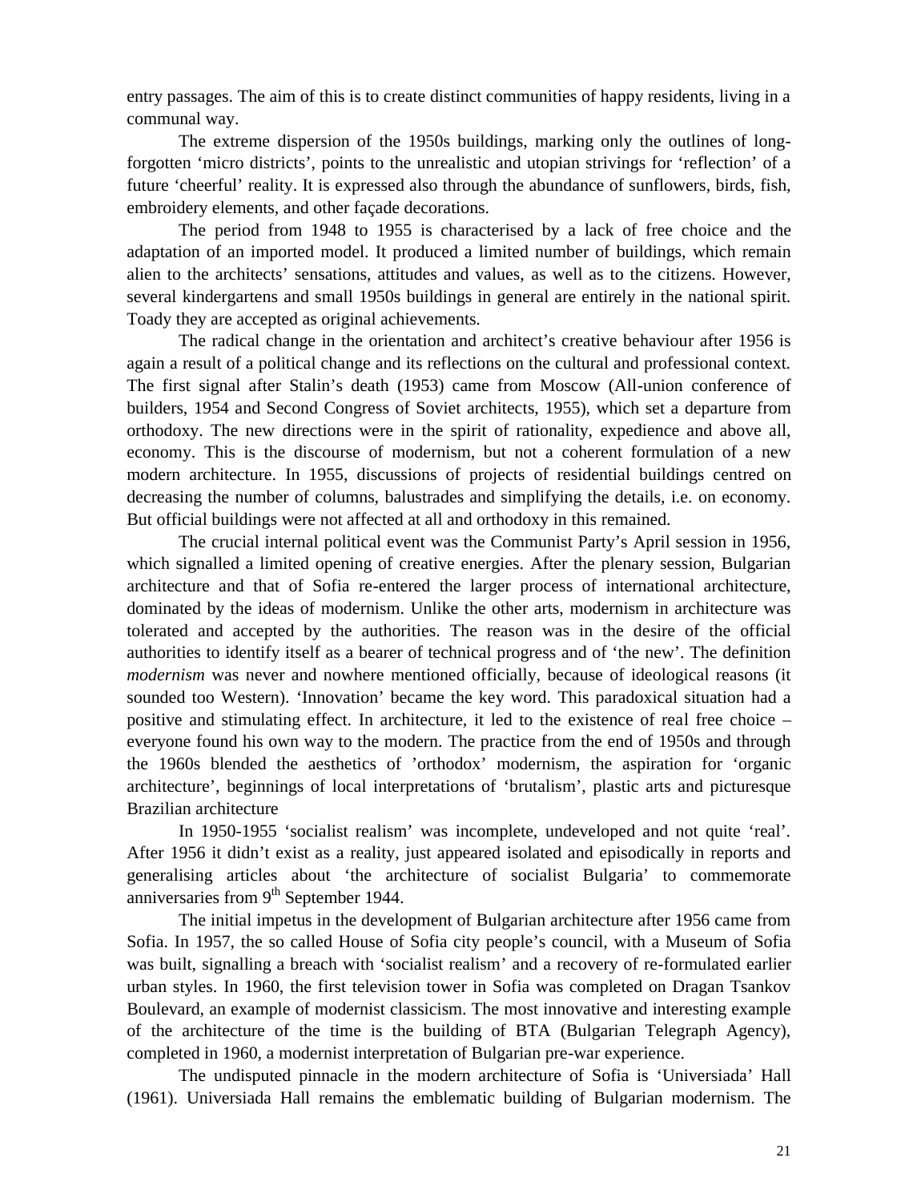entry passages. The aim of this is to create distinct communities of happy residents, living in a communal way.

The extreme dispersion of the 1950s buildings, marking only the outlines of long-forgotten ‘micro districts’, points to the unrealistic and utopian strivings for ‘reflection’ of a future ‘cheerful’ reality. It is expressed also through the abundance of sunflowers, birds, fish, embroidery elements, and other façade decorations.

The period from 1948 to 1955 is characterised by a lack of free choice and the adaptation of an imported model. It produced a limited number of buildings, which remain alien to the architects’ sensations, attitudes and values, as well as to the citizens. However, several kindergartens and small 1950s buildings in general are entirely in the national spirit. Toady they are accepted as original achievements.

The radical change in the orientation and architect’s creative behaviour after 1956 is again a result of a political change and its reflections on the cultural and professional context. The first signal after Stalin’s death (1953) came from Moscow (All-union conference of builders, 1954 and Second Congress of Soviet architects, 1955), which set a departure from orthodoxy. The new directions were in the spirit of rationality, expedience and above all, economy. This is the discourse of modernism, but not a coherent formulation of a new modern architecture. In 1955, discussions of projects of residential buildings centred on decreasing the number of columns, balustrades and simplifying the details, i.e. on economy. But official buildings were not affected at all and orthodoxy in this remained.

The crucial internal political event was the Communist Party’s April session in 1956, which signalled a limited opening of creative energies. After the plenary session, Bulgarian architecture and that of Sofia re-entered the larger process of international architecture, dominated by the ideas of modernism. Unlike the other arts, modernism in architecture was tolerated and accepted by the authorities. The reason was in the desire of the official authorities to identify itself as a bearer of technical progress and of ‘the new’. The definition *modernism* was never and nowhere mentioned officially, because of ideological reasons (it sounded too Western). ‘Innovation’ became the key word. This paradoxical situation had a positive and stimulating effect. In architecture, it led to the existence of real free choice – everyone found his own way to the modern. The practice from the end of 1950s and through the 1960s blended the aesthetics of ’orthodox’ modernism, the aspiration for ‘organic architecture’, beginnings of local interpretations of ‘brutalism’, plastic arts and picturesque Brazilian architecture

In 1950-1955 ‘socialist realism’ was incomplete, undeveloped and not quite ‘real’. After 1956 it didn’t exist as a reality, just appeared isolated and episodically in reports and generalising articles about ‘the architecture of socialist Bulgaria’ to commemorate anniversaries from 9th September 1944.

The initial impetus in the development of Bulgarian architecture after 1956 came from Sofia. In 1957, the so called House of Sofia city people’s council, with a Museum of Sofia was built, signalling a breach with ‘socialist realism’ and a recovery of re-formulated earlier urban styles. In 1960, the first television tower in Sofia was completed on Dragan Tsankov Boulevard, an example of modernist classicism. The most innovative and interesting example of the architecture of the time is the building of BTA (Bulgarian Telegraph Agency), completed in 1960, a modernist interpretation of Bulgarian pre-war experience.

The undisputed pinnacle in the modern architecture of Sofia is ‘Universiada’ Hall (1961). Universiada Hall remains the emblematic building of Bulgarian modernism. The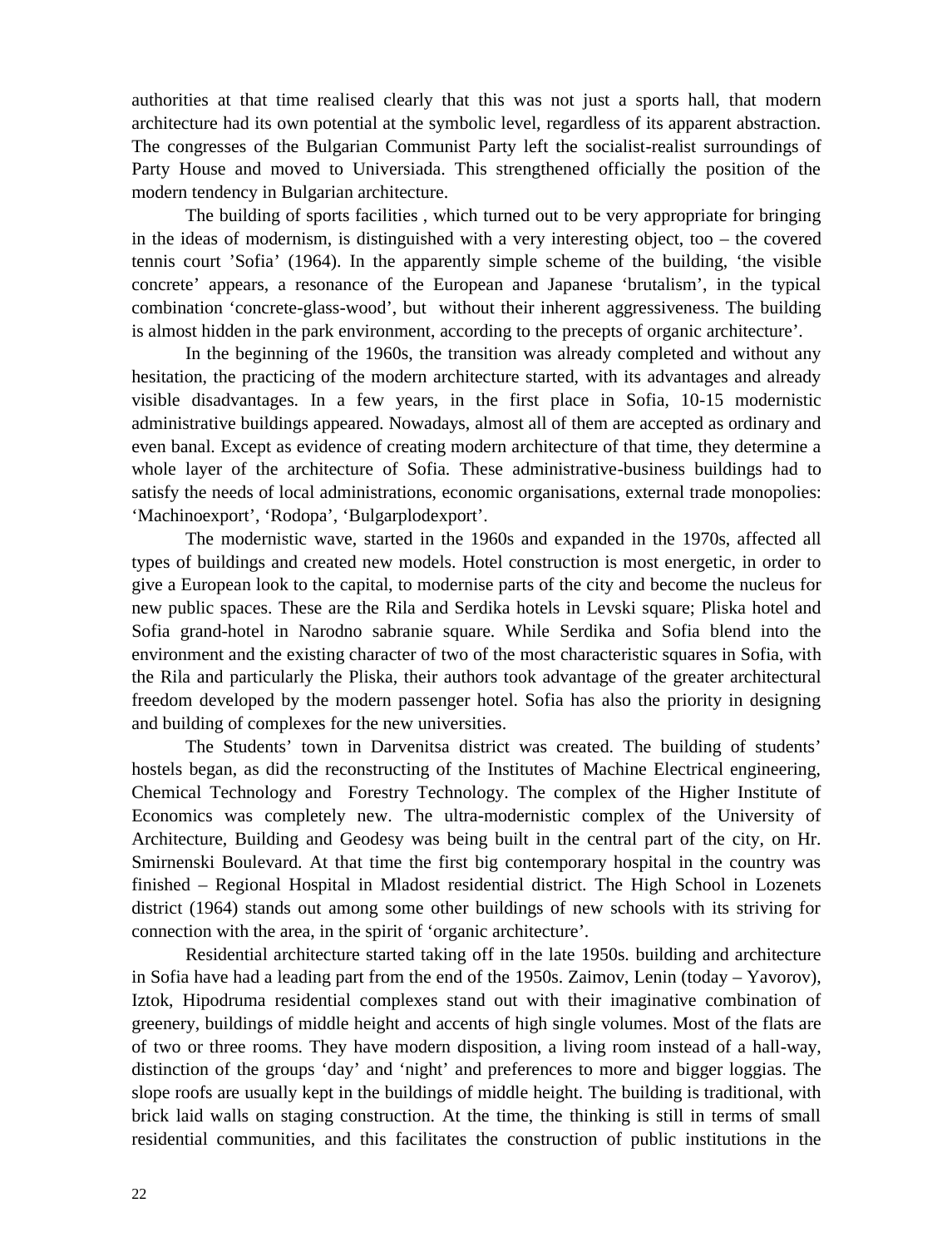authorities at that time realised clearly that this was not just a sports hall, that modern architecture had its own potential at the symbolic level, regardless of its apparent abstraction. The congresses of the Bulgarian Communist Party left the socialist-realist surroundings of Party House and moved to Universiada. This strengthened officially the position of the modern tendency in Bulgarian architecture.

The building of sports facilities , which turned out to be very appropriate for bringing in the ideas of modernism, is distinguished with a very interesting object, too – the covered tennis court 'Sofia' (1964). In the apparently simple scheme of the building, 'the visible concrete' appears, a resonance of the European and Japanese 'brutalism', in the typical combination 'concrete-glass-wood', but without their inherent aggressiveness. The building is almost hidden in the park environment, according to the precepts of organic architecture'.

In the beginning of the 1960s, the transition was already completed and without any hesitation, the practicing of the modern architecture started, with its advantages and already visible disadvantages. In a few years, in the first place in Sofia, 10-15 modernistic administrative buildings appeared. Nowadays, almost all of them are accepted as ordinary and even banal. Except as evidence of creating modern architecture of that time, they determine a whole layer of the architecture of Sofia. These administrative-business buildings had to satisfy the needs of local administrations, economic organisations, external trade monopolies: 'Machinoexport', 'Rodopa', 'Bulgarplodexport'.

The modernistic wave, started in the 1960s and expanded in the 1970s, affected all types of buildings and created new models. Hotel construction is most energetic, in order to give a European look to the capital, to modernise parts of the city and become the nucleus for new public spaces. These are the Rila and Serdika hotels in Levski square; Pliska hotel and Sofia grand-hotel in Narodno sabranie square. While Serdika and Sofia blend into the environment and the existing character of two of the most characteristic squares in Sofia, with the Rila and particularly the Pliska, their authors took advantage of the greater architectural freedom developed by the modern passenger hotel. Sofia has also the priority in designing and building of complexes for the new universities.

The Students' town in Darvenitsa district was created. The building of students' hostels began, as did the reconstructing of the Institutes of Machine Electrical engineering, Chemical Technology and Forestry Technology. The complex of the Higher Institute of Economics was completely new. The ultra-modernistic complex of the University of Architecture, Building and Geodesy was being built in the central part of the city, on Hr. Smirnenski Boulevard. At that time the first big contemporary hospital in the country was finished – Regional Hospital in Mladost residential district. The High School in Lozenets district (1964) stands out among some other buildings of new schools with its striving for connection with the area, in the spirit of 'organic architecture'.

Residential architecture started taking off in the late 1950s. building and architecture in Sofia have had a leading part from the end of the 1950s. Zaimov, Lenin (today – Yavorov), Iztok, Hipodruma residential complexes stand out with their imaginative combination of greenery, buildings of middle height and accents of high single volumes. Most of the flats are of two or three rooms. They have modern disposition, a living room instead of a hall-way, distinction of the groups 'day' and 'night' and preferences to more and bigger loggias. The slope roofs are usually kept in the buildings of middle height. The building is traditional, with brick laid walls on staging construction. At the time, the thinking is still in terms of small residential communities, and this facilitates the construction of public institutions in the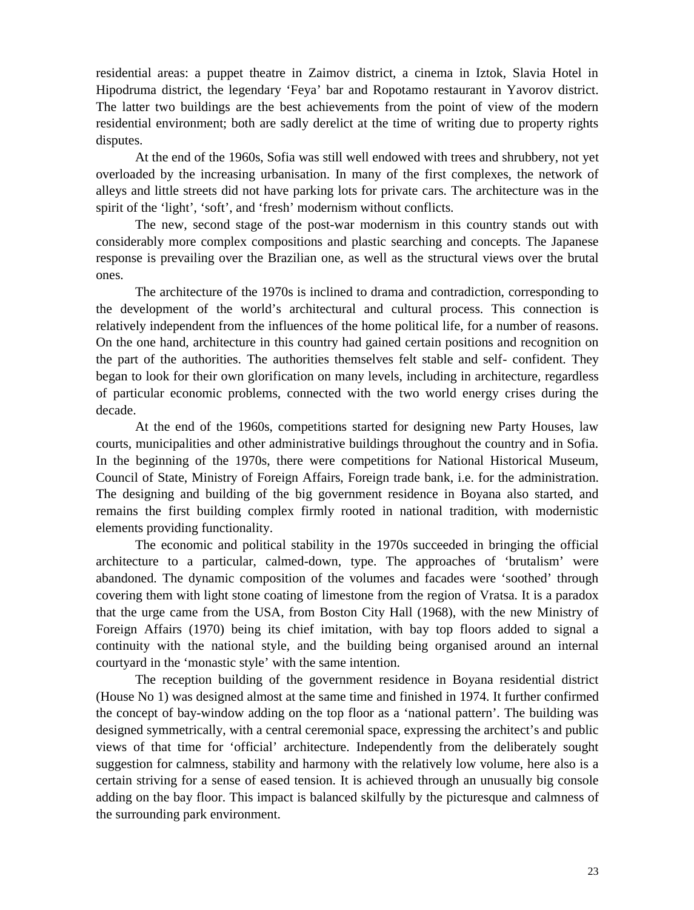residential areas: a puppet theatre in Zaimov district, a cinema in Iztok, Slavia Hotel in Hipodruma district, the legendary 'Feya' bar and Ropotamo restaurant in Yavorov district. The latter two buildings are the best achievements from the point of view of the modern residential environment; both are sadly derelict at the time of writing due to property rights disputes.

At the end of the 1960s, Sofia was still well endowed with trees and shrubbery, not yet overloaded by the increasing urbanisation. In many of the first complexes, the network of alleys and little streets did not have parking lots for private cars. The architecture was in the spirit of the 'light', 'soft', and 'fresh' modernism without conflicts.

The new, second stage of the post-war modernism in this country stands out with considerably more complex compositions and plastic searching and concepts. The Japanese response is prevailing over the Brazilian one, as well as the structural views over the brutal ones.

The architecture of the 1970s is inclined to drama and contradiction, corresponding to the development of the world's architectural and cultural process. This connection is relatively independent from the influences of the home political life, for a number of reasons. On the one hand, architecture in this country had gained certain positions and recognition on the part of the authorities. The authorities themselves felt stable and self- confident. They began to look for their own glorification on many levels, including in architecture, regardless of particular economic problems, connected with the two world energy crises during the decade.

At the end of the 1960s, competitions started for designing new Party Houses, law courts, municipalities and other administrative buildings throughout the country and in Sofia. In the beginning of the 1970s, there were competitions for National Historical Museum, Council of State, Ministry of Foreign Affairs, Foreign trade bank, i.e. for the administration. The designing and building of the big government residence in Boyana also started, and remains the first building complex firmly rooted in national tradition, with modernistic elements providing functionality.

The economic and political stability in the 1970s succeeded in bringing the official architecture to a particular, calmed-down, type. The approaches of 'brutalism' were abandoned. The dynamic composition of the volumes and facades were 'soothed' through covering them with light stone coating of limestone from the region of Vratsa. It is a paradox that the urge came from the USA, from Boston City Hall (1968), with the new Ministry of Foreign Affairs (1970) being its chief imitation, with bay top floors added to signal a continuity with the national style, and the building being organised around an internal courtyard in the 'monastic style' with the same intention.

The reception building of the government residence in Boyana residential district (House No 1) was designed almost at the same time and finished in 1974. It further confirmed the concept of bay-window adding on the top floor as a 'national pattern'. The building was designed symmetrically, with a central ceremonial space, expressing the architect's and public views of that time for 'official' architecture. Independently from the deliberately sought suggestion for calmness, stability and harmony with the relatively low volume, here also is a certain striving for a sense of eased tension. It is achieved through an unusually big console adding on the bay floor. This impact is balanced skilfully by the picturesque and calmness of the surrounding park environment.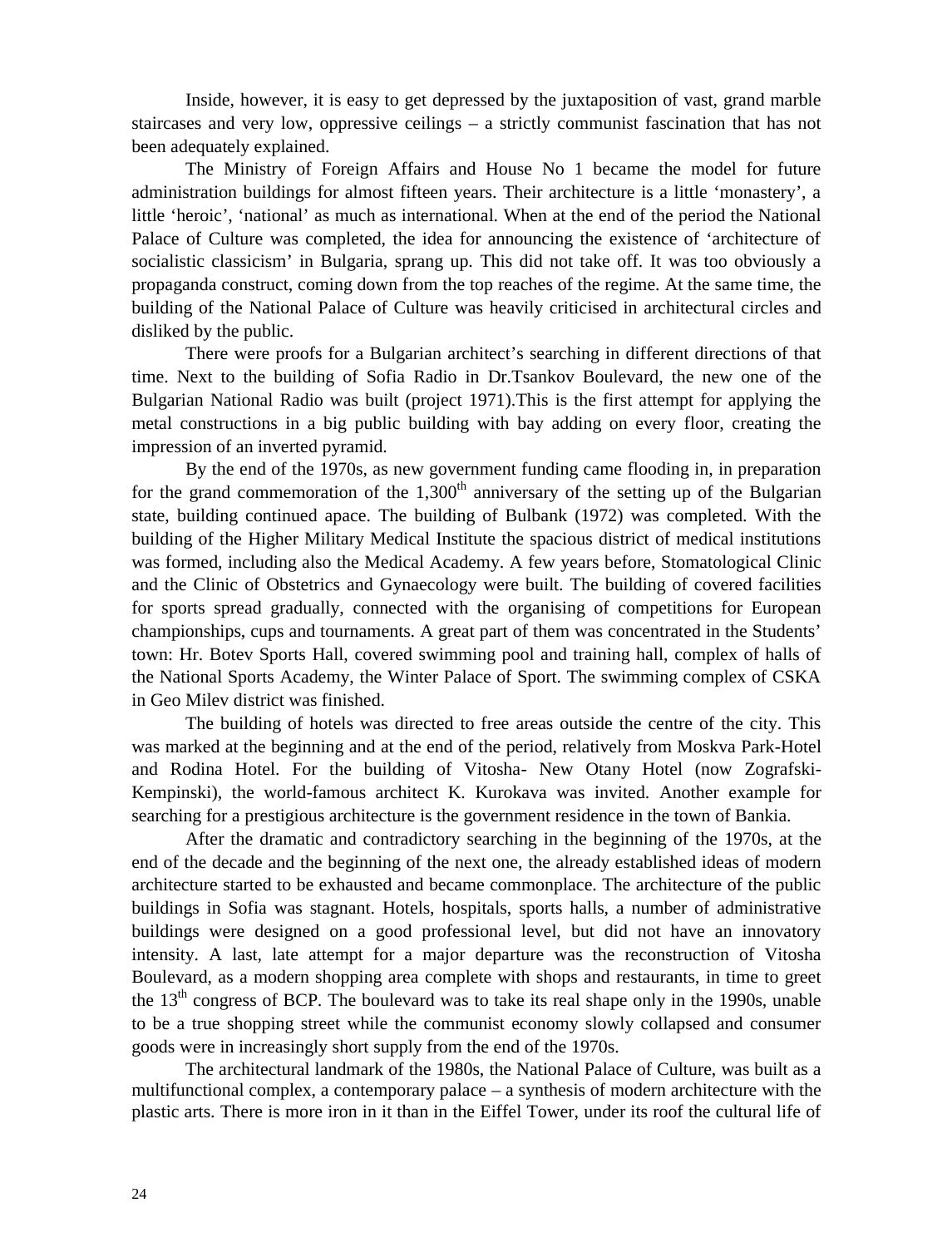Inside, however, it is easy to get depressed by the juxtaposition of vast, grand marble staircases and very low, oppressive ceilings – a strictly communist fascination that has not been adequately explained.

The Ministry of Foreign Affairs and House No 1 became the model for future administration buildings for almost fifteen years. Their architecture is a little 'monastery', a little 'heroic', 'national' as much as international. When at the end of the period the National Palace of Culture was completed, the idea for announcing the existence of 'architecture of socialistic classicism' in Bulgaria, sprang up. This did not take off. It was too obviously a propaganda construct, coming down from the top reaches of the regime. At the same time, the building of the National Palace of Culture was heavily criticised in architectural circles and disliked by the public.

There were proofs for a Bulgarian architect's searching in different directions of that time. Next to the building of Sofia Radio in Dr.Tsankov Boulevard, the new one of the Bulgarian National Radio was built (project 1971).This is the first attempt for applying the metal constructions in a big public building with bay adding on every floor, creating the impression of an inverted pyramid.

By the end of the 1970s, as new government funding came flooding in, in preparation for the grand commemoration of the 1,300th anniversary of the setting up of the Bulgarian state, building continued apace. The building of Bulbank (1972) was completed. With the building of the Higher Military Medical Institute the spacious district of medical institutions was formed, including also the Medical Academy. A few years before, Stomatological Clinic and the Clinic of Obstetrics and Gynaecology were built. The building of covered facilities for sports spread gradually, connected with the organising of competitions for European championships, cups and tournaments. A great part of them was concentrated in the Students' town: Hr. Botev Sports Hall, covered swimming pool and training hall, complex of halls of the National Sports Academy, the Winter Palace of Sport. The swimming complex of CSKA in Geo Milev district was finished.

The building of hotels was directed to free areas outside the centre of the city. This was marked at the beginning and at the end of the period, relatively from Moskva Park-Hotel and Rodina Hotel. For the building of Vitosha- New Otany Hotel (now Zografski-Kempinski), the world-famous architect K. Kurokava was invited. Another example for searching for a prestigious architecture is the government residence in the town of Bankia.

After the dramatic and contradictory searching in the beginning of the 1970s, at the end of the decade and the beginning of the next one, the already established ideas of modern architecture started to be exhausted and became commonplace. The architecture of the public buildings in Sofia was stagnant. Hotels, hospitals, sports halls, a number of administrative buildings were designed on a good professional level, but did not have an innovatory intensity. A last, late attempt for a major departure was the reconstruction of Vitosha Boulevard, as a modern shopping area complete with shops and restaurants, in time to greet the 13th congress of BCP. The boulevard was to take its real shape only in the 1990s, unable to be a true shopping street while the communist economy slowly collapsed and consumer goods were in increasingly short supply from the end of the 1970s.

The architectural landmark of the 1980s, the National Palace of Culture, was built as a multifunctional complex, a contemporary palace – a synthesis of modern architecture with the plastic arts. There is more iron in it than in the Eiffel Tower, under its roof the cultural life of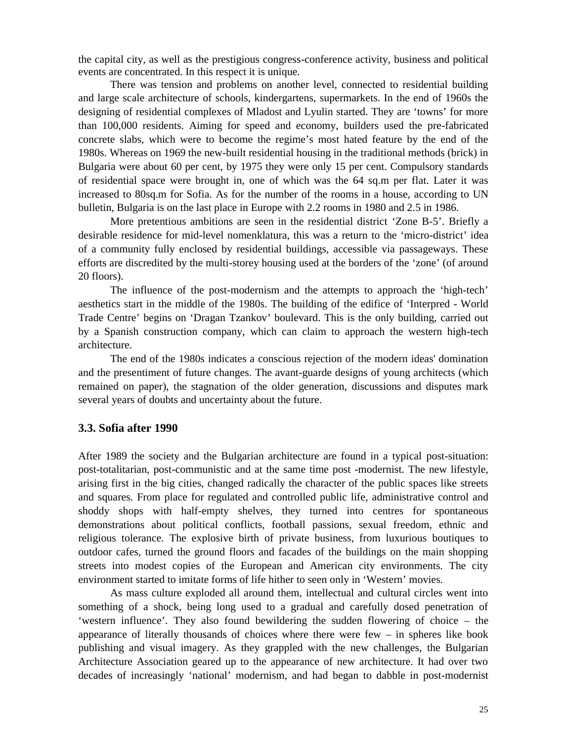the capital city, as well as the prestigious congress-conference activity, business and political events are concentrated. In this respect it is unique.

There was tension and problems on another level, connected to residential building and large scale architecture of schools, kindergartens, supermarkets. In the end of 1960s the designing of residential complexes of Mladost and Lyulin started. They are 'towns' for more than 100,000 residents. Aiming for speed and economy, builders used the pre-fabricated concrete slabs, which were to become the regime's most hated feature by the end of the 1980s. Whereas on 1969 the new-built residential housing in the traditional methods (brick) in Bulgaria were about 60 per cent, by 1975 they were only 15 per cent. Compulsory standards of residential space were brought in, one of which was the 64 sq.m per flat. Later it was increased to 80sq.m for Sofia. As for the number of the rooms in a house, according to UN bulletin, Bulgaria is on the last place in Europe with 2.2 rooms in 1980 and 2.5 in 1986.

More pretentious ambitions are seen in the residential district 'Zone B-5'. Briefly a desirable residence for mid-level nomenklatura, this was a return to the 'micro-district' idea of a community fully enclosed by residential buildings, accessible via passageways. These efforts are discredited by the multi-storey housing used at the borders of the 'zone' (of around 20 floors).

The influence of the post-modernism and the attempts to approach the 'high-tech' aesthetics start in the middle of the 1980s. The building of the edifice of 'Interpred - World Trade Centre' begins on 'Dragan Tzankov' boulevard. This is the only building, carried out by a Spanish construction company, which can claim to approach the western high-tech architecture.

The end of the 1980s indicates a conscious rejection of the modern ideas' domination and the presentiment of future changes. The avant-guarde designs of young architects (which remained on paper), the stagnation of the older generation, discussions and disputes mark several years of doubts and uncertainty about the future.

### 3.3. Sofia after 1990

After 1989 the society and the Bulgarian architecture are found in a typical post-situation: post-totalitarian, post-communistic and at the same time post -modernist. The new lifestyle, arising first in the big cities, changed radically the character of the public spaces like streets and squares. From place for regulated and controlled public life, administrative control and shoddy shops with half-empty shelves, they turned into centres for spontaneous demonstrations about political conflicts, football passions, sexual freedom, ethnic and religious tolerance. The explosive birth of private business, from luxurious boutiques to outdoor cafes, turned the ground floors and facades of the buildings on the main shopping streets into modest copies of the European and American city environments. The city environment started to imitate forms of life hither to seen only in 'Western' movies.

As mass culture exploded all around them, intellectual and cultural circles went into something of a shock, being long used to a gradual and carefully dosed penetration of 'western influence'. They also found bewildering the sudden flowering of choice – the appearance of literally thousands of choices where there were few – in spheres like book publishing and visual imagery. As they grappled with the new challenges, the Bulgarian Architecture Association geared up to the appearance of new architecture. It had over two decades of increasingly 'national' modernism, and had began to dabble in post-modernist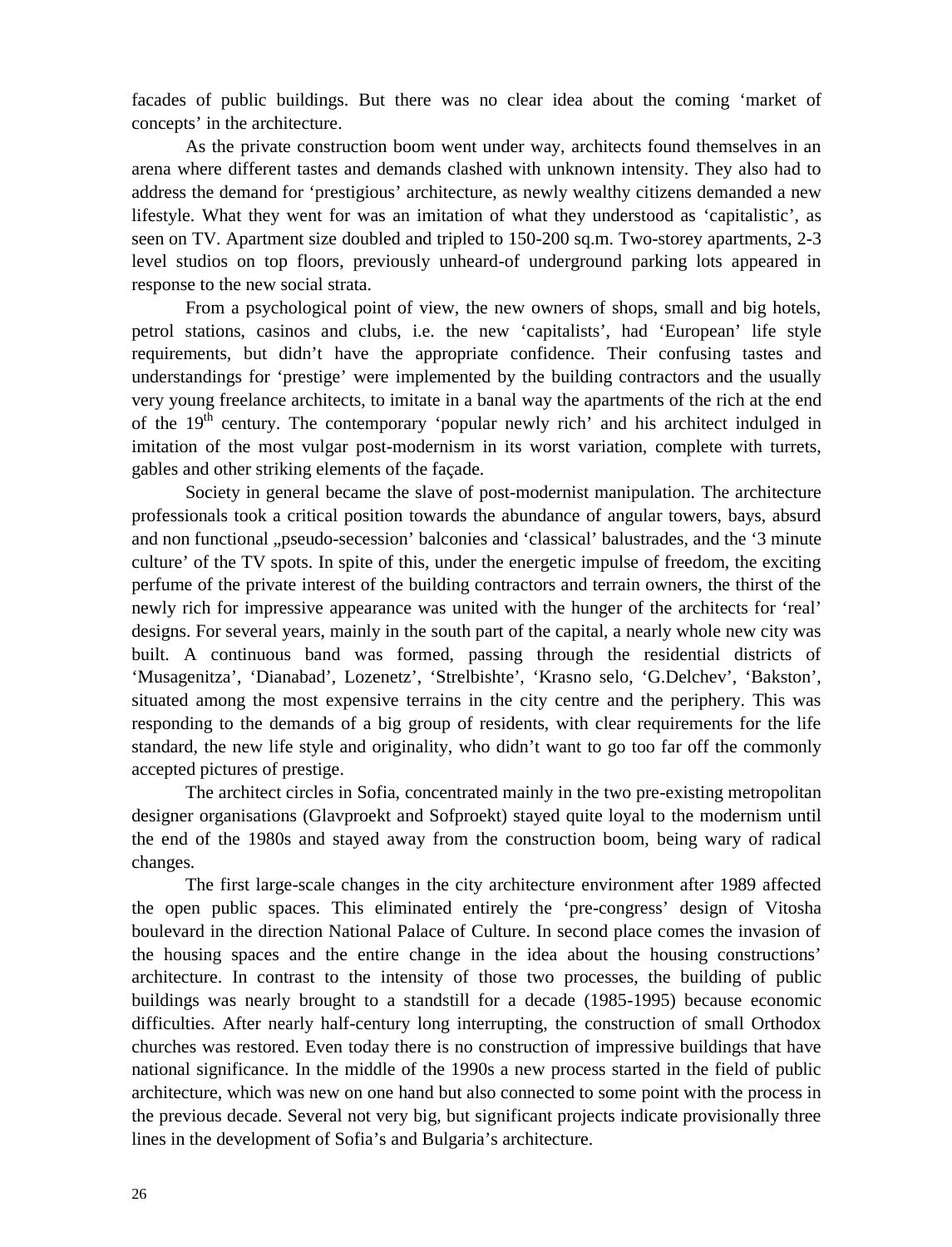facades of public buildings. But there was no clear idea about the coming 'market of concepts' in the architecture.

As the private construction boom went under way, architects found themselves in an arena where different tastes and demands clashed with unknown intensity. They also had to address the demand for 'prestigious' architecture, as newly wealthy citizens demanded a new lifestyle. What they went for was an imitation of what they understood as 'capitalistic', as seen on TV. Apartment size doubled and tripled to 150-200 sq.m. Two-storey apartments, 2-3 level studios on top floors, previously unheard-of underground parking lots appeared in response to the new social strata.

From a psychological point of view, the new owners of shops, small and big hotels, petrol stations, casinos and clubs, i.e. the new 'capitalists', had 'European' life style requirements, but didn't have the appropriate confidence. Their confusing tastes and understandings for 'prestige' were implemented by the building contractors and the usually very young freelance architects, to imitate in a banal way the apartments of the rich at the end of the 19th century. The contemporary 'popular newly rich' and his architect indulged in imitation of the most vulgar post-modernism in its worst variation, complete with turrets, gables and other striking elements of the façade.

Society in general became the slave of post-modernist manipulation. The architecture professionals took a critical position towards the abundance of angular towers, bays, absurd and non functional „pseudo-secession' balconies and 'classical' balustrades, and the '3 minute culture' of the TV spots. In spite of this, under the energetic impulse of freedom, the exciting perfume of the private interest of the building contractors and terrain owners, the thirst of the newly rich for impressive appearance was united with the hunger of the architects for 'real' designs. For several years, mainly in the south part of the capital, a nearly whole new city was built. A continuous band was formed, passing through the residential districts of 'Musagenitza', 'Dianabad', Lozenetz', 'Strelbishte', 'Krasno selo, 'G.Delchev', 'Bakston', situated among the most expensive terrains in the city centre and the periphery. This was responding to the demands of a big group of residents, with clear requirements for the life standard, the new life style and originality, who didn't want to go too far off the commonly accepted pictures of prestige.

The architect circles in Sofia, concentrated mainly in the two pre-existing metropolitan designer organisations (Glavproekt and Sofproekt) stayed quite loyal to the modernism until the end of the 1980s and stayed away from the construction boom, being wary of radical changes.

The first large-scale changes in the city architecture environment after 1989 affected the open public spaces. This eliminated entirely the 'pre-congress' design of Vitosha boulevard in the direction National Palace of Culture. In second place comes the invasion of the housing spaces and the entire change in the idea about the housing constructions' architecture. In contrast to the intensity of those two processes, the building of public buildings was nearly brought to a standstill for a decade (1985-1995) because economic difficulties. After nearly half-century long interrupting, the construction of small Orthodox churches was restored. Even today there is no construction of impressive buildings that have national significance. In the middle of the 1990s a new process started in the field of public architecture, which was new on one hand but also connected to some point with the process in the previous decade. Several not very big, but significant projects indicate provisionally three lines in the development of Sofia's and Bulgaria's architecture.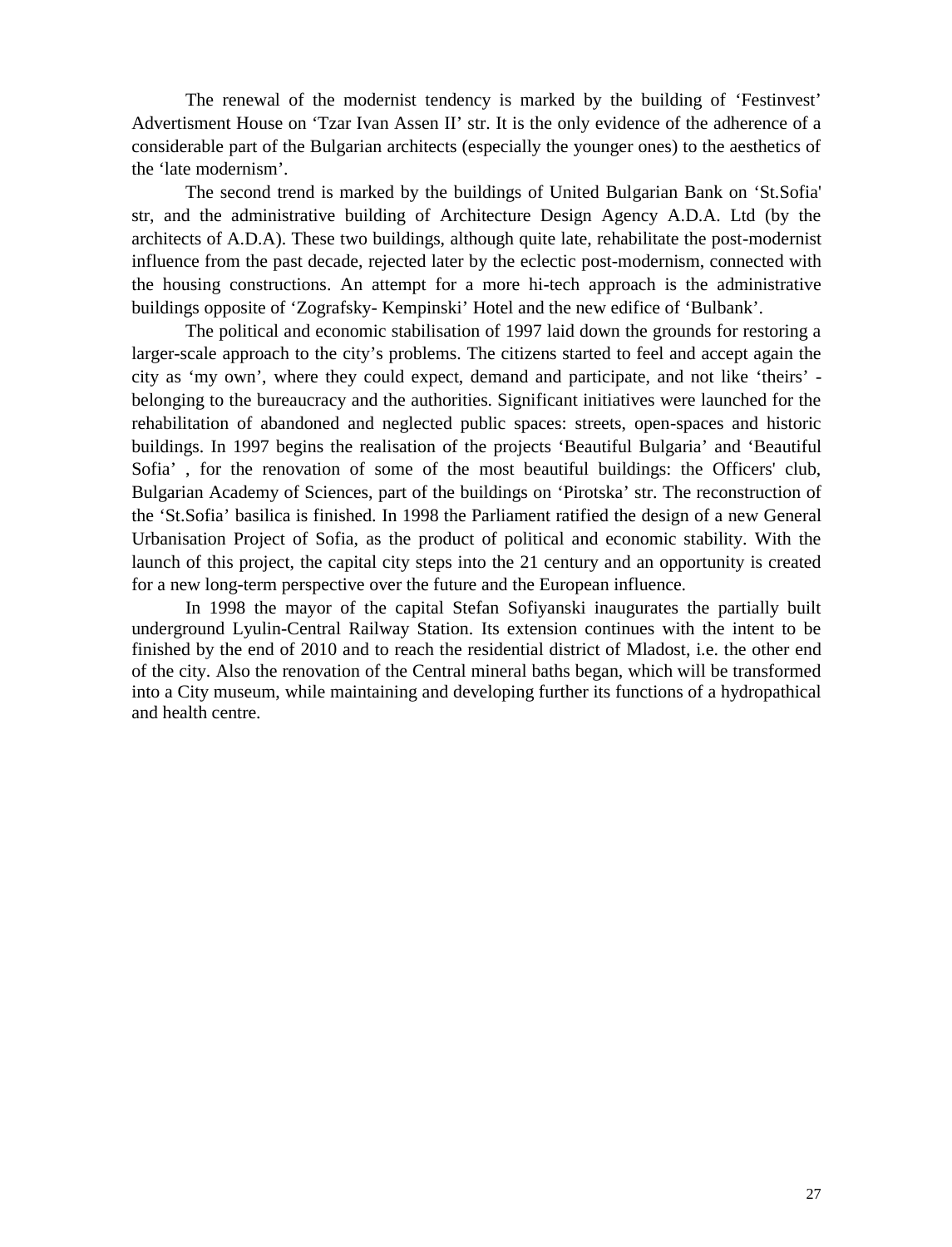The renewal of the modernist tendency is marked by the building of ‘Festinvest’ Advertisment House on ‘Tzar Ivan Assen II’ str. It is the only evidence of the adherence of a considerable part of the Bulgarian architects (especially the younger ones) to the aesthetics of the ‘late modernism’.

The second trend is marked by the buildings of United Bulgarian Bank on ‘St.Sofia' str, and the administrative building of Architecture Design Agency A.D.A. Ltd (by the architects of A.D.A). These two buildings, although quite late, rehabilitate the post-modernist influence from the past decade, rejected later by the eclectic post-modernism, connected with the housing constructions. An attempt for a more hi-tech approach is the administrative buildings opposite of ‘Zografsky- Kempinski’ Hotel and the new edifice of ‘Bulbank’.

The political and economic stabilisation of 1997 laid down the grounds for restoring a larger-scale approach to the city’s problems. The citizens started to feel and accept again the city as ‘my own’, where they could expect, demand and participate, and not like ‘theirs’ - belonging to the bureaucracy and the authorities. Significant initiatives were launched for the rehabilitation of abandoned and neglected public spaces: streets, open-spaces and historic buildings. In 1997 begins the realisation of the projects ‘Beautiful Bulgaria’ and ‘Beautiful Sofia’ , for the renovation of some of the most beautiful buildings: the Officers' club, Bulgarian Academy of Sciences, part of the buildings on ‘Pirotska’ str. The reconstruction of the ‘St.Sofia’ basilica is finished. In 1998 the Parliament ratified the design of a new General Urbanisation Project of Sofia, as the product of political and economic stability. With the launch of this project, the capital city steps into the 21 century and an opportunity is created for a new long-term perspective over the future and the European influence.

In 1998 the mayor of the capital Stefan Sofiyanski inaugurates the partially built underground Lyulin-Central Railway Station. Its extension continues with the intent to be finished by the end of 2010 and to reach the residential district of Mladost, i.e. the other end of the city. Also the renovation of the Central mineral baths began, which will be transformed into a City museum, while maintaining and developing further its functions of a hydropathical and health centre.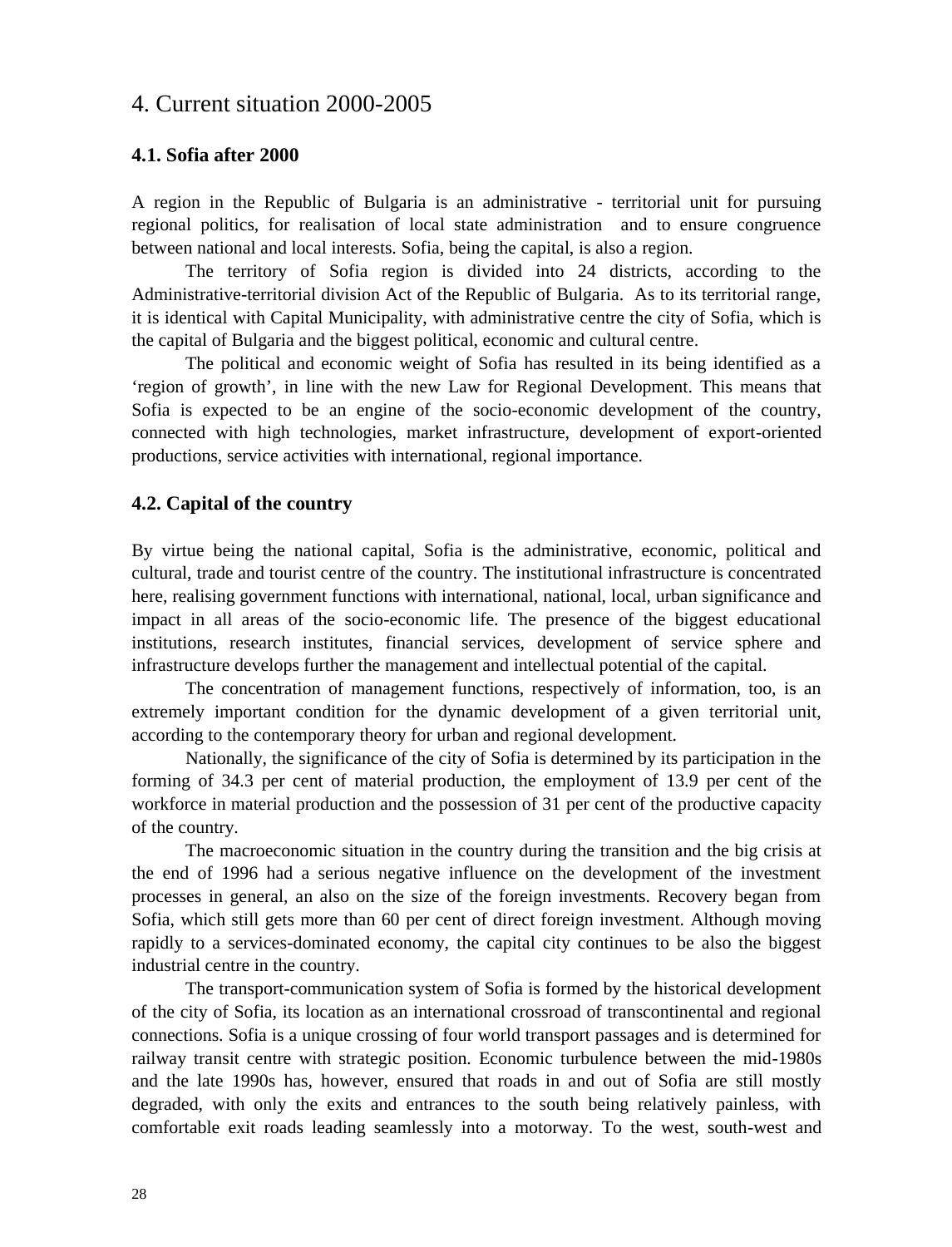## 4. Current situation 2000-2005

### 4.1. Sofia after 2000

A region in the Republic of Bulgaria is an administrative - territorial unit for pursuing regional politics, for realisation of local state administration and to ensure congruence between national and local interests. Sofia, being the capital, is also a region.

The territory of Sofia region is divided into 24 districts, according to the Administrative-territorial division Act of the Republic of Bulgaria. As to its territorial range, it is identical with Capital Municipality, with administrative centre the city of Sofia, which is the capital of Bulgaria and the biggest political, economic and cultural centre.

The political and economic weight of Sofia has resulted in its being identified as a 'region of growth', in line with the new Law for Regional Development. This means that Sofia is expected to be an engine of the socio-economic development of the country, connected with high technologies, market infrastructure, development of export-oriented productions, service activities with international, regional importance.

### 4.2. Capital of the country

By virtue being the national capital, Sofia is the administrative, economic, political and cultural, trade and tourist centre of the country. The institutional infrastructure is concentrated here, realising government functions with international, national, local, urban significance and impact in all areas of the socio-economic life. The presence of the biggest educational institutions, research institutes, financial services, development of service sphere and infrastructure develops further the management and intellectual potential of the capital.

The concentration of management functions, respectively of information, too, is an extremely important condition for the dynamic development of a given territorial unit, according to the contemporary theory for urban and regional development.

Nationally, the significance of the city of Sofia is determined by its participation in the forming of 34.3 per cent of material production, the employment of 13.9 per cent of the workforce in material production and the possession of 31 per cent of the productive capacity of the country.

The macroeconomic situation in the country during the transition and the big crisis at the end of 1996 had a serious negative influence on the development of the investment processes in general, an also on the size of the foreign investments. Recovery began from Sofia, which still gets more than 60 per cent of direct foreign investment. Although moving rapidly to a services-dominated economy, the capital city continues to be also the biggest industrial centre in the country.

The transport-communication system of Sofia is formed by the historical development of the city of Sofia, its location as an international crossroad of transcontinental and regional connections. Sofia is a unique crossing of four world transport passages and is determined for railway transit centre with strategic position. Economic turbulence between the mid-1980s and the late 1990s has, however, ensured that roads in and out of Sofia are still mostly degraded, with only the exits and entrances to the south being relatively painless, with comfortable exit roads leading seamlessly into a motorway. To the west, south-west and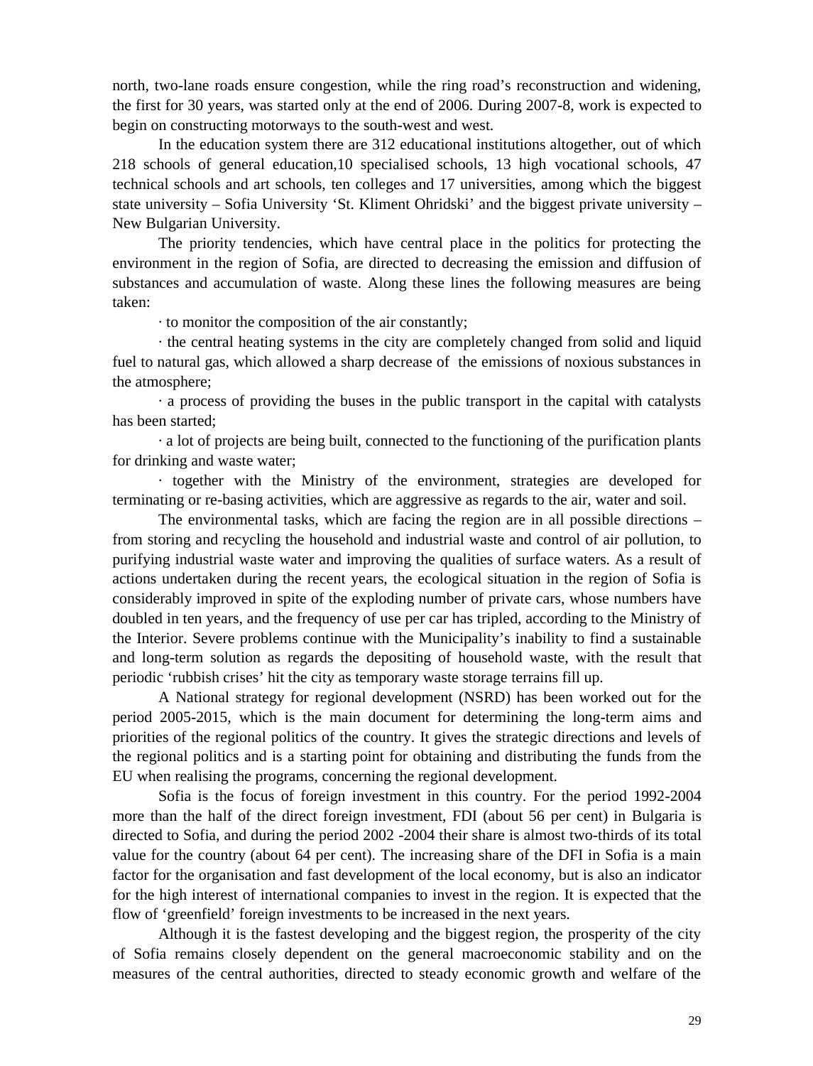north, two-lane roads ensure congestion, while the ring road's reconstruction and widening, the first for 30 years, was started only at the end of 2006. During 2007-8, work is expected to begin on constructing motorways to the south-west and west.

In the education system there are 312 educational institutions altogether, out of which 218 schools of general education,10 specialised schools, 13 high vocational schools, 47 technical schools and art schools, ten colleges and 17 universities, among which the biggest state university – Sofia University 'St. Kliment Ohridski' and the biggest private university – New Bulgarian University.

The priority tendencies, which have central place in the politics for protecting the environment in the region of Sofia, are directed to decreasing the emission and diffusion of substances and accumulation of waste. Along these lines the following measures are being taken:

· to monitor the composition of the air constantly;

· the central heating systems in the city are completely changed from solid and liquid fuel to natural gas, which allowed a sharp decrease of the emissions of noxious substances in the atmosphere;

· a process of providing the buses in the public transport in the capital with catalysts has been started;

· a lot of projects are being built, connected to the functioning of the purification plants for drinking and waste water;

· together with the Ministry of the environment, strategies are developed for terminating or re-basing activities, which are aggressive as regards to the air, water and soil.

The environmental tasks, which are facing the region are in all possible directions – from storing and recycling the household and industrial waste and control of air pollution, to purifying industrial waste water and improving the qualities of surface waters. As a result of actions undertaken during the recent years, the ecological situation in the region of Sofia is considerably improved in spite of the exploding number of private cars, whose numbers have doubled in ten years, and the frequency of use per car has tripled, according to the Ministry of the Interior. Severe problems continue with the Municipality's inability to find a sustainable and long-term solution as regards the depositing of household waste, with the result that periodic 'rubbish crises' hit the city as temporary waste storage terrains fill up.

A National strategy for regional development (NSRD) has been worked out for the period 2005-2015, which is the main document for determining the long-term aims and priorities of the regional politics of the country. It gives the strategic directions and levels of the regional politics and is a starting point for obtaining and distributing the funds from the EU when realising the programs, concerning the regional development.

Sofia is the focus of foreign investment in this country. For the period 1992-2004 more than the half of the direct foreign investment, FDI (about 56 per cent) in Bulgaria is directed to Sofia, and during the period 2002 -2004 their share is almost two-thirds of its total value for the country (about 64 per cent). The increasing share of the DFI in Sofia is a main factor for the organisation and fast development of the local economy, but is also an indicator for the high interest of international companies to invest in the region. It is expected that the flow of 'greenfield' foreign investments to be increased in the next years.

Although it is the fastest developing and the biggest region, the prosperity of the city of Sofia remains closely dependent on the general macroeconomic stability and on the measures of the central authorities, directed to steady economic growth and welfare of the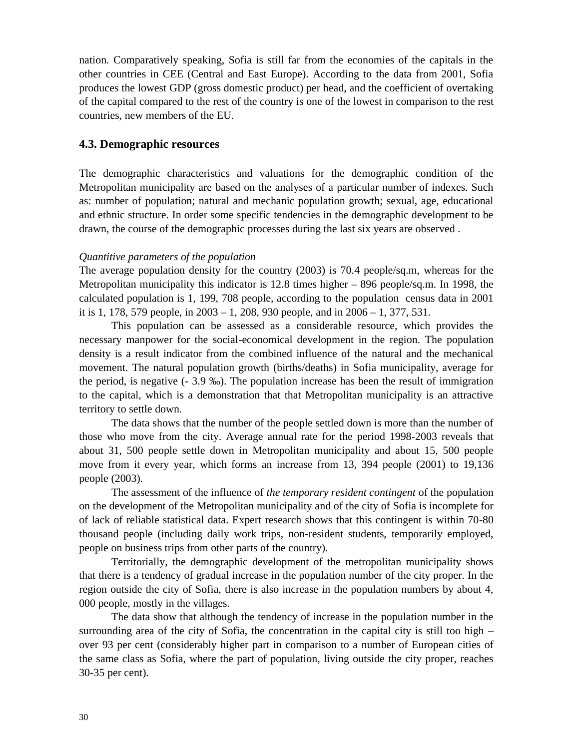nation. Comparatively speaking, Sofia is still far from the economies of the capitals in the other countries in CEE (Central and East Europe). According to the data from 2001, Sofia produces the lowest GDP (gross domestic product) per head, and the coefficient of overtaking of the capital compared to the rest of the country is one of the lowest in comparison to the rest countries, new members of the EU.

### 4.3. Demographic resources

The demographic characteristics and valuations for the demographic condition of the Metropolitan municipality are based on the analyses of a particular number of indexes. Such as: number of population; natural and mechanic population growth; sexual, age, educational and ethnic structure. In order some specific tendencies in the demographic development to be drawn, the course of the demographic processes during the last six years are observed .

*Quantitive parameters of the population*

The average population density for the country (2003) is 70.4 people/sq.m, whereas for the Metropolitan municipality this indicator is 12.8 times higher – 896 people/sq.m. In 1998, the calculated population is 1, 199, 708 people, according to the population census data in 2001 it is 1, 178, 579 people, in 2003 – 1, 208, 930 people, and in 2006 – 1, 377, 531.

This population can be assessed as a considerable resource, which provides the necessary manpower for the social-economical development in the region. The population density is a result indicator from the combined influence of the natural and the mechanical movement. The natural population growth (births/deaths) in Sofia municipality, average for the period, is negative (- 3.9 ‰). The population increase has been the result of immigration to the capital, which is a demonstration that that Metropolitan municipality is an attractive territory to settle down.

The data shows that the number of the people settled down is more than the number of those who move from the city. Average annual rate for the period 1998-2003 reveals that about 31, 500 people settle down in Metropolitan municipality and about 15, 500 people move from it every year, which forms an increase from 13, 394 people (2001) to 19,136 people (2003).

The assessment of the influence of *the temporary resident contingent* of the population on the development of the Metropolitan municipality and of the city of Sofia is incomplete for of lack of reliable statistical data. Expert research shows that this contingent is within 70-80 thousand people (including daily work trips, non-resident students, temporarily employed, people on business trips from other parts of the country).

Territorially, the demographic development of the metropolitan municipality shows that there is a tendency of gradual increase in the population number of the city proper. In the region outside the city of Sofia, there is also increase in the population numbers by about 4, 000 people, mostly in the villages.

The data show that although the tendency of increase in the population number in the surrounding area of the city of Sofia, the concentration in the capital city is still too high – over 93 per cent (considerably higher part in comparison to a number of European cities of the same class as Sofia, where the part of population, living outside the city proper, reaches 30-35 per cent).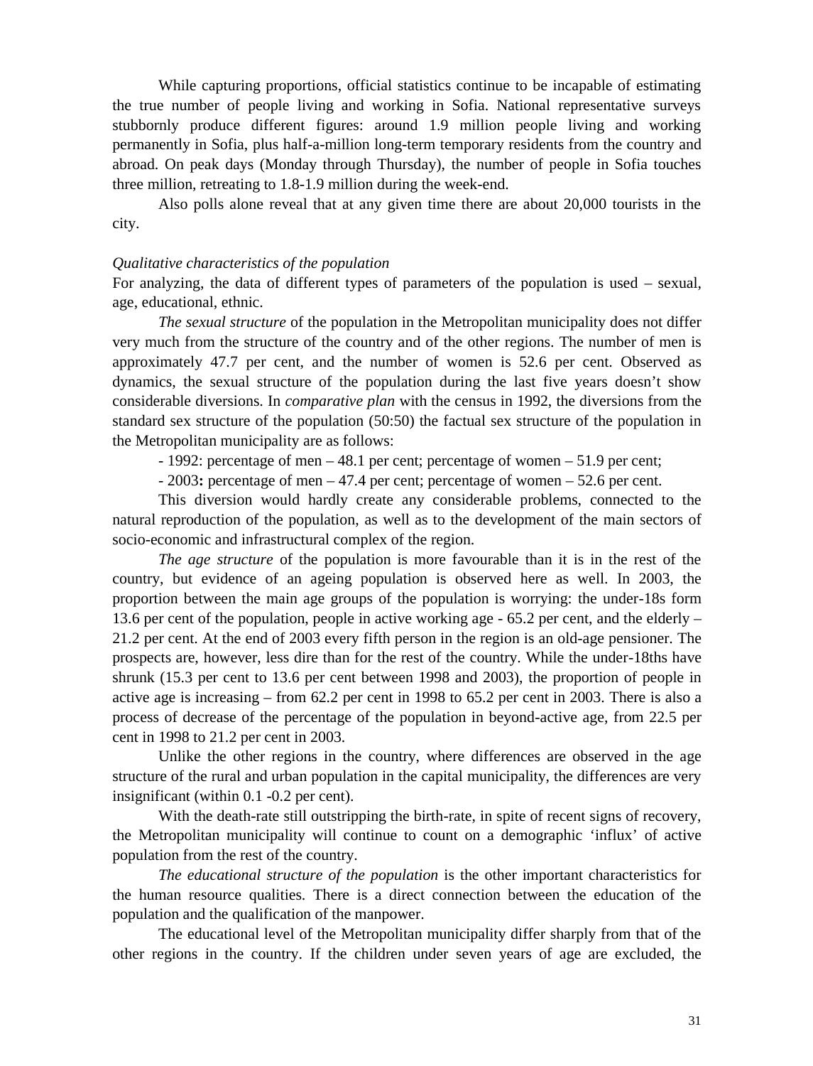While capturing proportions, official statistics continue to be incapable of estimating the true number of people living and working in Sofia. National representative surveys stubbornly produce different figures: around 1.9 million people living and working permanently in Sofia, plus half-a-million long-term temporary residents from the country and abroad. On peak days (Monday through Thursday), the number of people in Sofia touches three million, retreating to 1.8-1.9 million during the week-end.

Also polls alone reveal that at any given time there are about 20,000 tourists in the city.

*Qualitative characteristics of the population*

For analyzing, the data of different types of parameters of the population is used – sexual, age, educational, ethnic.

*The sexual structure* of the population in the Metropolitan municipality does not differ very much from the structure of the country and of the other regions. The number of men is approximately 47.7 per cent, and the number of women is 52.6 per cent. Observed as dynamics, the sexual structure of the population during the last five years doesn't show considerable diversions. In *comparative plan* with the census in 1992, the diversions from the standard sex structure of the population (50:50) the factual sex structure of the population in the Metropolitan municipality are as follows:

- 1992: percentage of men – 48.1 per cent; percentage of women – 51.9 per cent;
- 2003**:** percentage of men – 47.4 per cent; percentage of women – 52.6 per cent.

This diversion would hardly create any considerable problems, connected to the natural reproduction of the population, as well as to the development of the main sectors of socio-economic and infrastructural complex of the region.

*The age structure* of the population is more favourable than it is in the rest of the country, but evidence of an ageing population is observed here as well. In 2003, the proportion between the main age groups of the population is worrying: the under-18s form 13.6 per cent of the population, people in active working age - 65.2 per cent, and the elderly – 21.2 per cent. At the end of 2003 every fifth person in the region is an old-age pensioner. The prospects are, however, less dire than for the rest of the country. While the under-18ths have shrunk (15.3 per cent to 13.6 per cent between 1998 and 2003), the proportion of people in active age is increasing – from 62.2 per cent in 1998 to 65.2 per cent in 2003. There is also a process of decrease of the percentage of the population in beyond-active age, from 22.5 per cent in 1998 to 21.2 per cent in 2003.

Unlike the other regions in the country, where differences are observed in the age structure of the rural and urban population in the capital municipality, the differences are very insignificant (within 0.1 -0.2 per cent).

With the death-rate still outstripping the birth-rate, in spite of recent signs of recovery, the Metropolitan municipality will continue to count on a demographic 'influx' of active population from the rest of the country.

*The educational structure of the population* is the other important characteristics for the human resource qualities. There is a direct connection between the education of the population and the qualification of the manpower.

The educational level of the Metropolitan municipality differ sharply from that of the other regions in the country. If the children under seven years of age are excluded, the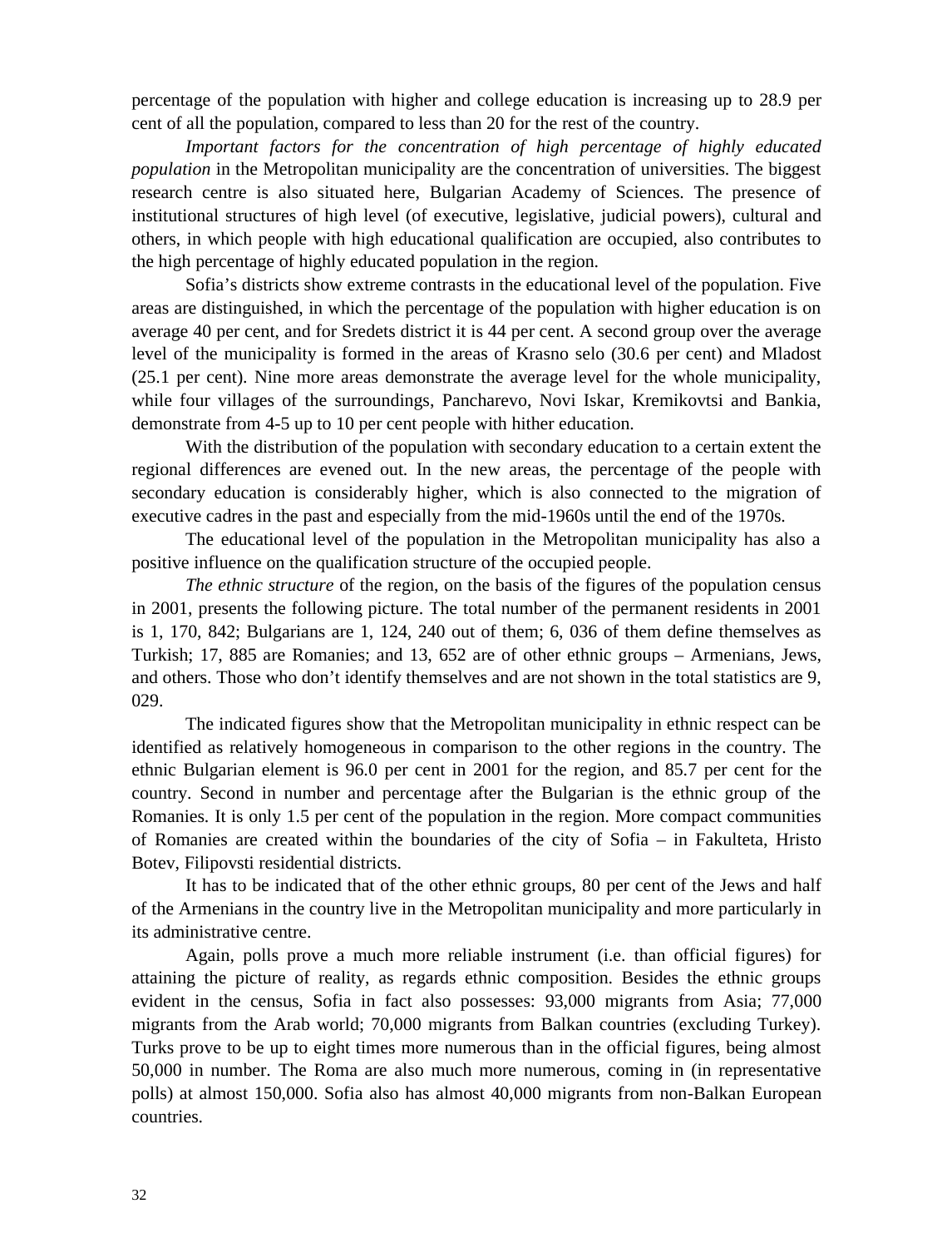percentage of the population with higher and college education is increasing up to 28.9 per cent of all the population, compared to less than 20 for the rest of the country.

*Important factors for the concentration of high percentage of highly educated population* in the Metropolitan municipality are the concentration of universities. The biggest research centre is also situated here, Bulgarian Academy of Sciences. The presence of institutional structures of high level (of executive, legislative, judicial powers), cultural and others, in which people with high educational qualification are occupied, also contributes to the high percentage of highly educated population in the region.

Sofia's districts show extreme contrasts in the educational level of the population. Five areas are distinguished, in which the percentage of the population with higher education is on average 40 per cent, and for Sredets district it is 44 per cent. A second group over the average level of the municipality is formed in the areas of Krasno selo (30.6 per cent) and Mladost (25.1 per cent). Nine more areas demonstrate the average level for the whole municipality, while four villages of the surroundings, Pancharevo, Novi Iskar, Kremikovtsi and Bankia, demonstrate from 4-5 up to 10 per cent people with hither education.

With the distribution of the population with secondary education to a certain extent the regional differences are evened out. In the new areas, the percentage of the people with secondary education is considerably higher, which is also connected to the migration of executive cadres in the past and especially from the mid-1960s until the end of the 1970s.

The educational level of the population in the Metropolitan municipality has also a positive influence on the qualification structure of the occupied people.

*The ethnic structure* of the region, on the basis of the figures of the population census in 2001, presents the following picture. The total number of the permanent residents in 2001 is 1, 170, 842; Bulgarians are 1, 124, 240 out of them; 6, 036 of them define themselves as Turkish; 17, 885 are Romanies; and 13, 652 are of other ethnic groups – Armenians, Jews, and others. Those who don't identify themselves and are not shown in the total statistics are 9, 029.

The indicated figures show that the Metropolitan municipality in ethnic respect can be identified as relatively homogeneous in comparison to the other regions in the country. The ethnic Bulgarian element is 96.0 per cent in 2001 for the region, and 85.7 per cent for the country. Second in number and percentage after the Bulgarian is the ethnic group of the Romanies. It is only 1.5 per cent of the population in the region. More compact communities of Romanies are created within the boundaries of the city of Sofia – in Fakulteta, Hristo Botev, Filipovsti residential districts.

It has to be indicated that of the other ethnic groups, 80 per cent of the Jews and half of the Armenians in the country live in the Metropolitan municipality and more particularly in its administrative centre.

Again, polls prove a much more reliable instrument (i.e. than official figures) for attaining the picture of reality, as regards ethnic composition. Besides the ethnic groups evident in the census, Sofia in fact also possesses: 93,000 migrants from Asia; 77,000 migrants from the Arab world; 70,000 migrants from Balkan countries (excluding Turkey). Turks prove to be up to eight times more numerous than in the official figures, being almost 50,000 in number. The Roma are also much more numerous, coming in (in representative polls) at almost 150,000. Sofia also has almost 40,000 migrants from non-Balkan European countries.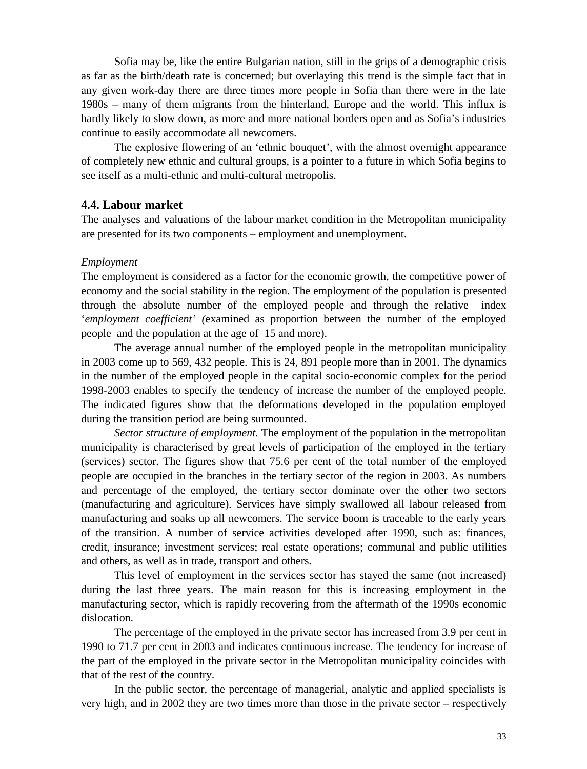Sofia may be, like the entire Bulgarian nation, still in the grips of a demographic crisis as far as the birth/death rate is concerned; but overlaying this trend is the simple fact that in any given work-day there are three times more people in Sofia than there were in the late 1980s – many of them migrants from the hinterland, Europe and the world. This influx is hardly likely to slow down, as more and more national borders open and as Sofia's industries continue to easily accommodate all newcomers.

The explosive flowering of an 'ethnic bouquet', with the almost overnight appearance of completely new ethnic and cultural groups, is a pointer to a future in which Sofia begins to see itself as a multi-ethnic and multi-cultural metropolis.

### 4.4. Labour market

The analyses and valuations of the labour market condition in the Metropolitan municipality are presented for its two components – employment and unemployment.

*Employment*

The employment is considered as a factor for the economic growth, the competitive power of economy and the social stability in the region. The employment of the population is presented through the absolute number of the employed people and through the relative index '*employment coefficient*' *(*examined as proportion between the number of the employed people and the population at the age of 15 and more).

The average annual number of the employed people in the metropolitan municipality in 2003 come up to 569, 432 people. This is 24, 891 people more than in 2001. The dynamics in the number of the employed people in the capital socio-economic complex for the period 1998-2003 enables to specify the tendency of increase the number of the employed people. The indicated figures show that the deformations developed in the population employed during the transition period are being surmounted.

*Sector structure of employment.* The employment of the population in the metropolitan municipality is characterised by great levels of participation of the employed in the tertiary (services) sector. The figures show that 75.6 per cent of the total number of the employed people are occupied in the branches in the tertiary sector of the region in 2003. As numbers and percentage of the employed, the tertiary sector dominate over the other two sectors (manufacturing and agriculture). Services have simply swallowed all labour released from manufacturing and soaks up all newcomers. The service boom is traceable to the early years of the transition. A number of service activities developed after 1990, such as: finances, credit, insurance; investment services; real estate operations; communal and public utilities and others, as well as in trade, transport and others.

This level of employment in the services sector has stayed the same (not increased) during the last three years. The main reason for this is increasing employment in the manufacturing sector, which is rapidly recovering from the aftermath of the 1990s economic dislocation.

The percentage of the employed in the private sector has increased from 3.9 per cent in 1990 to 71.7 per cent in 2003 and indicates continuous increase. The tendency for increase of the part of the employed in the private sector in the Metropolitan municipality coincides with that of the rest of the country.

In the public sector, the percentage of managerial, analytic and applied specialists is very high, and in 2002 they are two times more than those in the private sector – respectively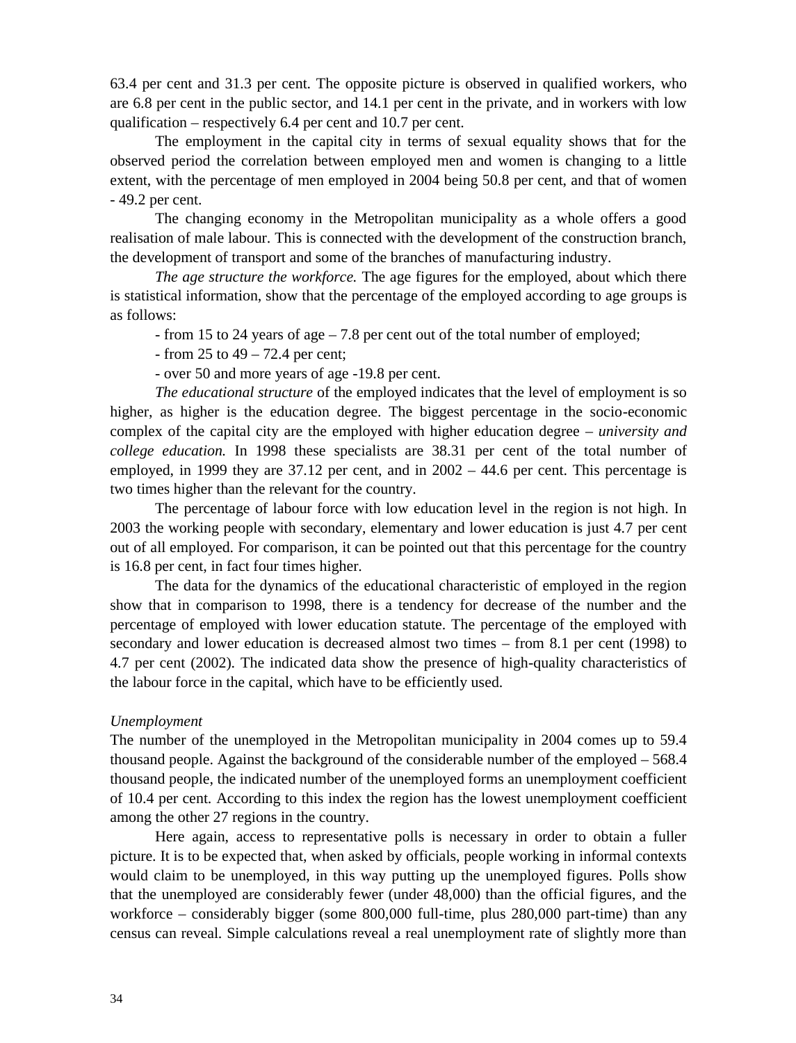63.4 per cent and 31.3 per cent. The opposite picture is observed in qualified workers, who are 6.8 per cent in the public sector, and 14.1 per cent in the private, and in workers with low qualification – respectively 6.4 per cent and 10.7 per cent.

The employment in the capital city in terms of sexual equality shows that for the observed period the correlation between employed men and women is changing to a little extent, with the percentage of men employed in 2004 being 50.8 per cent, and that of women - 49.2 per cent.

The changing economy in the Metropolitan municipality as a whole offers a good realisation of male labour. This is connected with the development of the construction branch, the development of transport and some of the branches of manufacturing industry.

*The age structure the workforce.* The age figures for the employed, about which there is statistical information, show that the percentage of the employed according to age groups is as follows:

- from 15 to 24 years of age – 7.8 per cent out of the total number of employed;
- from 25 to 49 – 72.4 per cent;
- over 50 and more years of age -19.8 per cent.

*The educational structure* of the employed indicates that the level of employment is so higher, as higher is the education degree. The biggest percentage in the socio-economic complex of the capital city are the employed with higher education degree – *university and college education.* In 1998 these specialists are 38.31 per cent of the total number of employed, in 1999 they are 37.12 per cent, and in 2002 – 44.6 per cent. This percentage is two times higher than the relevant for the country.

The percentage of labour force with low education level in the region is not high. In 2003 the working people with secondary, elementary and lower education is just 4.7 per cent out of all employed. For comparison, it can be pointed out that this percentage for the country is 16.8 per cent, in fact four times higher.

The data for the dynamics of the educational characteristic of employed in the region show that in comparison to 1998, there is a tendency for decrease of the number and the percentage of employed with lower education statute. The percentage of the employed with secondary and lower education is decreased almost two times – from 8.1 per cent (1998) to 4.7 per cent (2002). The indicated data show the presence of high-quality characteristics of the labour force in the capital, which have to be efficiently used.

*Unemployment*

The number of the unemployed in the Metropolitan municipality in 2004 comes up to 59.4 thousand people. Against the background of the considerable number of the employed – 568.4 thousand people, the indicated number of the unemployed forms an unemployment coefficient of 10.4 per cent. According to this index the region has the lowest unemployment coefficient among the other 27 regions in the country.

Here again, access to representative polls is necessary in order to obtain a fuller picture. It is to be expected that, when asked by officials, people working in informal contexts would claim to be unemployed, in this way putting up the unemployed figures. Polls show that the unemployed are considerably fewer (under 48,000) than the official figures, and the workforce – considerably bigger (some 800,000 full-time, plus 280,000 part-time) than any census can reveal. Simple calculations reveal a real unemployment rate of slightly more than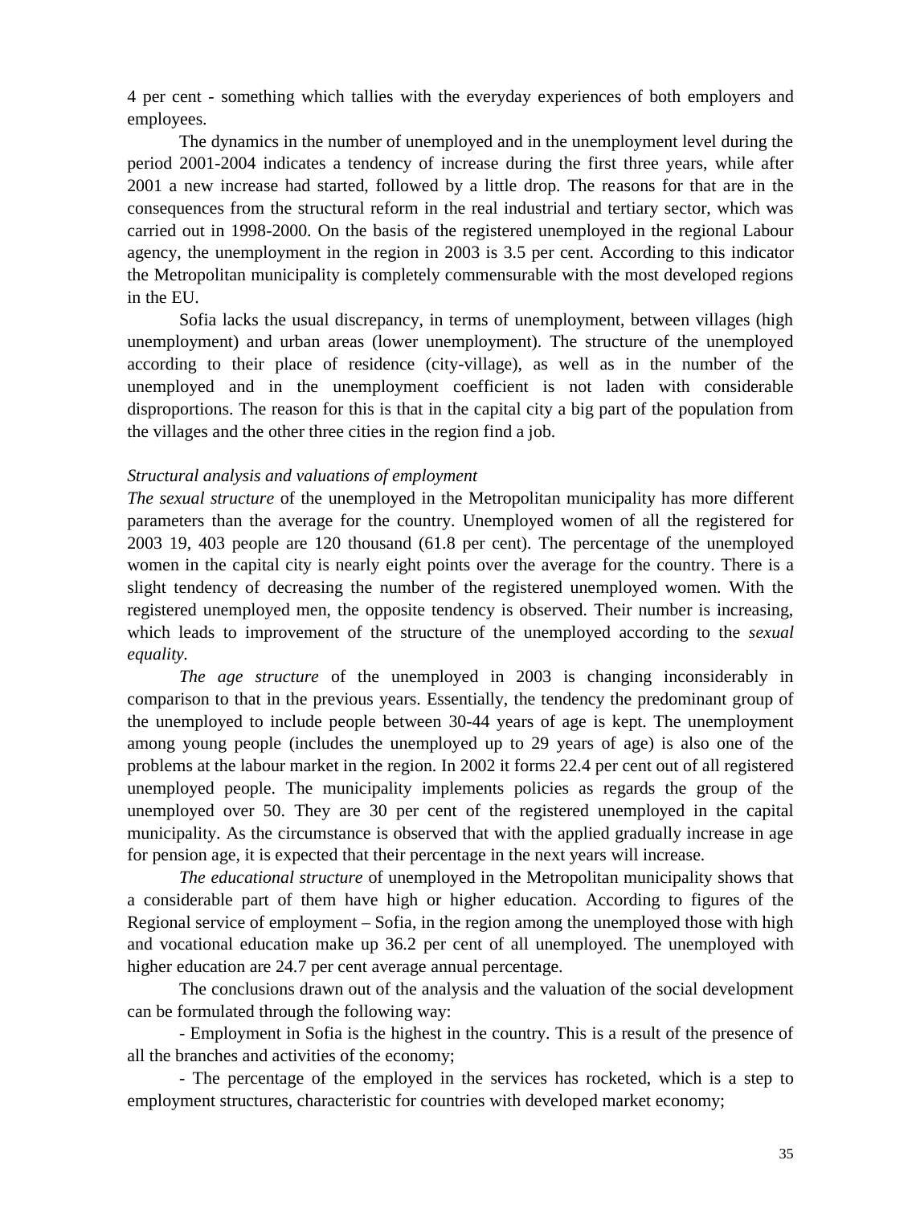4 per cent - something which tallies with the everyday experiences of both employers and employees.

The dynamics in the number of unemployed and in the unemployment level during the period 2001-2004 indicates a tendency of increase during the first three years, while after 2001 a new increase had started, followed by a little drop. The reasons for that are in the consequences from the structural reform in the real industrial and tertiary sector, which was carried out in 1998-2000. On the basis of the registered unemployed in the regional Labour agency, the unemployment in the region in 2003 is 3.5 per cent. According to this indicator the Metropolitan municipality is completely commensurable with the most developed regions in the EU.

Sofia lacks the usual discrepancy, in terms of unemployment, between villages (high unemployment) and urban areas (lower unemployment). The structure of the unemployed according to their place of residence (city-village), as well as in the number of the unemployed and in the unemployment coefficient is not laden with considerable disproportions. The reason for this is that in the capital city a big part of the population from the villages and the other three cities in the region find a job.

*Structural analysis and valuations of employment*

*The sexual structure* of the unemployed in the Metropolitan municipality has more different parameters than the average for the country. Unemployed women of all the registered for 2003 19, 403 people are 120 thousand (61.8 per cent). The percentage of the unemployed women in the capital city is nearly eight points over the average for the country. There is a slight tendency of decreasing the number of the registered unemployed women. With the registered unemployed men, the opposite tendency is observed. Their number is increasing, which leads to improvement of the structure of the unemployed according to the *sexual equality.*

*The age structure* of the unemployed in 2003 is changing inconsiderably in comparison to that in the previous years. Essentially, the tendency the predominant group of the unemployed to include people between 30-44 years of age is kept. The unemployment among young people (includes the unemployed up to 29 years of age) is also one of the problems at the labour market in the region. In 2002 it forms 22.4 per cent out of all registered unemployed people. The municipality implements policies as regards the group of the unemployed over 50. They are 30 per cent of the registered unemployed in the capital municipality. As the circumstance is observed that with the applied gradually increase in age for pension age, it is expected that their percentage in the next years will increase.

*The educational structure* of unemployed in the Metropolitan municipality shows that a considerable part of them have high or higher education. According to figures of the Regional service of employment – Sofia, in the region among the unemployed those with high and vocational education make up 36.2 per cent of all unemployed. The unemployed with higher education are 24.7 per cent average annual percentage.

The conclusions drawn out of the analysis and the valuation of the social development can be formulated through the following way:

- Employment in Sofia is the highest in the country. This is a result of the presence of all the branches and activities of the economy;

- The percentage of the employed in the services has rocketed, which is a step to employment structures, characteristic for countries with developed market economy;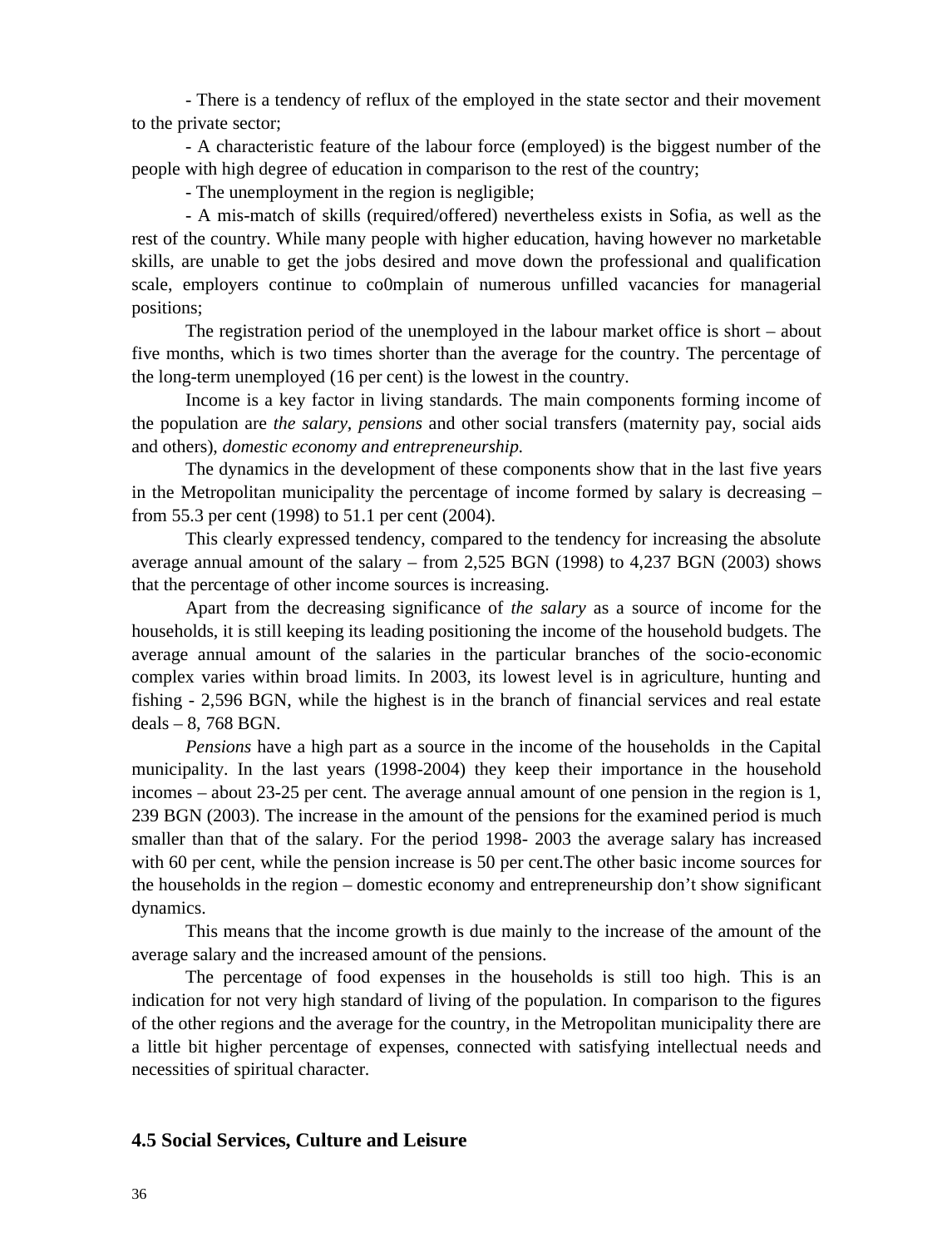- There is a tendency of reflux of the employed in the state sector and their movement to the private sector;

- A characteristic feature of the labour force (employed) is the biggest number of the people with high degree of education in comparison to the rest of the country;

- The unemployment in the region is negligible;

- A mis-match of skills (required/offered) nevertheless exists in Sofia, as well as the rest of the country. While many people with higher education, having however no marketable skills, are unable to get the jobs desired and move down the professional and qualification scale, employers continue to co0mplain of numerous unfilled vacancies for managerial positions;

The registration period of the unemployed in the labour market office is short – about five months, which is two times shorter than the average for the country. The percentage of the long-term unemployed (16 per cent) is the lowest in the country.

Income is a key factor in living standards. The main components forming income of the population are *the salary, pensions* and other social transfers (maternity pay, social aids and others), *domestic economy and entrepreneurship.*

The dynamics in the development of these components show that in the last five years in the Metropolitan municipality the percentage of income formed by salary is decreasing – from 55.3 per cent (1998) to 51.1 per cent (2004).

This clearly expressed tendency, compared to the tendency for increasing the absolute average annual amount of the salary – from 2,525 BGN (1998) to 4,237 BGN (2003) shows that the percentage of other income sources is increasing.

Apart from the decreasing significance of *the salary* as a source of income for the households, it is still keeping its leading positioning the income of the household budgets. The average annual amount of the salaries in the particular branches of the socio-economic complex varies within broad limits. In 2003, its lowest level is in agriculture, hunting and fishing - 2,596 BGN, while the highest is in the branch of financial services and real estate deals – 8, 768 BGN.

*Pensions* have a high part as a source in the income of the households in the Capital municipality. In the last years (1998-2004) they keep their importance in the household incomes – about 23-25 per cent. The average annual amount of one pension in the region is 1, 239 BGN (2003). The increase in the amount of the pensions for the examined period is much smaller than that of the salary. For the period 1998- 2003 the average salary has increased with 60 per cent, while the pension increase is 50 per cent.The other basic income sources for the households in the region – domestic economy and entrepreneurship don't show significant dynamics.

This means that the income growth is due mainly to the increase of the amount of the average salary and the increased amount of the pensions.

The percentage of food expenses in the households is still too high. This is an indication for not very high standard of living of the population. In comparison to the figures of the other regions and the average for the country, in the Metropolitan municipality there are a little bit higher percentage of expenses, connected with satisfying intellectual needs and necessities of spiritual character.

## 4.5 Social Services, Culture and Leisure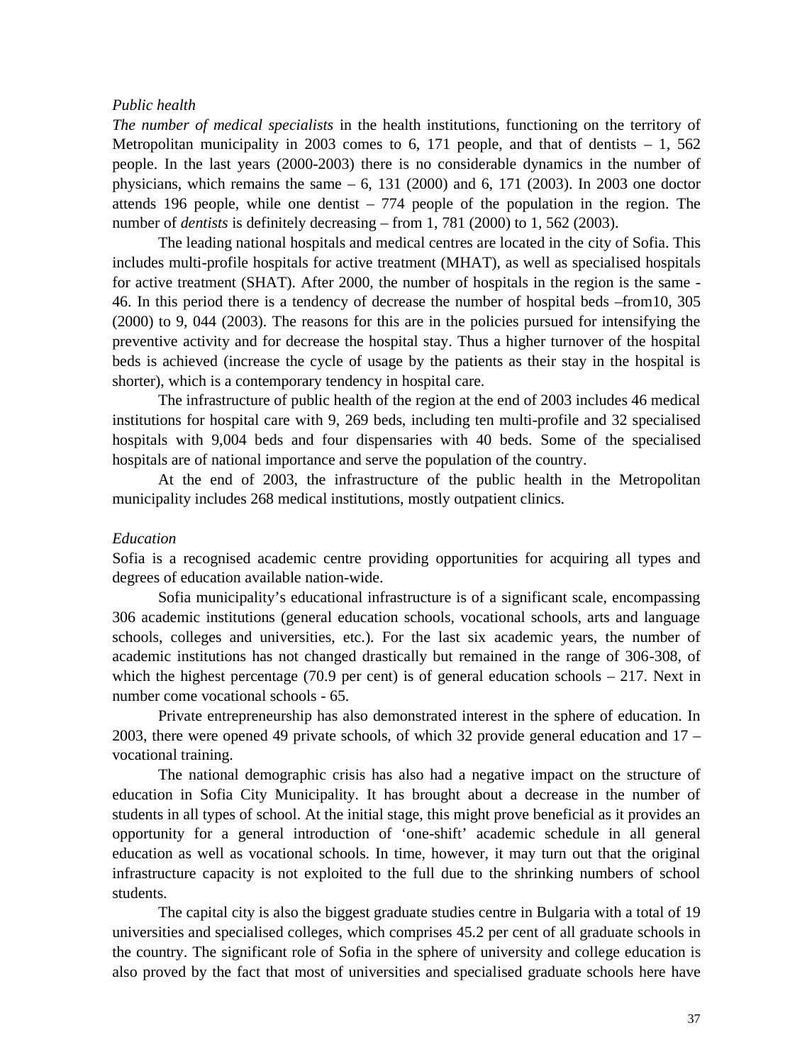*Public health*

*The number of medical specialists* in the health institutions, functioning on the territory of Metropolitan municipality in 2003 comes to 6, 171 people, and that of dentists – 1, 562 people. In the last years (2000-2003) there is no considerable dynamics in the number of physicians, which remains the same – 6, 131 (2000) and 6, 171 (2003). In 2003 one doctor attends 196 people, while one dentist – 774 people of the population in the region. The number of *dentists* is definitely decreasing – from 1, 781 (2000) to 1, 562 (2003).

The leading national hospitals and medical centres are located in the city of Sofia. This includes multi-profile hospitals for active treatment (MHAT), as well as specialised hospitals for active treatment (SHAT). After 2000, the number of hospitals in the region is the same - 46. In this period there is a tendency of decrease the number of hospital beds –from10, 305 (2000) to 9, 044 (2003). The reasons for this are in the policies pursued for intensifying the preventive activity and for decrease the hospital stay. Thus a higher turnover of the hospital beds is achieved (increase the cycle of usage by the patients as their stay in the hospital is shorter), which is a contemporary tendency in hospital care.

The infrastructure of public health of the region at the end of 2003 includes 46 medical institutions for hospital care with 9, 269 beds, including ten multi-profile and 32 specialised hospitals with 9,004 beds and four dispensaries with 40 beds. Some of the specialised hospitals are of national importance and serve the population of the country.

At the end of 2003, the infrastructure of the public health in the Metropolitan municipality includes 268 medical institutions, mostly outpatient clinics.

*Education*

Sofia is a recognised academic centre providing opportunities for acquiring all types and degrees of education available nation-wide.

Sofia municipality's educational infrastructure is of a significant scale, encompassing 306 academic institutions (general education schools, vocational schools, arts and language schools, colleges and universities, etc.). For the last six academic years, the number of academic institutions has not changed drastically but remained in the range of 306-308, of which the highest percentage (70.9 per cent) is of general education schools – 217. Next in number come vocational schools - 65.

Private entrepreneurship has also demonstrated interest in the sphere of education. In 2003, there were opened 49 private schools, of which 32 provide general education and 17 – vocational training.

The national demographic crisis has also had a negative impact on the structure of education in Sofia City Municipality. It has brought about a decrease in the number of students in all types of school. At the initial stage, this might prove beneficial as it provides an opportunity for a general introduction of 'one-shift' academic schedule in all general education as well as vocational schools. In time, however, it may turn out that the original infrastructure capacity is not exploited to the full due to the shrinking numbers of school students.

The capital city is also the biggest graduate studies centre in Bulgaria with a total of 19 universities and specialised colleges, which comprises 45.2 per cent of all graduate schools in the country. The significant role of Sofia in the sphere of university and college education is also proved by the fact that most of universities and specialised graduate schools here have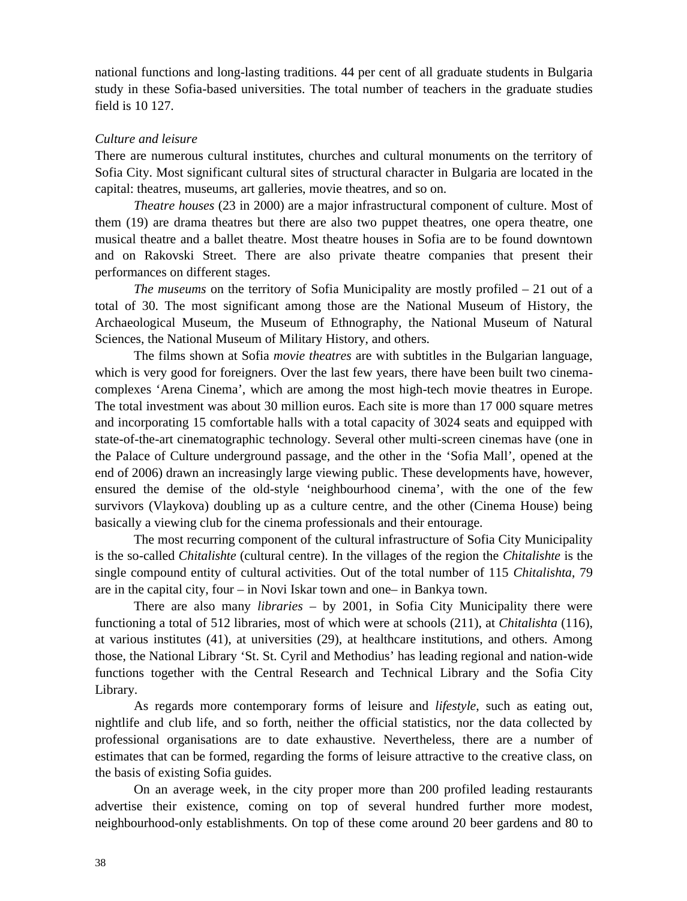national functions and long-lasting traditions. 44 per cent of all graduate students in Bulgaria study in these Sofia-based universities. The total number of teachers in the graduate studies field is 10 127.

*Culture and leisure*

There are numerous cultural institutes, churches and cultural monuments on the territory of Sofia City. Most significant cultural sites of structural character in Bulgaria are located in the capital: theatres, museums, art galleries, movie theatres, and so on.

*Theatre houses* (23 in 2000) are a major infrastructural component of culture. Most of them (19) are drama theatres but there are also two puppet theatres, one opera theatre, one musical theatre and a ballet theatre. Most theatre houses in Sofia are to be found downtown and on Rakovski Street. There are also private theatre companies that present their performances on different stages.

*The museums* on the territory of Sofia Municipality are mostly profiled – 21 out of a total of 30. The most significant among those are the National Museum of History, the Archaeological Museum, the Museum of Ethnography, the National Museum of Natural Sciences, the National Museum of Military History, and others.

The films shown at Sofia *movie theatres* are with subtitles in the Bulgarian language, which is very good for foreigners. Over the last few years, there have been built two cinema-complexes 'Arena Cinema', which are among the most high-tech movie theatres in Europe. The total investment was about 30 million euros. Each site is more than 17 000 square metres and incorporating 15 comfortable halls with a total capacity of 3024 seats and equipped with state-of-the-art cinematographic technology. Several other multi-screen cinemas have (one in the Palace of Culture underground passage, and the other in the 'Sofia Mall', opened at the end of 2006) drawn an increasingly large viewing public. These developments have, however, ensured the demise of the old-style 'neighbourhood cinema', with the one of the few survivors (Vlaykova) doubling up as a culture centre, and the other (Cinema House) being basically a viewing club for the cinema professionals and their entourage.

The most recurring component of the cultural infrastructure of Sofia City Municipality is the so-called *Chitalishte* (cultural centre). In the villages of the region the *Chitalishte* is the single compound entity of cultural activities. Out of the total number of 115 *Chitalishta*, 79 are in the capital city, four – in Novi Iskar town and one– in Bankya town.

There are also many *libraries* – by 2001, in Sofia City Municipality there were functioning a total of 512 libraries, most of which were at schools (211), at *Chitalishta* (116), at various institutes (41), at universities (29), at healthcare institutions, and others. Among those, the National Library 'St. St. Cyril and Methodius' has leading regional and nation-wide functions together with the Central Research and Technical Library and the Sofia City Library.

As regards more contemporary forms of leisure and *lifestyle*, such as eating out, nightlife and club life, and so forth, neither the official statistics, nor the data collected by professional organisations are to date exhaustive. Nevertheless, there are a number of estimates that can be formed, regarding the forms of leisure attractive to the creative class, on the basis of existing Sofia guides.

On an average week, in the city proper more than 200 profiled leading restaurants advertise their existence, coming on top of several hundred further more modest, neighbourhood-only establishments. On top of these come around 20 beer gardens and 80 to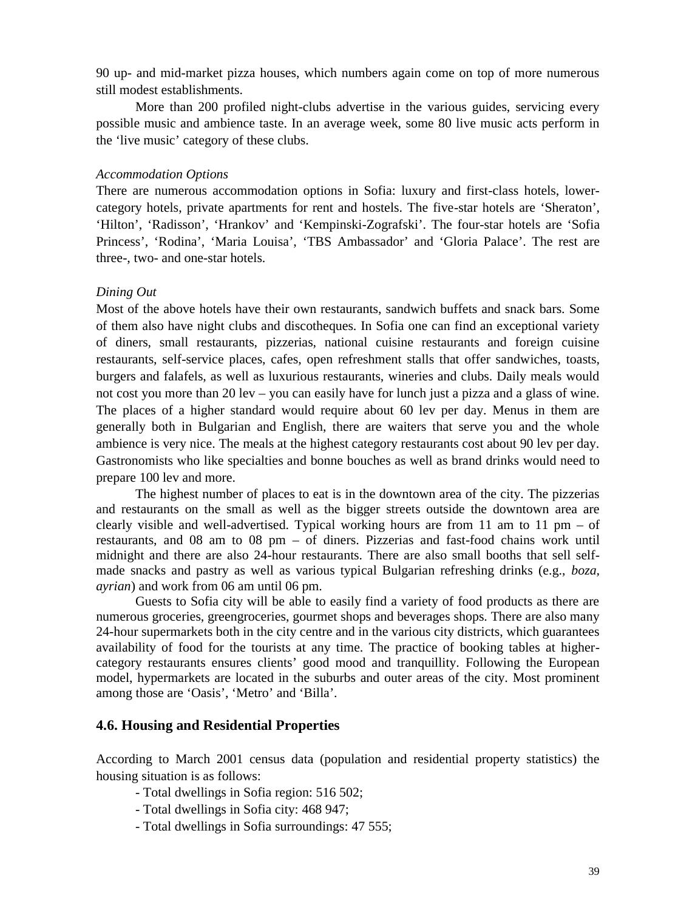90 up- and mid-market pizza houses, which numbers again come on top of more numerous still modest establishments.

More than 200 profiled night-clubs advertise in the various guides, servicing every possible music and ambience taste. In an average week, some 80 live music acts perform in the 'live music' category of these clubs.

*Accommodation Options*

There are numerous accommodation options in Sofia: luxury and first-class hotels, lower-category hotels, private apartments for rent and hostels. The five-star hotels are 'Sheraton', 'Hilton', 'Radisson', 'Hrankov' and 'Kempinski-Zografski'. The four-star hotels are 'Sofia Princess', 'Rodina', 'Maria Louisa', 'TBS Ambassador' and 'Gloria Palace'. The rest are three-, two- and one-star hotels.

*Dining Out*

Most of the above hotels have their own restaurants, sandwich buffets and snack bars. Some of them also have night clubs and discotheques. In Sofia one can find an exceptional variety of diners, small restaurants, pizzerias, national cuisine restaurants and foreign cuisine restaurants, self-service places, cafes, open refreshment stalls that offer sandwiches, toasts, burgers and falafels, as well as luxurious restaurants, wineries and clubs. Daily meals would not cost you more than 20 lev – you can easily have for lunch just a pizza and a glass of wine. The places of a higher standard would require about 60 lev per day. Menus in them are generally both in Bulgarian and English, there are waiters that serve you and the whole ambience is very nice. The meals at the highest category restaurants cost about 90 lev per day. Gastronomists who like specialties and bonne bouches as well as brand drinks would need to prepare 100 lev and more.

The highest number of places to eat is in the downtown area of the city. The pizzerias and restaurants on the small as well as the bigger streets outside the downtown area are clearly visible and well-advertised. Typical working hours are from 11 am to 11 pm – of restaurants, and 08 am to 08 pm – of diners. Pizzerias and fast-food chains work until midnight and there are also 24-hour restaurants. There are also small booths that sell self-made snacks and pastry as well as various typical Bulgarian refreshing drinks (e.g., *boza*, *ayrian*) and work from 06 am until 06 pm.

Guests to Sofia city will be able to easily find a variety of food products as there are numerous groceries, greengroceries, gourmet shops and beverages shops. There are also many 24-hour supermarkets both in the city centre and in the various city districts, which guarantees availability of food for the tourists at any time. The practice of booking tables at higher-category restaurants ensures clients' good mood and tranquillity. Following the European model, hypermarkets are located in the suburbs and outer areas of the city. Most prominent among those are 'Oasis', 'Metro' and 'Billa'.

## 4.6. Housing and Residential Properties

According to March 2001 census data (population and residential property statistics) the housing situation is as follows:

- Total dwellings in Sofia region: 516 502;
- Total dwellings in Sofia city: 468 947;
- Total dwellings in Sofia surroundings: 47 555;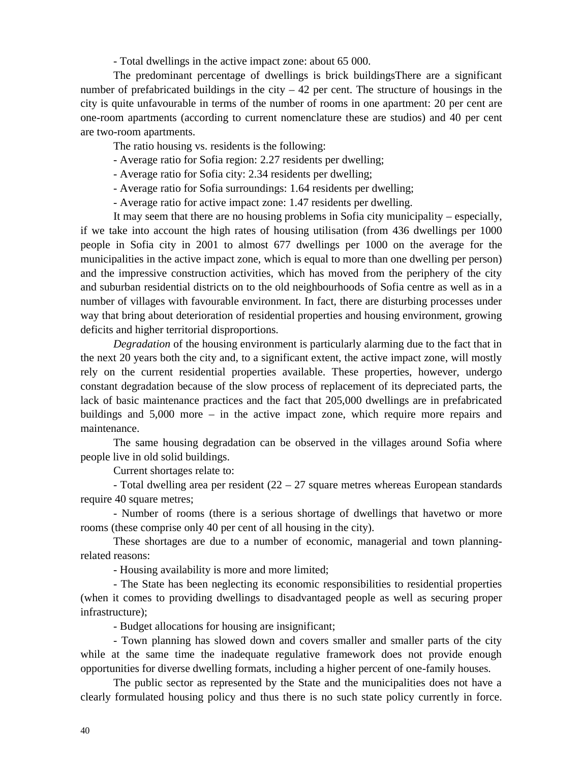- Total dwellings in the active impact zone: about 65 000.

The predominant percentage of dwellings is brick buildingsThere are a significant number of prefabricated buildings in the city – 42 per cent. The structure of housings in the city is quite unfavourable in terms of the number of rooms in one apartment: 20 per cent are one-room apartments (according to current nomenclature these are studios) and 40 per cent are two-room apartments.

The ratio housing vs. residents is the following:

- Average ratio for Sofia region: 2.27 residents per dwelling;
- Average ratio for Sofia city: 2.34 residents per dwelling;
- Average ratio for Sofia surroundings: 1.64 residents per dwelling;
- Average ratio for active impact zone: 1.47 residents per dwelling.

It may seem that there are no housing problems in Sofia city municipality – especially, if we take into account the high rates of housing utilisation (from 436 dwellings per 1000 people in Sofia city in 2001 to almost 677 dwellings per 1000 on the average for the municipalities in the active impact zone, which is equal to more than one dwelling per person) and the impressive construction activities, which has moved from the periphery of the city and suburban residential districts on to the old neighbourhoods of Sofia centre as well as in a number of villages with favourable environment. In fact, there are disturbing processes under way that bring about deterioration of residential properties and housing environment, growing deficits and higher territorial disproportions.

*Degradation* of the housing environment is particularly alarming due to the fact that in the next 20 years both the city and, to a significant extent, the active impact zone, will mostly rely on the current residential properties available. These properties, however, undergo constant degradation because of the slow process of replacement of its depreciated parts, the lack of basic maintenance practices and the fact that 205,000 dwellings are in prefabricated buildings and 5,000 more – in the active impact zone, which require more repairs and maintenance.

The same housing degradation can be observed in the villages around Sofia where people live in old solid buildings.

Current shortages relate to:

- Total dwelling area per resident (22 – 27 square metres whereas European standards require 40 square metres;
- Number of rooms (there is a serious shortage of dwellings that havetwo or more rooms (these comprise only 40 per cent of all housing in the city).

These shortages are due to a number of economic, managerial and town planning-related reasons:

- Housing availability is more and more limited;
- The State has been neglecting its economic responsibilities to residential properties (when it comes to providing dwellings to disadvantaged people as well as securing proper infrastructure);
- Budget allocations for housing are insignificant;
- Town planning has slowed down and covers smaller and smaller parts of the city while at the same time the inadequate regulative framework does not provide enough opportunities for diverse dwelling formats, including a higher percent of one-family houses.

The public sector as represented by the State and the municipalities does not have a clearly formulated housing policy and thus there is no such state policy currently in force.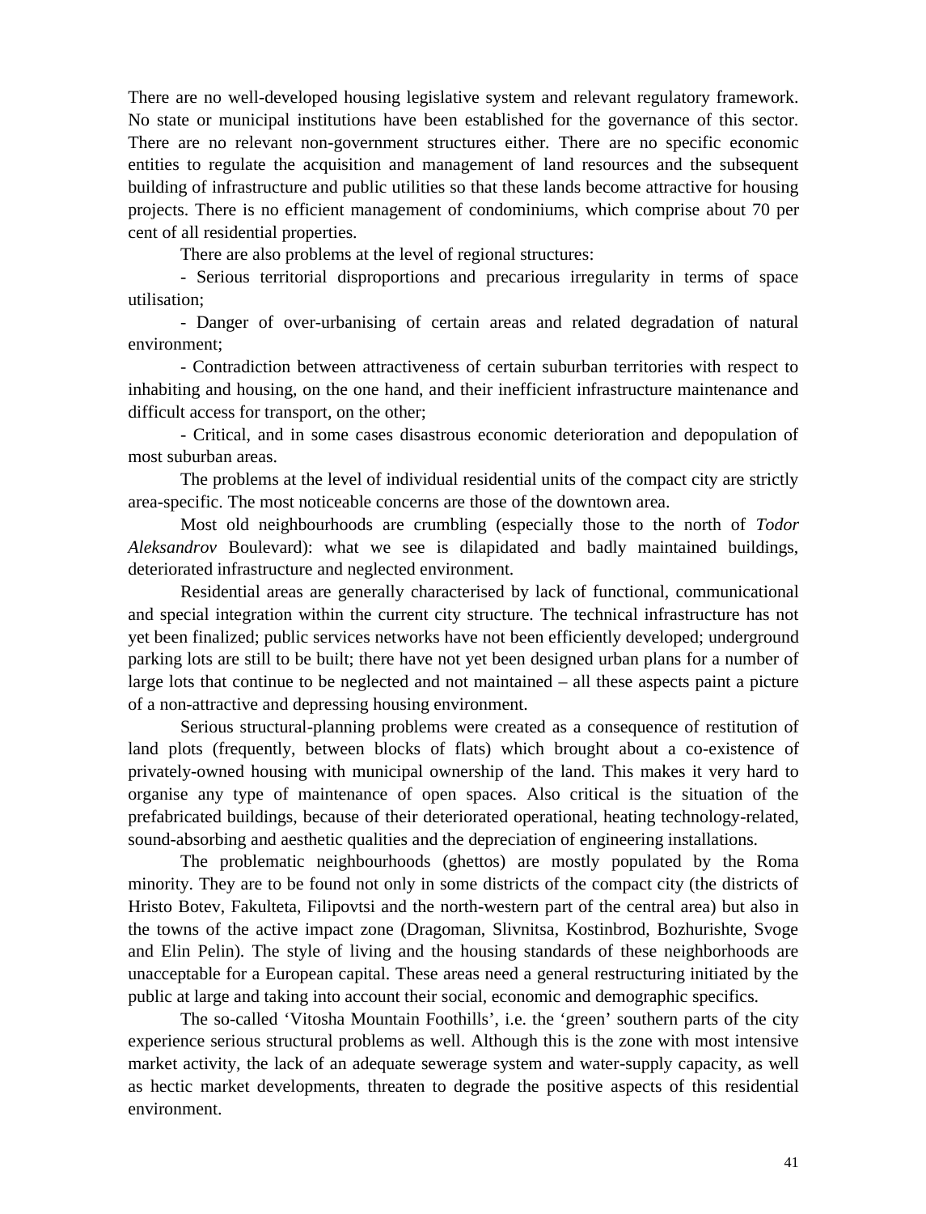There are no well-developed housing legislative system and relevant regulatory framework. No state or municipal institutions have been established for the governance of this sector. There are no relevant non-government structures either. There are no specific economic entities to regulate the acquisition and management of land resources and the subsequent building of infrastructure and public utilities so that these lands become attractive for housing projects. There is no efficient management of condominiums, which comprise about 70 per cent of all residential properties.

There are also problems at the level of regional structures:

- Serious territorial disproportions and precarious irregularity in terms of space utilisation;

- Danger of over-urbanising of certain areas and related degradation of natural environment;

- Contradiction between attractiveness of certain suburban territories with respect to inhabiting and housing, on the one hand, and their inefficient infrastructure maintenance and difficult access for transport, on the other;

- Critical, and in some cases disastrous economic deterioration and depopulation of most suburban areas.

The problems at the level of individual residential units of the compact city are strictly area-specific. The most noticeable concerns are those of the downtown area.

Most old neighbourhoods are crumbling (especially those to the north of *Todor Aleksandrov* Boulevard): what we see is dilapidated and badly maintained buildings, deteriorated infrastructure and neglected environment.

Residential areas are generally characterised by lack of functional, communicational and special integration within the current city structure. The technical infrastructure has not yet been finalized; public services networks have not been efficiently developed; underground parking lots are still to be built; there have not yet been designed urban plans for a number of large lots that continue to be neglected and not maintained – all these aspects paint a picture of a non-attractive and depressing housing environment.

Serious structural-planning problems were created as a consequence of restitution of land plots (frequently, between blocks of flats) which brought about a co-existence of privately-owned housing with municipal ownership of the land. This makes it very hard to organise any type of maintenance of open spaces. Also critical is the situation of the prefabricated buildings, because of their deteriorated operational, heating technology-related, sound-absorbing and aesthetic qualities and the depreciation of engineering installations.

The problematic neighbourhoods (ghettos) are mostly populated by the Roma minority. They are to be found not only in some districts of the compact city (the districts of Hristo Botev, Fakulteta, Filipovtsi and the north-western part of the central area) but also in the towns of the active impact zone (Dragoman, Slivnitsa, Kostinbrod, Bozhurishte, Svoge and Elin Pelin). The style of living and the housing standards of these neighborhoods are unacceptable for a European capital. These areas need a general restructuring initiated by the public at large and taking into account their social, economic and demographic specifics.

The so-called ‘Vitosha Mountain Foothills’, i.e. the ‘green’ southern parts of the city experience serious structural problems as well. Although this is the zone with most intensive market activity, the lack of an adequate sewerage system and water-supply capacity, as well as hectic market developments, threaten to degrade the positive aspects of this residential environment.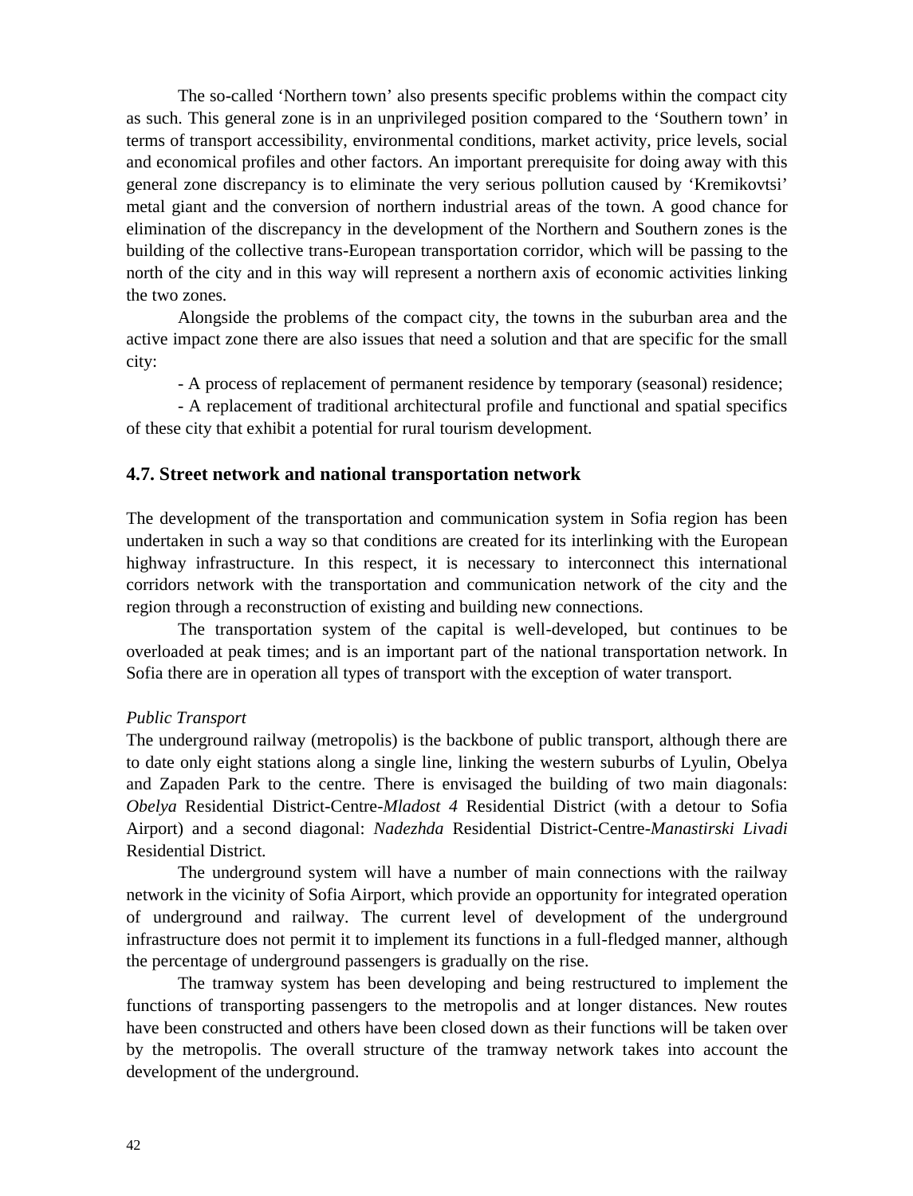The so-called 'Northern town' also presents specific problems within the compact city as such. This general zone is in an unprivileged position compared to the 'Southern town' in terms of transport accessibility, environmental conditions, market activity, price levels, social and economical profiles and other factors. An important prerequisite for doing away with this general zone discrepancy is to eliminate the very serious pollution caused by 'Kremikovtsi' metal giant and the conversion of northern industrial areas of the town. A good chance for elimination of the discrepancy in the development of the Northern and Southern zones is the building of the collective trans-European transportation corridor, which will be passing to the north of the city and in this way will represent a northern axis of economic activities linking the two zones.

Alongside the problems of the compact city, the towns in the suburban area and the active impact zone there are also issues that need a solution and that are specific for the small city:

- A process of replacement of permanent residence by temporary (seasonal) residence;
- A replacement of traditional architectural profile and functional and spatial specifics of these city that exhibit a potential for rural tourism development.

### 4.7. Street network and national transportation network

The development of the transportation and communication system in Sofia region has been undertaken in such a way so that conditions are created for its interlinking with the European highway infrastructure. In this respect, it is necessary to interconnect this international corridors network with the transportation and communication network of the city and the region through a reconstruction of existing and building new connections.

The transportation system of the capital is well-developed, but continues to be overloaded at peak times; and is an important part of the national transportation network. In Sofia there are in operation all types of transport with the exception of water transport.

*Public Transport*

The underground railway (metropolis) is the backbone of public transport, although there are to date only eight stations along a single line, linking the western suburbs of Lyulin, Obelya and Zapaden Park to the centre. There is envisaged the building of two main diagonals: *Obelya* Residential District-Centre-*Mladost 4* Residential District (with a detour to Sofia Airport) and a second diagonal: *Nadezhda* Residential District-Centre-*Manastirski Livadi* Residential District.

The underground system will have a number of main connections with the railway network in the vicinity of Sofia Airport, which provide an opportunity for integrated operation of underground and railway. The current level of development of the underground infrastructure does not permit it to implement its functions in a full-fledged manner, although the percentage of underground passengers is gradually on the rise.

The tramway system has been developing and being restructured to implement the functions of transporting passengers to the metropolis and at longer distances. New routes have been constructed and others have been closed down as their functions will be taken over by the metropolis. The overall structure of the tramway network takes into account the development of the underground.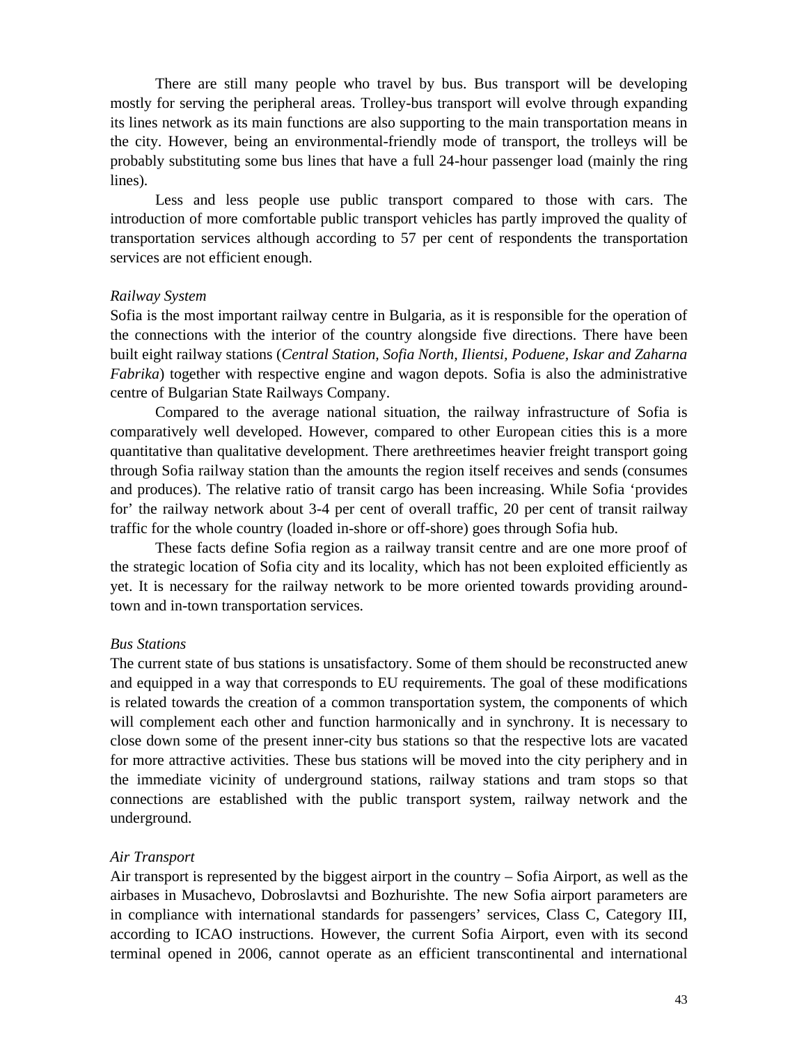There are still many people who travel by bus. Bus transport will be developing mostly for serving the peripheral areas. Trolley-bus transport will evolve through expanding its lines network as its main functions are also supporting to the main transportation means in the city. However, being an environmental-friendly mode of transport, the trolleys will be probably substituting some bus lines that have a full 24-hour passenger load (mainly the ring lines).

Less and less people use public transport compared to those with cars. The introduction of more comfortable public transport vehicles has partly improved the quality of transportation services although according to 57 per cent of respondents the transportation services are not efficient enough.

*Railway System*

Sofia is the most important railway centre in Bulgaria, as it is responsible for the operation of the connections with the interior of the country alongside five directions. There have been built eight railway stations (*Central Station, Sofia North, Ilientsi, Poduene, Iskar and Zaharna Fabrika*) together with respective engine and wagon depots. Sofia is also the administrative centre of Bulgarian State Railways Company.

Compared to the average national situation, the railway infrastructure of Sofia is comparatively well developed. However, compared to other European cities this is a more quantitative than qualitative development. There arethreetimes heavier freight transport going through Sofia railway station than the amounts the region itself receives and sends (consumes and produces). The relative ratio of transit cargo has been increasing. While Sofia 'provides for' the railway network about 3-4 per cent of overall traffic, 20 per cent of transit railway traffic for the whole country (loaded in-shore or off-shore) goes through Sofia hub.

These facts define Sofia region as a railway transit centre and are one more proof of the strategic location of Sofia city and its locality, which has not been exploited efficiently as yet. It is necessary for the railway network to be more oriented towards providing around-town and in-town transportation services.

*Bus Stations*

The current state of bus stations is unsatisfactory. Some of them should be reconstructed anew and equipped in a way that corresponds to EU requirements. The goal of these modifications is related towards the creation of a common transportation system, the components of which will complement each other and function harmonically and in synchrony. It is necessary to close down some of the present inner-city bus stations so that the respective lots are vacated for more attractive activities. These bus stations will be moved into the city periphery and in the immediate vicinity of underground stations, railway stations and tram stops so that connections are established with the public transport system, railway network and the underground.

*Air Transport*

Air transport is represented by the biggest airport in the country – Sofia Airport, as well as the airbases in Musachevo, Dobroslavtsi and Bozhurishte. The new Sofia airport parameters are in compliance with international standards for passengers' services, Class C, Category III, according to ICAO instructions. However, the current Sofia Airport, even with its second terminal opened in 2006, cannot operate as an efficient transcontinental and international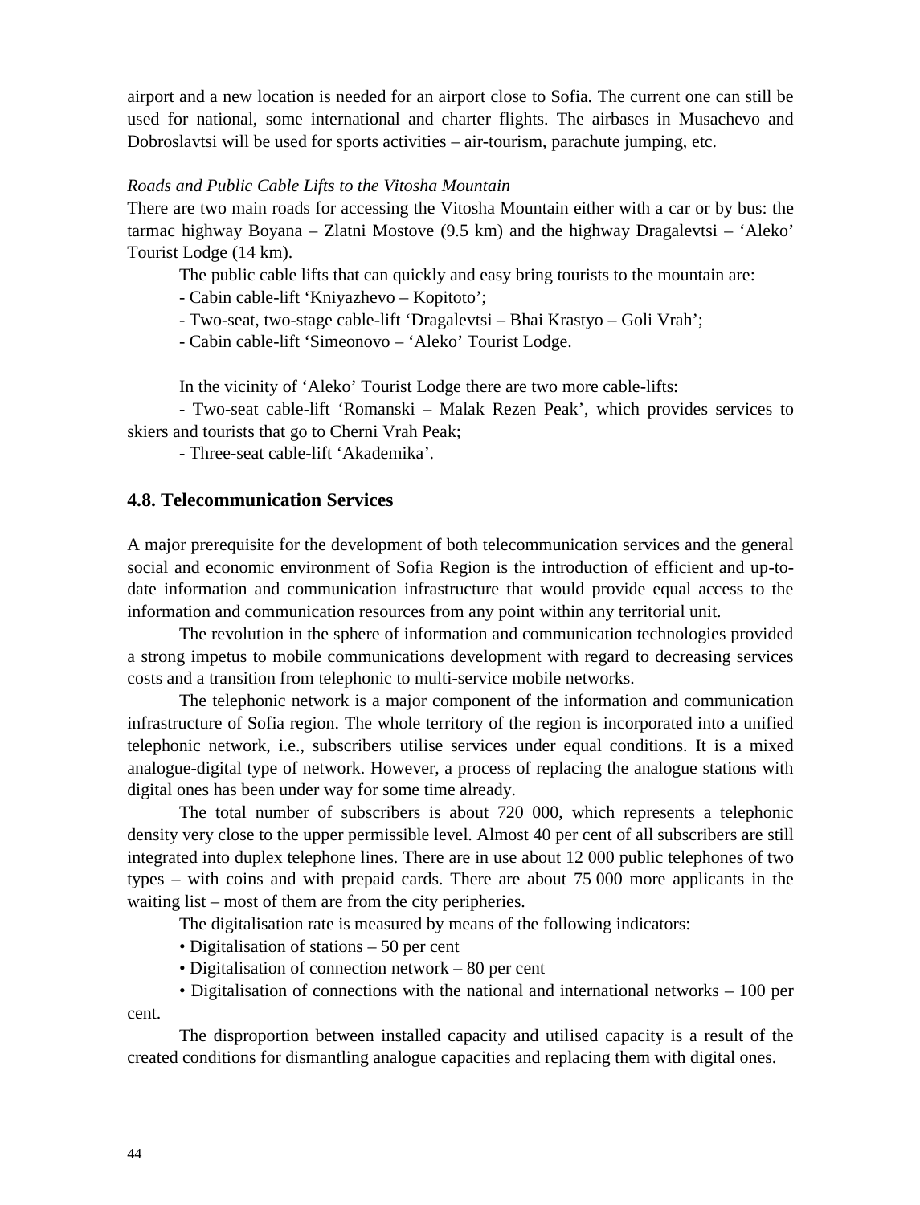airport and a new location is needed for an airport close to Sofia. The current one can still be used for national, some international and charter flights. The airbases in Musachevo and Dobroslavtsi will be used for sports activities – air-tourism, parachute jumping, etc.

*Roads and Public Cable Lifts to the Vitosha Mountain*

There are two main roads for accessing the Vitosha Mountain either with a car or by bus: the tarmac highway Boyana – Zlatni Mostove (9.5 km) and the highway Dragalevtsi – 'Aleko' Tourist Lodge (14 km).

The public cable lifts that can quickly and easy bring tourists to the mountain are:

- Cabin cable-lift 'Kniyazhevo – Kopitoto';
- Two-seat, two-stage cable-lift 'Dragalevtsi – Bhai Krastyo – Goli Vrah';
- Cabin cable-lift 'Simeonovo – 'Aleko' Tourist Lodge.

In the vicinity of 'Aleko' Tourist Lodge there are two more cable-lifts:

- Two-seat cable-lift 'Romanski – Malak Rezen Peak', which provides services to skiers and tourists that go to Cherni Vrah Peak;
- Three-seat cable-lift 'Akademika'.

## 4.8. Telecommunication Services

A major prerequisite for the development of both telecommunication services and the general social and economic environment of Sofia Region is the introduction of efficient and up-to-date information and communication infrastructure that would provide equal access to the information and communication resources from any point within any territorial unit.

The revolution in the sphere of information and communication technologies provided a strong impetus to mobile communications development with regard to decreasing services costs and a transition from telephonic to multi-service mobile networks.

The telephonic network is a major component of the information and communication infrastructure of Sofia region. The whole territory of the region is incorporated into a unified telephonic network, i.e., subscribers utilise services under equal conditions. It is a mixed analogue-digital type of network. However, a process of replacing the analogue stations with digital ones has been under way for some time already.

The total number of subscribers is about 720 000, which represents a telephonic density very close to the upper permissible level. Almost 40 per cent of all subscribers are still integrated into duplex telephone lines. There are in use about 12 000 public telephones of two types – with coins and with prepaid cards. There are about 75 000 more applicants in the waiting list – most of them are from the city peripheries.

The digitalisation rate is measured by means of the following indicators:

- Digitalisation of stations – 50 per cent
- Digitalisation of connection network – 80 per cent
- Digitalisation of connections with the national and international networks – 100 per cent.

The disproportion between installed capacity and utilised capacity is a result of the created conditions for dismantling analogue capacities and replacing them with digital ones.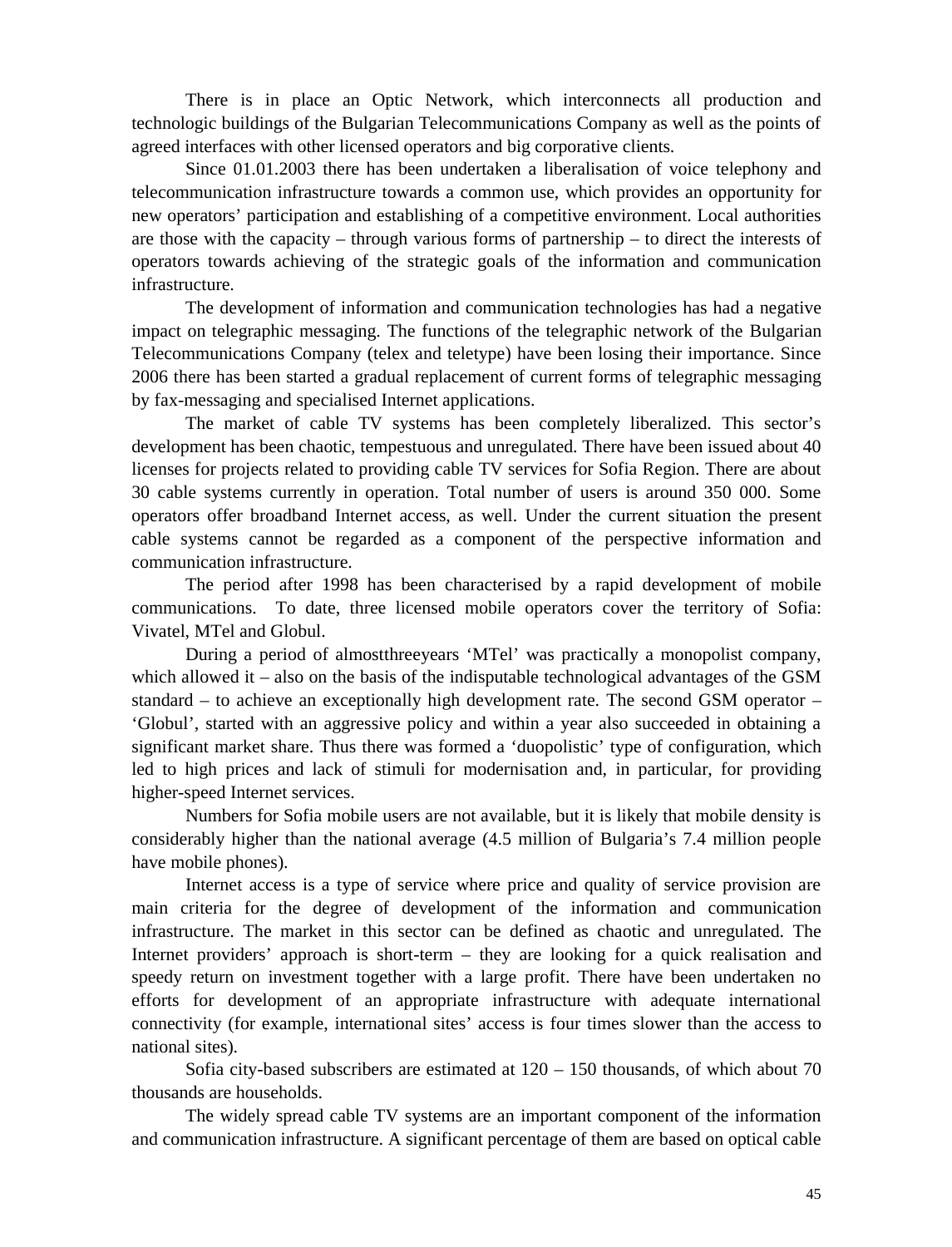There is in place an Optic Network, which interconnects all production and technologic buildings of the Bulgarian Telecommunications Company as well as the points of agreed interfaces with other licensed operators and big corporative clients.

Since 01.01.2003 there has been undertaken a liberalisation of voice telephony and telecommunication infrastructure towards a common use, which provides an opportunity for new operators' participation and establishing of a competitive environment. Local authorities are those with the capacity – through various forms of partnership – to direct the interests of operators towards achieving of the strategic goals of the information and communication infrastructure.

The development of information and communication technologies has had a negative impact on telegraphic messaging. The functions of the telegraphic network of the Bulgarian Telecommunications Company (telex and teletype) have been losing their importance. Since 2006 there has been started a gradual replacement of current forms of telegraphic messaging by fax-messaging and specialised Internet applications.

The market of cable TV systems has been completely liberalized. This sector's development has been chaotic, tempestuous and unregulated. There have been issued about 40 licenses for projects related to providing cable TV services for Sofia Region. There are about 30 cable systems currently in operation. Total number of users is around 350 000. Some operators offer broadband Internet access, as well. Under the current situation the present cable systems cannot be regarded as a component of the perspective information and communication infrastructure.

The period after 1998 has been characterised by a rapid development of mobile communications. To date, three licensed mobile operators cover the territory of Sofia: Vivatel, MTel and Globul.

During a period of almostthreeyears 'MTel' was practically a monopolist company, which allowed it – also on the basis of the indisputable technological advantages of the GSM standard – to achieve an exceptionally high development rate. The second GSM operator – 'Globul', started with an aggressive policy and within a year also succeeded in obtaining a significant market share. Thus there was formed a 'duopolistic' type of configuration, which led to high prices and lack of stimuli for modernisation and, in particular, for providing higher-speed Internet services.

Numbers for Sofia mobile users are not available, but it is likely that mobile density is considerably higher than the national average (4.5 million of Bulgaria's 7.4 million people have mobile phones).

Internet access is a type of service where price and quality of service provision are main criteria for the degree of development of the information and communication infrastructure. The market in this sector can be defined as chaotic and unregulated. The Internet providers' approach is short-term – they are looking for a quick realisation and speedy return on investment together with a large profit. There have been undertaken no efforts for development of an appropriate infrastructure with adequate international connectivity (for example, international sites' access is four times slower than the access to national sites).

Sofia city-based subscribers are estimated at 120 – 150 thousands, of which about 70 thousands are households.

The widely spread cable TV systems are an important component of the information and communication infrastructure. A significant percentage of them are based on optical cable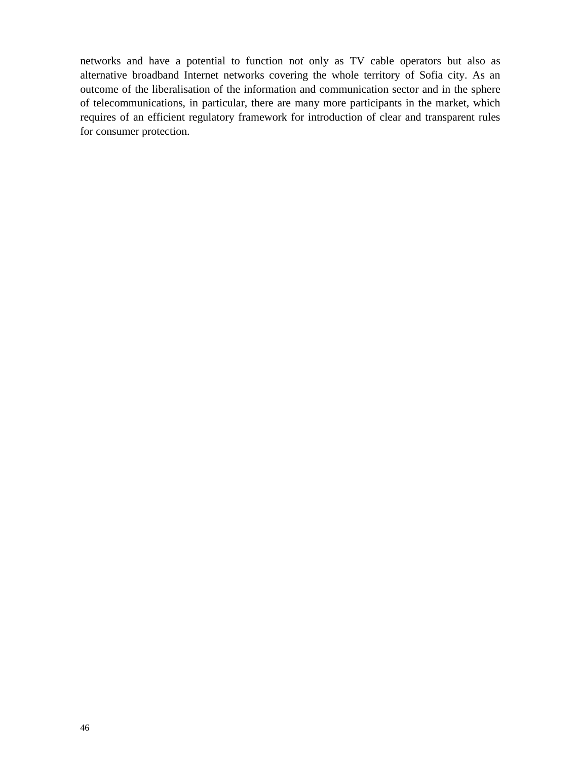networks and have a potential to function not only as TV cable operators but also as alternative broadband Internet networks covering the whole territory of Sofia city. As an outcome of the liberalisation of the information and communication sector and in the sphere of telecommunications, in particular, there are many more participants in the market, which requires of an efficient regulatory framework for introduction of clear and transparent rules for consumer protection.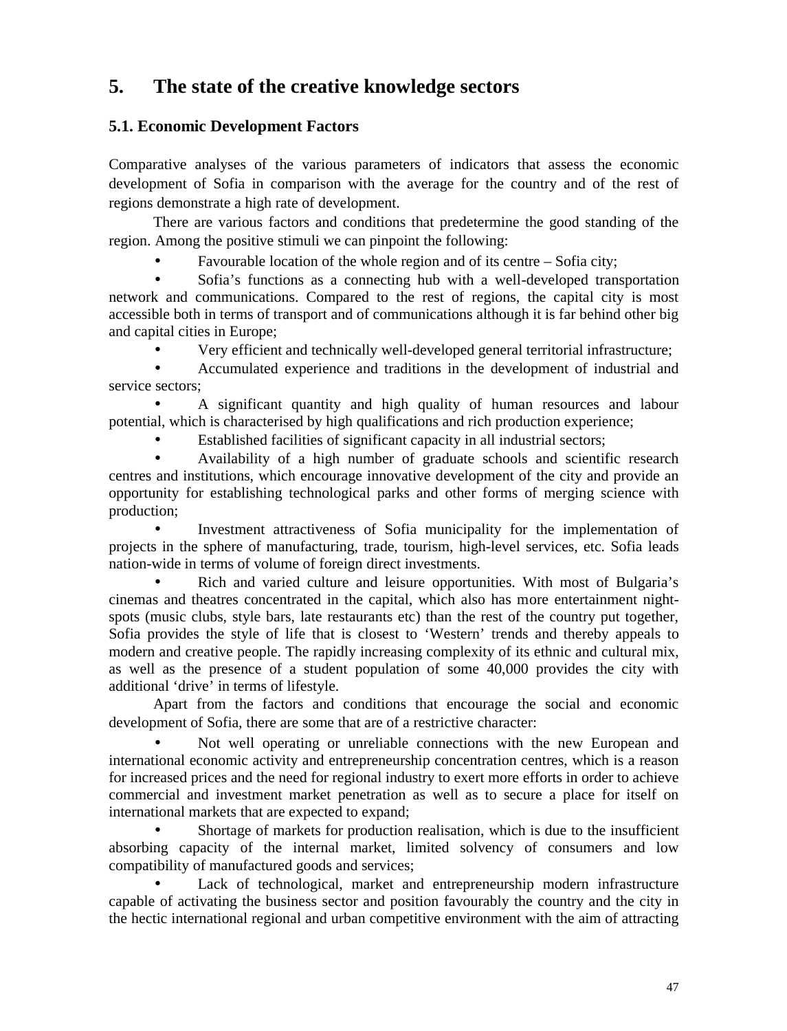# 5. The state of the creative knowledge sectors

## 5.1. Economic Development Factors

Comparative analyses of the various parameters of indicators that assess the economic development of Sofia in comparison with the average for the country and of the rest of regions demonstrate a high rate of development.

There are various factors and conditions that predetermine the good standing of the region. Among the positive stimuli we can pinpoint the following:

- Favourable location of the whole region and of its centre – Sofia city;
- Sofia's functions as a connecting hub with a well-developed transportation network and communications. Compared to the rest of regions, the capital city is most accessible both in terms of transport and of communications although it is far behind other big and capital cities in Europe;
- Very efficient and technically well-developed general territorial infrastructure;
- Accumulated experience and traditions in the development of industrial and service sectors;
- A significant quantity and high quality of human resources and labour potential, which is characterised by high qualifications and rich production experience;
- Established facilities of significant capacity in all industrial sectors;
- Availability of a high number of graduate schools and scientific research centres and institutions, which encourage innovative development of the city and provide an opportunity for establishing technological parks and other forms of merging science with production;
- Investment attractiveness of Sofia municipality for the implementation of projects in the sphere of manufacturing, trade, tourism, high-level services, etc. Sofia leads nation-wide in terms of volume of foreign direct investments.
- Rich and varied culture and leisure opportunities. With most of Bulgaria's cinemas and theatres concentrated in the capital, which also has more entertainment night-spots (music clubs, style bars, late restaurants etc) than the rest of the country put together, Sofia provides the style of life that is closest to 'Western' trends and thereby appeals to modern and creative people. The rapidly increasing complexity of its ethnic and cultural mix, as well as the presence of a student population of some 40,000 provides the city with additional 'drive' in terms of lifestyle.

Apart from the factors and conditions that encourage the social and economic development of Sofia, there are some that are of a restrictive character:

- Not well operating or unreliable connections with the new European and international economic activity and entrepreneurship concentration centres, which is a reason for increased prices and the need for regional industry to exert more efforts in order to achieve commercial and investment market penetration as well as to secure a place for itself on international markets that are expected to expand;
- Shortage of markets for production realisation, which is due to the insufficient absorbing capacity of the internal market, limited solvency of consumers and low compatibility of manufactured goods and services;
- Lack of technological, market and entrepreneurship modern infrastructure capable of activating the business sector and position favourably the country and the city in the hectic international regional and urban competitive environment with the aim of attracting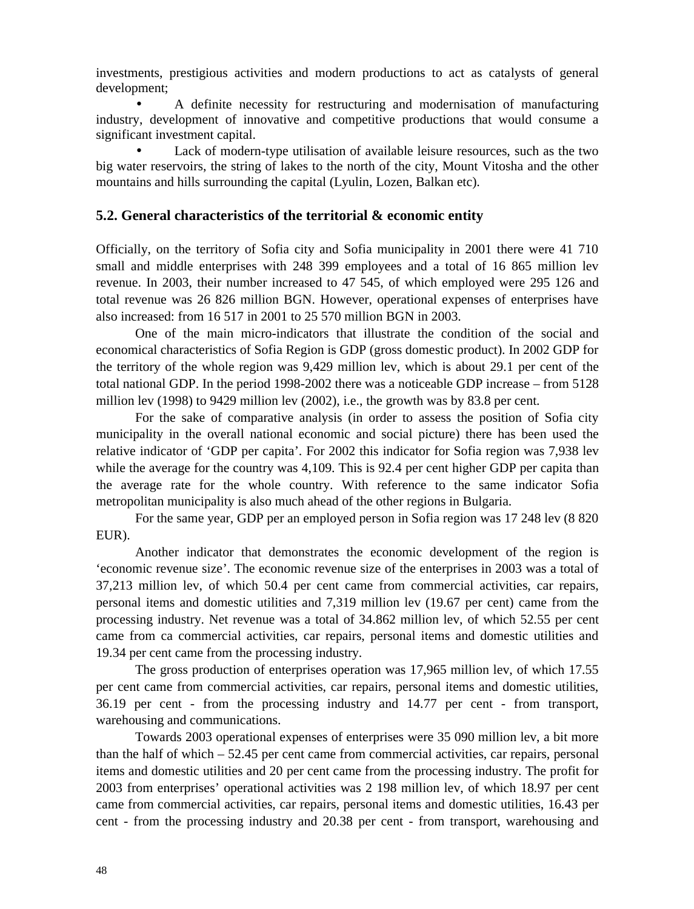investments, prestigious activities and modern productions to act as catalysts of general development;

- A definite necessity for restructuring and modernisation of manufacturing industry, development of innovative and competitive productions that would consume a significant investment capital.
- Lack of modern-type utilisation of available leisure resources, such as the two big water reservoirs, the string of lakes to the north of the city, Mount Vitosha and the other mountains and hills surrounding the capital (Lyulin, Lozen, Balkan etc).

## 5.2. General characteristics of the territorial & economic entity

Officially, on the territory of Sofia city and Sofia municipality in 2001 there were 41 710 small and middle enterprises with 248 399 employees and a total of 16 865 million lev revenue. In 2003, their number increased to 47 545, of which employed were 295 126 and total revenue was 26 826 million BGN. However, operational expenses of enterprises have also increased: from 16 517 in 2001 to 25 570 million BGN in 2003.

One of the main micro-indicators that illustrate the condition of the social and economical characteristics of Sofia Region is GDP (gross domestic product). In 2002 GDP for the territory of the whole region was 9,429 million lev, which is about 29.1 per cent of the total national GDP. In the period 1998-2002 there was a noticeable GDP increase – from 5128 million lev (1998) to 9429 million lev (2002), i.e., the growth was by 83.8 per cent.

For the sake of comparative analysis (in order to assess the position of Sofia city municipality in the overall national economic and social picture) there has been used the relative indicator of 'GDP per capita'. For 2002 this indicator for Sofia region was 7,938 lev while the average for the country was 4,109. This is 92.4 per cent higher GDP per capita than the average rate for the whole country. With reference to the same indicator Sofia metropolitan municipality is also much ahead of the other regions in Bulgaria.

For the same year, GDP per an employed person in Sofia region was 17 248 lev (8 820 EUR).

Another indicator that demonstrates the economic development of the region is 'economic revenue size'. The economic revenue size of the enterprises in 2003 was a total of 37,213 million lev, of which 50.4 per cent came from commercial activities, car repairs, personal items and domestic utilities and 7,319 million lev (19.67 per cent) came from the processing industry. Net revenue was a total of 34.862 million lev, of which 52.55 per cent came from ca commercial activities, car repairs, personal items and domestic utilities and 19.34 per cent came from the processing industry.

The gross production of enterprises operation was 17,965 million lev, of which 17.55 per cent came from commercial activities, car repairs, personal items and domestic utilities, 36.19 per cent - from the processing industry and 14.77 per cent - from transport, warehousing and communications.

Towards 2003 operational expenses of enterprises were 35 090 million lev, a bit more than the half of which – 52.45 per cent came from commercial activities, car repairs, personal items and domestic utilities and 20 per cent came from the processing industry. The profit for 2003 from enterprises' operational activities was 2 198 million lev, of which 18.97 per cent came from commercial activities, car repairs, personal items and domestic utilities, 16.43 per cent - from the processing industry and 20.38 per cent - from transport, warehousing and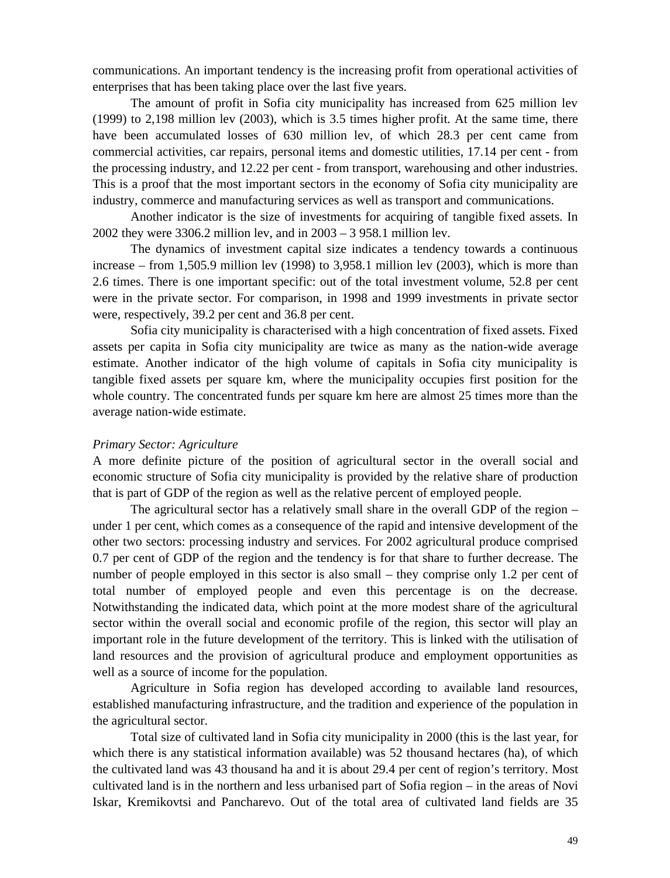communications. An important tendency is the increasing profit from operational activities of enterprises that has been taking place over the last five years.

The amount of profit in Sofia city municipality has increased from 625 million lev (1999) to 2,198 million lev (2003), which is 3.5 times higher profit. At the same time, there have been accumulated losses of 630 million lev, of which 28.3 per cent came from commercial activities, car repairs, personal items and domestic utilities, 17.14 per cent - from the processing industry, and 12.22 per cent - from transport, warehousing and other industries. This is a proof that the most important sectors in the economy of Sofia city municipality are industry, commerce and manufacturing services as well as transport and communications.

Another indicator is the size of investments for acquiring of tangible fixed assets. In 2002 they were 3306.2 million lev, and in 2003 – 3 958.1 million lev.

The dynamics of investment capital size indicates a tendency towards a continuous increase – from 1,505.9 million lev (1998) to 3,958.1 million lev (2003), which is more than 2.6 times. There is one important specific: out of the total investment volume, 52.8 per cent were in the private sector. For comparison, in 1998 and 1999 investments in private sector were, respectively, 39.2 per cent and 36.8 per cent.

Sofia city municipality is characterised with a high concentration of fixed assets. Fixed assets per capita in Sofia city municipality are twice as many as the nation-wide average estimate. Another indicator of the high volume of capitals in Sofia city municipality is tangible fixed assets per square km, where the municipality occupies first position for the whole country. The concentrated funds per square km here are almost 25 times more than the average nation-wide estimate.

*Primary Sector: Agriculture*

A more definite picture of the position of agricultural sector in the overall social and economic structure of Sofia city municipality is provided by the relative share of production that is part of GDP of the region as well as the relative percent of employed people.

The agricultural sector has a relatively small share in the overall GDP of the region – under 1 per cent, which comes as a consequence of the rapid and intensive development of the other two sectors: processing industry and services. For 2002 agricultural produce comprised 0.7 per cent of GDP of the region and the tendency is for that share to further decrease. The number of people employed in this sector is also small – they comprise only 1.2 per cent of total number of employed people and even this percentage is on the decrease. Notwithstanding the indicated data, which point at the more modest share of the agricultural sector within the overall social and economic profile of the region, this sector will play an important role in the future development of the territory. This is linked with the utilisation of land resources and the provision of agricultural produce and employment opportunities as well as a source of income for the population.

Agriculture in Sofia region has developed according to available land resources, established manufacturing infrastructure, and the tradition and experience of the population in the agricultural sector.

Total size of cultivated land in Sofia city municipality in 2000 (this is the last year, for which there is any statistical information available) was 52 thousand hectares (ha), of which the cultivated land was 43 thousand ha and it is about 29.4 per cent of region's territory. Most cultivated land is in the northern and less urbanised part of Sofia region – in the areas of Novi Iskar, Kremikovtsi and Pancharevo. Out of the total area of cultivated land fields are 35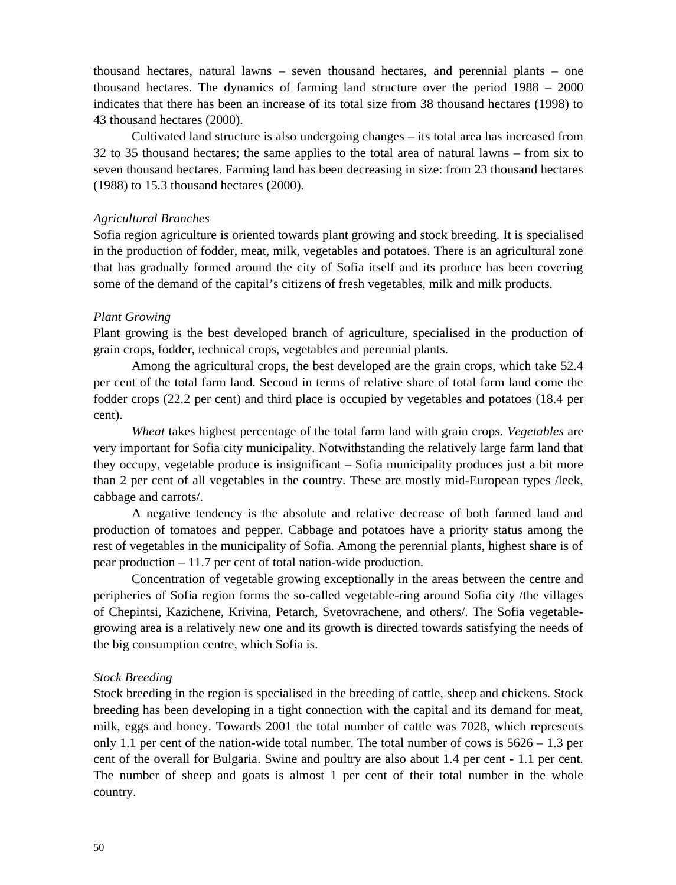thousand hectares, natural lawns – seven thousand hectares, and perennial plants – one thousand hectares. The dynamics of farming land structure over the period 1988 – 2000 indicates that there has been an increase of its total size from 38 thousand hectares (1998) to 43 thousand hectares (2000).

Cultivated land structure is also undergoing changes – its total area has increased from 32 to 35 thousand hectares; the same applies to the total area of natural lawns – from six to seven thousand hectares. Farming land has been decreasing in size: from 23 thousand hectares (1988) to 15.3 thousand hectares (2000).

*Agricultural Branches*

Sofia region agriculture is oriented towards plant growing and stock breeding. It is specialised in the production of fodder, meat, milk, vegetables and potatoes. There is an agricultural zone that has gradually formed around the city of Sofia itself and its produce has been covering some of the demand of the capital's citizens of fresh vegetables, milk and milk products.

*Plant Growing*

Plant growing is the best developed branch of agriculture, specialised in the production of grain crops, fodder, technical crops, vegetables and perennial plants.

Among the agricultural crops, the best developed are the grain crops, which take 52.4 per cent of the total farm land. Second in terms of relative share of total farm land come the fodder crops (22.2 per cent) and third place is occupied by vegetables and potatoes (18.4 per cent).

*Wheat* takes highest percentage of the total farm land with grain crops. *Vegetables* are very important for Sofia city municipality. Notwithstanding the relatively large farm land that they occupy, vegetable produce is insignificant – Sofia municipality produces just a bit more than 2 per cent of all vegetables in the country. These are mostly mid-European types /leek, cabbage and carrots/.

A negative tendency is the absolute and relative decrease of both farmed land and production of tomatoes and pepper. Cabbage and potatoes have a priority status among the rest of vegetables in the municipality of Sofia. Among the perennial plants, highest share is of pear production – 11.7 per cent of total nation-wide production.

Concentration of vegetable growing exceptionally in the areas between the centre and peripheries of Sofia region forms the so-called vegetable-ring around Sofia city /the villages of Chepintsi, Kazichene, Krivina, Petarch, Svetovrachene, and others/. The Sofia vegetable-growing area is a relatively new one and its growth is directed towards satisfying the needs of the big consumption centre, which Sofia is.

*Stock Breeding*

Stock breeding in the region is specialised in the breeding of cattle, sheep and chickens. Stock breeding has been developing in a tight connection with the capital and its demand for meat, milk, eggs and honey. Towards 2001 the total number of cattle was 7028, which represents only 1.1 per cent of the nation-wide total number. The total number of cows is 5626 – 1.3 per cent of the overall for Bulgaria. Swine and poultry are also about 1.4 per cent - 1.1 per cent. The number of sheep and goats is almost 1 per cent of their total number in the whole country.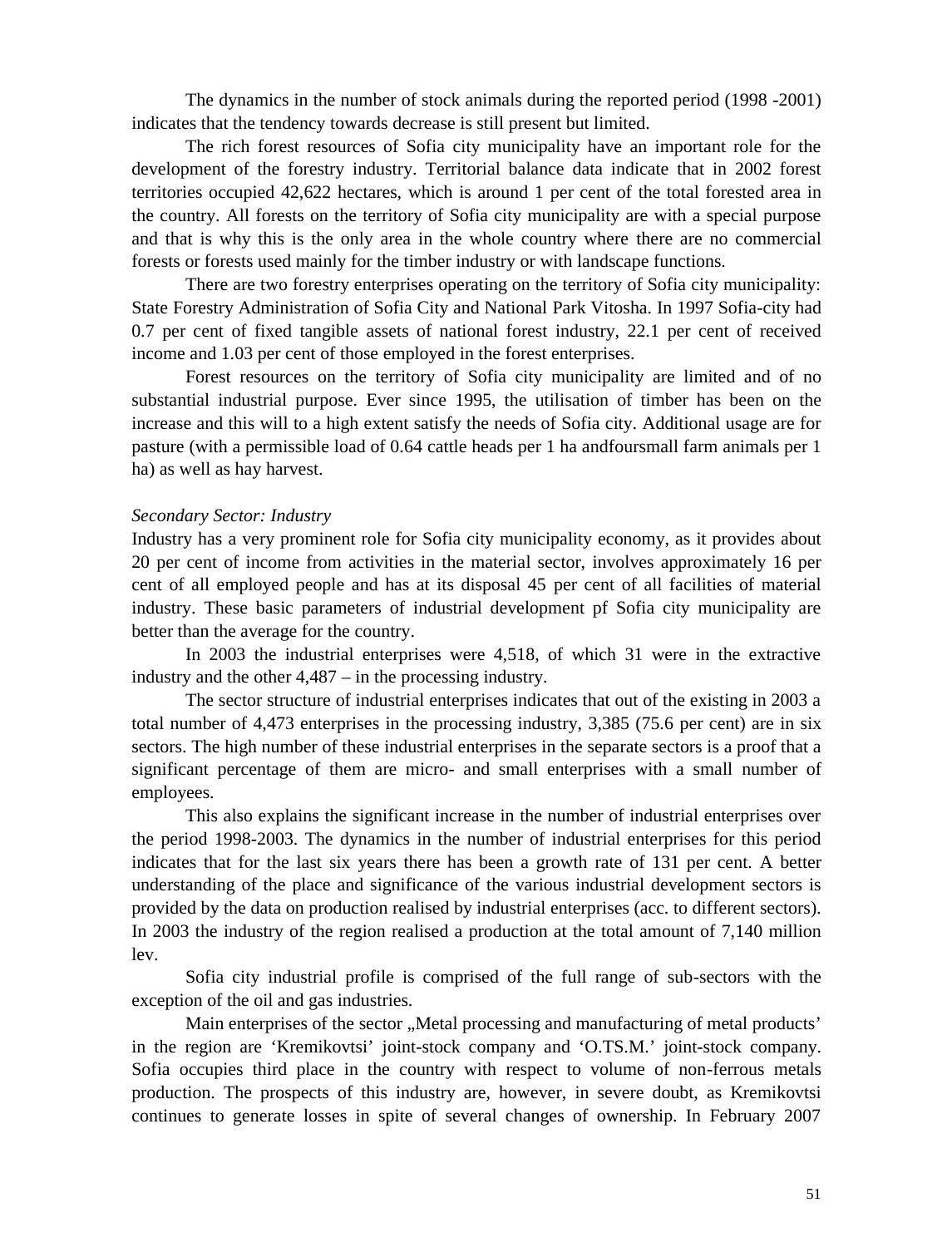The dynamics in the number of stock animals during the reported period (1998 -2001) indicates that the tendency towards decrease is still present but limited.

The rich forest resources of Sofia city municipality have an important role for the development of the forestry industry. Territorial balance data indicate that in 2002 forest territories occupied 42,622 hectares, which is around 1 per cent of the total forested area in the country. All forests on the territory of Sofia city municipality are with a special purpose and that is why this is the only area in the whole country where there are no commercial forests or forests used mainly for the timber industry or with landscape functions.

There are two forestry enterprises operating on the territory of Sofia city municipality: State Forestry Administration of Sofia City and National Park Vitosha. In 1997 Sofia-city had 0.7 per cent of fixed tangible assets of national forest industry, 22.1 per cent of received income and 1.03 per cent of those employed in the forest enterprises.

Forest resources on the territory of Sofia city municipality are limited and of no substantial industrial purpose. Ever since 1995, the utilisation of timber has been on the increase and this will to a high extent satisfy the needs of Sofia city. Additional usage are for pasture (with a permissible load of 0.64 cattle heads per 1 ha andfoursmall farm animals per 1 ha) as well as hay harvest.

*Secondary Sector: Industry*

Industry has a very prominent role for Sofia city municipality economy, as it provides about 20 per cent of income from activities in the material sector, involves approximately 16 per cent of all employed people and has at its disposal 45 per cent of all facilities of material industry. These basic parameters of industrial development pf Sofia city municipality are better than the average for the country.

In 2003 the industrial enterprises were 4,518, of which 31 were in the extractive industry and the other 4,487 – in the processing industry.

The sector structure of industrial enterprises indicates that out of the existing in 2003 a total number of 4,473 enterprises in the processing industry, 3,385 (75.6 per cent) are in six sectors. The high number of these industrial enterprises in the separate sectors is a proof that a significant percentage of them are micro- and small enterprises with a small number of employees.

This also explains the significant increase in the number of industrial enterprises over the period 1998-2003. The dynamics in the number of industrial enterprises for this period indicates that for the last six years there has been a growth rate of 131 per cent. A better understanding of the place and significance of the various industrial development sectors is provided by the data on production realised by industrial enterprises (acc. to different sectors). In 2003 the industry of the region realised a production at the total amount of 7,140 million lev.

Sofia city industrial profile is comprised of the full range of sub-sectors with the exception of the oil and gas industries.

Main enterprises of the sector „Metal processing and manufacturing of metal products' in the region are 'Kremikovtsi' joint-stock company and 'O.TS.M.' joint-stock company. Sofia occupies third place in the country with respect to volume of non-ferrous metals production. The prospects of this industry are, however, in severe doubt, as Kremikovtsi continues to generate losses in spite of several changes of ownership. In February 2007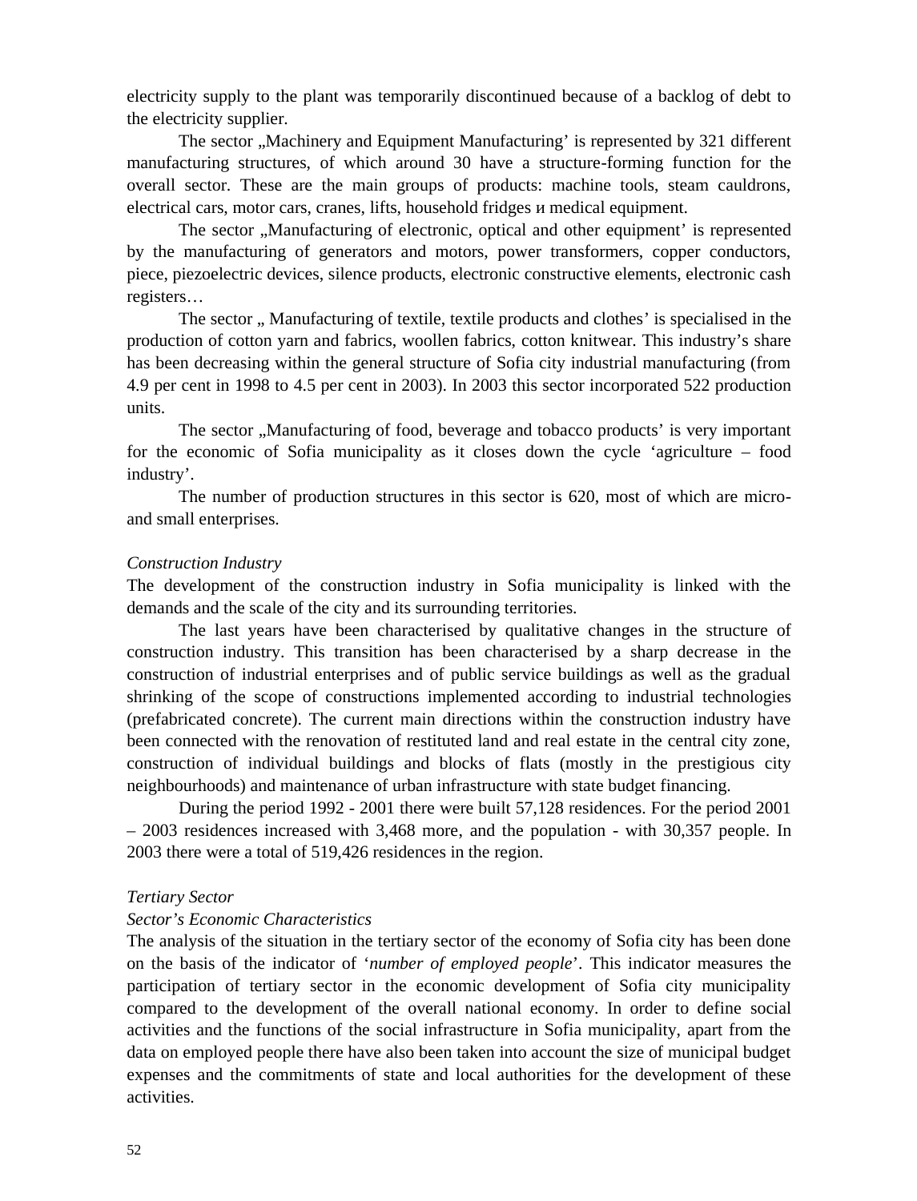electricity supply to the plant was temporarily discontinued because of a backlog of debt to the electricity supplier.

The sector „Machinery and Equipment Manufacturing' is represented by 321 different manufacturing structures, of which around 30 have a structure-forming function for the overall sector. These are the main groups of products: machine tools, steam cauldrons, electrical cars, motor cars, cranes, lifts, household fridges и medical equipment.

The sector „Manufacturing of electronic, optical and other equipment' is represented by the manufacturing of generators and motors, power transformers, copper conductors, piece, piezoelectric devices, silence products, electronic constructive elements, electronic cash registers…

The sector „ Manufacturing of textile, textile products and clothes' is specialised in the production of cotton yarn and fabrics, woollen fabrics, cotton knitwear. This industry's share has been decreasing within the general structure of Sofia city industrial manufacturing (from 4.9 per cent in 1998 to 4.5 per cent in 2003). In 2003 this sector incorporated 522 production units.

The sector „Manufacturing of food, beverage and tobacco products' is very important for the economic of Sofia municipality as it closes down the cycle 'agriculture – food industry'.

The number of production structures in this sector is 620, most of which are micro- and small enterprises.

*Construction Industry*

The development of the construction industry in Sofia municipality is linked with the demands and the scale of the city and its surrounding territories.

The last years have been characterised by qualitative changes in the structure of construction industry. This transition has been characterised by a sharp decrease in the construction of industrial enterprises and of public service buildings as well as the gradual shrinking of the scope of constructions implemented according to industrial technologies (prefabricated concrete). The current main directions within the construction industry have been connected with the renovation of restituted land and real estate in the central city zone, construction of individual buildings and blocks of flats (mostly in the prestigious city neighbourhoods) and maintenance of urban infrastructure with state budget financing.

During the period 1992 - 2001 there were built 57,128 residences. For the period 2001 – 2003 residences increased with 3,468 more, and the population - with 30,357 people. In 2003 there were a total of 519,426 residences in the region.

*Tertiary Sector*

*Sector's Economic Characteristics*

The analysis of the situation in the tertiary sector of the economy of Sofia city has been done on the basis of the indicator of '*number of employed people*'. This indicator measures the participation of tertiary sector in the economic development of Sofia city municipality compared to the development of the overall national economy. In order to define social activities and the functions of the social infrastructure in Sofia municipality, apart from the data on employed people there have also been taken into account the size of municipal budget expenses and the commitments of state and local authorities for the development of these activities.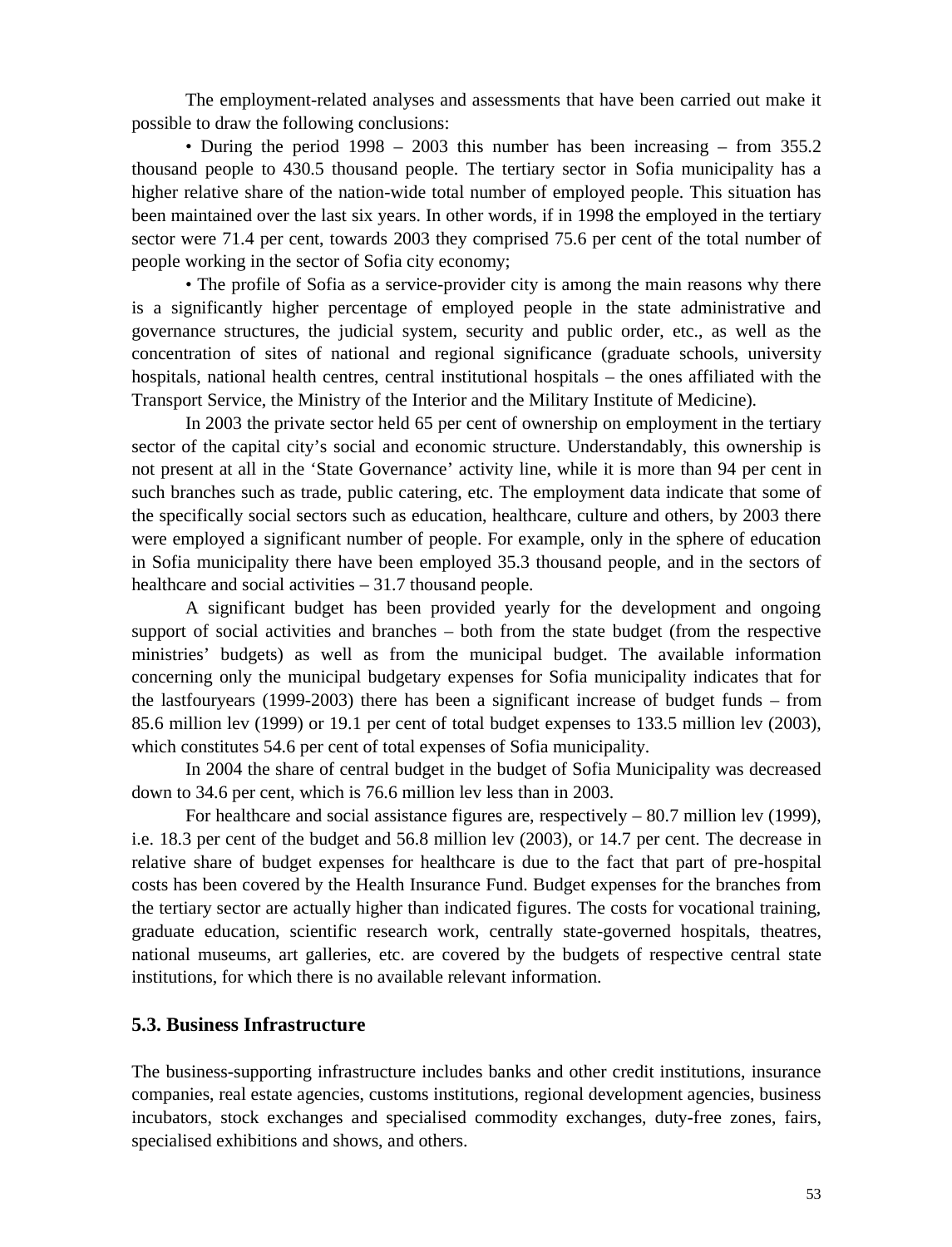The employment-related analyses and assessments that have been carried out make it possible to draw the following conclusions:

• During the period 1998 – 2003 this number has been increasing – from 355.2 thousand people to 430.5 thousand people. The tertiary sector in Sofia municipality has a higher relative share of the nation-wide total number of employed people. This situation has been maintained over the last six years. In other words, if in 1998 the employed in the tertiary sector were 71.4 per cent, towards 2003 they comprised 75.6 per cent of the total number of people working in the sector of Sofia city economy;

• The profile of Sofia as a service-provider city is among the main reasons why there is a significantly higher percentage of employed people in the state administrative and governance structures, the judicial system, security and public order, etc., as well as the concentration of sites of national and regional significance (graduate schools, university hospitals, national health centres, central institutional hospitals – the ones affiliated with the Transport Service, the Ministry of the Interior and the Military Institute of Medicine).

In 2003 the private sector held 65 per cent of ownership on employment in the tertiary sector of the capital city's social and economic structure. Understandably, this ownership is not present at all in the 'State Governance' activity line, while it is more than 94 per cent in such branches such as trade, public catering, etc. The employment data indicate that some of the specifically social sectors such as education, healthcare, culture and others, by 2003 there were employed a significant number of people. For example, only in the sphere of education in Sofia municipality there have been employed 35.3 thousand people, and in the sectors of healthcare and social activities – 31.7 thousand people.

A significant budget has been provided yearly for the development and ongoing support of social activities and branches – both from the state budget (from the respective ministries' budgets) as well as from the municipal budget. The available information concerning only the municipal budgetary expenses for Sofia municipality indicates that for the lastfouryears (1999-2003) there has been a significant increase of budget funds – from 85.6 million lev (1999) or 19.1 per cent of total budget expenses to 133.5 million lev (2003), which constitutes 54.6 per cent of total expenses of Sofia municipality.

In 2004 the share of central budget in the budget of Sofia Municipality was decreased down to 34.6 per cent, which is 76.6 million lev less than in 2003.

For healthcare and social assistance figures are, respectively – 80.7 million lev (1999), i.e. 18.3 per cent of the budget and 56.8 million lev (2003), or 14.7 per cent. The decrease in relative share of budget expenses for healthcare is due to the fact that part of pre-hospital costs has been covered by the Health Insurance Fund. Budget expenses for the branches from the tertiary sector are actually higher than indicated figures. The costs for vocational training, graduate education, scientific research work, centrally state-governed hospitals, theatres, national museums, art galleries, etc. are covered by the budgets of respective central state institutions, for which there is no available relevant information.

### 5.3. Business Infrastructure

The business-supporting infrastructure includes banks and other credit institutions, insurance companies, real estate agencies, customs institutions, regional development agencies, business incubators, stock exchanges and specialised commodity exchanges, duty-free zones, fairs, specialised exhibitions and shows, and others.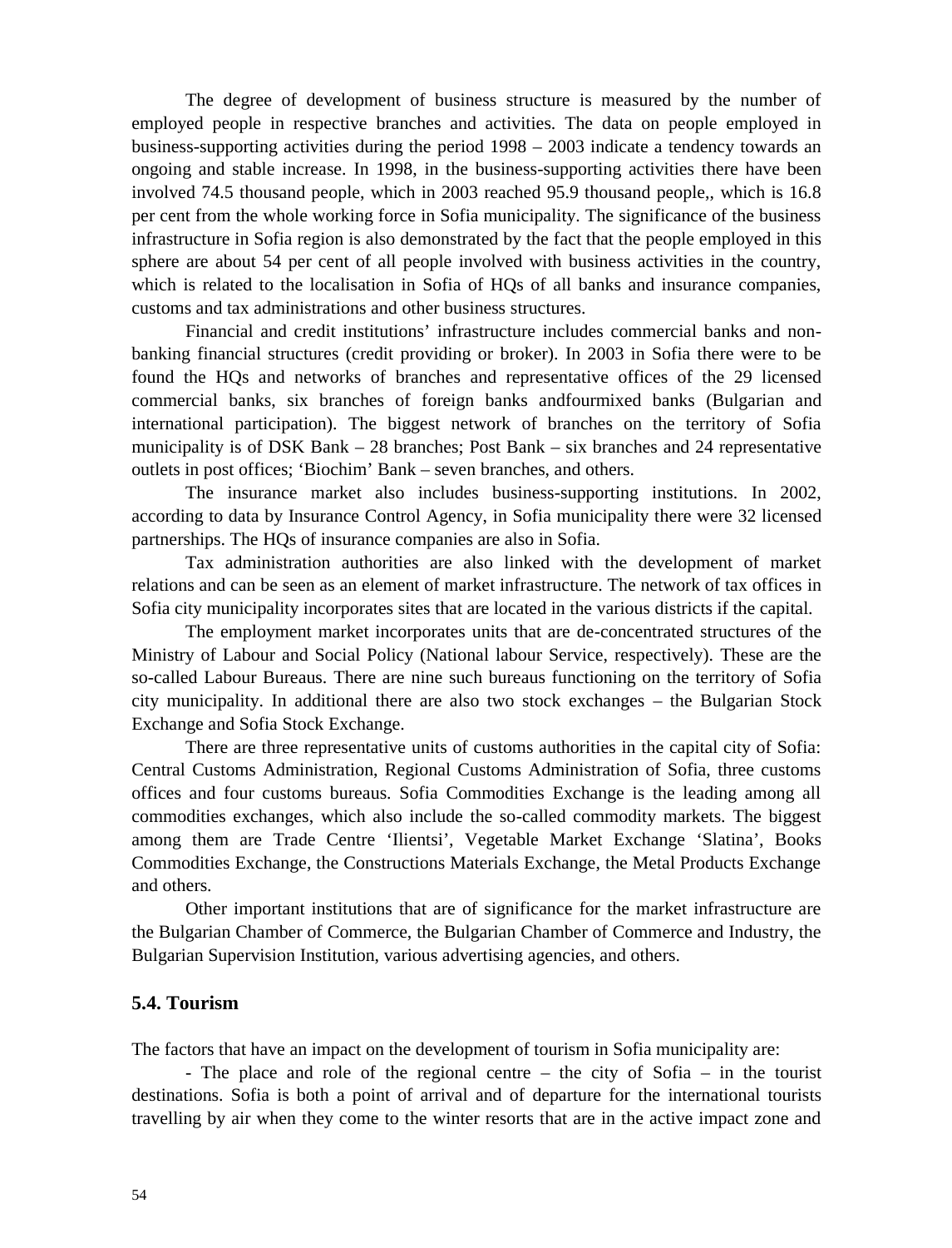The degree of development of business structure is measured by the number of employed people in respective branches and activities. The data on people employed in business-supporting activities during the period 1998 – 2003 indicate a tendency towards an ongoing and stable increase. In 1998, in the business-supporting activities there have been involved 74.5 thousand people, which in 2003 reached 95.9 thousand people,, which is 16.8 per cent from the whole working force in Sofia municipality. The significance of the business infrastructure in Sofia region is also demonstrated by the fact that the people employed in this sphere are about 54 per cent of all people involved with business activities in the country, which is related to the localisation in Sofia of HQs of all banks and insurance companies, customs and tax administrations and other business structures.

Financial and credit institutions' infrastructure includes commercial banks and non-banking financial structures (credit providing or broker). In 2003 in Sofia there were to be found the HQs and networks of branches and representative offices of the 29 licensed commercial banks, six branches of foreign banks andfourmixed banks (Bulgarian and international participation). The biggest network of branches on the territory of Sofia municipality is of DSK Bank – 28 branches; Post Bank – six branches and 24 representative outlets in post offices; 'Biochim' Bank – seven branches, and others.

The insurance market also includes business-supporting institutions. In 2002, according to data by Insurance Control Agency, in Sofia municipality there were 32 licensed partnerships. The HQs of insurance companies are also in Sofia.

Tax administration authorities are also linked with the development of market relations and can be seen as an element of market infrastructure. The network of tax offices in Sofia city municipality incorporates sites that are located in the various districts if the capital.

The employment market incorporates units that are de-concentrated structures of the Ministry of Labour and Social Policy (National labour Service, respectively). These are the so-called Labour Bureaus. There are nine such bureaus functioning on the territory of Sofia city municipality. In additional there are also two stock exchanges – the Bulgarian Stock Exchange and Sofia Stock Exchange.

There are three representative units of customs authorities in the capital city of Sofia: Central Customs Administration, Regional Customs Administration of Sofia, three customs offices and four customs bureaus. Sofia Commodities Exchange is the leading among all commodities exchanges, which also include the so-called commodity markets. The biggest among them are Trade Centre 'Ilientsi', Vegetable Market Exchange 'Slatina', Books Commodities Exchange, the Constructions Materials Exchange, the Metal Products Exchange and others.

Other important institutions that are of significance for the market infrastructure are the Bulgarian Chamber of Commerce, the Bulgarian Chamber of Commerce and Industry, the Bulgarian Supervision Institution, various advertising agencies, and others.

### 5.4. Tourism

The factors that have an impact on the development of tourism in Sofia municipality are:

- The place and role of the regional centre – the city of Sofia – in the tourist destinations. Sofia is both a point of arrival and of departure for the international tourists travelling by air when they come to the winter resorts that are in the active impact zone and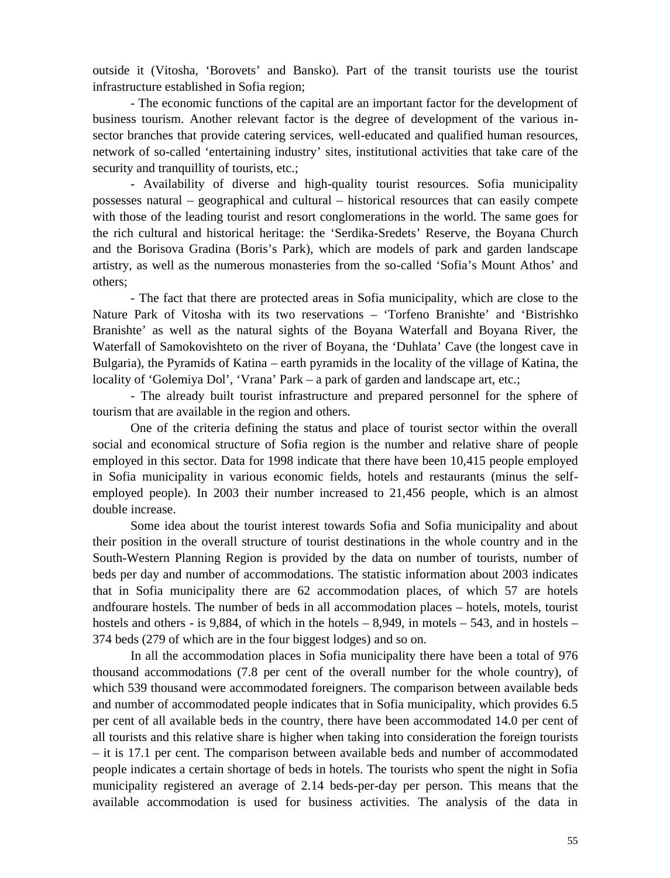outside it (Vitosha, 'Borovets' and Bansko). Part of the transit tourists use the tourist infrastructure established in Sofia region;

- The economic functions of the capital are an important factor for the development of business tourism. Another relevant factor is the degree of development of the various in-sector branches that provide catering services, well-educated and qualified human resources, network of so-called 'entertaining industry' sites, institutional activities that take care of the security and tranquillity of tourists, etc.;

- Availability of diverse and high-quality tourist resources. Sofia municipality possesses natural – geographical and cultural – historical resources that can easily compete with those of the leading tourist and resort conglomerations in the world. The same goes for the rich cultural and historical heritage: the 'Serdika-Sredets' Reserve, the Boyana Church and the Borisova Gradina (Boris's Park), which are models of park and garden landscape artistry, as well as the numerous monasteries from the so-called 'Sofia's Mount Athos' and others;

- The fact that there are protected areas in Sofia municipality, which are close to the Nature Park of Vitosha with its two reservations – 'Torfeno Branishte' and 'Bistrishko Branishte' as well as the natural sights of the Boyana Waterfall and Boyana River, the Waterfall of Samokovishteto on the river of Boyana, the 'Duhlata' Cave (the longest cave in Bulgaria), the Pyramids of Katina – earth pyramids in the locality of the village of Katina, the locality of 'Golemiya Dol', 'Vrana' Park – a park of garden and landscape art, etc.;

- The already built tourist infrastructure and prepared personnel for the sphere of tourism that are available in the region and others.

One of the criteria defining the status and place of tourist sector within the overall social and economical structure of Sofia region is the number and relative share of people employed in this sector. Data for 1998 indicate that there have been 10,415 people employed in Sofia municipality in various economic fields, hotels and restaurants (minus the self-employed people). In 2003 their number increased to 21,456 people, which is an almost double increase.

Some idea about the tourist interest towards Sofia and Sofia municipality and about their position in the overall structure of tourist destinations in the whole country and in the South-Western Planning Region is provided by the data on number of tourists, number of beds per day and number of accommodations. The statistic information about 2003 indicates that in Sofia municipality there are 62 accommodation places, of which 57 are hotels andfourare hostels. The number of beds in all accommodation places – hotels, motels, tourist hostels and others - is 9,884, of which in the hotels – 8,949, in motels – 543, and in hostels – 374 beds (279 of which are in the four biggest lodges) and so on.

In all the accommodation places in Sofia municipality there have been a total of 976 thousand accommodations (7.8 per cent of the overall number for the whole country), of which 539 thousand were accommodated foreigners. The comparison between available beds and number of accommodated people indicates that in Sofia municipality, which provides 6.5 per cent of all available beds in the country, there have been accommodated 14.0 per cent of all tourists and this relative share is higher when taking into consideration the foreign tourists – it is 17.1 per cent. The comparison between available beds and number of accommodated people indicates a certain shortage of beds in hotels. The tourists who spent the night in Sofia municipality registered an average of 2.14 beds-per-day per person. This means that the available accommodation is used for business activities. The analysis of the data in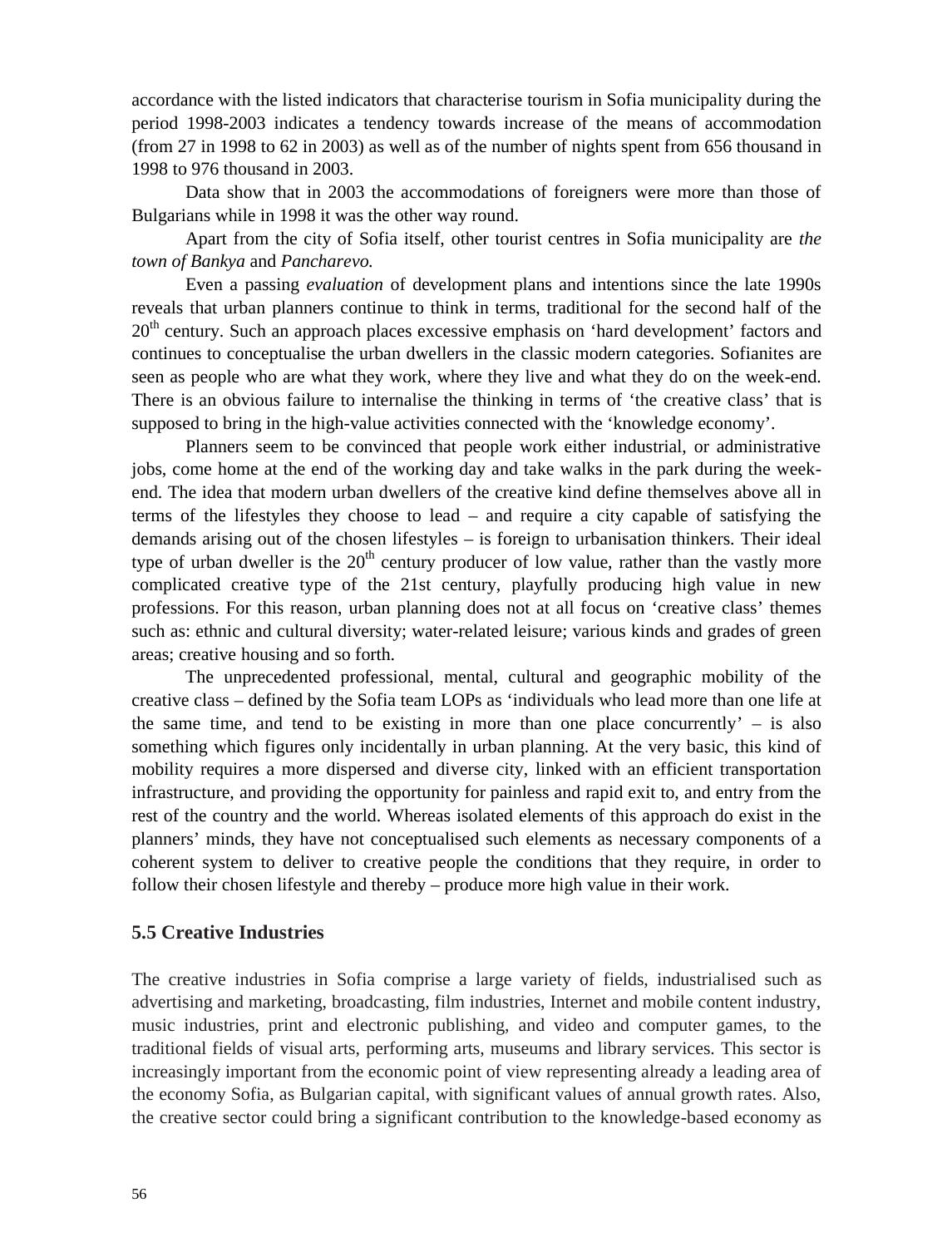accordance with the listed indicators that characterise tourism in Sofia municipality during the period 1998-2003 indicates a tendency towards increase of the means of accommodation (from 27 in 1998 to 62 in 2003) as well as of the number of nights spent from 656 thousand in 1998 to 976 thousand in 2003.

Data show that in 2003 the accommodations of foreigners were more than those of Bulgarians while in 1998 it was the other way round.

Apart from the city of Sofia itself, other tourist centres in Sofia municipality are *the town of Bankya* and *Pancharevo.*

Even a passing *evaluation* of development plans and intentions since the late 1990s reveals that urban planners continue to think in terms, traditional for the second half of the 20th century. Such an approach places excessive emphasis on 'hard development' factors and continues to conceptualise the urban dwellers in the classic modern categories. Sofianites are seen as people who are what they work, where they live and what they do on the week-end. There is an obvious failure to internalise the thinking in terms of 'the creative class' that is supposed to bring in the high-value activities connected with the 'knowledge economy'.

Planners seem to be convinced that people work either industrial, or administrative jobs, come home at the end of the working day and take walks in the park during the week-end. The idea that modern urban dwellers of the creative kind define themselves above all in terms of the lifestyles they choose to lead – and require a city capable of satisfying the demands arising out of the chosen lifestyles – is foreign to urbanisation thinkers. Their ideal type of urban dweller is the 20th century producer of low value, rather than the vastly more complicated creative type of the 21st century, playfully producing high value in new professions. For this reason, urban planning does not at all focus on 'creative class' themes such as: ethnic and cultural diversity; water-related leisure; various kinds and grades of green areas; creative housing and so forth.

The unprecedented professional, mental, cultural and geographic mobility of the creative class – defined by the Sofia team LOPs as 'individuals who lead more than one life at the same time, and tend to be existing in more than one place concurrently' – is also something which figures only incidentally in urban planning. At the very basic, this kind of mobility requires a more dispersed and diverse city, linked with an efficient transportation infrastructure, and providing the opportunity for painless and rapid exit to, and entry from the rest of the country and the world. Whereas isolated elements of this approach do exist in the planners' minds, they have not conceptualised such elements as necessary components of a coherent system to deliver to creative people the conditions that they require, in order to follow their chosen lifestyle and thereby – produce more high value in their work.

### 5.5 Creative Industries

The creative industries in Sofia comprise a large variety of fields, industrialised such as advertising and marketing, broadcasting, film industries, Internet and mobile content industry, music industries, print and electronic publishing, and video and computer games, to the traditional fields of visual arts, performing arts, museums and library services. This sector is increasingly important from the economic point of view representing already a leading area of the economy Sofia, as Bulgarian capital, with significant values of annual growth rates. Also, the creative sector could bring a significant contribution to the knowledge-based economy as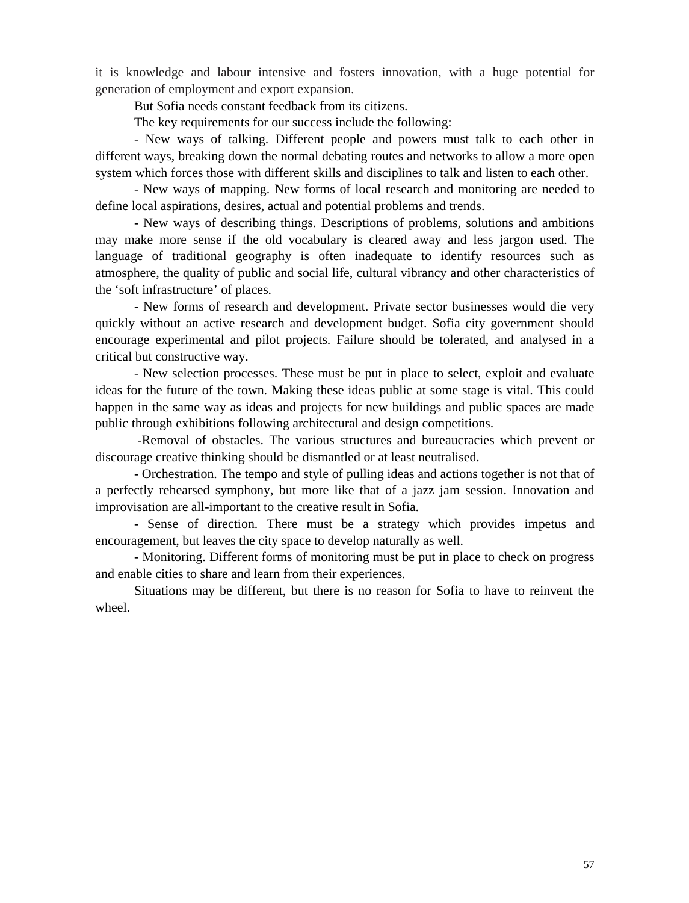it is knowledge and labour intensive and fosters innovation, with a huge potential for generation of employment and export expansion.

But Sofia needs constant feedback from its citizens.

The key requirements for our success include the following:

- New ways of talking. Different people and powers must talk to each other in different ways, breaking down the normal debating routes and networks to allow a more open system which forces those with different skills and disciplines to talk and listen to each other.

- New ways of mapping. New forms of local research and monitoring are needed to define local aspirations, desires, actual and potential problems and trends.

- New ways of describing things. Descriptions of problems, solutions and ambitions may make more sense if the old vocabulary is cleared away and less jargon used. The language of traditional geography is often inadequate to identify resources such as atmosphere, the quality of public and social life, cultural vibrancy and other characteristics of the 'soft infrastructure' of places.

- New forms of research and development. Private sector businesses would die very quickly without an active research and development budget. Sofia city government should encourage experimental and pilot projects. Failure should be tolerated, and analysed in a critical but constructive way.

- New selection processes. These must be put in place to select, exploit and evaluate ideas for the future of the town. Making these ideas public at some stage is vital. This could happen in the same way as ideas and projects for new buildings and public spaces are made public through exhibitions following architectural and design competitions.

-Removal of obstacles. The various structures and bureaucracies which prevent or discourage creative thinking should be dismantled or at least neutralised.

- Orchestration. The tempo and style of pulling ideas and actions together is not that of a perfectly rehearsed symphony, but more like that of a jazz jam session. Innovation and improvisation are all-important to the creative result in Sofia.

- Sense of direction. There must be a strategy which provides impetus and encouragement, but leaves the city space to develop naturally as well.

- Monitoring. Different forms of monitoring must be put in place to check on progress and enable cities to share and learn from their experiences.

Situations may be different, but there is no reason for Sofia to have to reinvent the wheel.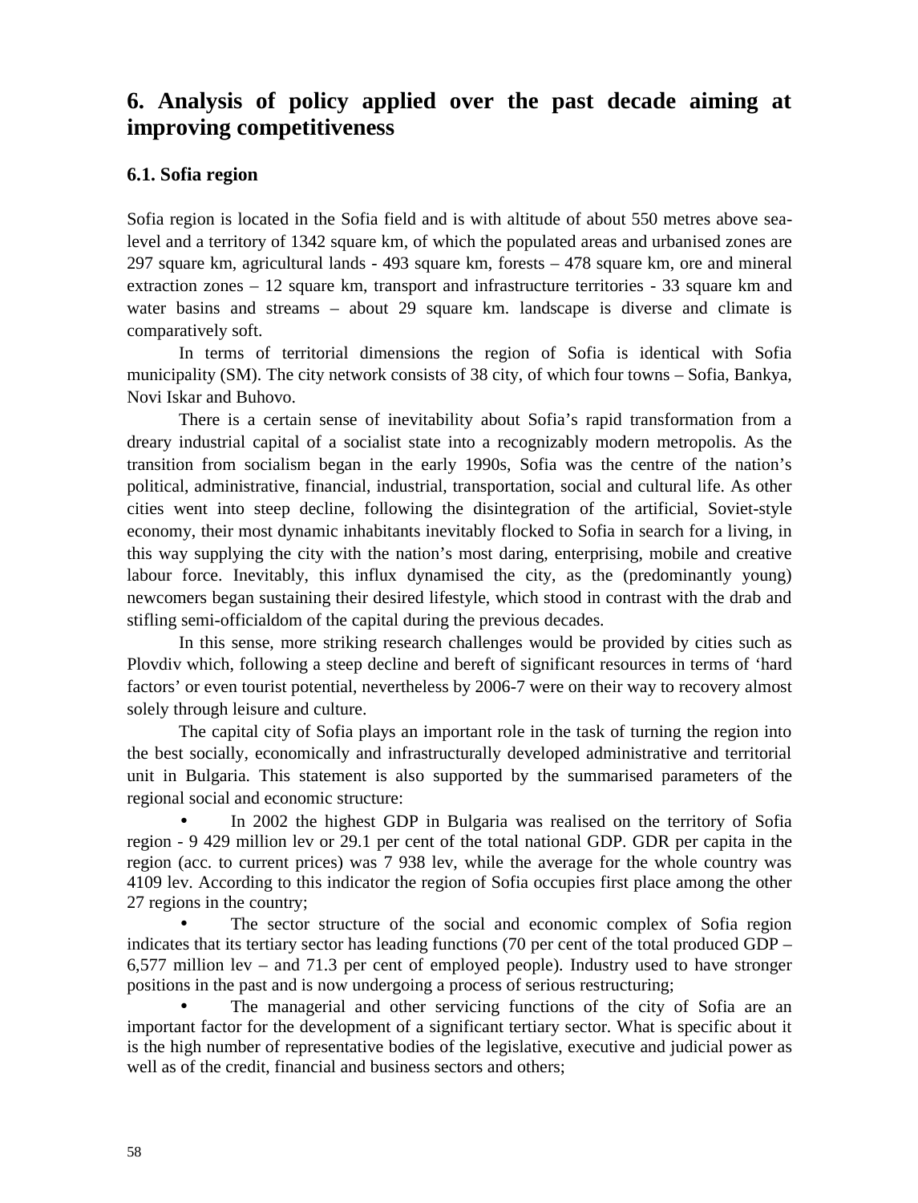# 6. Analysis of policy applied over the past decade aiming at improving competitiveness

## 6.1. Sofia region

Sofia region is located in the Sofia field and is with altitude of about 550 metres above sea-level and a territory of 1342 square km, of which the populated areas and urbanised zones are 297 square km, agricultural lands - 493 square km, forests – 478 square km, ore and mineral extraction zones – 12 square km, transport and infrastructure territories - 33 square km and water basins and streams – about 29 square km. landscape is diverse and climate is comparatively soft.

In terms of territorial dimensions the region of Sofia is identical with Sofia municipality (SM). The city network consists of 38 city, of which four towns – Sofia, Bankya, Novi Iskar and Buhovo.

There is a certain sense of inevitability about Sofia's rapid transformation from a dreary industrial capital of a socialist state into a recognizably modern metropolis. As the transition from socialism began in the early 1990s, Sofia was the centre of the nation's political, administrative, financial, industrial, transportation, social and cultural life. As other cities went into steep decline, following the disintegration of the artificial, Soviet-style economy, their most dynamic inhabitants inevitably flocked to Sofia in search for a living, in this way supplying the city with the nation's most daring, enterprising, mobile and creative labour force. Inevitably, this influx dynamised the city, as the (predominantly young) newcomers began sustaining their desired lifestyle, which stood in contrast with the drab and stifling semi-officialdom of the capital during the previous decades.

In this sense, more striking research challenges would be provided by cities such as Plovdiv which, following a steep decline and bereft of significant resources in terms of 'hard factors' or even tourist potential, nevertheless by 2006-7 were on their way to recovery almost solely through leisure and culture.

The capital city of Sofia plays an important role in the task of turning the region into the best socially, economically and infrastructurally developed administrative and territorial unit in Bulgaria. This statement is also supported by the summarised parameters of the regional social and economic structure:

- In 2002 the highest GDP in Bulgaria was realised on the territory of Sofia region - 9 429 million lev or 29.1 per cent of the total national GDP. GDR per capita in the region (acc. to current prices) was 7 938 lev, while the average for the whole country was 4109 lev. According to this indicator the region of Sofia occupies first place among the other 27 regions in the country;
- The sector structure of the social and economic complex of Sofia region indicates that its tertiary sector has leading functions (70 per cent of the total produced GDP – 6,577 million lev – and 71.3 per cent of employed people). Industry used to have stronger positions in the past and is now undergoing a process of serious restructuring;
- The managerial and other servicing functions of the city of Sofia are an important factor for the development of a significant tertiary sector. What is specific about it is the high number of representative bodies of the legislative, executive and judicial power as well as of the credit, financial and business sectors and others;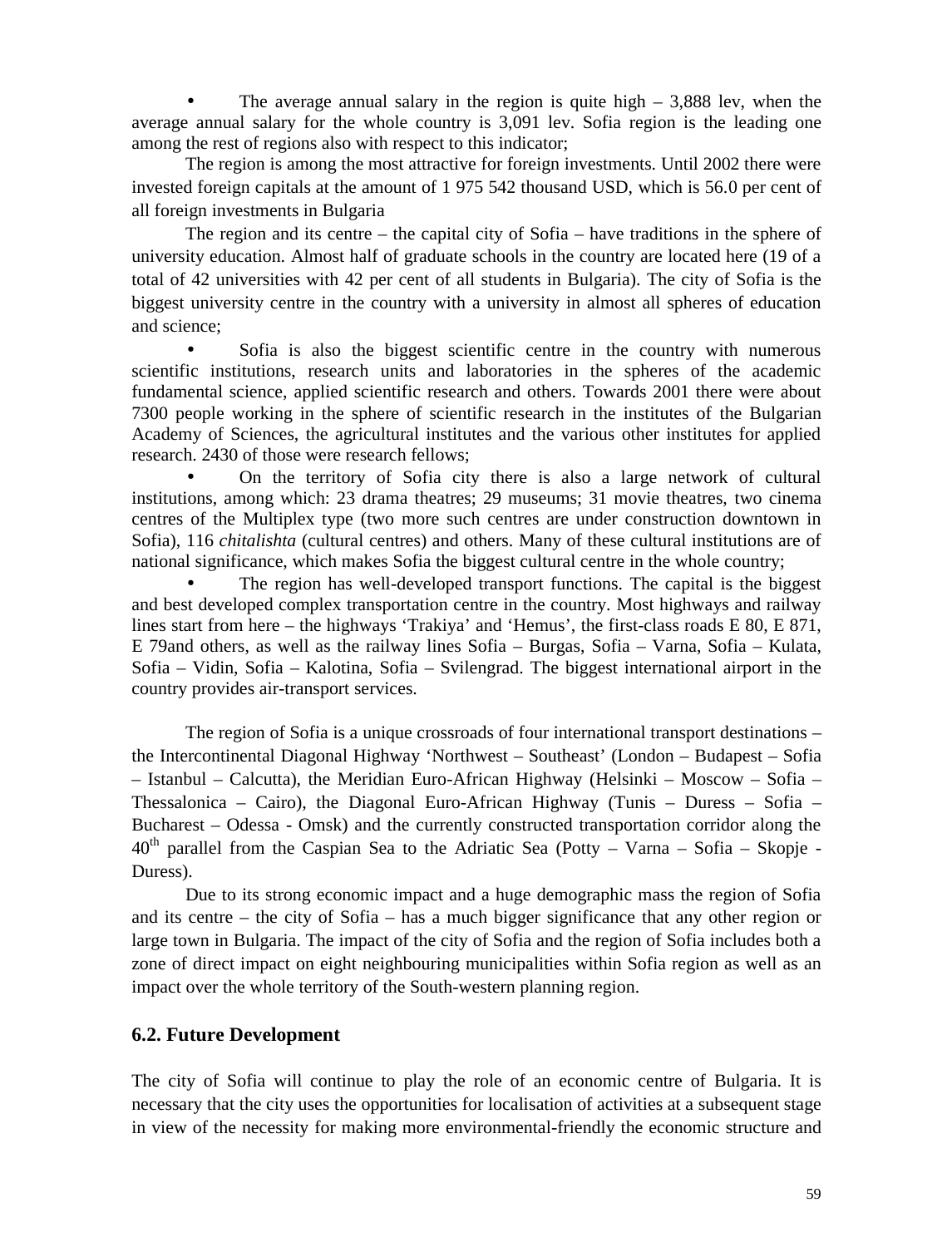- The average annual salary in the region is quite high – 3,888 lev, when the average annual salary for the whole country is 3,091 lev. Sofia region is the leading one among the rest of regions also with respect to this indicator;

The region is among the most attractive for foreign investments. Until 2002 there were invested foreign capitals at the amount of 1 975 542 thousand USD, which is 56.0 per cent of all foreign investments in Bulgaria

The region and its centre – the capital city of Sofia – have traditions in the sphere of university education. Almost half of graduate schools in the country are located here (19 of a total of 42 universities with 42 per cent of all students in Bulgaria). The city of Sofia is the biggest university centre in the country with a university in almost all spheres of education and science;

- Sofia is also the biggest scientific centre in the country with numerous scientific institutions, research units and laboratories in the spheres of the academic fundamental science, applied scientific research and others. Towards 2001 there were about 7300 people working in the sphere of scientific research in the institutes of the Bulgarian Academy of Sciences, the agricultural institutes and the various other institutes for applied research. 2430 of those were research fellows;
- On the territory of Sofia city there is also a large network of cultural institutions, among which: 23 drama theatres; 29 museums; 31 movie theatres, two cinema centres of the Multiplex type (two more such centres are under construction downtown in Sofia), 116 *chitalishta* (cultural centres) and others. Many of these cultural institutions are of national significance, which makes Sofia the biggest cultural centre in the whole country;
- The region has well-developed transport functions. The capital is the biggest and best developed complex transportation centre in the country. Most highways and railway lines start from here – the highways 'Trakiya' and 'Hemus', the first-class roads E 80, E 871, E 79and others, as well as the railway lines Sofia – Burgas, Sofia – Varna, Sofia – Kulata, Sofia – Vidin, Sofia – Kalotina, Sofia – Svilengrad. The biggest international airport in the country provides air-transport services.

The region of Sofia is a unique crossroads of four international transport destinations – the Intercontinental Diagonal Highway 'Northwest – Southeast' (London – Budapest – Sofia – Istanbul – Calcutta), the Meridian Euro-African Highway (Helsinki – Moscow – Sofia – Thessalonica – Cairo), the Diagonal Euro-African Highway (Tunis – Duress – Sofia – Bucharest – Odessa - Omsk) and the currently constructed transportation corridor along the 40$^{th}$ parallel from the Caspian Sea to the Adriatic Sea (Potty – Varna – Sofia – Skopje - Duress).

Due to its strong economic impact and a huge demographic mass the region of Sofia and its centre – the city of Sofia – has a much bigger significance that any other region or large town in Bulgaria. The impact of the city of Sofia and the region of Sofia includes both a zone of direct impact on eight neighbouring municipalities within Sofia region as well as an impact over the whole territory of the South-western planning region.

### 6.2. Future Development

The city of Sofia will continue to play the role of an economic centre of Bulgaria. It is necessary that the city uses the opportunities for localisation of activities at a subsequent stage in view of the necessity for making more environmental-friendly the economic structure and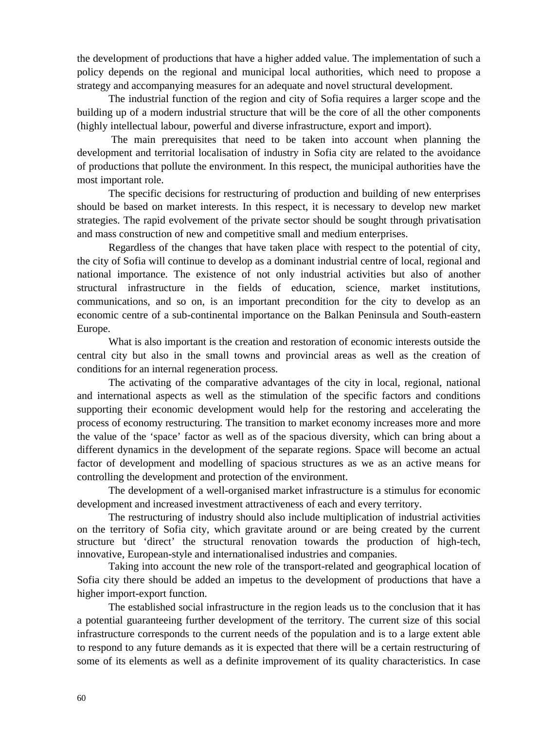the development of productions that have a higher added value. The implementation of such a policy depends on the regional and municipal local authorities, which need to propose a strategy and accompanying measures for an adequate and novel structural development.

The industrial function of the region and city of Sofia requires a larger scope and the building up of a modern industrial structure that will be the core of all the other components (highly intellectual labour, powerful and diverse infrastructure, export and import).

The main prerequisites that need to be taken into account when planning the development and territorial localisation of industry in Sofia city are related to the avoidance of productions that pollute the environment. In this respect, the municipal authorities have the most important role.

The specific decisions for restructuring of production and building of new enterprises should be based on market interests. In this respect, it is necessary to develop new market strategies. The rapid evolvement of the private sector should be sought through privatisation and mass construction of new and competitive small and medium enterprises.

Regardless of the changes that have taken place with respect to the potential of city, the city of Sofia will continue to develop as a dominant industrial centre of local, regional and national importance. The existence of not only industrial activities but also of another structural infrastructure in the fields of education, science, market institutions, communications, and so on, is an important precondition for the city to develop as an economic centre of a sub-continental importance on the Balkan Peninsula and South-eastern Europe.

What is also important is the creation and restoration of economic interests outside the central city but also in the small towns and provincial areas as well as the creation of conditions for an internal regeneration process.

The activating of the comparative advantages of the city in local, regional, national and international aspects as well as the stimulation of the specific factors and conditions supporting their economic development would help for the restoring and accelerating the process of economy restructuring. The transition to market economy increases more and more the value of the 'space' factor as well as of the spacious diversity, which can bring about a different dynamics in the development of the separate regions. Space will become an actual factor of development and modelling of spacious structures as we as an active means for controlling the development and protection of the environment.

The development of a well-organised market infrastructure is a stimulus for economic development and increased investment attractiveness of each and every territory.

The restructuring of industry should also include multiplication of industrial activities on the territory of Sofia city, which gravitate around or are being created by the current structure but 'direct' the structural renovation towards the production of high-tech, innovative, European-style and internationalised industries and companies.

Taking into account the new role of the transport-related and geographical location of Sofia city there should be added an impetus to the development of productions that have a higher import-export function.

The established social infrastructure in the region leads us to the conclusion that it has a potential guaranteeing further development of the territory. The current size of this social infrastructure corresponds to the current needs of the population and is to a large extent able to respond to any future demands as it is expected that there will be a certain restructuring of some of its elements as well as a definite improvement of its quality characteristics. In case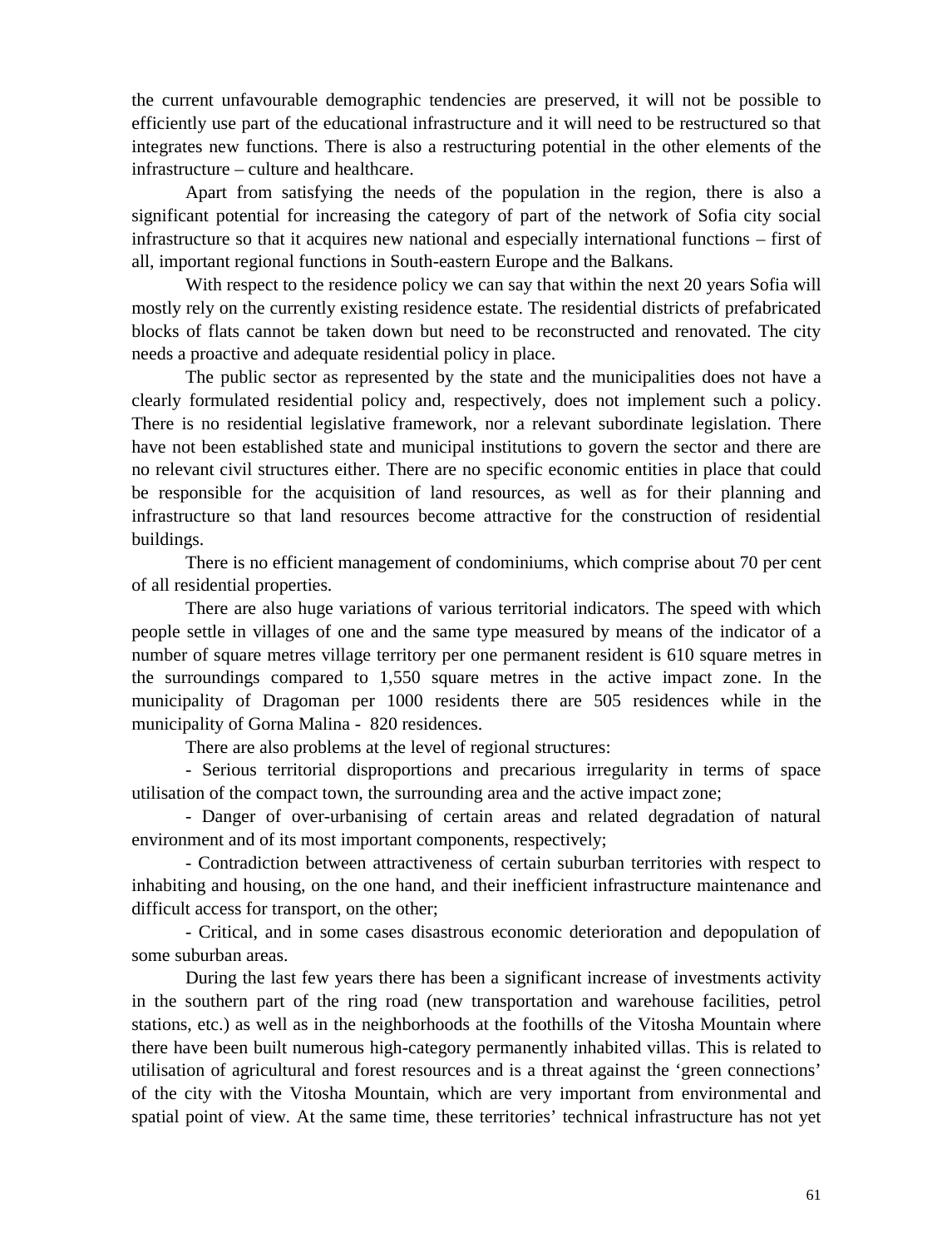the current unfavourable demographic tendencies are preserved, it will not be possible to efficiently use part of the educational infrastructure and it will need to be restructured so that integrates new functions. There is also a restructuring potential in the other elements of the infrastructure – culture and healthcare.

Apart from satisfying the needs of the population in the region, there is also a significant potential for increasing the category of part of the network of Sofia city social infrastructure so that it acquires new national and especially international functions – first of all, important regional functions in South-eastern Europe and the Balkans.

With respect to the residence policy we can say that within the next 20 years Sofia will mostly rely on the currently existing residence estate. The residential districts of prefabricated blocks of flats cannot be taken down but need to be reconstructed and renovated. The city needs a proactive and adequate residential policy in place.

The public sector as represented by the state and the municipalities does not have a clearly formulated residential policy and, respectively, does not implement such a policy. There is no residential legislative framework, nor a relevant subordinate legislation. There have not been established state and municipal institutions to govern the sector and there are no relevant civil structures either. There are no specific economic entities in place that could be responsible for the acquisition of land resources, as well as for their planning and infrastructure so that land resources become attractive for the construction of residential buildings.

There is no efficient management of condominiums, which comprise about 70 per cent of all residential properties.

There are also huge variations of various territorial indicators. The speed with which people settle in villages of one and the same type measured by means of the indicator of a number of square metres village territory per one permanent resident is 610 square metres in the surroundings compared to 1,550 square metres in the active impact zone. In the municipality of Dragoman per 1000 residents there are 505 residences while in the municipality of Gorna Malina - 820 residences.

There are also problems at the level of regional structures:

- Serious territorial disproportions and precarious irregularity in terms of space utilisation of the compact town, the surrounding area and the active impact zone;

- Danger of over-urbanising of certain areas and related degradation of natural environment and of its most important components, respectively;

- Contradiction between attractiveness of certain suburban territories with respect to inhabiting and housing, on the one hand, and their inefficient infrastructure maintenance and difficult access for transport, on the other;

- Critical, and in some cases disastrous economic deterioration and depopulation of some suburban areas.

During the last few years there has been a significant increase of investments activity in the southern part of the ring road (new transportation and warehouse facilities, petrol stations, etc.) as well as in the neighborhoods at the foothills of the Vitosha Mountain where there have been built numerous high-category permanently inhabited villas. This is related to utilisation of agricultural and forest resources and is a threat against the ‘green connections’ of the city with the Vitosha Mountain, which are very important from environmental and spatial point of view. At the same time, these territories’ technical infrastructure has not yet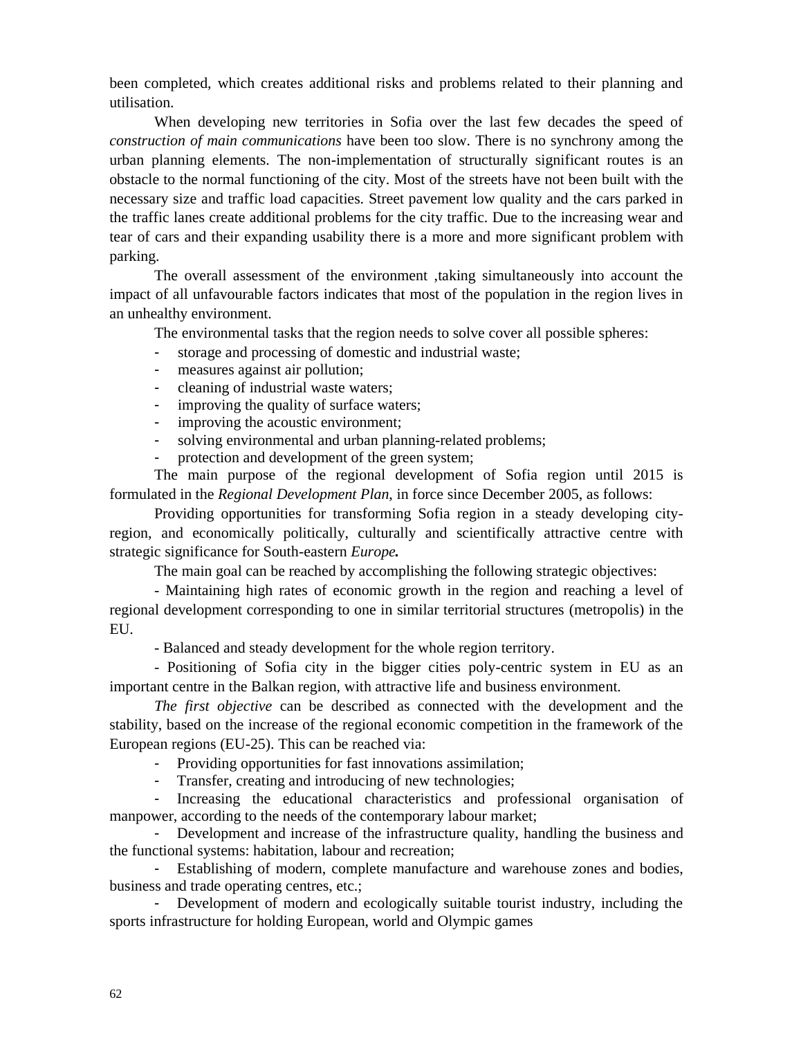been completed, which creates additional risks and problems related to their planning and utilisation.

When developing new territories in Sofia over the last few decades the speed of *construction of main communications* have been too slow. There is no synchrony among the urban planning elements. The non-implementation of structurally significant routes is an obstacle to the normal functioning of the city. Most of the streets have not been built with the necessary size and traffic load capacities. Street pavement low quality and the cars parked in the traffic lanes create additional problems for the city traffic. Due to the increasing wear and tear of cars and their expanding usability there is a more and more significant problem with parking.

The overall assessment of the environment ,taking simultaneously into account the impact of all unfavourable factors indicates that most of the population in the region lives in an unhealthy environment.

The environmental tasks that the region needs to solve cover all possible spheres:

- storage and processing of domestic and industrial waste;
- measures against air pollution;
- cleaning of industrial waste waters;
- improving the quality of surface waters;
- improving the acoustic environment;
- solving environmental and urban planning-related problems;
- protection and development of the green system;

The main purpose of the regional development of Sofia region until 2015 is formulated in the *Regional Development Plan*, in force since December 2005, as follows:

Providing opportunities for transforming Sofia region in a steady developing city-region, and economically politically, culturally and scientifically attractive centre with strategic significance for South-eastern ***Europe.***

The main goal can be reached by accomplishing the following strategic objectives:

- Maintaining high rates of economic growth in the region and reaching a level of regional development corresponding to one in similar territorial structures (metropolis) in the EU.

- Balanced and steady development for the whole region territory.

- Positioning of Sofia city in the bigger cities poly-centric system in EU as an important centre in the Balkan region, with attractive life and business environment.

*The first objective* can be described as connected with the development and the stability, based on the increase of the regional economic competition in the framework of the European regions (EU-25). This can be reached via:

- Providing opportunities for fast innovations assimilation;
- Transfer, creating and introducing of new technologies;
- Increasing the educational characteristics and professional organisation of manpower, according to the needs of the contemporary labour market;
- Development and increase of the infrastructure quality, handling the business and the functional systems: habitation, labour and recreation;
- Establishing of modern, complete manufacture and warehouse zones and bodies, business and trade operating centres, etc.;
- Development of modern and ecologically suitable tourist industry, including the sports infrastructure for holding European, world and Olympic games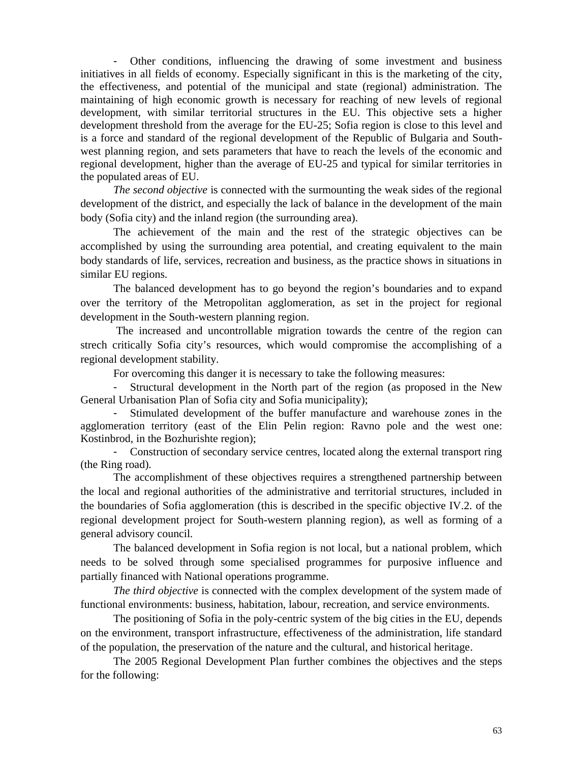- Other conditions, influencing the drawing of some investment and business initiatives in all fields of economy. Especially significant in this is the marketing of the city, the effectiveness, and potential of the municipal and state (regional) administration. The maintaining of high economic growth is necessary for reaching of new levels of regional development, with similar territorial structures in the EU. This objective sets a higher development threshold from the average for the EU-25; Sofia region is close to this level and is a force and standard of the regional development of the Republic of Bulgaria and South-west planning region, and sets parameters that have to reach the levels of the economic and regional development, higher than the average of EU-25 and typical for similar territories in the populated areas of EU.

*The second objective* is connected with the surmounting the weak sides of the regional development of the district, and especially the lack of balance in the development of the main body (Sofia city) and the inland region (the surrounding area).

The achievement of the main and the rest of the strategic objectives can be accomplished by using the surrounding area potential, and creating equivalent to the main body standards of life, services, recreation and business, as the practice shows in situations in similar EU regions.

The balanced development has to go beyond the region's boundaries and to expand over the territory of the Metropolitan agglomeration, as set in the project for regional development in the South-western planning region.

The increased and uncontrollable migration towards the centre of the region can strech critically Sofia city's resources, which would compromise the accomplishing of a regional development stability.

For overcoming this danger it is necessary to take the following measures:

- Structural development in the North part of the region (as proposed in the New General Urbanisation Plan of Sofia city and Sofia municipality);
- Stimulated development of the buffer manufacture and warehouse zones in the agglomeration territory (east of the Elin Pelin region: Ravno pole and the west one: Kostinbrod, in the Bozhurishte region);
- Construction of secondary service centres, located along the external transport ring (the Ring road).

The accomplishment of these objectives requires a strengthened partnership between the local and regional authorities of the administrative and territorial structures, included in the boundaries of Sofia agglomeration (this is described in the specific objective IV.2. of the regional development project for South-western planning region), as well as forming of a general advisory council.

The balanced development in Sofia region is not local, but a national problem, which needs to be solved through some specialised programmes for purposive influence and partially financed with National operations programme.

*The third objective* is connected with the complex development of the system made of functional environments: business, habitation, labour, recreation, and service environments.

The positioning of Sofia in the poly-centric system of the big cities in the EU, depends on the environment, transport infrastructure, effectiveness of the administration, life standard of the population, the preservation of the nature and the cultural, and historical heritage.

The 2005 Regional Development Plan further combines the objectives and the steps for the following: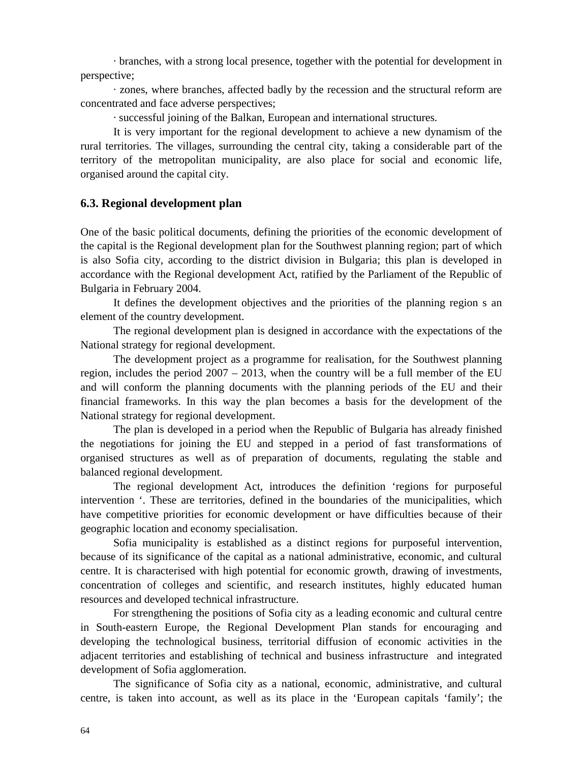· branches, with a strong local presence, together with the potential for development in perspective;

· zones, where branches, affected badly by the recession and the structural reform are concentrated and face adverse perspectives;

· successful joining of the Balkan, European and international structures.

It is very important for the regional development to achieve a new dynamism of the rural territories. The villages, surrounding the central city, taking a considerable part of the territory of the metropolitan municipality, are also place for social and economic life, organised around the capital city.

### 6.3. Regional development plan

One of the basic political documents, defining the priorities of the economic development of the capital is the Regional development plan for the Southwest planning region; part of which is also Sofia city, according to the district division in Bulgaria; this plan is developed in accordance with the Regional development Act, ratified by the Parliament of the Republic of Bulgaria in February 2004.

It defines the development objectives and the priorities of the planning region s an element of the country development.

The regional development plan is designed in accordance with the expectations of the National strategy for regional development.

The development project as a programme for realisation, for the Southwest planning region, includes the period 2007 – 2013, when the country will be a full member of the EU and will conform the planning documents with the planning periods of the EU and their financial frameworks. In this way the plan becomes a basis for the development of the National strategy for regional development.

The plan is developed in a period when the Republic of Bulgaria has already finished the negotiations for joining the EU and stepped in a period of fast transformations of organised structures as well as of preparation of documents, regulating the stable and balanced regional development.

The regional development Act, introduces the definition 'regions for purposeful intervention '. These are territories, defined in the boundaries of the municipalities, which have competitive priorities for economic development or have difficulties because of their geographic location and economy specialisation.

Sofia municipality is established as a distinct regions for purposeful intervention, because of its significance of the capital as a national administrative, economic, and cultural centre. It is characterised with high potential for economic growth, drawing of investments, concentration of colleges and scientific, and research institutes, highly educated human resources and developed technical infrastructure.

For strengthening the positions of Sofia city as a leading economic and cultural centre in South-eastern Europe, the Regional Development Plan stands for encouraging and developing the technological business, territorial diffusion of economic activities in the adjacent territories and establishing of technical and business infrastructure and integrated development of Sofia agglomeration.

The significance of Sofia city as a national, economic, administrative, and cultural centre, is taken into account, as well as its place in the 'European capitals 'family'; the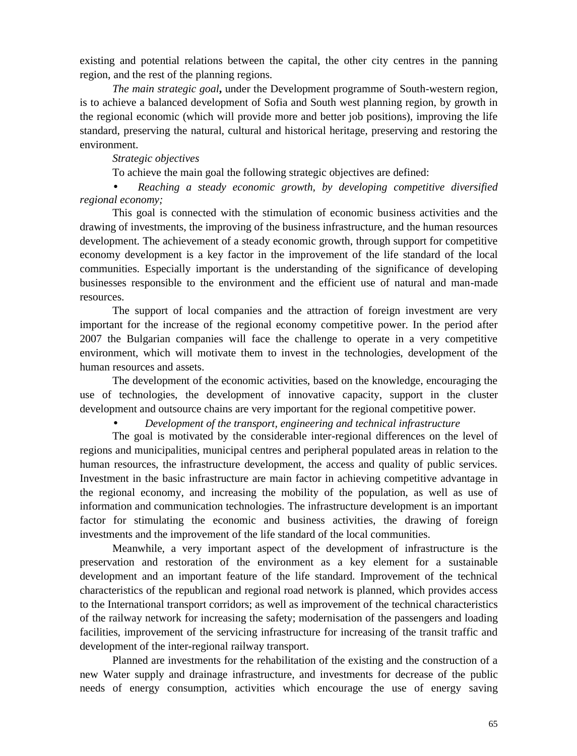existing and potential relations between the capital, the other city centres in the panning region, and the rest of the planning regions.

*The main strategic goal***,** under the Development programme of South-western region, is to achieve a balanced development of Sofia and South west planning region, by growth in the regional economic (which will provide more and better job positions), improving the life standard, preserving the natural, cultural and historical heritage, preserving and restoring the environment.

*Strategic objectives*

To achieve the main goal the following strategic objectives are defined:

- *Reaching a steady economic growth, by developing competitive diversified regional economy;*

This goal is connected with the stimulation of economic business activities and the drawing of investments, the improving of the business infrastructure, and the human resources development. The achievement of a steady economic growth, through support for competitive economy development is a key factor in the improvement of the life standard of the local communities. Especially important is the understanding of the significance of developing businesses responsible to the environment and the efficient use of natural and man-made resources.

The support of local companies and the attraction of foreign investment are very important for the increase of the regional economy competitive power. In the period after 2007 the Bulgarian companies will face the challenge to operate in a very competitive environment, which will motivate them to invest in the technologies, development of the human resources and assets.

The development of the economic activities, based on the knowledge, encouraging the use of technologies, the development of innovative capacity, support in the cluster development and outsource chains are very important for the regional competitive power.

- *Development of the transport, engineering and technical infrastructure*

The goal is motivated by the considerable inter-regional differences on the level of regions and municipalities, municipal centres and peripheral populated areas in relation to the human resources, the infrastructure development, the access and quality of public services. Investment in the basic infrastructure are main factor in achieving competitive advantage in the regional economy, and increasing the mobility of the population, as well as use of information and communication technologies. The infrastructure development is an important factor for stimulating the economic and business activities, the drawing of foreign investments and the improvement of the life standard of the local communities.

Meanwhile, a very important aspect of the development of infrastructure is the preservation and restoration of the environment as a key element for a sustainable development and an important feature of the life standard. Improvement of the technical characteristics of the republican and regional road network is planned, which provides access to the International transport corridors; as well as improvement of the technical characteristics of the railway network for increasing the safety; modernisation of the passengers and loading facilities, improvement of the servicing infrastructure for increasing of the transit traffic and development of the inter-regional railway transport.

Planned are investments for the rehabilitation of the existing and the construction of a new Water supply and drainage infrastructure, and investments for decrease of the public needs of energy consumption, activities which encourage the use of energy saving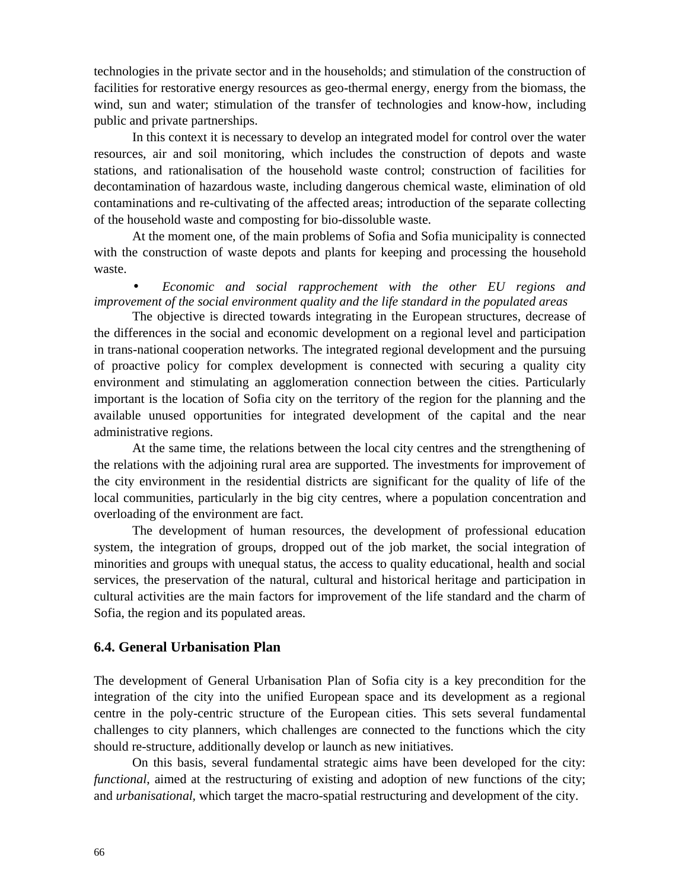technologies in the private sector and in the households; and stimulation of the construction of facilities for restorative energy resources as geo-thermal energy, energy from the biomass, the wind, sun and water; stimulation of the transfer of technologies and know-how, including public and private partnerships.

In this context it is necessary to develop an integrated model for control over the water resources, air and soil monitoring, which includes the construction of depots and waste stations, and rationalisation of the household waste control; construction of facilities for decontamination of hazardous waste, including dangerous chemical waste, elimination of old contaminations and re-cultivating of the affected areas; introduction of the separate collecting of the household waste and composting for bio-dissoluble waste.

At the moment one, of the main problems of Sofia and Sofia municipality is connected with the construction of waste depots and plants for keeping and processing the household waste.

- *Economic and social rapprochement with the other EU regions and improvement of the social environment quality and the life standard in the populated areas*

The objective is directed towards integrating in the European structures, decrease of the differences in the social and economic development on a regional level and participation in trans-national cooperation networks. The integrated regional development and the pursuing of proactive policy for complex development is connected with securing a quality city environment and stimulating an agglomeration connection between the cities. Particularly important is the location of Sofia city on the territory of the region for the planning and the available unused opportunities for integrated development of the capital and the near administrative regions.

At the same time, the relations between the local city centres and the strengthening of the relations with the adjoining rural area are supported. The investments for improvement of the city environment in the residential districts are significant for the quality of life of the local communities, particularly in the big city centres, where a population concentration and overloading of the environment are fact.

The development of human resources, the development of professional education system, the integration of groups, dropped out of the job market, the social integration of minorities and groups with unequal status, the access to quality educational, health and social services, the preservation of the natural, cultural and historical heritage and participation in cultural activities are the main factors for improvement of the life standard and the charm of Sofia, the region and its populated areas.

### 6.4. General Urbanisation Plan

The development of General Urbanisation Plan of Sofia city is a key precondition for the integration of the city into the unified European space and its development as a regional centre in the poly-centric structure of the European cities. This sets several fundamental challenges to city planners, which challenges are connected to the functions which the city should re-structure, additionally develop or launch as new initiatives.

On this basis, several fundamental strategic aims have been developed for the city: *functional*, aimed at the restructuring of existing and adoption of new functions of the city; and *urbanisational*, which target the macro-spatial restructuring and development of the city.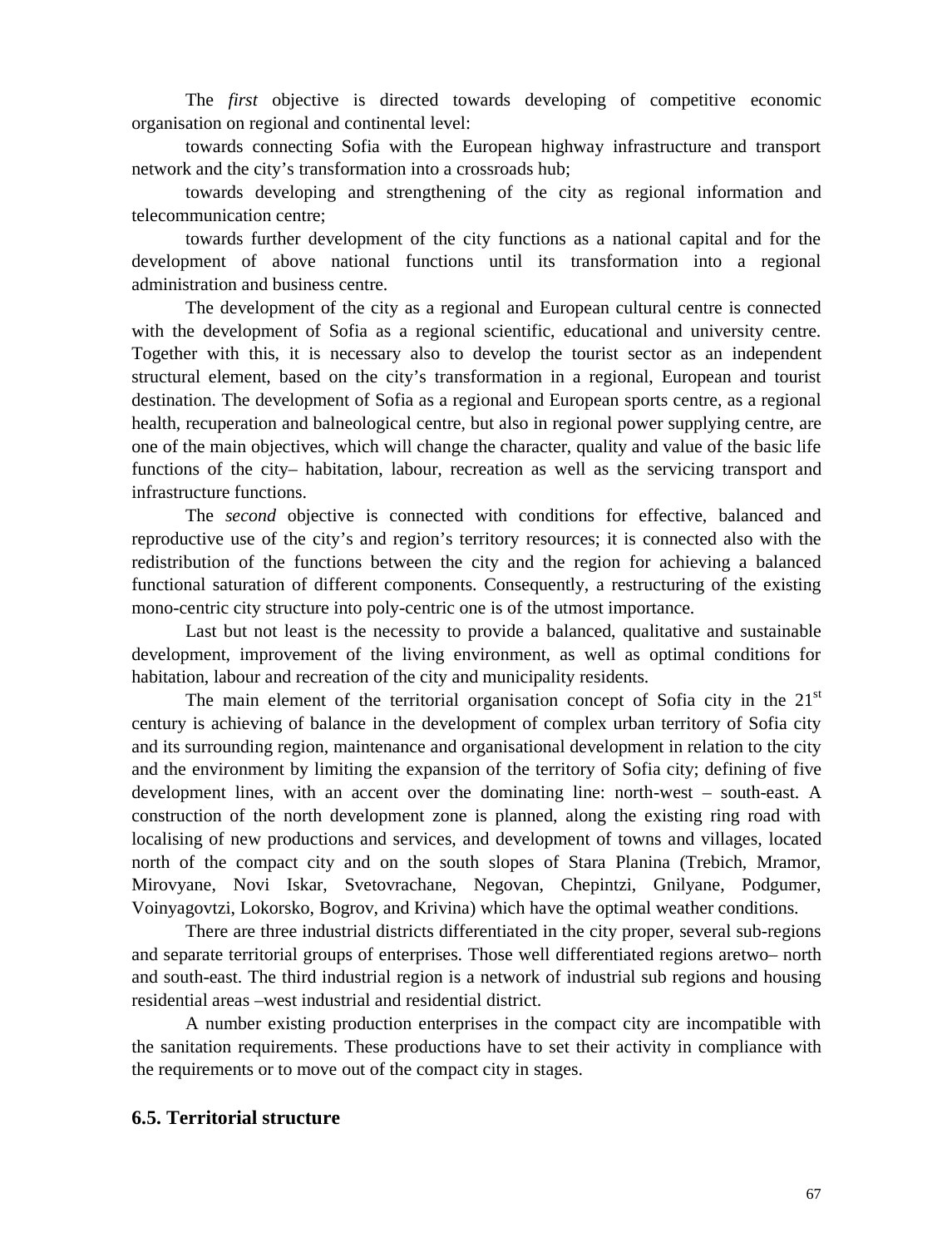The *first* objective is directed towards developing of competitive economic organisation on regional and continental level:

towards connecting Sofia with the European highway infrastructure and transport network and the city's transformation into a crossroads hub;

towards developing and strengthening of the city as regional information and telecommunication centre;

towards further development of the city functions as a national capital and for the development of above national functions until its transformation into a regional administration and business centre.

The development of the city as a regional and European cultural centre is connected with the development of Sofia as a regional scientific, educational and university centre. Together with this, it is necessary also to develop the tourist sector as an independent structural element, based on the city's transformation in a regional, European and tourist destination. The development of Sofia as a regional and European sports centre, as a regional health, recuperation and balneological centre, but also in regional power supplying centre, are one of the main objectives, which will change the character, quality and value of the basic life functions of the city– habitation, labour, recreation as well as the servicing transport and infrastructure functions.

The *second* objective is connected with conditions for effective, balanced and reproductive use of the city's and region's territory resources; it is connected also with the redistribution of the functions between the city and the region for achieving a balanced functional saturation of different components. Consequently, a restructuring of the existing mono-centric city structure into poly-centric one is of the utmost importance.

Last but not least is the necessity to provide a balanced, qualitative and sustainable development, improvement of the living environment, as well as optimal conditions for habitation, labour and recreation of the city and municipality residents.

The main element of the territorial organisation concept of Sofia city in the 21st century is achieving of balance in the development of complex urban territory of Sofia city and its surrounding region, maintenance and organisational development in relation to the city and the environment by limiting the expansion of the territory of Sofia city; defining of five development lines, with an accent over the dominating line: north-west – south-east. A construction of the north development zone is planned, along the existing ring road with localising of new productions and services, and development of towns and villages, located north of the compact city and on the south slopes of Stara Planina (Trebich, Mramor, Mirovyane, Novi Iskar, Svetovrachane, Negovan, Chepintzi, Gnilyane, Podgumer, Voinyagovtzi, Lokorsko, Bogrov, and Krivina) which have the optimal weather conditions.

There are three industrial districts differentiated in the city proper, several sub-regions and separate territorial groups of enterprises. Those well differentiated regions aretwo– north and south-east. The third industrial region is a network of industrial sub regions and housing residential areas –west industrial and residential district.

A number existing production enterprises in the compact city are incompatible with the sanitation requirements. These productions have to set their activity in compliance with the requirements or to move out of the compact city in stages.

## 6.5. Territorial structure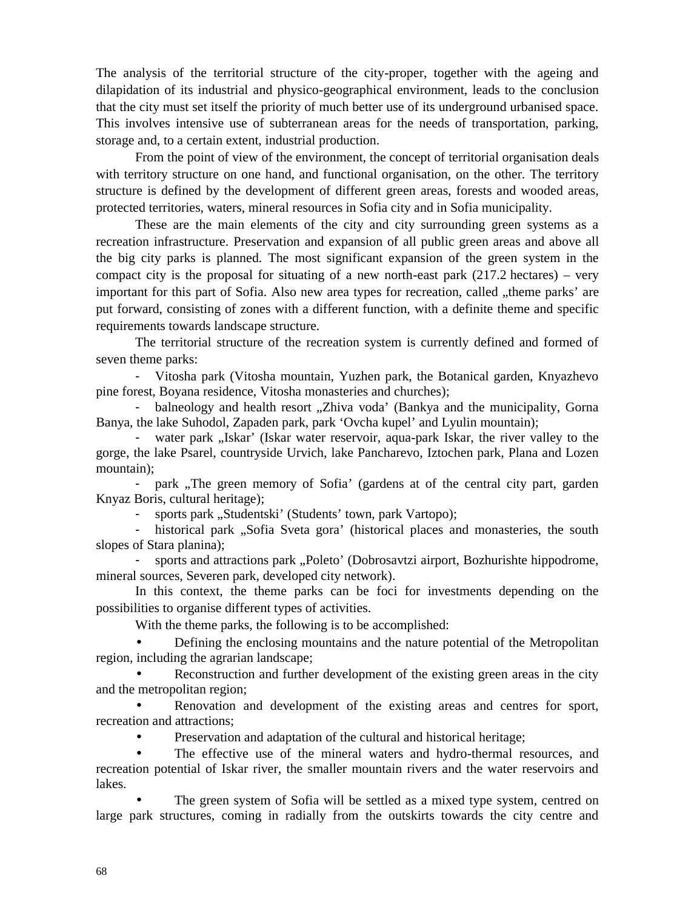The analysis of the territorial structure of the city-proper, together with the ageing and dilapidation of its industrial and physico-geographical environment, leads to the conclusion that the city must set itself the priority of much better use of its underground urbanised space. This involves intensive use of subterranean areas for the needs of transportation, parking, storage and, to a certain extent, industrial production.

From the point of view of the environment, the concept of territorial organisation deals with territory structure on one hand, and functional organisation, on the other. The territory structure is defined by the development of different green areas, forests and wooded areas, protected territories, waters, mineral resources in Sofia city and in Sofia municipality.

These are the main elements of the city and city surrounding green systems as a recreation infrastructure. Preservation and expansion of all public green areas and above all the big city parks is planned. The most significant expansion of the green system in the compact city is the proposal for situating of a new north-east park (217.2 hectares) – very important for this part of Sofia. Also new area types for recreation, called „theme parks' are put forward, consisting of zones with a different function, with a definite theme and specific requirements towards landscape structure.

The territorial structure of the recreation system is currently defined and formed of seven theme parks:

- Vitosha park (Vitosha mountain, Yuzhen park, the Botanical garden, Knyazhevo pine forest, Boyana residence, Vitosha monasteries and churches);
- balneology and health resort „Zhiva voda' (Bankya and the municipality, Gorna Banya, the lake Suhodol, Zapaden park, park 'Ovcha kupel' and Lyulin mountain);
- water park „Iskar' (Iskar water reservoir, aqua-park Iskar, the river valley to the gorge, the lake Psarel, countryside Urvich, lake Pancharevo, Iztochen park, Plana and Lozen mountain);
- park „The green memory of Sofia' (gardens at of the central city part, garden Knyaz Boris, cultural heritage);
- sports park „Studentski' (Students' town, park Vartopo);
- historical park „Sofia Sveta gora' (historical places and monasteries, the south slopes of Stara planina);
- sports and attractions park „Poleto' (Dobrosavtzi airport, Bozhurishte hippodrome, mineral sources, Severen park, developed city network).

In this context, the theme parks can be foci for investments depending on the possibilities to organise different types of activities.

With the theme parks, the following is to be accomplished:

- Defining the enclosing mountains and the nature potential of the Metropolitan region, including the agrarian landscape;
- Reconstruction and further development of the existing green areas in the city and the metropolitan region;
- Renovation and development of the existing areas and centres for sport, recreation and attractions;
- Preservation and adaptation of the cultural and historical heritage;
- The effective use of the mineral waters and hydro-thermal resources, and recreation potential of Iskar river, the smaller mountain rivers and the water reservoirs and lakes.
- The green system of Sofia will be settled as a mixed type system, centred on large park structures, coming in radially from the outskirts towards the city centre and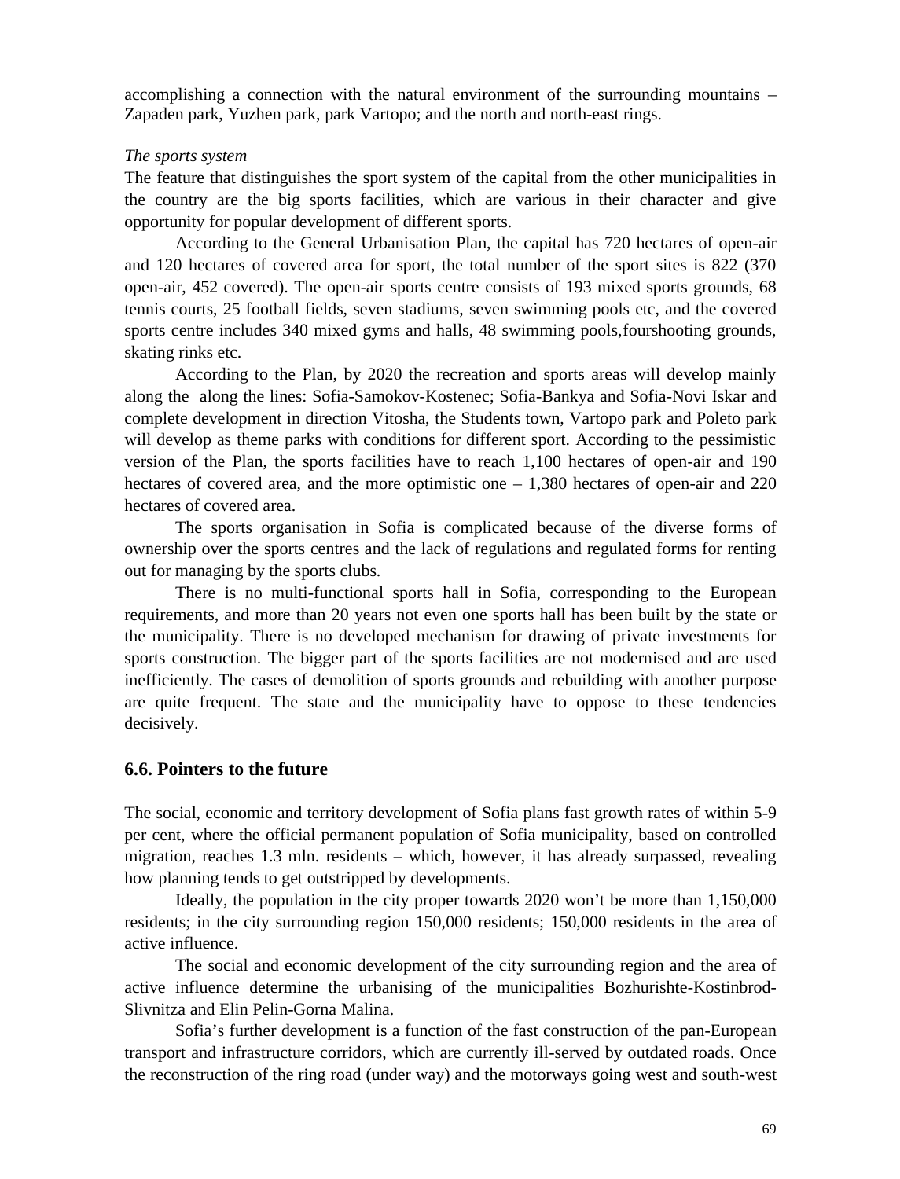accomplishing a connection with the natural environment of the surrounding mountains – Zapaden park, Yuzhen park, park Vartopo; and the north and north-east rings.

*The sports system*

The feature that distinguishes the sport system of the capital from the other municipalities in the country are the big sports facilities, which are various in their character and give opportunity for popular development of different sports.

According to the General Urbanisation Plan, the capital has 720 hectares of open-air and 120 hectares of covered area for sport, the total number of the sport sites is 822 (370 open-air, 452 covered). The open-air sports centre consists of 193 mixed sports grounds, 68 tennis courts, 25 football fields, seven stadiums, seven swimming pools etc, and the covered sports centre includes 340 mixed gyms and halls, 48 swimming pools,fourshooting grounds, skating rinks etc.

According to the Plan, by 2020 the recreation and sports areas will develop mainly along the along the lines: Sofia-Samokov-Kostenec; Sofia-Bankya and Sofia-Novi Iskar and complete development in direction Vitosha, the Students town, Vartopo park and Poleto park will develop as theme parks with conditions for different sport. According to the pessimistic version of the Plan, the sports facilities have to reach 1,100 hectares of open-air and 190 hectares of covered area, and the more optimistic one – 1,380 hectares of open-air and 220 hectares of covered area.

The sports organisation in Sofia is complicated because of the diverse forms of ownership over the sports centres and the lack of regulations and regulated forms for renting out for managing by the sports clubs.

There is no multi-functional sports hall in Sofia, corresponding to the European requirements, and more than 20 years not even one sports hall has been built by the state or the municipality. There is no developed mechanism for drawing of private investments for sports construction. The bigger part of the sports facilities are not modernised and are used inefficiently. The cases of demolition of sports grounds and rebuilding with another purpose are quite frequent. The state and the municipality have to oppose to these tendencies decisively.

## 6.6. Pointers to the future

The social, economic and territory development of Sofia plans fast growth rates of within 5-9 per cent, where the official permanent population of Sofia municipality, based on controlled migration, reaches 1.3 mln. residents – which, however, it has already surpassed, revealing how planning tends to get outstripped by developments.

Ideally, the population in the city proper towards 2020 won't be more than 1,150,000 residents; in the city surrounding region 150,000 residents; 150,000 residents in the area of active influence.

The social and economic development of the city surrounding region and the area of active influence determine the urbanising of the municipalities Bozhurishte-Kostinbrod-Slivnitza and Elin Pelin-Gorna Malina.

Sofia's further development is a function of the fast construction of the pan-European transport and infrastructure corridors, which are currently ill-served by outdated roads. Once the reconstruction of the ring road (under way) and the motorways going west and south-west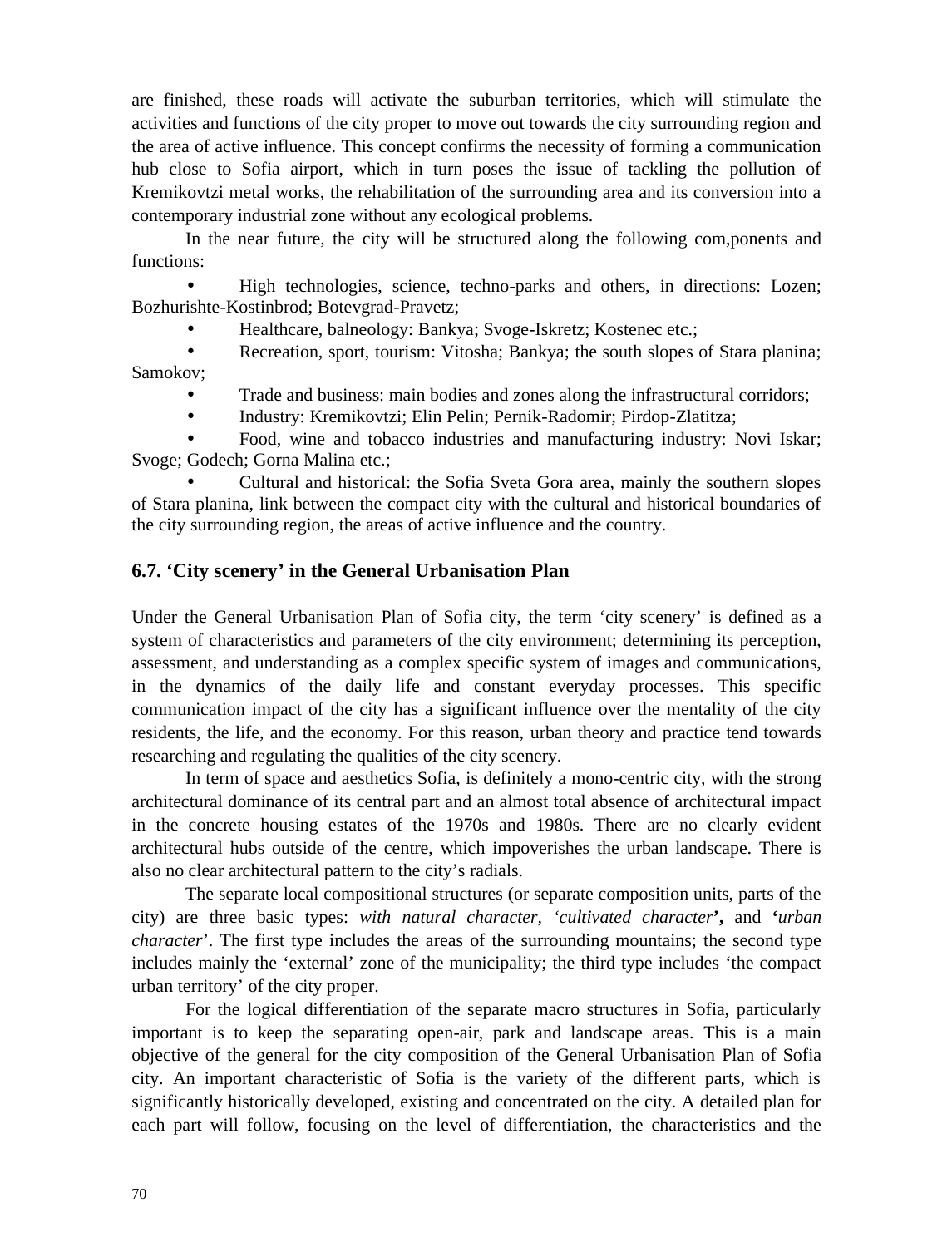are finished, these roads will activate the suburban territories, which will stimulate the activities and functions of the city proper to move out towards the city surrounding region and the area of active influence. This concept confirms the necessity of forming a communication hub close to Sofia airport, which in turn poses the issue of tackling the pollution of Kremikovtzi metal works, the rehabilitation of the surrounding area and its conversion into a contemporary industrial zone without any ecological problems.

In the near future, the city will be structured along the following com,ponents and functions:

- High technologies, science, techno-parks and others, in directions: Lozen; Bozhurishte-Kostinbrod; Botevgrad-Pravetz;
- Healthcare, balneology: Bankya; Svoge-Iskretz; Kostenec etc.;
- Recreation, sport, tourism: Vitosha; Bankya; the south slopes of Stara planina; Samokov;
- Trade and business: main bodies and zones along the infrastructural corridors;
- Industry: Kremikovtzi; Elin Pelin; Pernik-Radomir; Pirdop-Zlatitza;
- Food, wine and tobacco industries and manufacturing industry: Novi Iskar; Svoge; Godech; Gorna Malina etc.;
- Cultural and historical: the Sofia Sveta Gora area, mainly the southern slopes of Stara planina, link between the compact city with the cultural and historical boundaries of the city surrounding region, the areas of active influence and the country.

### 6.7. 'City scenery' in the General Urbanisation Plan

Under the General Urbanisation Plan of Sofia city, the term 'city scenery' is defined as a system of characteristics and parameters of the city environment; determining its perception, assessment, and understanding as a complex specific system of images and communications, in the dynamics of the daily life and constant everyday processes. This specific communication impact of the city has a significant influence over the mentality of the city residents, the life, and the economy. For this reason, urban theory and practice tend towards researching and regulating the qualities of the city scenery.

In term of space and aesthetics Sofia, is definitely a mono-centric city, with the strong architectural dominance of its central part and an almost total absence of architectural impact in the concrete housing estates of the 1970s and 1980s. There are no clearly evident architectural hubs outside of the centre, which impoverishes the urban landscape. There is also no clear architectural pattern to the city's radials.

The separate local compositional structures (or separate composition units, parts of the city) are three basic types: *with natural character*, *'cultivated character'*, and *'urban character'*. The first type includes the areas of the surrounding mountains; the second type includes mainly the 'external' zone of the municipality; the third type includes 'the compact urban territory' of the city proper.

For the logical differentiation of the separate macro structures in Sofia, particularly important is to keep the separating open-air, park and landscape areas. This is a main objective of the general for the city composition of the General Urbanisation Plan of Sofia city. An important characteristic of Sofia is the variety of the different parts, which is significantly historically developed, existing and concentrated on the city. A detailed plan for each part will follow, focusing on the level of differentiation, the characteristics and the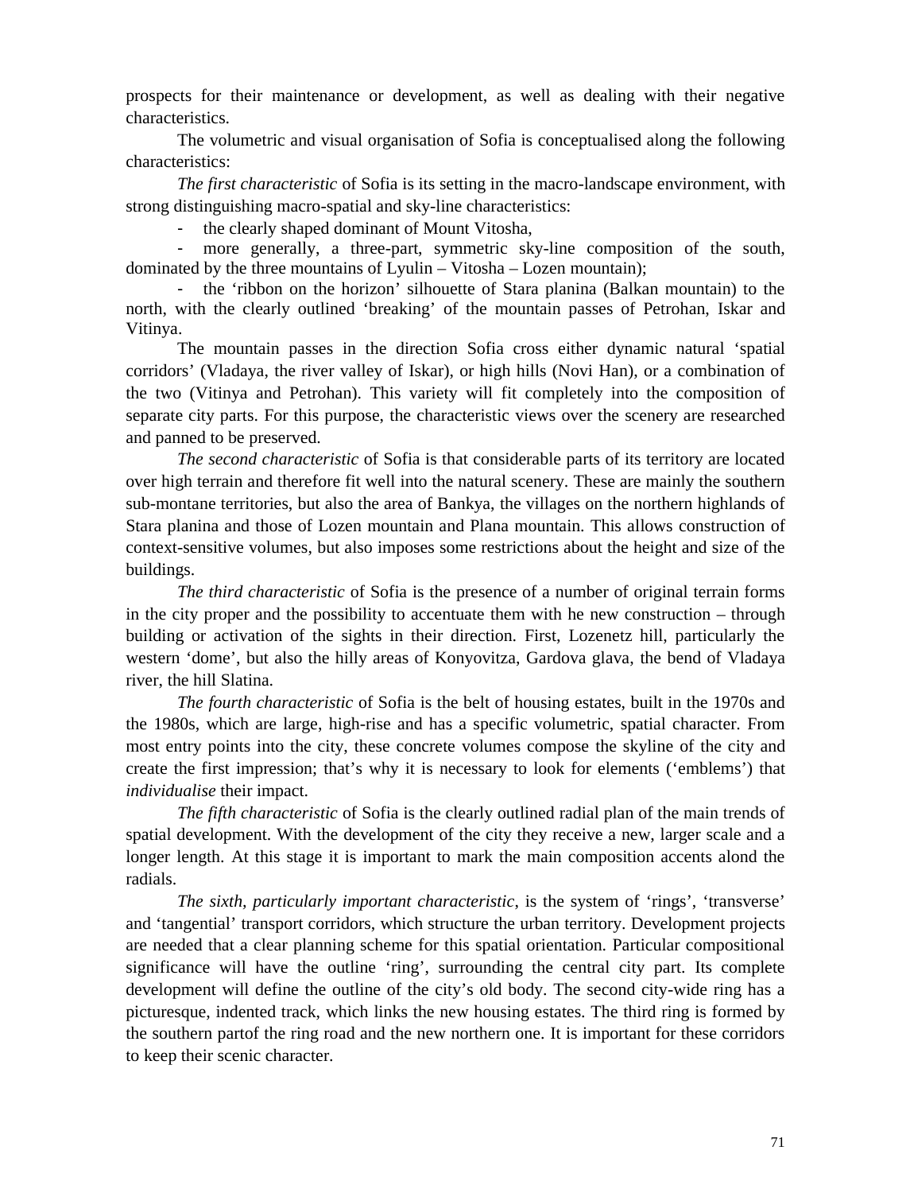prospects for their maintenance or development, as well as dealing with their negative characteristics.

The volumetric and visual organisation of Sofia is conceptualised along the following characteristics:

*The first characteristic* of Sofia is its setting in the macro-landscape environment, with strong distinguishing macro-spatial and sky-line characteristics:

- the clearly shaped dominant of Mount Vitosha,
- more generally, a three-part, symmetric sky-line composition of the south, dominated by the three mountains of Lyulin – Vitosha – Lozen mountain);
- the 'ribbon on the horizon' silhouette of Stara planina (Balkan mountain) to the north, with the clearly outlined 'breaking' of the mountain passes of Petrohan, Iskar and Vitinya.

The mountain passes in the direction Sofia cross either dynamic natural 'spatial corridors' (Vladaya, the river valley of Iskar), or high hills (Novi Han), or a combination of the two (Vitinya and Petrohan). This variety will fit completely into the composition of separate city parts. For this purpose, the characteristic views over the scenery are researched and panned to be preserved.

*The second characteristic* of Sofia is that considerable parts of its territory are located over high terrain and therefore fit well into the natural scenery. These are mainly the southern sub-montane territories, but also the area of Bankya, the villages on the northern highlands of Stara planina and those of Lozen mountain and Plana mountain. This allows construction of context-sensitive volumes, but also imposes some restrictions about the height and size of the buildings.

*The third characteristic* of Sofia is the presence of a number of original terrain forms in the city proper and the possibility to accentuate them with he new construction – through building or activation of the sights in their direction. First, Lozenetz hill, particularly the western 'dome', but also the hilly areas of Konyovitza, Gardova glava, the bend of Vladaya river, the hill Slatina.

*The fourth characteristic* of Sofia is the belt of housing estates, built in the 1970s and the 1980s, which are large, high-rise and has a specific volumetric, spatial character. From most entry points into the city, these concrete volumes compose the skyline of the city and create the first impression; that's why it is necessary to look for elements ('emblems') that *individualise* their impact.

*The fifth characteristic* of Sofia is the clearly outlined radial plan of the main trends of spatial development. With the development of the city they receive a new, larger scale and a longer length. At this stage it is important to mark the main composition accents alond the radials.

*The sixth, particularly important characteristic*, is the system of 'rings', 'transverse' and 'tangential' transport corridors, which structure the urban territory. Development projects are needed that a clear planning scheme for this spatial orientation. Particular compositional significance will have the outline 'ring', surrounding the central city part. Its complete development will define the outline of the city's old body. The second city-wide ring has a picturesque, indented track, which links the new housing estates. The third ring is formed by the southern partof the ring road and the new northern one. It is important for these corridors to keep their scenic character.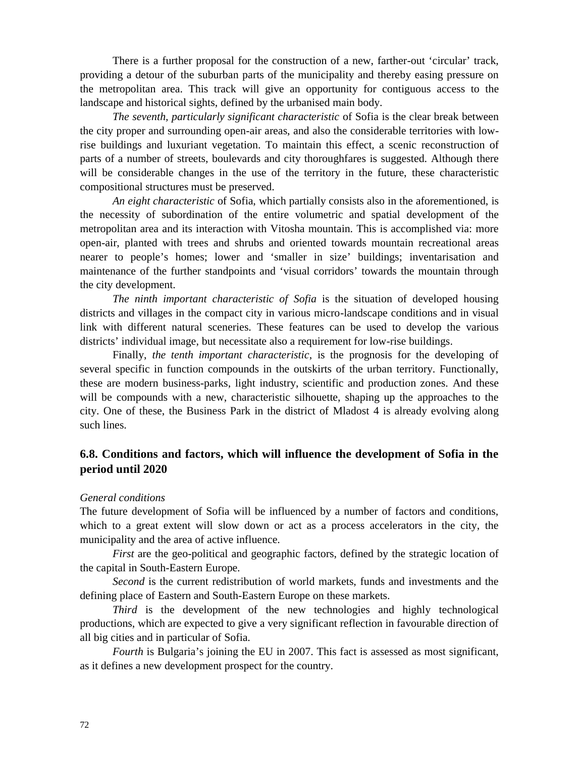There is a further proposal for the construction of a new, farther-out 'circular' track, providing a detour of the suburban parts of the municipality and thereby easing pressure on the metropolitan area. This track will give an opportunity for contiguous access to the landscape and historical sights, defined by the urbanised main body.

*The seventh, particularly significant characteristic* of Sofia is the clear break between the city proper and surrounding open-air areas, and also the considerable territories with low-rise buildings and luxuriant vegetation. To maintain this effect, a scenic reconstruction of parts of a number of streets, boulevards and city thoroughfares is suggested. Although there will be considerable changes in the use of the territory in the future, these characteristic compositional structures must be preserved.

*An eight characteristic* of Sofia, which partially consists also in the aforementioned, is the necessity of subordination of the entire volumetric and spatial development of the metropolitan area and its interaction with Vitosha mountain. This is accomplished via: more open-air, planted with trees and shrubs and oriented towards mountain recreational areas nearer to people's homes; lower and 'smaller in size' buildings; inventarisation and maintenance of the further standpoints and 'visual corridors' towards the mountain through the city development.

*The ninth important characteristic of Sofia* is the situation of developed housing districts and villages in the compact city in various micro-landscape conditions and in visual link with different natural sceneries. These features can be used to develop the various districts' individual image, but necessitate also a requirement for low-rise buildings.

Finally, *the tenth important characteristic*, is the prognosis for the developing of several specific in function compounds in the outskirts of the urban territory. Functionally, these are modern business-parks, light industry, scientific and production zones. And these will be compounds with a new, characteristic silhouette, shaping up the approaches to the city. One of these, the Business Park in the district of Mladost 4 is already evolving along such lines.

## 6.8. Conditions and factors, which will influence the development of Sofia in the period until 2020

*General conditions*

The future development of Sofia will be influenced by a number of factors and conditions, which to a great extent will slow down or act as a process accelerators in the city, the municipality and the area of active influence.

*First* are the geo-political and geographic factors, defined by the strategic location of the capital in South-Eastern Europe.

*Second* is the current redistribution of world markets, funds and investments and the defining place of Eastern and South-Eastern Europe on these markets.

*Third* is the development of the new technologies and highly technological productions, which are expected to give a very significant reflection in favourable direction of all big cities and in particular of Sofia.

*Fourth* is Bulgaria's joining the EU in 2007. This fact is assessed as most significant, as it defines a new development prospect for the country.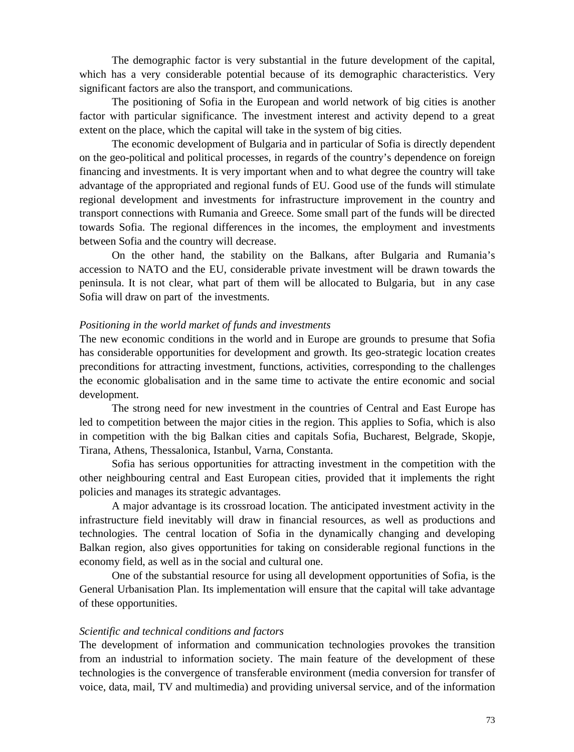The demographic factor is very substantial in the future development of the capital, which has a very considerable potential because of its demographic characteristics. Very significant factors are also the transport, and communications.

The positioning of Sofia in the European and world network of big cities is another factor with particular significance. The investment interest and activity depend to a great extent on the place, which the capital will take in the system of big cities.

The economic development of Bulgaria and in particular of Sofia is directly dependent on the geo-political and political processes, in regards of the country's dependence on foreign financing and investments. It is very important when and to what degree the country will take advantage of the appropriated and regional funds of EU. Good use of the funds will stimulate regional development and investments for infrastructure improvement in the country and transport connections with Rumania and Greece. Some small part of the funds will be directed towards Sofia. The regional differences in the incomes, the employment and investments between Sofia and the country will decrease.

On the other hand, the stability on the Balkans, after Bulgaria and Rumania's accession to NATO and the EU, considerable private investment will be drawn towards the peninsula. It is not clear, what part of them will be allocated to Bulgaria, but in any case Sofia will draw on part of the investments.

*Positioning in the world market of funds and investments*

The new economic conditions in the world and in Europe are grounds to presume that Sofia has considerable opportunities for development and growth. Its geo-strategic location creates preconditions for attracting investment, functions, activities, corresponding to the challenges the economic globalisation and in the same time to activate the entire economic and social development.

The strong need for new investment in the countries of Central and East Europe has led to competition between the major cities in the region. This applies to Sofia, which is also in competition with the big Balkan cities and capitals Sofia, Bucharest, Belgrade, Skopje, Tirana, Athens, Thessalonica, Istanbul, Varna, Constanta.

Sofia has serious opportunities for attracting investment in the competition with the other neighbouring central and East European cities, provided that it implements the right policies and manages its strategic advantages.

A major advantage is its crossroad location. The anticipated investment activity in the infrastructure field inevitably will draw in financial resources, as well as productions and technologies. The central location of Sofia in the dynamically changing and developing Balkan region, also gives opportunities for taking on considerable regional functions in the economy field, as well as in the social and cultural one.

One of the substantial resource for using all development opportunities of Sofia, is the General Urbanisation Plan. Its implementation will ensure that the capital will take advantage of these opportunities.

*Scientific and technical conditions and factors*

The development of information and communication technologies provokes the transition from an industrial to information society. The main feature of the development of these technologies is the convergence of transferable environment (media conversion for transfer of voice, data, mail, TV and multimedia) and providing universal service, and of the information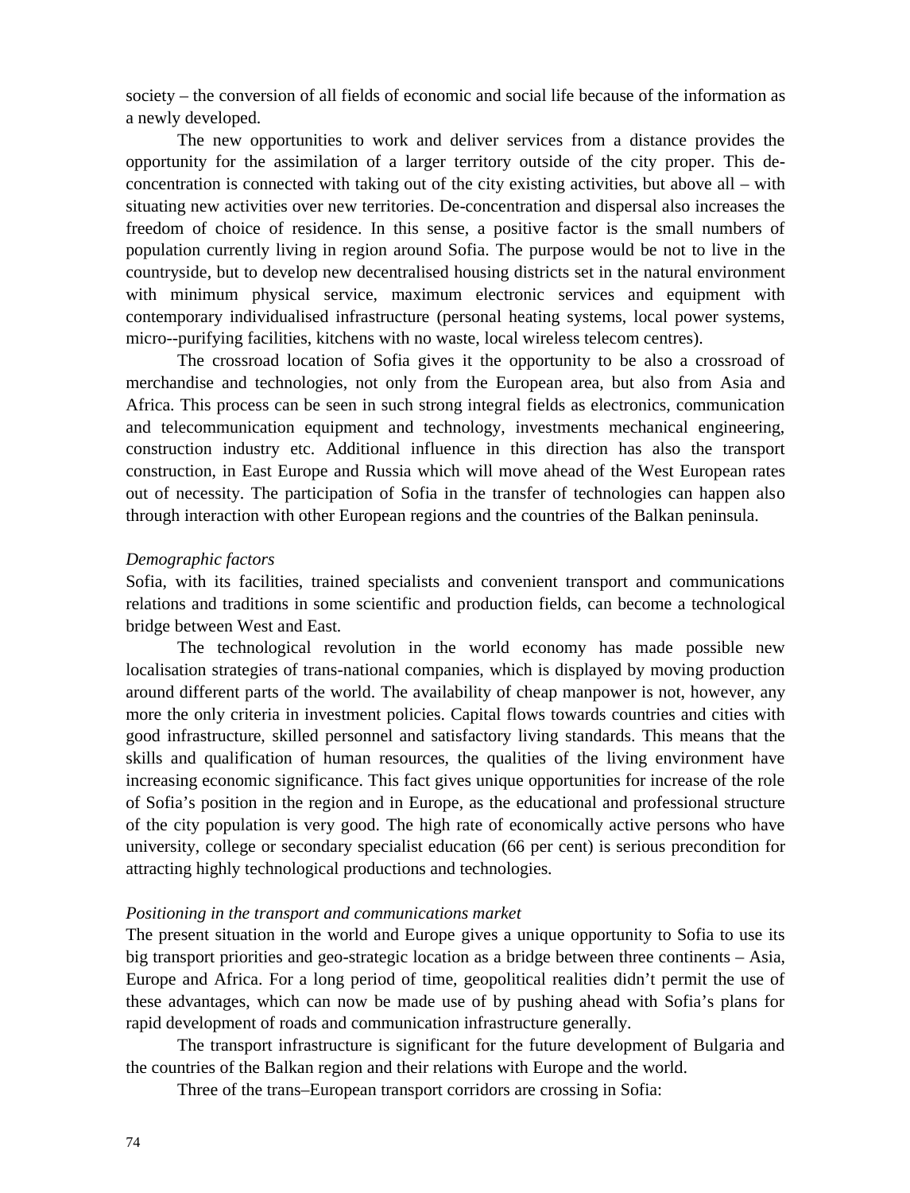society – the conversion of all fields of economic and social life because of the information as a newly developed.

The new opportunities to work and deliver services from a distance provides the opportunity for the assimilation of a larger territory outside of the city proper. This de-concentration is connected with taking out of the city existing activities, but above all – with situating new activities over new territories. De-concentration and dispersal also increases the freedom of choice of residence. In this sense, a positive factor is the small numbers of population currently living in region around Sofia. The purpose would be not to live in the countryside, but to develop new decentralised housing districts set in the natural environment with minimum physical service, maximum electronic services and equipment with contemporary individualised infrastructure (personal heating systems, local power systems, micro--purifying facilities, kitchens with no waste, local wireless telecom centres).

The crossroad location of Sofia gives it the opportunity to be also a crossroad of merchandise and technologies, not only from the European area, but also from Asia and Africa. This process can be seen in such strong integral fields as electronics, communication and telecommunication equipment and technology, investments mechanical engineering, construction industry etc. Additional influence in this direction has also the transport construction, in East Europe and Russia which will move ahead of the West European rates out of necessity. The participation of Sofia in the transfer of technologies can happen also through interaction with other European regions and the countries of the Balkan peninsula.

*Demographic factors*

Sofia, with its facilities, trained specialists and convenient transport and communications relations and traditions in some scientific and production fields, can become a technological bridge between West and East.

The technological revolution in the world economy has made possible new localisation strategies of trans-national companies, which is displayed by moving production around different parts of the world. The availability of cheap manpower is not, however, any more the only criteria in investment policies. Capital flows towards countries and cities with good infrastructure, skilled personnel and satisfactory living standards. This means that the skills and qualification of human resources, the qualities of the living environment have increasing economic significance. This fact gives unique opportunities for increase of the role of Sofia's position in the region and in Europe, as the educational and professional structure of the city population is very good. The high rate of economically active persons who have university, college or secondary specialist education (66 per cent) is serious precondition for attracting highly technological productions and technologies.

*Positioning in the transport and communications market*

The present situation in the world and Europe gives a unique opportunity to Sofia to use its big transport priorities and geo-strategic location as a bridge between three continents – Asia, Europe and Africa. For a long period of time, geopolitical realities didn't permit the use of these advantages, which can now be made use of by pushing ahead with Sofia's plans for rapid development of roads and communication infrastructure generally.

The transport infrastructure is significant for the future development of Bulgaria and the countries of the Balkan region and their relations with Europe and the world.

Three of the trans–European transport corridors are crossing in Sofia: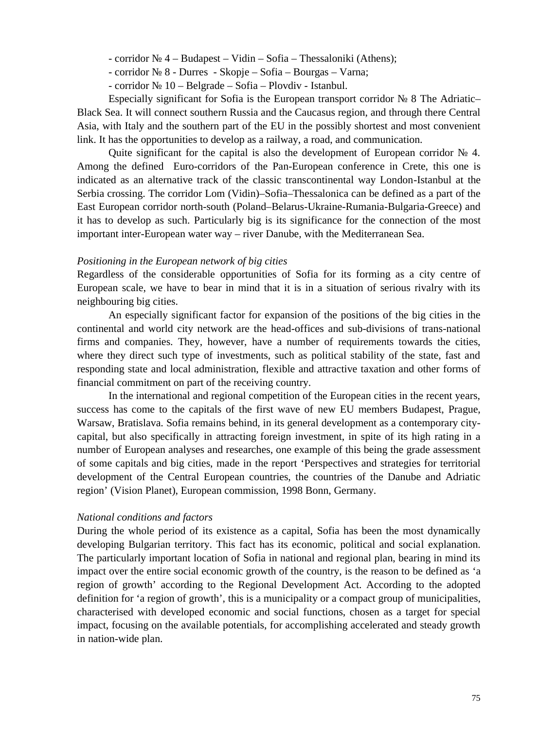- corridor № 4 – Budapest – Vidin – Sofia – Thessaloniki (Athens);
- corridor № 8 - Durres - Skopje – Sofia – Bourgas – Varna;
- corridor № 10 – Belgrade – Sofia – Plovdiv - Istanbul.

Especially significant for Sofia is the European transport corridor № 8 The Adriatic–Black Sea. It will connect southern Russia and the Caucasus region, and through there Central Asia, with Italy and the southern part of the EU in the possibly shortest and most convenient link. It has the opportunities to develop as a railway, a road, and communication.

Quite significant for the capital is also the development of European corridor № 4. Among the defined Euro-corridors of the Pan-European conference in Crete, this one is indicated as an alternative track of the classic transcontinental way London-Istanbul at the Serbia crossing. The corridor Lom (Vidin)–Sofia–Thessalonica can be defined as a part of the East European corridor north-south (Poland–Belarus-Ukraine-Rumania-Bulgaria-Greece) and it has to develop as such. Particularly big is its significance for the connection of the most important inter-European water way – river Danube, with the Mediterranean Sea.

*Positioning in the European network of big cities*

Regardless of the considerable opportunities of Sofia for its forming as a city centre of European scale, we have to bear in mind that it is in a situation of serious rivalry with its neighbouring big cities.

An especially significant factor for expansion of the positions of the big cities in the continental and world city network are the head-offices and sub-divisions of trans-national firms and companies. They, however, have a number of requirements towards the cities, where they direct such type of investments, such as political stability of the state, fast and responding state and local administration, flexible and attractive taxation and other forms of financial commitment on part of the receiving country.

In the international and regional competition of the European cities in the recent years, success has come to the capitals of the first wave of new EU members Budapest, Prague, Warsaw, Bratislava. Sofia remains behind, in its general development as a contemporary city-capital, but also specifically in attracting foreign investment, in spite of its high rating in a number of European analyses and researches, one example of this being the grade assessment of some capitals and big cities, made in the report 'Perspectives and strategies for territorial development of the Central European countries, the countries of the Danube and Adriatic region' (Vision Planet), European commission, 1998 Bonn, Germany.

*National conditions and factors*

During the whole period of its existence as a capital, Sofia has been the most dynamically developing Bulgarian territory. This fact has its economic, political and social explanation. The particularly important location of Sofia in national and regional plan, bearing in mind its impact over the entire social economic growth of the country, is the reason to be defined as 'a region of growth' according to the Regional Development Act. According to the adopted definition for 'a region of growth', this is a municipality or a compact group of municipalities, characterised with developed economic and social functions, chosen as a target for special impact, focusing on the available potentials, for accomplishing accelerated and steady growth in nation-wide plan.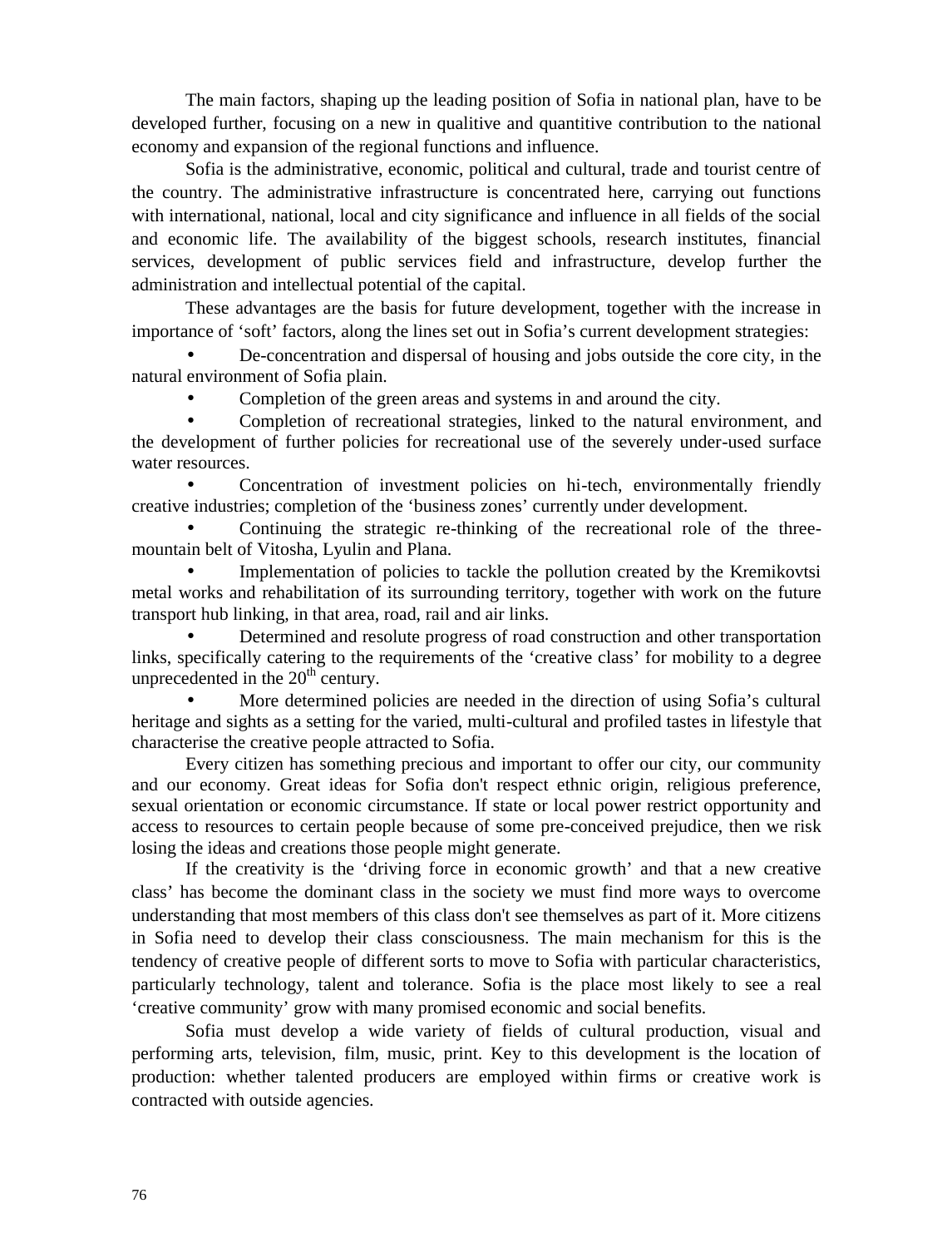The main factors, shaping up the leading position of Sofia in national plan, have to be developed further, focusing on a new in qualitive and quantitive contribution to the national economy and expansion of the regional functions and influence.

Sofia is the administrative, economic, political and cultural, trade and tourist centre of the country. The administrative infrastructure is concentrated here, carrying out functions with international, national, local and city significance and influence in all fields of the social and economic life. The availability of the biggest schools, research institutes, financial services, development of public services field and infrastructure, develop further the administration and intellectual potential of the capital.

These advantages are the basis for future development, together with the increase in importance of 'soft' factors, along the lines set out in Sofia's current development strategies:

- De-concentration and dispersal of housing and jobs outside the core city, in the natural environment of Sofia plain.
- Completion of the green areas and systems in and around the city.
- Completion of recreational strategies, linked to the natural environment, and the development of further policies for recreational use of the severely under-used surface water resources.
- Concentration of investment policies on hi-tech, environmentally friendly creative industries; completion of the 'business zones' currently under development.
- Continuing the strategic re-thinking of the recreational role of the three-mountain belt of Vitosha, Lyulin and Plana.
- Implementation of policies to tackle the pollution created by the Kremikovtsi metal works and rehabilitation of its surrounding territory, together with work on the future transport hub linking, in that area, road, rail and air links.
- Determined and resolute progress of road construction and other transportation links, specifically catering to the requirements of the 'creative class' for mobility to a degree unprecedented in the 20th century.
- More determined policies are needed in the direction of using Sofia's cultural heritage and sights as a setting for the varied, multi-cultural and profiled tastes in lifestyle that characterise the creative people attracted to Sofia.

Every citizen has something precious and important to offer our city, our community and our economy. Great ideas for Sofia don't respect ethnic origin, religious preference, sexual orientation or economic circumstance. If state or local power restrict opportunity and access to resources to certain people because of some pre-conceived prejudice, then we risk losing the ideas and creations those people might generate.

If the creativity is the 'driving force in economic growth' and that a new creative class' has become the dominant class in the society we must find more ways to overcome understanding that most members of this class don't see themselves as part of it. More citizens in Sofia need to develop their class consciousness. The main mechanism for this is the tendency of creative people of different sorts to move to Sofia with particular characteristics, particularly technology, talent and tolerance. Sofia is the place most likely to see a real 'creative community' grow with many promised economic and social benefits.

Sofia must develop a wide variety of fields of cultural production, visual and performing arts, television, film, music, print. Key to this development is the location of production: whether talented producers are employed within firms or creative work is contracted with outside agencies.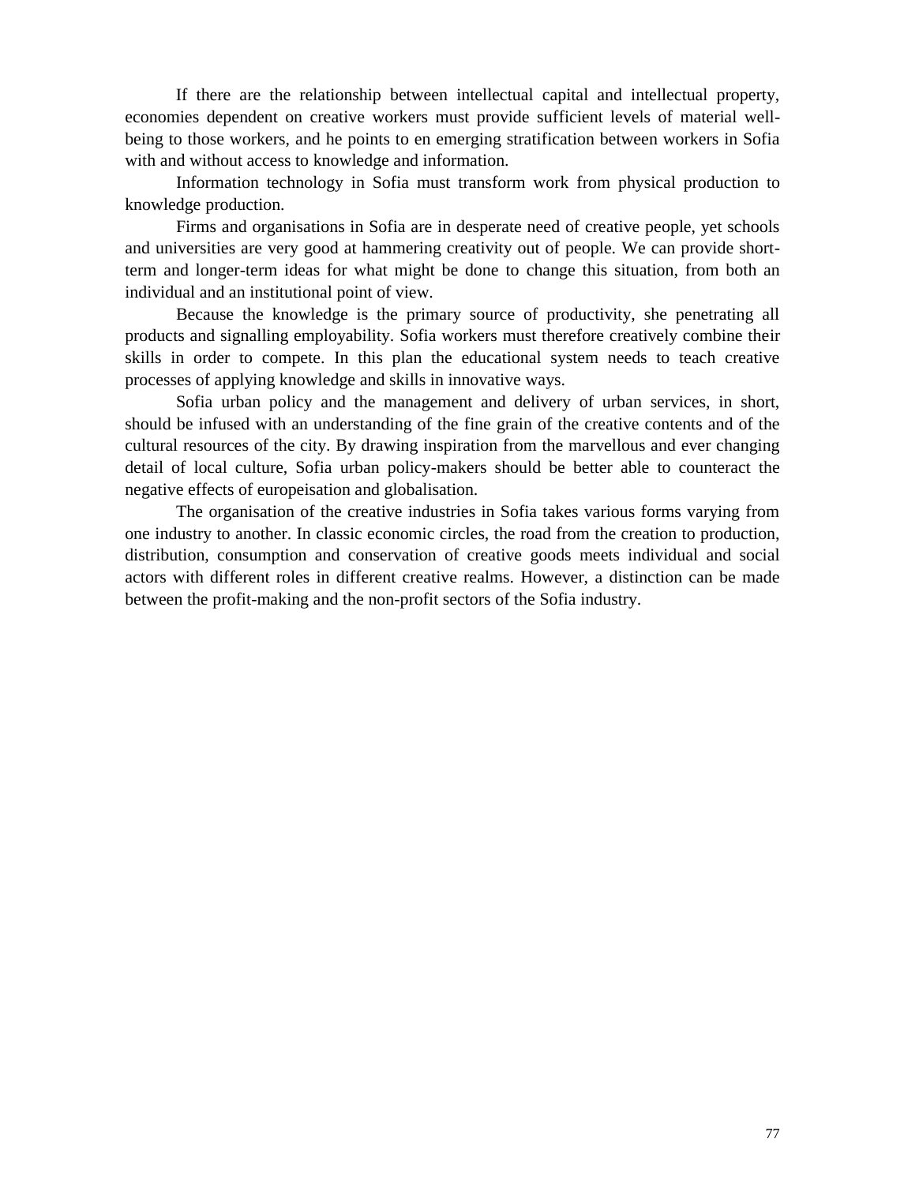If there are the relationship between intellectual capital and intellectual property, economies dependent on creative workers must provide sufficient levels of material well-being to those workers, and he points to en emerging stratification between workers in Sofia with and without access to knowledge and information.

Information technology in Sofia must transform work from physical production to knowledge production.

Firms and organisations in Sofia are in desperate need of creative people, yet schools and universities are very good at hammering creativity out of people. We can provide short-term and longer-term ideas for what might be done to change this situation, from both an individual and an institutional point of view.

Because the knowledge is the primary source of productivity, she penetrating all products and signalling employability. Sofia workers must therefore creatively combine their skills in order to compete. In this plan the educational system needs to teach creative processes of applying knowledge and skills in innovative ways.

Sofia urban policy and the management and delivery of urban services, in short, should be infused with an understanding of the fine grain of the creative contents and of the cultural resources of the city. By drawing inspiration from the marvellous and ever changing detail of local culture, Sofia urban policy-makers should be better able to counteract the negative effects of europeisation and globalisation.

The organisation of the creative industries in Sofia takes various forms varying from one industry to another. In classic economic circles, the road from the creation to production, distribution, consumption and conservation of creative goods meets individual and social actors with different roles in different creative realms. However, a distinction can be made between the profit-making and the non-profit sectors of the Sofia industry.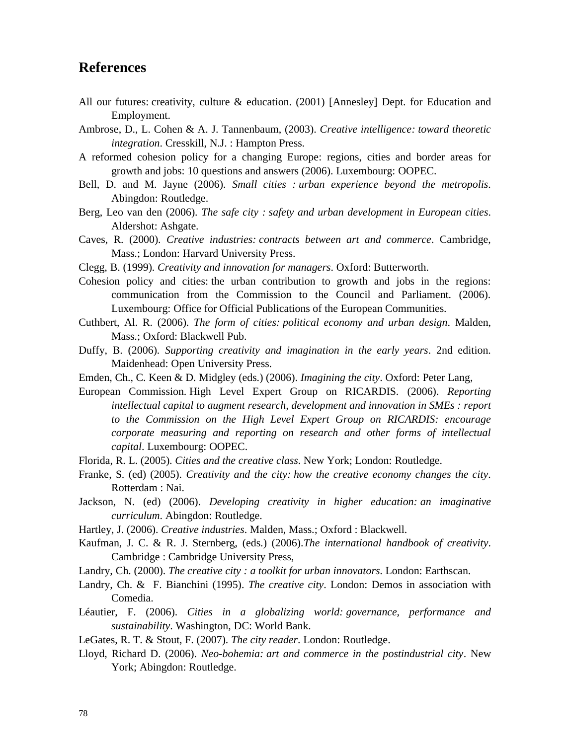## References

All our futures: creativity, culture & education. (2001) [Annesley] Dept. for Education and Employment.

Ambrose, D., L. Cohen & A. J. Tannenbaum, (2003). *Creative intelligence: toward theoretic integration*. Cresskill, N.J. : Hampton Press.

A reformed cohesion policy for a changing Europe: regions, cities and border areas for growth and jobs: 10 questions and answers (2006). Luxembourg: OOPEC.

Bell, D. and M. Jayne (2006). *Small cities : urban experience beyond the metropolis*. Abingdon: Routledge.

Berg, Leo van den (2006). *The safe city : safety and urban development in European cities*. Aldershot: Ashgate.

Caves, R. (2000). *Creative industries: contracts between art and commerce*. Cambridge, Mass.; London: Harvard University Press.

Clegg, B. (1999). *Creativity and innovation for managers*. Oxford: Butterworth.

Cohesion policy and cities: the urban contribution to growth and jobs in the regions: communication from the Commission to the Council and Parliament. (2006). Luxembourg: Office for Official Publications of the European Communities.

Cuthbert, Al. R. (2006). *The form of cities: political economy and urban design*. Malden, Mass.; Oxford: Blackwell Pub.

Duffy, B. (2006). *Supporting creativity and imagination in the early years*. 2nd edition. Maidenhead: Open University Press.

Emden, Ch., C. Keen & D. Midgley (eds.) (2006). *Imagining the city*. Oxford: Peter Lang,

European Commission. High Level Expert Group on RICARDIS. (2006). *Reporting intellectual capital to augment research, development and innovation in SMEs : report to the Commission on the High Level Expert Group on RICARDIS: encourage corporate measuring and reporting on research and other forms of intellectual capital*. Luxembourg: OOPEC.

Florida, R. L. (2005). *Cities and the creative class*. New York; London: Routledge.

Franke, S. (ed) (2005). *Creativity and the city: how the creative economy changes the city*. Rotterdam : Nai.

Jackson, N. (ed) (2006). *Developing creativity in higher education: an imaginative curriculum*. Abingdon: Routledge.

Hartley, J. (2006). *Creative industries*. Malden, Mass.; Oxford : Blackwell.

Kaufman, J. C. & R. J. Sternberg, (eds.) (2006).*The international handbook of creativity*. Cambridge : Cambridge University Press,

Landry, Ch. (2000). *The creative city : a toolkit for urban innovators*. London: Earthscan.

Landry, Ch. & F. Bianchini (1995). *The creative city*. London: Demos in association with Comedia.

Léautier, F. (2006). *Cities in a globalizing world: governance, performance and sustainability*. Washington, DC: World Bank.

LeGates, R. T. & Stout, F. (2007). *The city reader*. London: Routledge.

Lloyd, Richard D. (2006). *Neo-bohemia: art and commerce in the postindustrial city*. New York; Abingdon: Routledge.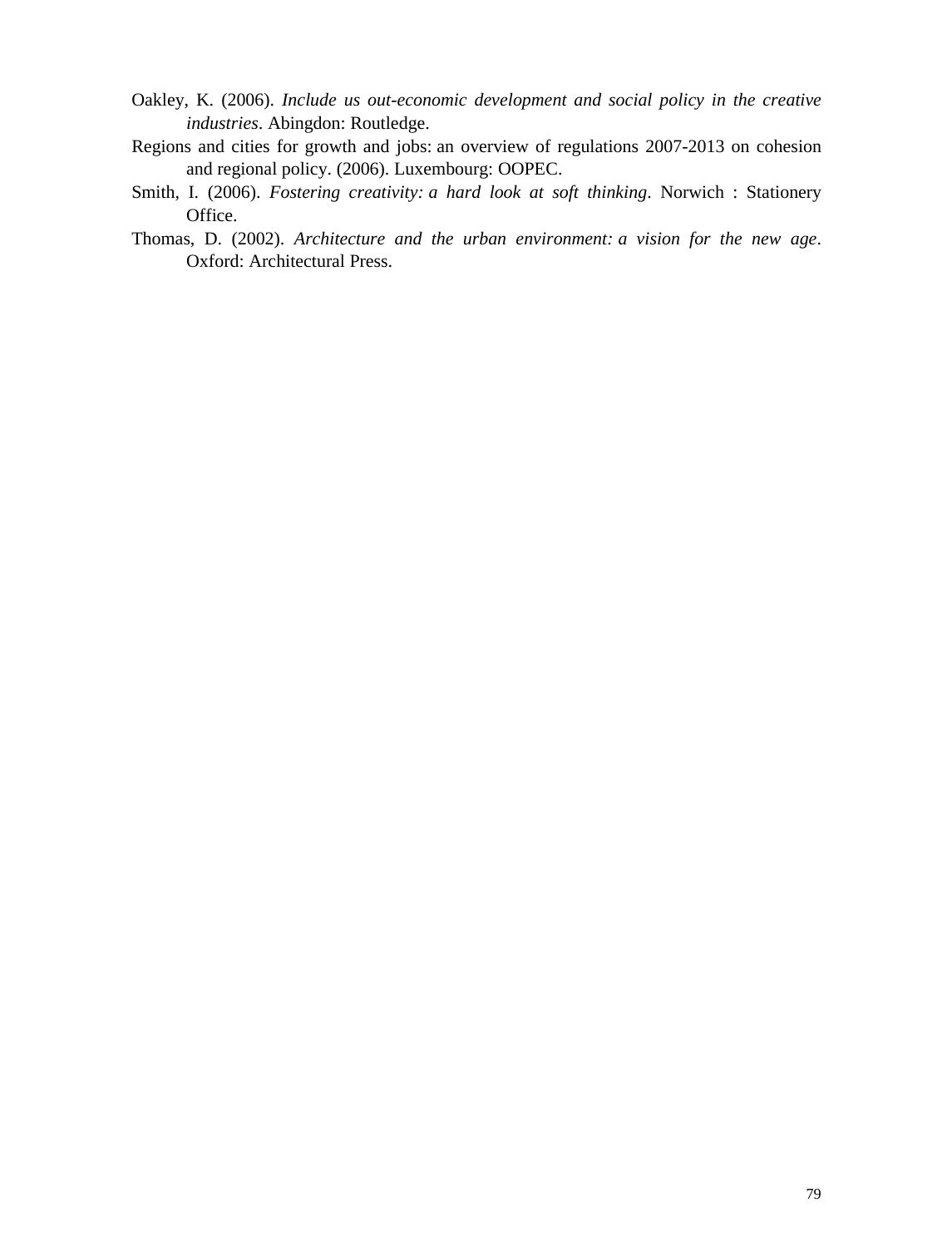Oakley, K. (2006). *Include us out-economic development and social policy in the creative industries*. Abingdon: Routledge.

Regions and cities for growth and jobs: an overview of regulations 2007-2013 on cohesion and regional policy. (2006). Luxembourg: OOPEC.

Smith, I. (2006). *Fostering creativity: a hard look at soft thinking*. Norwich : Stationery Office.

Thomas, D. (2002). *Architecture and the urban environment: a vision for the new age*. Oxford: Architectural Press.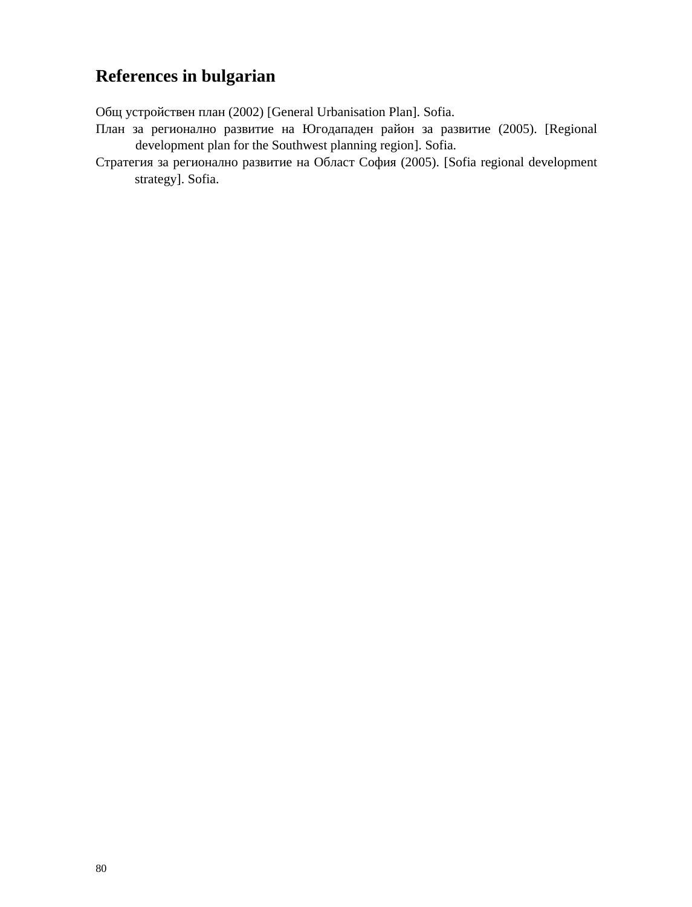## References in bulgarian

Общ устройствен план (2002) [General Urbanisation Plan]. Sofia.

План за регионално развитие на Югодападен район за развитие (2005). [Regional development plan for the Southwest planning region]. Sofia.

Стратегия за регионално развитие на Област София (2005). [Sofia regional development strategy]. Sofia.